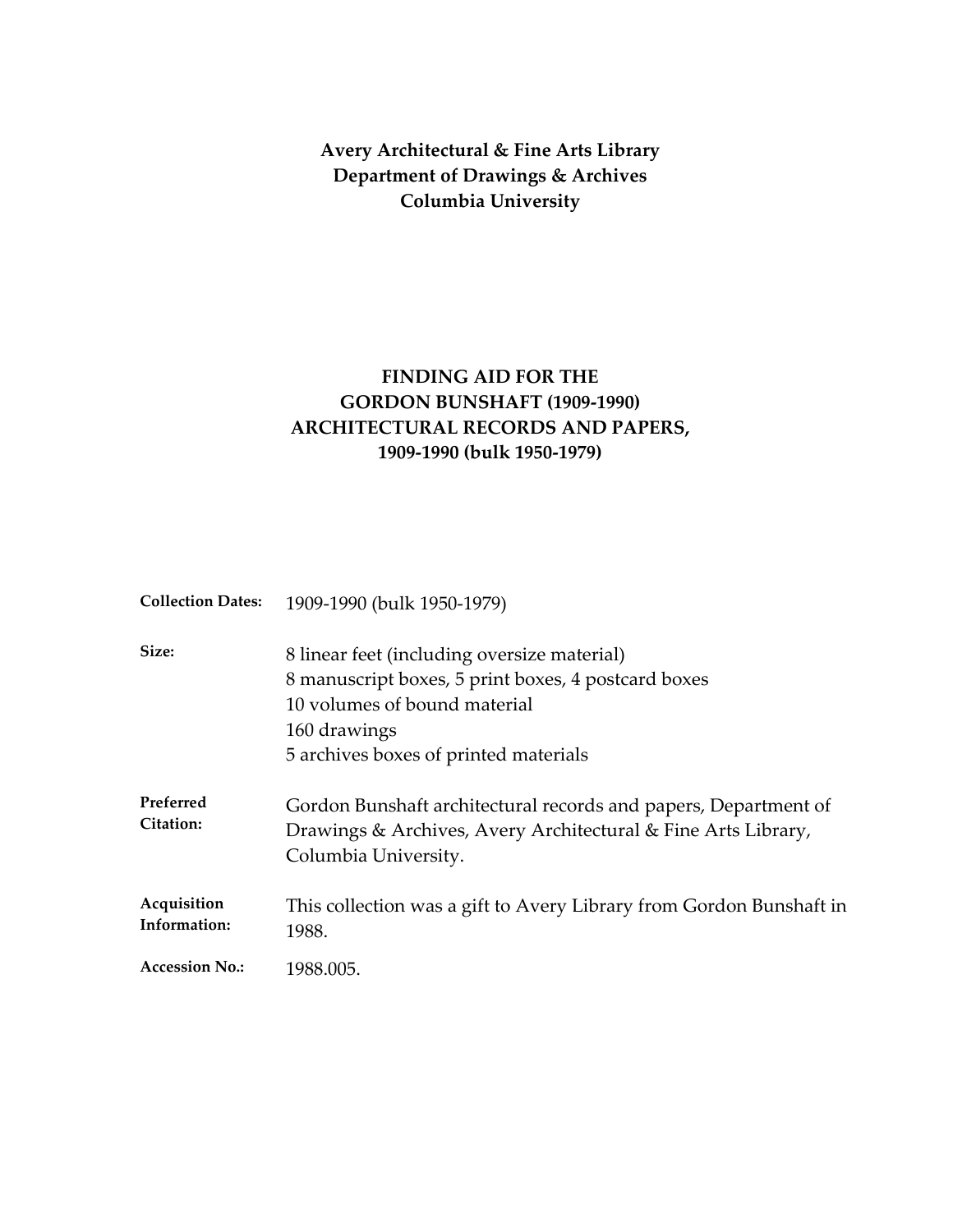**Avery Architectural & Fine Arts Library**
**Department of Drawings & Archives**
**Columbia University**

# FINDING AID FOR THE GORDON BUNSHAFT (1909-1990) ARCHITECTURAL RECORDS AND PAPERS, 1909-1990 (bulk 1950-1979)

**Collection Dates:** 1909-1990 (bulk 1950-1979)

**Size:**
8 linear feet (including oversize material)
8 manuscript boxes, 5 print boxes, 4 postcard boxes
10 volumes of bound material
160 drawings
5 archives boxes of printed materials

**Preferred Citation:** Gordon Bunshaft architectural records and papers, Department of Drawings & Archives, Avery Architectural & Fine Arts Library, Columbia University.

**Acquisition Information:** This collection was a gift to Avery Library from Gordon Bunshaft in 1988.

**Accession No.:** 1988.005.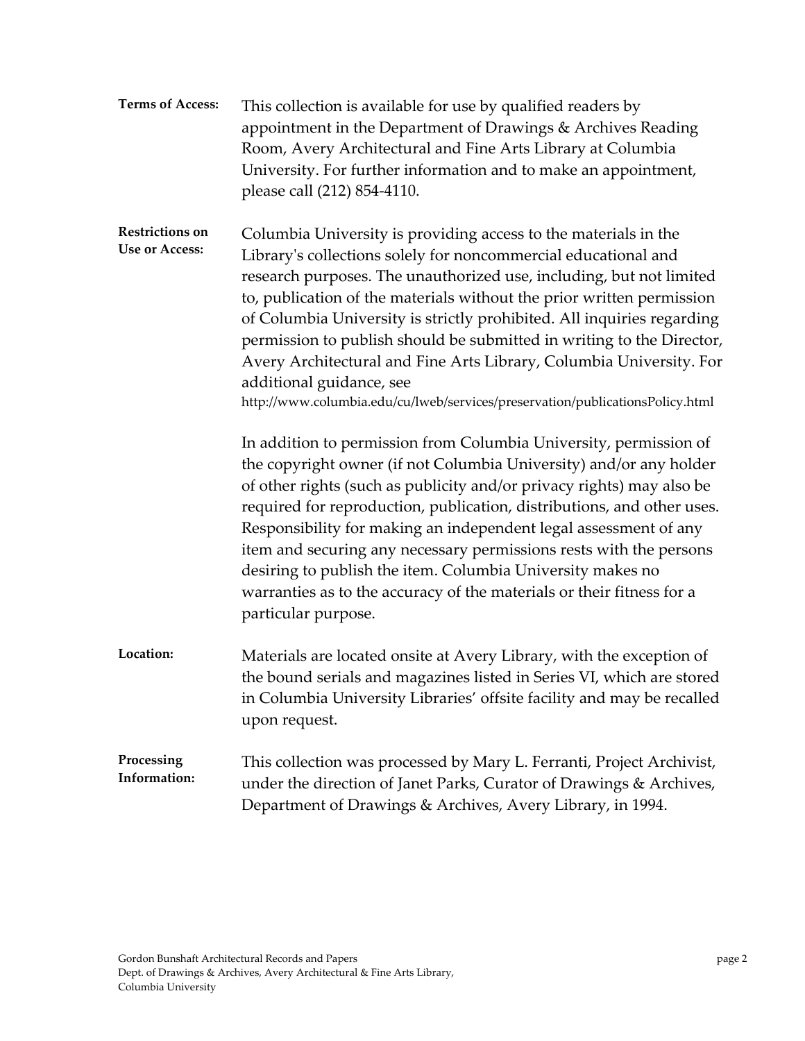**Terms of Access:** This collection is available for use by qualified readers by appointment in the Department of Drawings & Archives Reading Room, Avery Architectural and Fine Arts Library at Columbia University. For further information and to make an appointment, please call (212) 854-4110.

**Restrictions on Use or Access:** Columbia University is providing access to the materials in the Library's collections solely for noncommercial educational and research purposes. The unauthorized use, including, but not limited to, publication of the materials without the prior written permission of Columbia University is strictly prohibited. All inquiries regarding permission to publish should be submitted in writing to the Director, Avery Architectural and Fine Arts Library, Columbia University. For additional guidance, see http://www.columbia.edu/cu/lweb/services/preservation/publicationsPolicy.html

In addition to permission from Columbia University, permission of the copyright owner (if not Columbia University) and/or any holder of other rights (such as publicity and/or privacy rights) may also be required for reproduction, publication, distributions, and other uses. Responsibility for making an independent legal assessment of any item and securing any necessary permissions rests with the persons desiring to publish the item. Columbia University makes no warranties as to the accuracy of the materials or their fitness for a particular purpose.

**Location:** Materials are located onsite at Avery Library, with the exception of the bound serials and magazines listed in Series VI, which are stored in Columbia University Libraries' offsite facility and may be recalled upon request.

**Processing Information:** This collection was processed by Mary L. Ferranti, Project Archivist, under the direction of Janet Parks, Curator of Drawings & Archives, Department of Drawings & Archives, Avery Library, in 1994.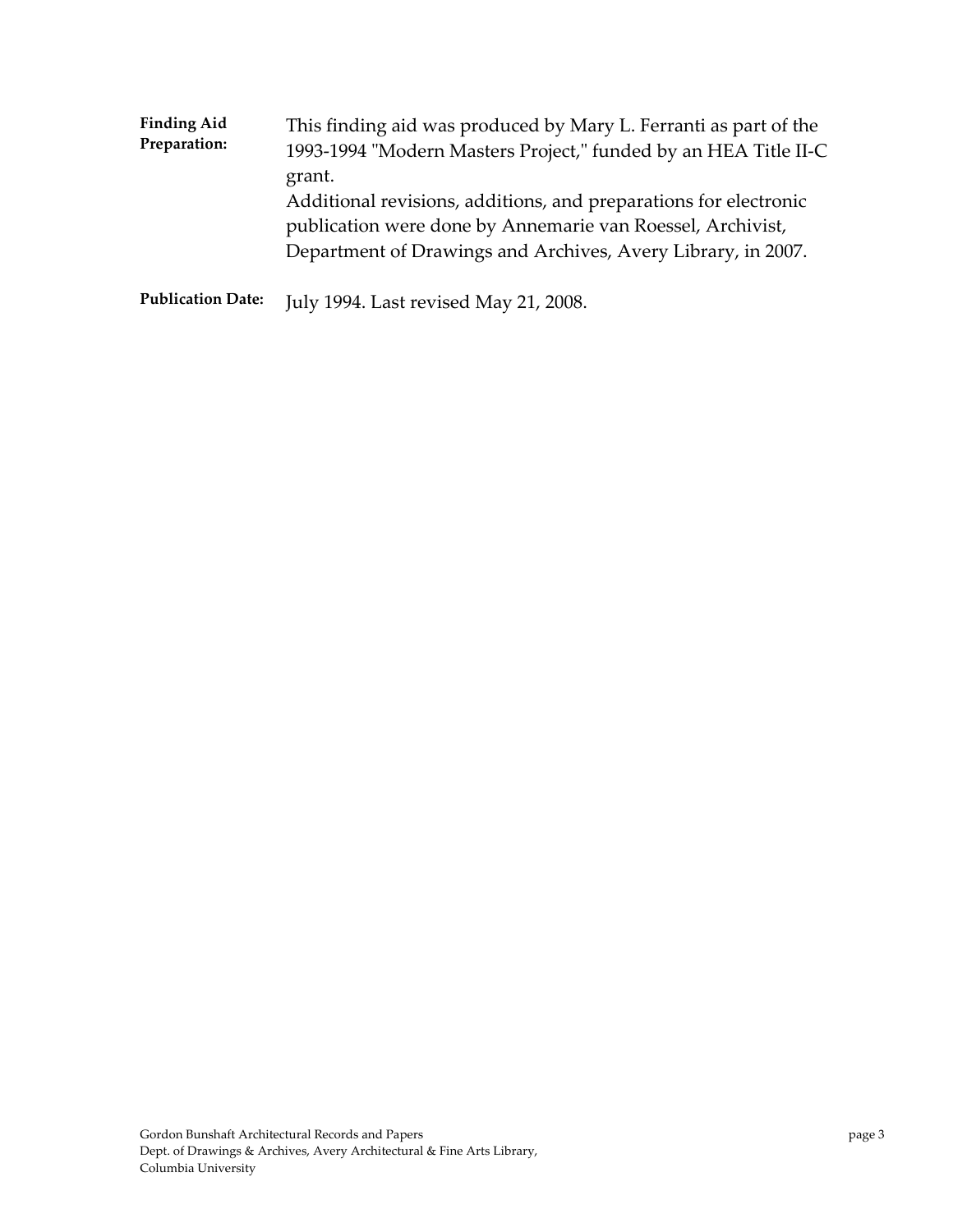**Finding Aid Preparation:** This finding aid was produced by Mary L. Ferranti as part of the 1993-1994 "Modern Masters Project," funded by an HEA Title II-C grant.
Additional revisions, additions, and preparations for electronic publication were done by Annemarie van Roessel, Archivist, Department of Drawings and Archives, Avery Library, in 2007.

**Publication Date:** July 1994. Last revised May 21, 2008.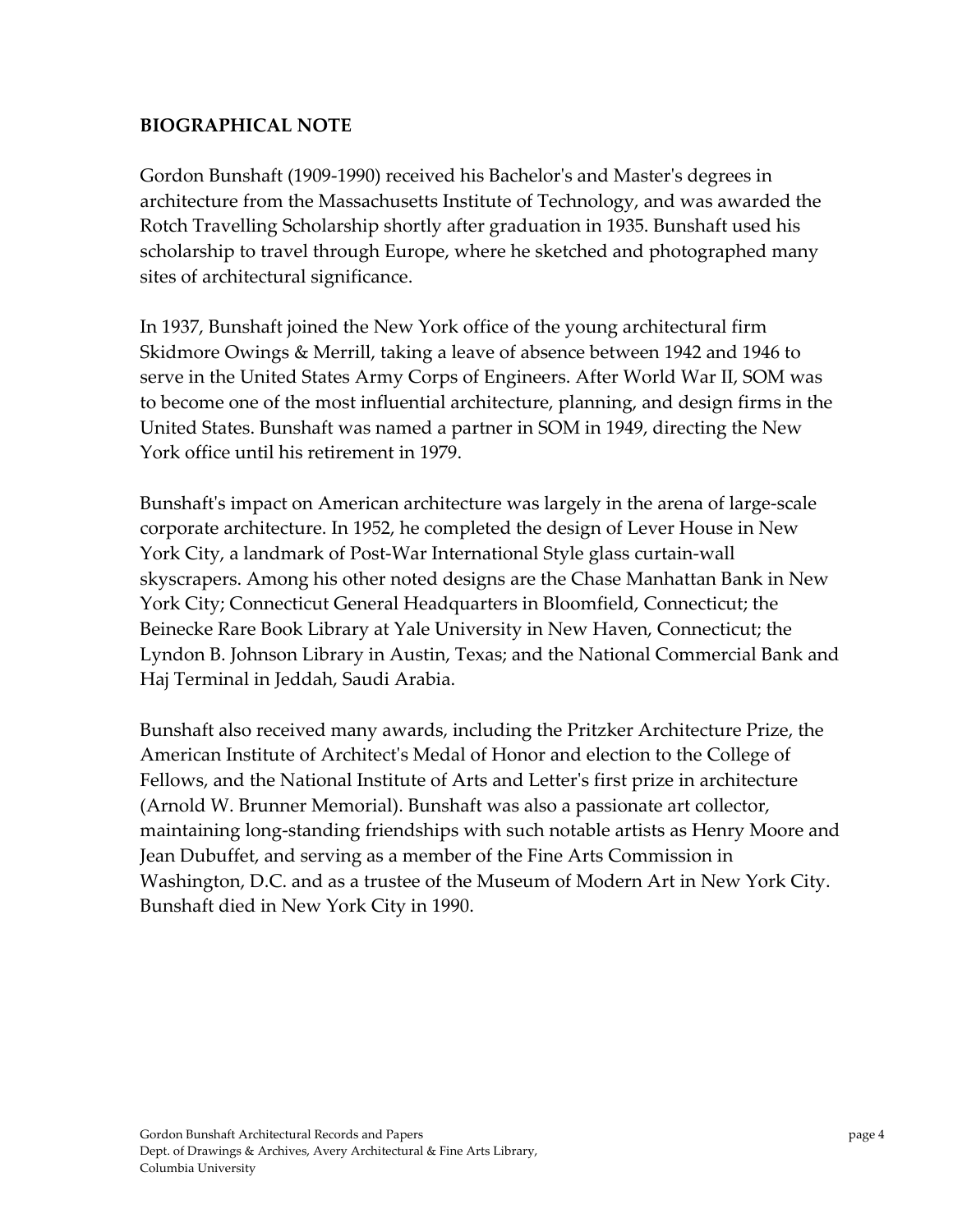## BIOGRAPHICAL NOTE

Gordon Bunshaft (1909-1990) received his Bachelor's and Master's degrees in architecture from the Massachusetts Institute of Technology, and was awarded the Rotch Travelling Scholarship shortly after graduation in 1935. Bunshaft used his scholarship to travel through Europe, where he sketched and photographed many sites of architectural significance.

In 1937, Bunshaft joined the New York office of the young architectural firm Skidmore Owings & Merrill, taking a leave of absence between 1942 and 1946 to serve in the United States Army Corps of Engineers. After World War II, SOM was to become one of the most influential architecture, planning, and design firms in the United States. Bunshaft was named a partner in SOM in 1949, directing the New York office until his retirement in 1979.

Bunshaft's impact on American architecture was largely in the arena of large-scale corporate architecture. In 1952, he completed the design of Lever House in New York City, a landmark of Post-War International Style glass curtain-wall skyscrapers. Among his other noted designs are the Chase Manhattan Bank in New York City; Connecticut General Headquarters in Bloomfield, Connecticut; the Beinecke Rare Book Library at Yale University in New Haven, Connecticut; the Lyndon B. Johnson Library in Austin, Texas; and the National Commercial Bank and Haj Terminal in Jeddah, Saudi Arabia.

Bunshaft also received many awards, including the Pritzker Architecture Prize, the American Institute of Architect's Medal of Honor and election to the College of Fellows, and the National Institute of Arts and Letter's first prize in architecture (Arnold W. Brunner Memorial). Bunshaft was also a passionate art collector, maintaining long-standing friendships with such notable artists as Henry Moore and Jean Dubuffet, and serving as a member of the Fine Arts Commission in Washington, D.C. and as a trustee of the Museum of Modern Art in New York City. Bunshaft died in New York City in 1990.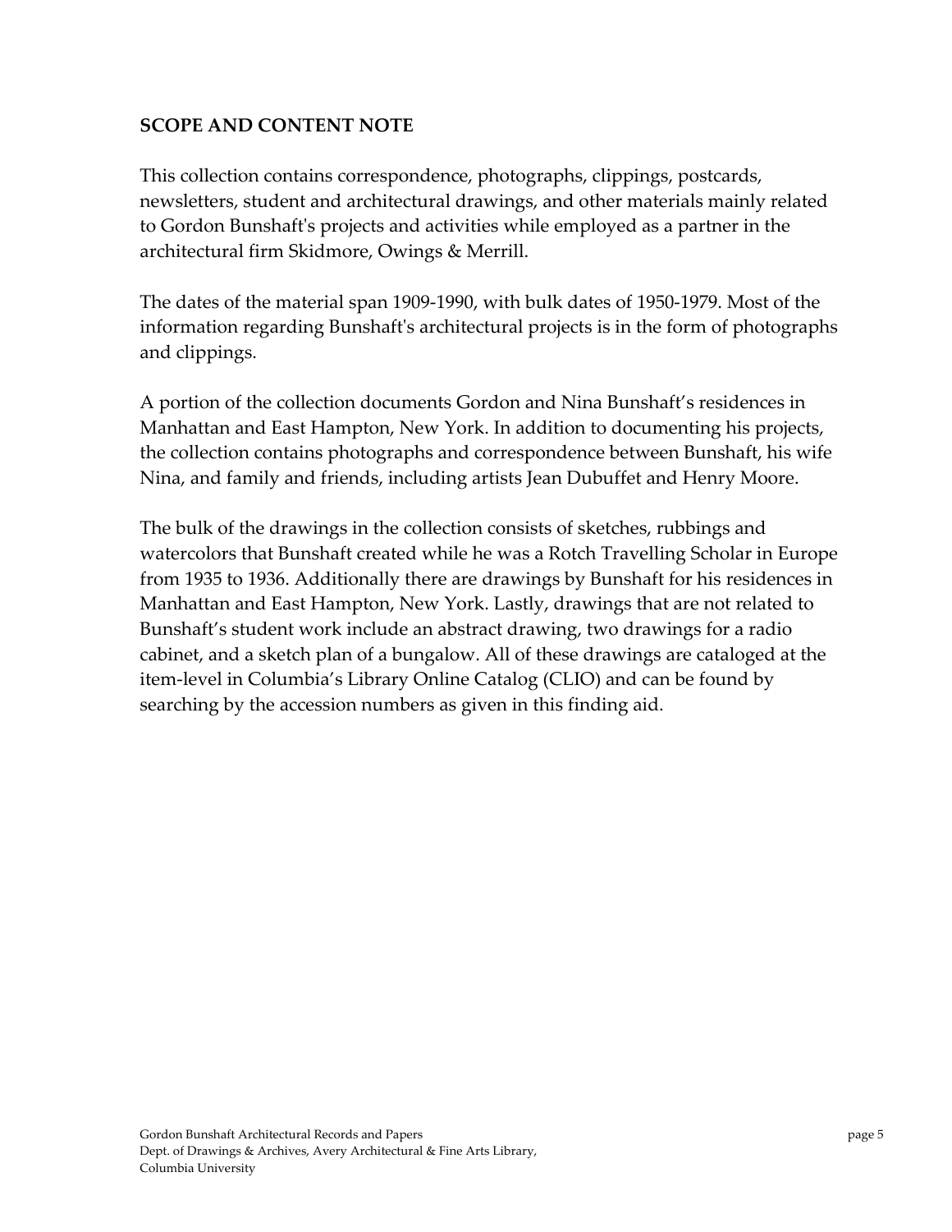## SCOPE AND CONTENT NOTE

This collection contains correspondence, photographs, clippings, postcards, newsletters, student and architectural drawings, and other materials mainly related to Gordon Bunshaft's projects and activities while employed as a partner in the architectural firm Skidmore, Owings & Merrill.

The dates of the material span 1909-1990, with bulk dates of 1950-1979. Most of the information regarding Bunshaft's architectural projects is in the form of photographs and clippings.

A portion of the collection documents Gordon and Nina Bunshaft's residences in Manhattan and East Hampton, New York. In addition to documenting his projects, the collection contains photographs and correspondence between Bunshaft, his wife Nina, and family and friends, including artists Jean Dubuffet and Henry Moore.

The bulk of the drawings in the collection consists of sketches, rubbings and watercolors that Bunshaft created while he was a Rotch Travelling Scholar in Europe from 1935 to 1936. Additionally there are drawings by Bunshaft for his residences in Manhattan and East Hampton, New York. Lastly, drawings that are not related to Bunshaft's student work include an abstract drawing, two drawings for a radio cabinet, and a sketch plan of a bungalow. All of these drawings are cataloged at the item-level in Columbia's Library Online Catalog (CLIO) and can be found by searching by the accession numbers as given in this finding aid.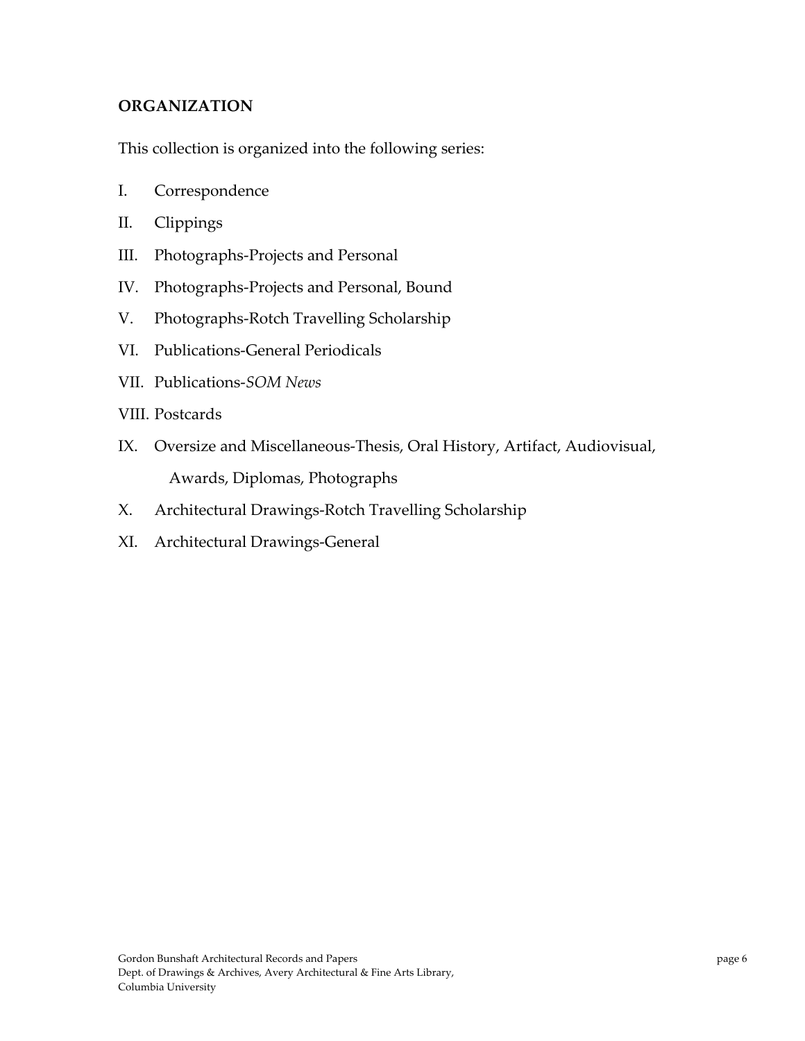## ORGANIZATION

This collection is organized into the following series:

I. Correspondence

II. Clippings

III. Photographs-Projects and Personal

IV. Photographs-Projects and Personal, Bound

V. Photographs-Rotch Travelling Scholarship

VI. Publications-General Periodicals

VII. Publications-*SOM News*

VIII. Postcards

IX. Oversize and Miscellaneous-Thesis, Oral History, Artifact, Audiovisual, Awards, Diplomas, Photographs

X. Architectural Drawings-Rotch Travelling Scholarship

XI. Architectural Drawings-General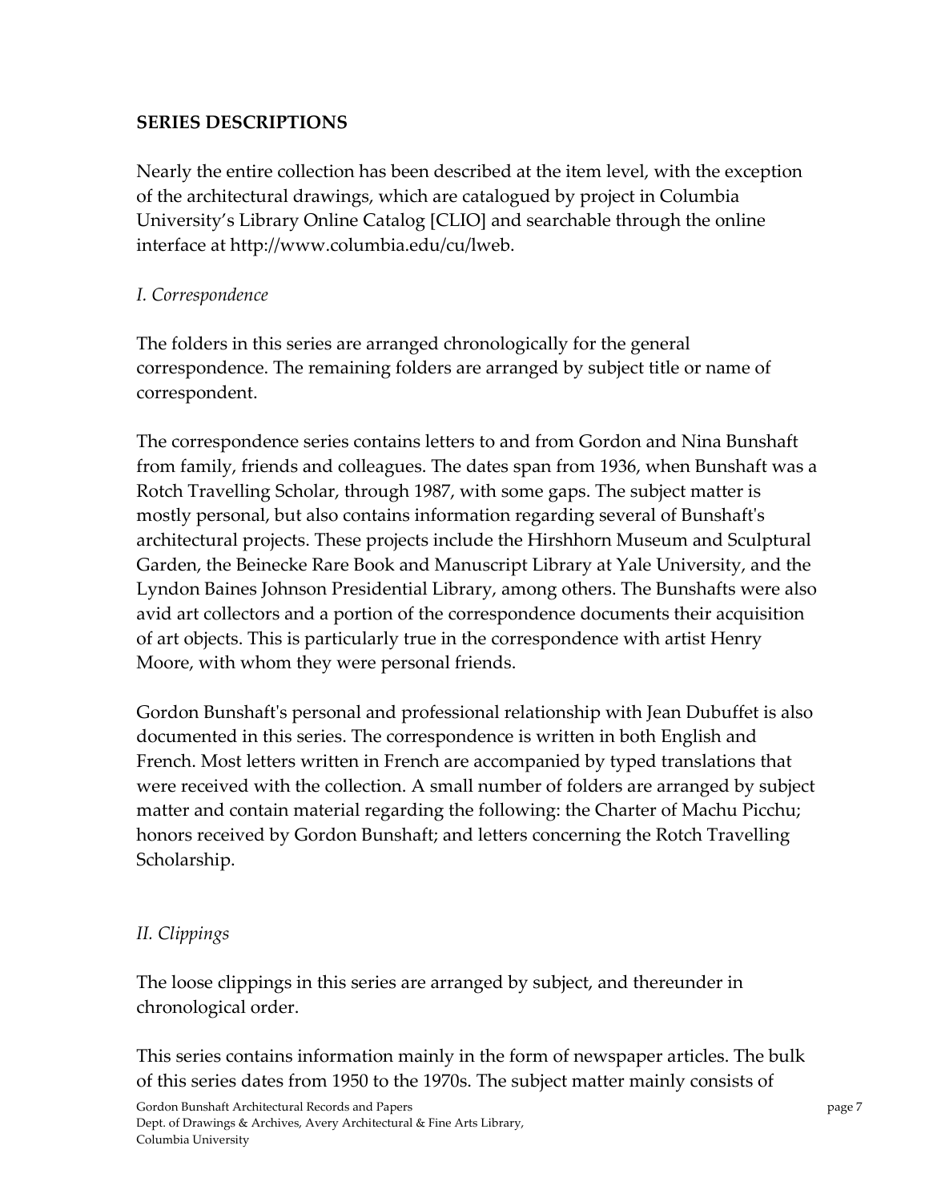## SERIES DESCRIPTIONS

Nearly the entire collection has been described at the item level, with the exception of the architectural drawings, which are catalogued by project in Columbia University's Library Online Catalog [CLIO] and searchable through the online interface at http://www.columbia.edu/cu/lweb.

### *I. Correspondence*

The folders in this series are arranged chronologically for the general correspondence. The remaining folders are arranged by subject title or name of correspondent.

The correspondence series contains letters to and from Gordon and Nina Bunshaft from family, friends and colleagues. The dates span from 1936, when Bunshaft was a Rotch Travelling Scholar, through 1987, with some gaps. The subject matter is mostly personal, but also contains information regarding several of Bunshaft's architectural projects. These projects include the Hirshhorn Museum and Sculptural Garden, the Beinecke Rare Book and Manuscript Library at Yale University, and the Lyndon Baines Johnson Presidential Library, among others. The Bunshafts were also avid art collectors and a portion of the correspondence documents their acquisition of art objects. This is particularly true in the correspondence with artist Henry Moore, with whom they were personal friends.

Gordon Bunshaft's personal and professional relationship with Jean Dubuffet is also documented in this series. The correspondence is written in both English and French. Most letters written in French are accompanied by typed translations that were received with the collection. A small number of folders are arranged by subject matter and contain material regarding the following: the Charter of Machu Picchu; honors received by Gordon Bunshaft; and letters concerning the Rotch Travelling Scholarship.

### *II. Clippings*

The loose clippings in this series are arranged by subject, and thereunder in chronological order.

This series contains information mainly in the form of newspaper articles. The bulk of this series dates from 1950 to the 1970s. The subject matter mainly consists of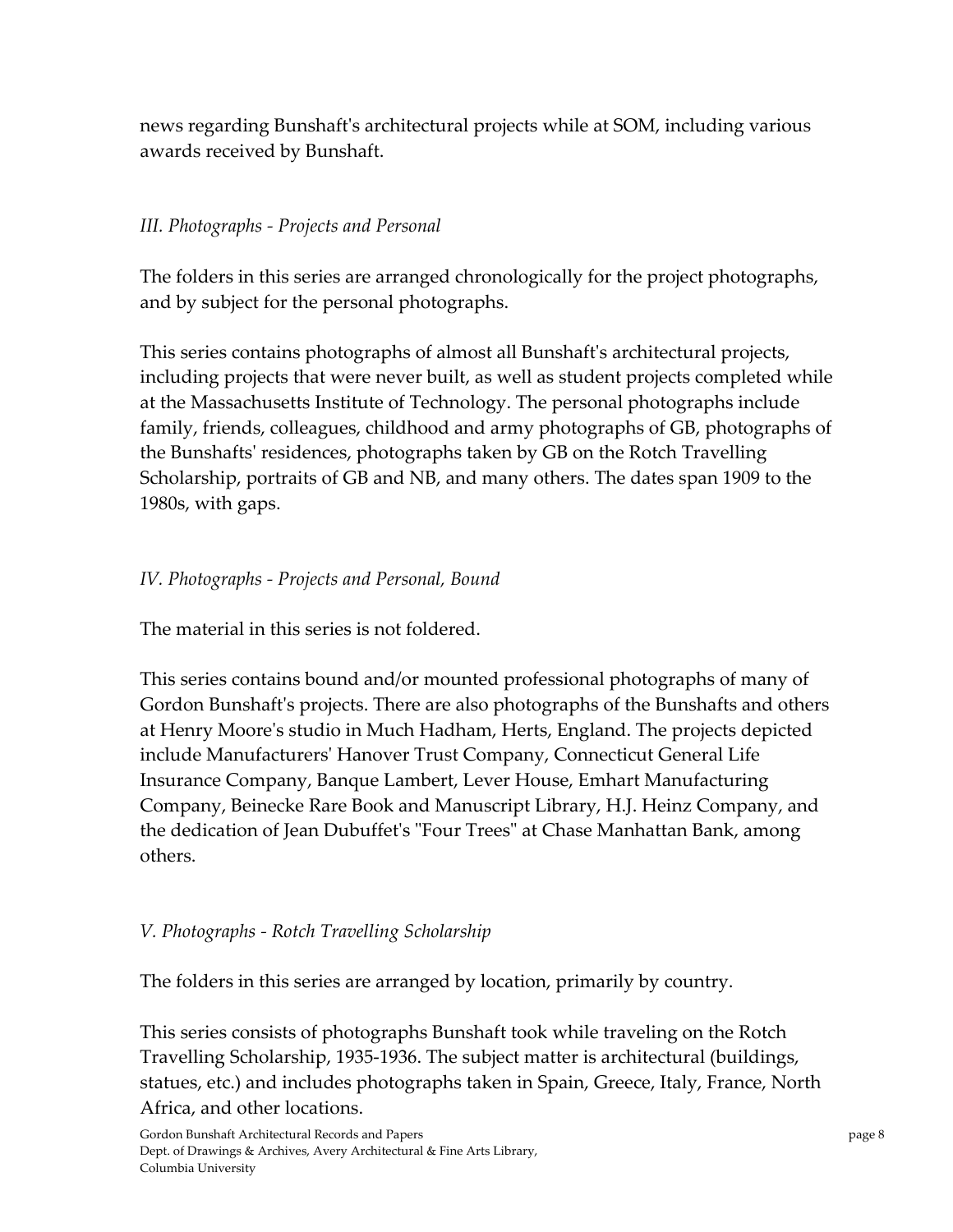news regarding Bunshaft's architectural projects while at SOM, including various awards received by Bunshaft.

### *III. Photographs - Projects and Personal*

The folders in this series are arranged chronologically for the project photographs, and by subject for the personal photographs.

This series contains photographs of almost all Bunshaft's architectural projects, including projects that were never built, as well as student projects completed while at the Massachusetts Institute of Technology. The personal photographs include family, friends, colleagues, childhood and army photographs of GB, photographs of the Bunshafts' residences, photographs taken by GB on the Rotch Travelling Scholarship, portraits of GB and NB, and many others. The dates span 1909 to the 1980s, with gaps.

### *IV. Photographs - Projects and Personal, Bound*

The material in this series is not foldered.

This series contains bound and/or mounted professional photographs of many of Gordon Bunshaft's projects. There are also photographs of the Bunshafts and others at Henry Moore's studio in Much Hadham, Herts, England. The projects depicted include Manufacturers' Hanover Trust Company, Connecticut General Life Insurance Company, Banque Lambert, Lever House, Emhart Manufacturing Company, Beinecke Rare Book and Manuscript Library, H.J. Heinz Company, and the dedication of Jean Dubuffet's "Four Trees" at Chase Manhattan Bank, among others.

### *V. Photographs - Rotch Travelling Scholarship*

The folders in this series are arranged by location, primarily by country.

This series consists of photographs Bunshaft took while traveling on the Rotch Travelling Scholarship, 1935-1936. The subject matter is architectural (buildings, statues, etc.) and includes photographs taken in Spain, Greece, Italy, France, North Africa, and other locations.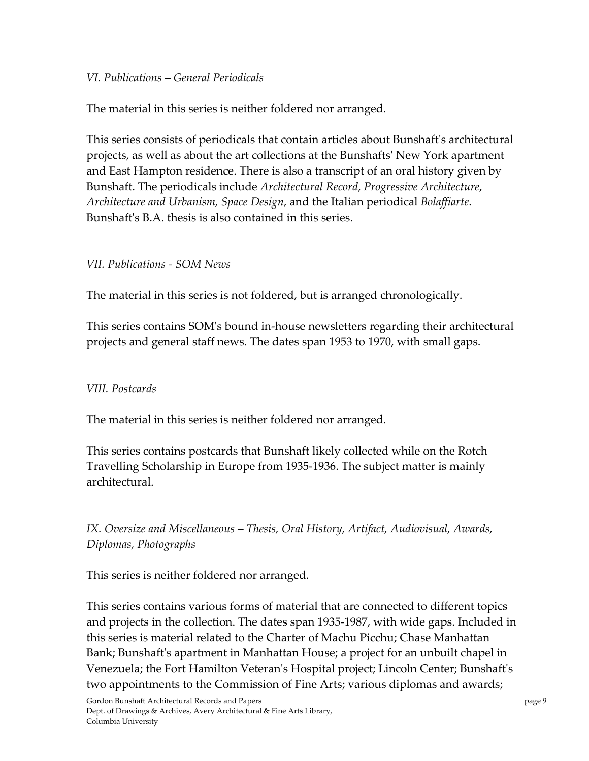*VI. Publications – General Periodicals*

The material in this series is neither foldered nor arranged.

This series consists of periodicals that contain articles about Bunshaft's architectural projects, as well as about the art collections at the Bunshafts' New York apartment and East Hampton residence. There is also a transcript of an oral history given by Bunshaft. The periodicals include *Architectural Record*, *Progressive Architecture*, *Architecture and Urbanism, Space Design*, and the Italian periodical *Bolaffiarte*. Bunshaft's B.A. thesis is also contained in this series.

*VII. Publications - SOM News*

The material in this series is not foldered, but is arranged chronologically.

This series contains SOM's bound in-house newsletters regarding their architectural projects and general staff news. The dates span 1953 to 1970, with small gaps.

*VIII. Postcards*

The material in this series is neither foldered nor arranged.

This series contains postcards that Bunshaft likely collected while on the Rotch Travelling Scholarship in Europe from 1935-1936. The subject matter is mainly architectural.

*IX. Oversize and Miscellaneous – Thesis, Oral History, Artifact, Audiovisual, Awards, Diplomas, Photographs*

This series is neither foldered nor arranged.

This series contains various forms of material that are connected to different topics and projects in the collection. The dates span 1935-1987, with wide gaps. Included in this series is material related to the Charter of Machu Picchu; Chase Manhattan Bank; Bunshaft's apartment in Manhattan House; a project for an unbuilt chapel in Venezuela; the Fort Hamilton Veteran's Hospital project; Lincoln Center; Bunshaft's two appointments to the Commission of Fine Arts; various diplomas and awards;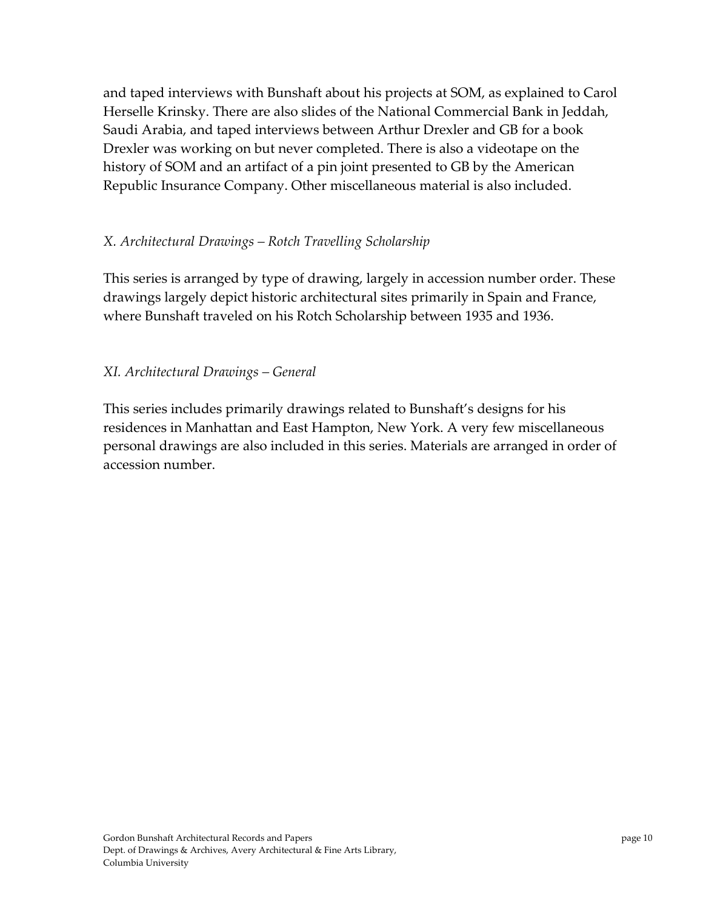and taped interviews with Bunshaft about his projects at SOM, as explained to Carol Herselle Krinsky. There are also slides of the National Commercial Bank in Jeddah, Saudi Arabia, and taped interviews between Arthur Drexler and GB for a book Drexler was working on but never completed. There is also a videotape on the history of SOM and an artifact of a pin joint presented to GB by the American Republic Insurance Company. Other miscellaneous material is also included.

*X. Architectural Drawings – Rotch Travelling Scholarship*

This series is arranged by type of drawing, largely in accession number order. These drawings largely depict historic architectural sites primarily in Spain and France, where Bunshaft traveled on his Rotch Scholarship between 1935 and 1936.

*XI. Architectural Drawings – General*

This series includes primarily drawings related to Bunshaft's designs for his residences in Manhattan and East Hampton, New York. A very few miscellaneous personal drawings are also included in this series. Materials are arranged in order of accession number.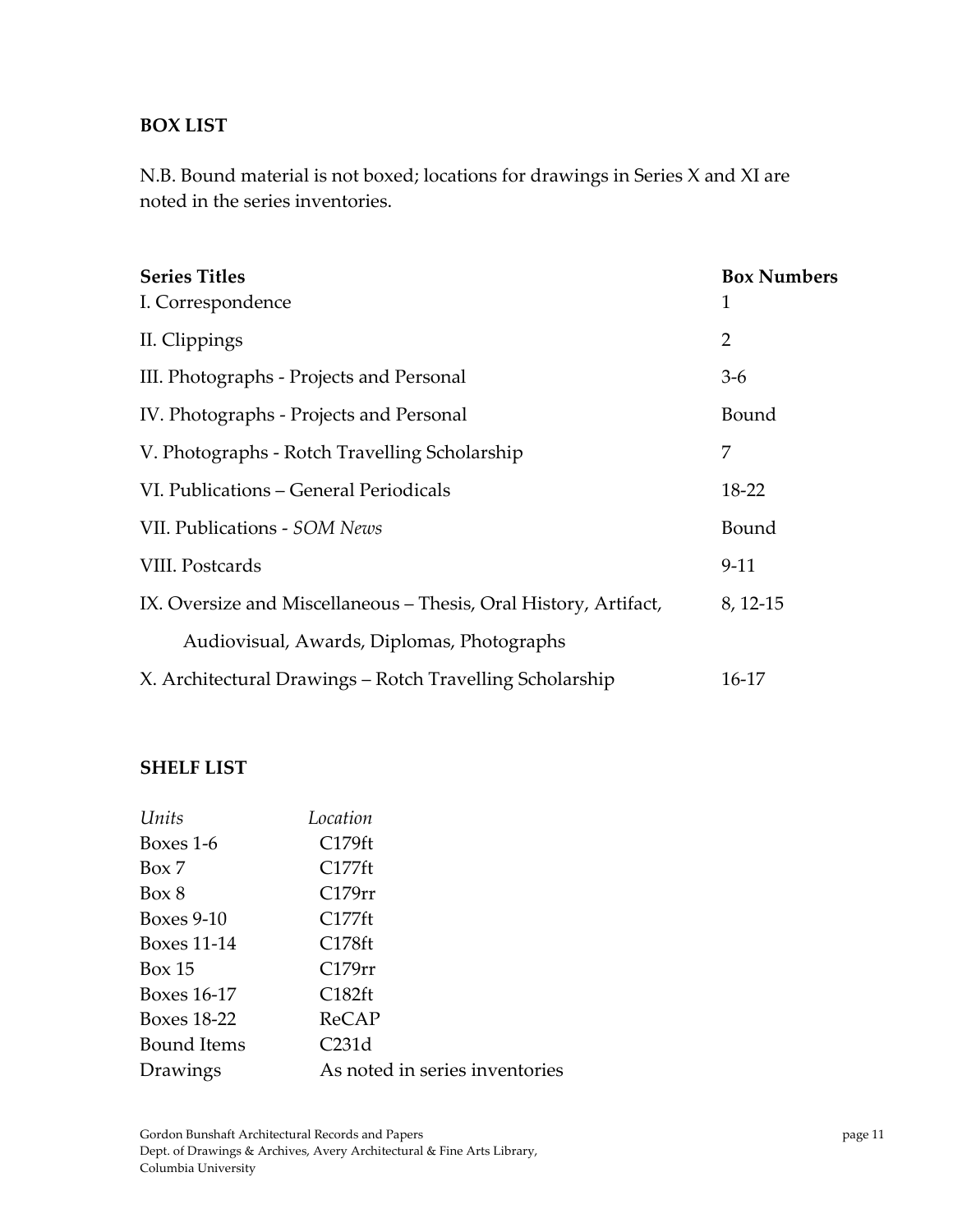## BOX LIST

N.B. Bound material is not boxed; locations for drawings in Series X and XI are noted in the series inventories.

| Series Titles | Box Numbers |
| --- | --- |
| I. Correspondence | 1 |
| II. Clippings | 2 |
| III. Photographs - Projects and Personal | 3-6 |
| IV. Photographs - Projects and Personal | Bound |
| V. Photographs - Rotch Travelling Scholarship | 7 |
| VI. Publications – General Periodicals | 18-22 |
| VII. Publications - *SOM News* | Bound |
| VIII. Postcards | 9-11 |
| IX. Oversize and Miscellaneous – Thesis, Oral History, Artifact, Audiovisual, Awards, Diplomas, Photographs | 8, 12-15 |
| X. Architectural Drawings – Rotch Travelling Scholarship | 16-17 |

## SHELF LIST

| *Units* | *Location* |
| --- | --- |
| Boxes 1-6 | C179ft |
| Box 7 | C177ft |
| Box 8 | C179rr |
| Boxes 9-10 | C177ft |
| Boxes 11-14 | C178ft |
| Box 15 | C179rr |
| Boxes 16-17 | C182ft |
| Boxes 18-22 | ReCAP |
| Bound Items | C231d |
| Drawings | As noted in series inventories |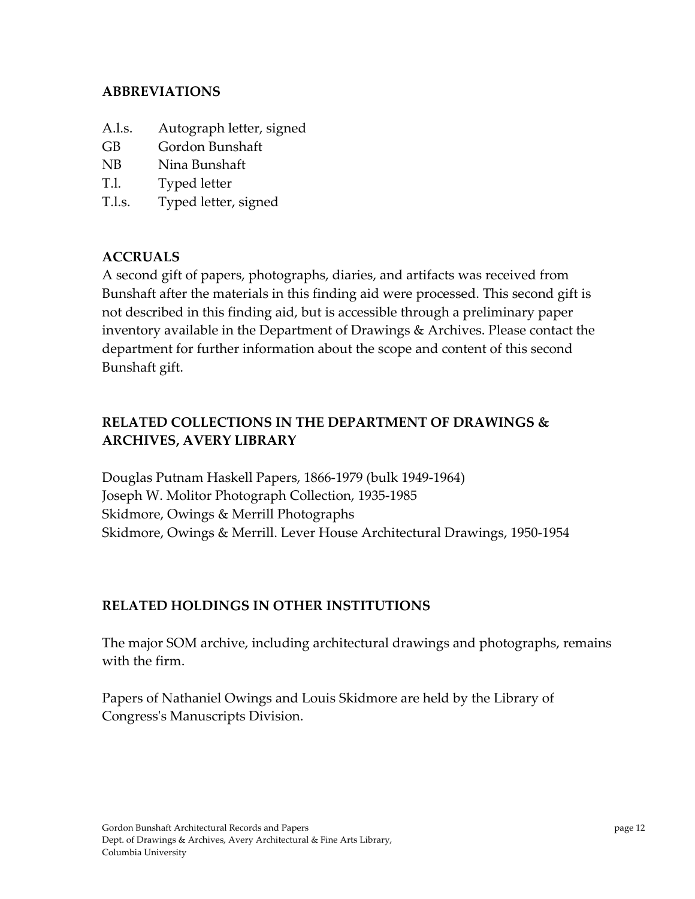## ABBREVIATIONS

| | |
|---|---|
| A.l.s. | Autograph letter, signed |
| GB | Gordon Bunshaft |
| NB | Nina Bunshaft |
| T.l. | Typed letter |
| T.l.s. | Typed letter, signed |

## ACCRUALS

A second gift of papers, photographs, diaries, and artifacts was received from Bunshaft after the materials in this finding aid were processed. This second gift is not described in this finding aid, but is accessible through a preliminary paper inventory available in the Department of Drawings & Archives. Please contact the department for further information about the scope and content of this second Bunshaft gift.

## RELATED COLLECTIONS IN THE DEPARTMENT OF DRAWINGS & ARCHIVES, AVERY LIBRARY

Douglas Putnam Haskell Papers, 1866-1979 (bulk 1949-1964)
Joseph W. Molitor Photograph Collection, 1935-1985
Skidmore, Owings & Merrill Photographs
Skidmore, Owings & Merrill. Lever House Architectural Drawings, 1950-1954

## RELATED HOLDINGS IN OTHER INSTITUTIONS

The major SOM archive, including architectural drawings and photographs, remains with the firm.

Papers of Nathaniel Owings and Louis Skidmore are held by the Library of Congress's Manuscripts Division.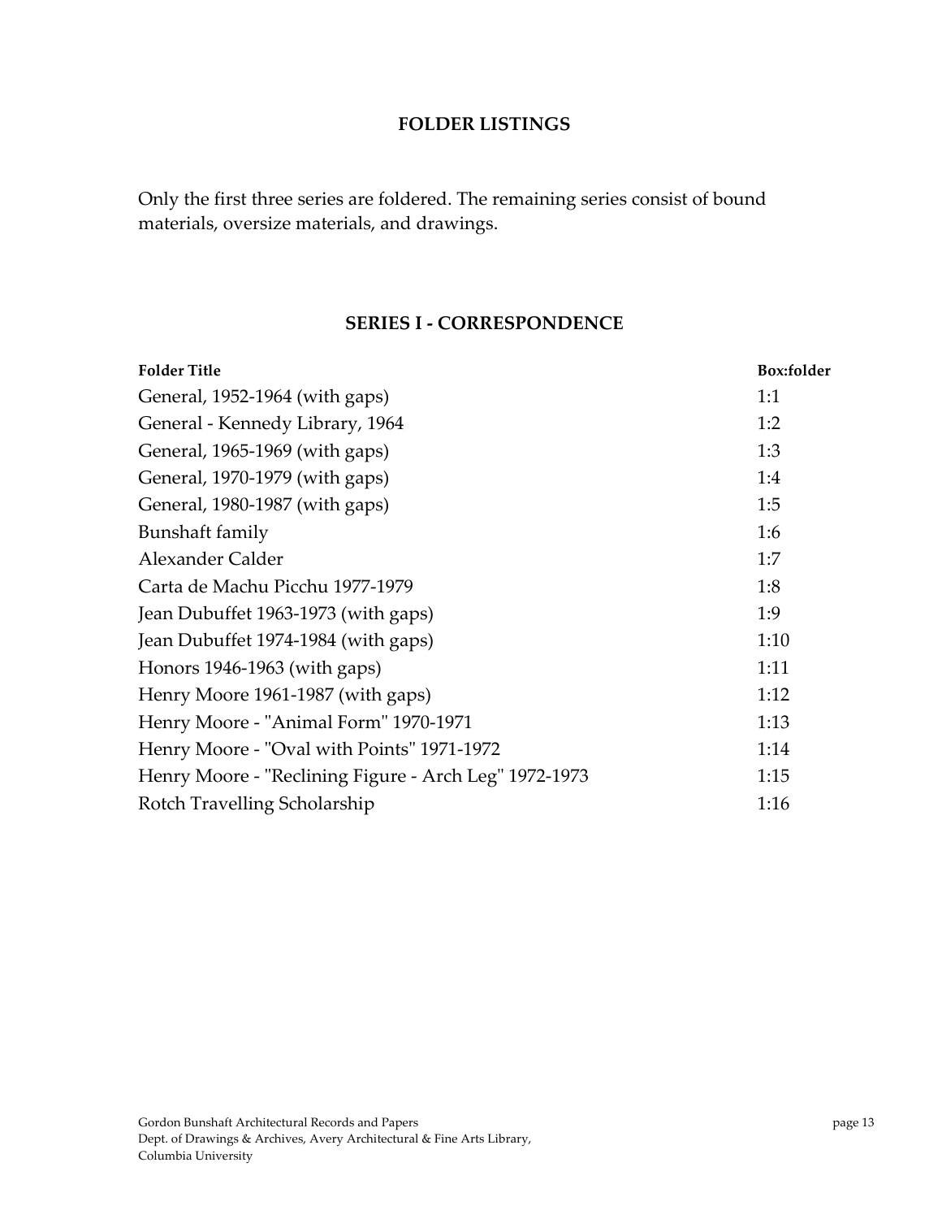## FOLDER LISTINGS

Only the first three series are foldered. The remaining series consist of bound materials, oversize materials, and drawings.

### SERIES I - CORRESPONDENCE

| Folder Title | Box:folder |
|---|---|
| General, 1952-1964 (with gaps) | 1:1 |
| General - Kennedy Library, 1964 | 1:2 |
| General, 1965-1969 (with gaps) | 1:3 |
| General, 1970-1979 (with gaps) | 1:4 |
| General, 1980-1987 (with gaps) | 1:5 |
| Bunshaft family | 1:6 |
| Alexander Calder | 1:7 |
| Carta de Machu Picchu 1977-1979 | 1:8 |
| Jean Dubuffet 1963-1973 (with gaps) | 1:9 |
| Jean Dubuffet 1974-1984 (with gaps) | 1:10 |
| Honors 1946-1963 (with gaps) | 1:11 |
| Henry Moore 1961-1987 (with gaps) | 1:12 |
| Henry Moore - "Animal Form" 1970-1971 | 1:13 |
| Henry Moore - "Oval with Points" 1971-1972 | 1:14 |
| Henry Moore - "Reclining Figure - Arch Leg" 1972-1973 | 1:15 |
| Rotch Travelling Scholarship | 1:16 |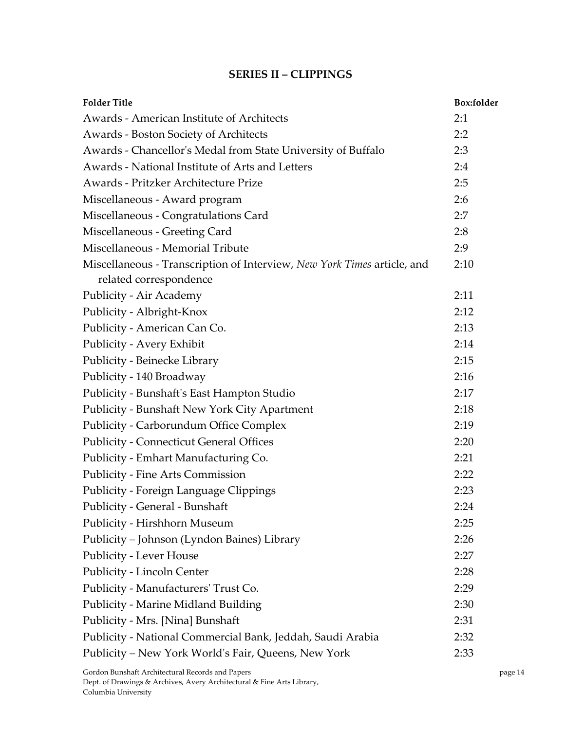## SERIES II – CLIPPINGS

| Folder Title | Box:folder |
| --- | --- |
| Awards - American Institute of Architects | 2:1 |
| Awards - Boston Society of Architects | 2:2 |
| Awards - Chancellor's Medal from State University of Buffalo | 2:3 |
| Awards - National Institute of Arts and Letters | 2:4 |
| Awards - Pritzker Architecture Prize | 2:5 |
| Miscellaneous - Award program | 2:6 |
| Miscellaneous - Congratulations Card | 2:7 |
| Miscellaneous - Greeting Card | 2:8 |
| Miscellaneous - Memorial Tribute | 2:9 |
| Miscellaneous - Transcription of Interview, *New York Times* article, and related correspondence | 2:10 |
| Publicity - Air Academy | 2:11 |
| Publicity - Albright-Knox | 2:12 |
| Publicity - American Can Co. | 2:13 |
| Publicity - Avery Exhibit | 2:14 |
| Publicity - Beinecke Library | 2:15 |
| Publicity - 140 Broadway | 2:16 |
| Publicity - Bunshaft's East Hampton Studio | 2:17 |
| Publicity - Bunshaft New York City Apartment | 2:18 |
| Publicity - Carborundum Office Complex | 2:19 |
| Publicity - Connecticut General Offices | 2:20 |
| Publicity - Emhart Manufacturing Co. | 2:21 |
| Publicity - Fine Arts Commission | 2:22 |
| Publicity - Foreign Language Clippings | 2:23 |
| Publicity - General - Bunshaft | 2:24 |
| Publicity - Hirshhorn Museum | 2:25 |
| Publicity – Johnson (Lyndon Baines) Library | 2:26 |
| Publicity - Lever House | 2:27 |
| Publicity - Lincoln Center | 2:28 |
| Publicity - Manufacturers' Trust Co. | 2:29 |
| Publicity - Marine Midland Building | 2:30 |
| Publicity - Mrs. [Nina] Bunshaft | 2:31 |
| Publicity - National Commercial Bank, Jeddah, Saudi Arabia | 2:32 |
| Publicity – New York World's Fair, Queens, New York | 2:33 |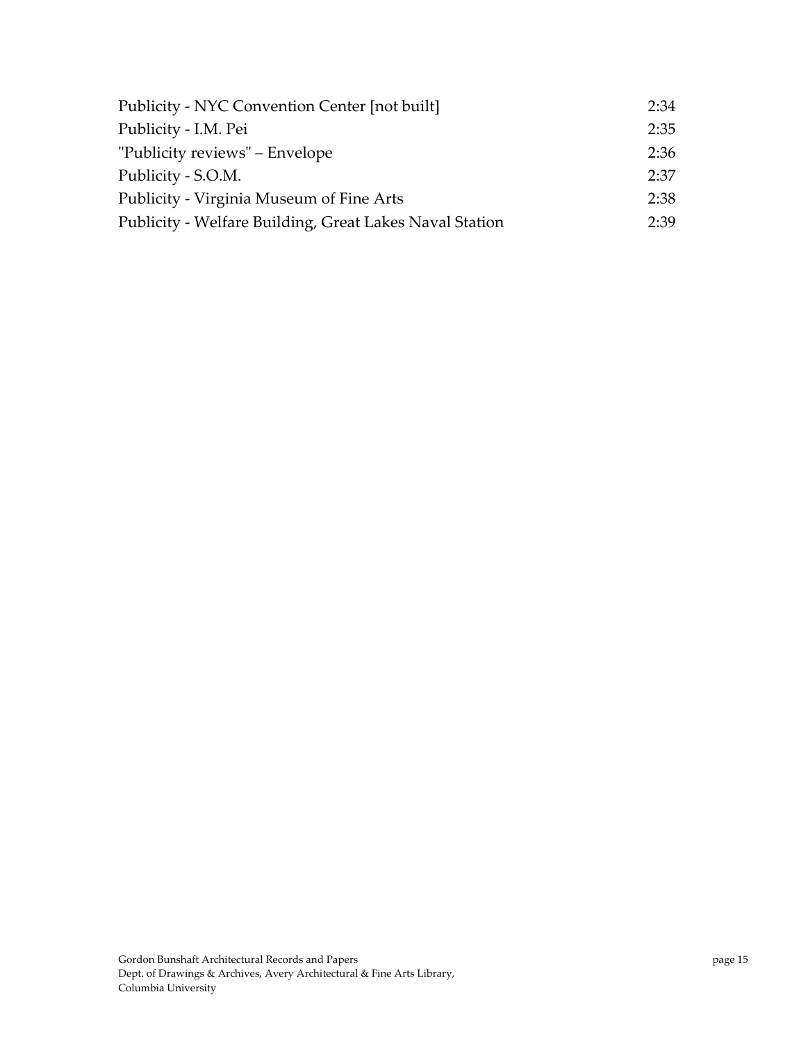| | |
|---|---|
| Publicity - NYC Convention Center [not built] | 2:34 |
| Publicity - I.M. Pei | 2:35 |
| "Publicity reviews" – Envelope | 2:36 |
| Publicity - S.O.M. | 2:37 |
| Publicity - Virginia Museum of Fine Arts | 2:38 |
| Publicity - Welfare Building, Great Lakes Naval Station | 2:39 |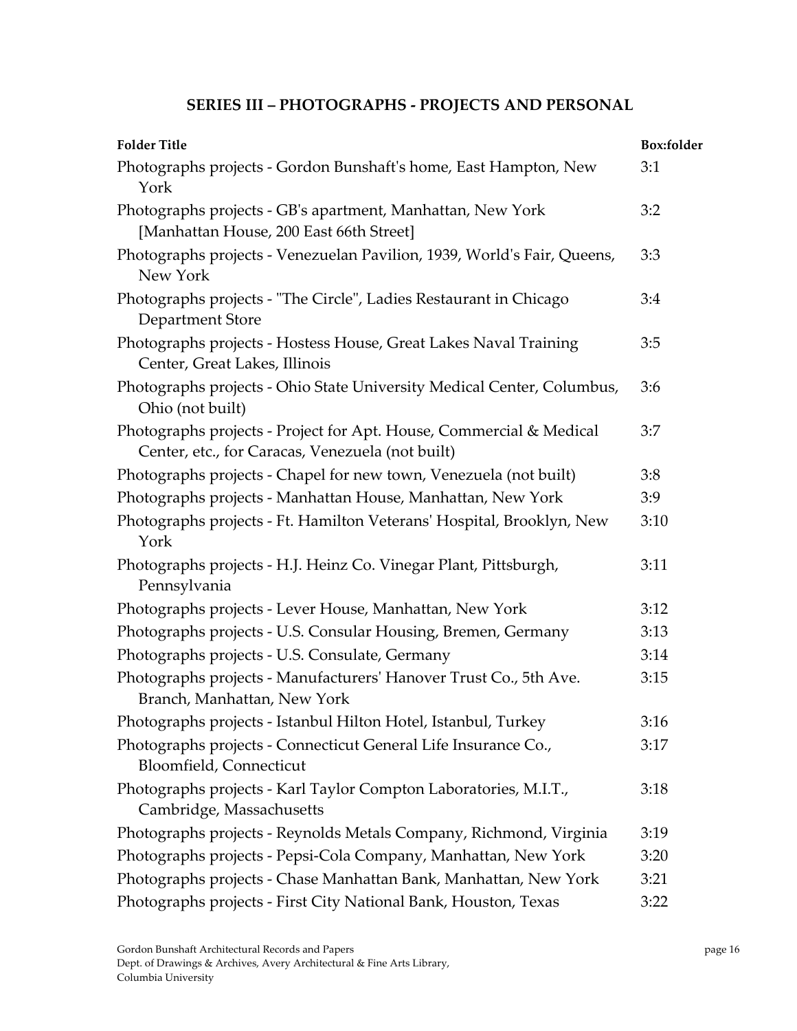## SERIES III – PHOTOGRAPHS - PROJECTS AND PERSONAL

| Folder Title | Box:folder |
| --- | --- |
| Photographs projects - Gordon Bunshaft's home, East Hampton, New York | 3:1 |
| Photographs projects - GB's apartment, Manhattan, New York [Manhattan House, 200 East 66th Street] | 3:2 |
| Photographs projects - Venezuelan Pavilion, 1939, World's Fair, Queens, New York | 3:3 |
| Photographs projects - "The Circle", Ladies Restaurant in Chicago Department Store | 3:4 |
| Photographs projects - Hostess House, Great Lakes Naval Training Center, Great Lakes, Illinois | 3:5 |
| Photographs projects - Ohio State University Medical Center, Columbus, Ohio (not built) | 3:6 |
| Photographs projects - Project for Apt. House, Commercial & Medical Center, etc., for Caracas, Venezuela (not built) | 3:7 |
| Photographs projects - Chapel for new town, Venezuela (not built) | 3:8 |
| Photographs projects - Manhattan House, Manhattan, New York | 3:9 |
| Photographs projects - Ft. Hamilton Veterans' Hospital, Brooklyn, New York | 3:10 |
| Photographs projects - H.J. Heinz Co. Vinegar Plant, Pittsburgh, Pennsylvania | 3:11 |
| Photographs projects - Lever House, Manhattan, New York | 3:12 |
| Photographs projects - U.S. Consular Housing, Bremen, Germany | 3:13 |
| Photographs projects - U.S. Consulate, Germany | 3:14 |
| Photographs projects - Manufacturers' Hanover Trust Co., 5th Ave. Branch, Manhattan, New York | 3:15 |
| Photographs projects - Istanbul Hilton Hotel, Istanbul, Turkey | 3:16 |
| Photographs projects - Connecticut General Life Insurance Co., Bloomfield, Connecticut | 3:17 |
| Photographs projects - Karl Taylor Compton Laboratories, M.I.T., Cambridge, Massachusetts | 3:18 |
| Photographs projects - Reynolds Metals Company, Richmond, Virginia | 3:19 |
| Photographs projects - Pepsi-Cola Company, Manhattan, New York | 3:20 |
| Photographs projects - Chase Manhattan Bank, Manhattan, New York | 3:21 |
| Photographs projects - First City National Bank, Houston, Texas | 3:22 |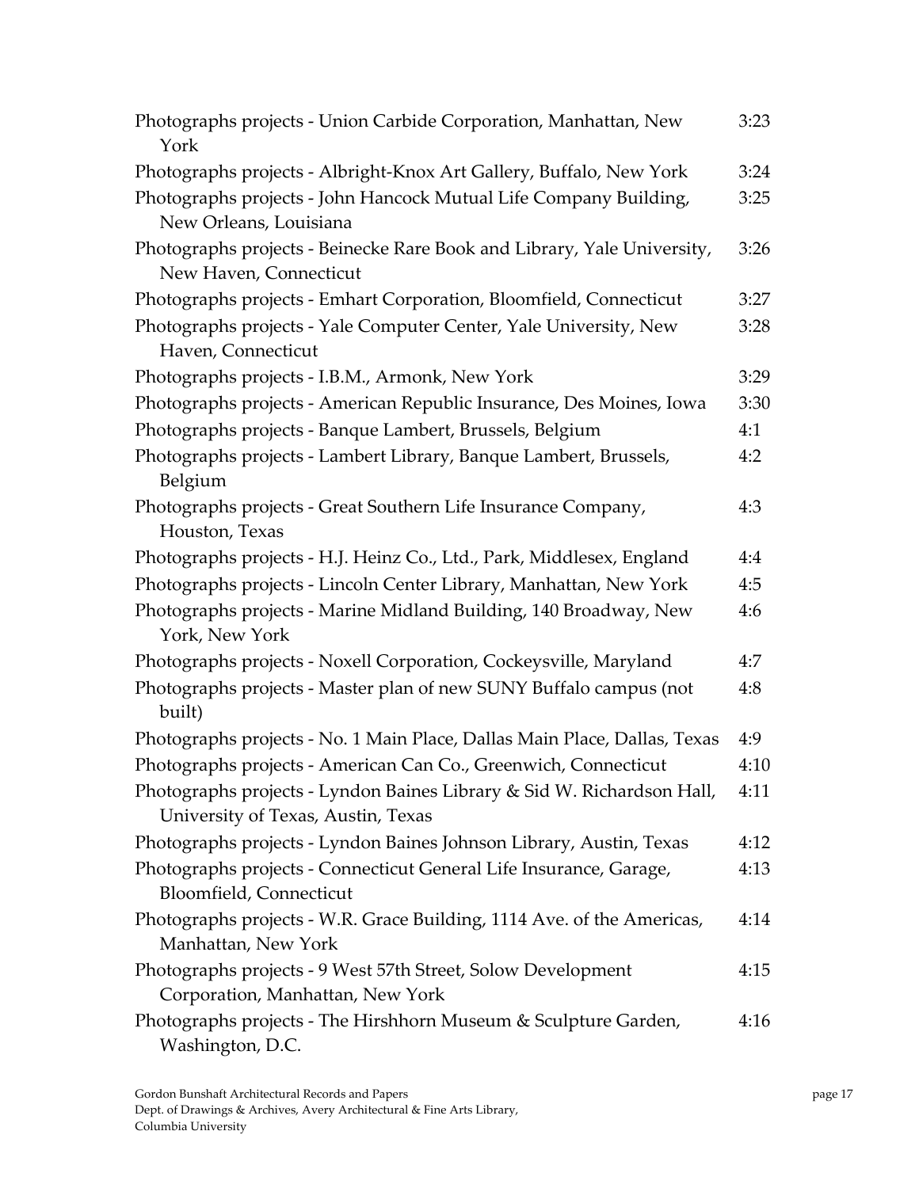| | |
|---|---|
| Photographs projects - Union Carbide Corporation, Manhattan, New York | 3:23 |
| Photographs projects - Albright-Knox Art Gallery, Buffalo, New York | 3:24 |
| Photographs projects - John Hancock Mutual Life Company Building, New Orleans, Louisiana | 3:25 |
| Photographs projects - Beinecke Rare Book and Library, Yale University, New Haven, Connecticut | 3:26 |
| Photographs projects - Emhart Corporation, Bloomfield, Connecticut | 3:27 |
| Photographs projects - Yale Computer Center, Yale University, New Haven, Connecticut | 3:28 |
| Photographs projects - I.B.M., Armonk, New York | 3:29 |
| Photographs projects - American Republic Insurance, Des Moines, Iowa | 3:30 |
| Photographs projects - Banque Lambert, Brussels, Belgium | 4:1 |
| Photographs projects - Lambert Library, Banque Lambert, Brussels, Belgium | 4:2 |
| Photographs projects - Great Southern Life Insurance Company, Houston, Texas | 4:3 |
| Photographs projects - H.J. Heinz Co., Ltd., Park, Middlesex, England | 4:4 |
| Photographs projects - Lincoln Center Library, Manhattan, New York | 4:5 |
| Photographs projects - Marine Midland Building, 140 Broadway, New York, New York | 4:6 |
| Photographs projects - Noxell Corporation, Cockeysville, Maryland | 4:7 |
| Photographs projects - Master plan of new SUNY Buffalo campus (not built) | 4:8 |
| Photographs projects - No. 1 Main Place, Dallas Main Place, Dallas, Texas | 4:9 |
| Photographs projects - American Can Co., Greenwich, Connecticut | 4:10 |
| Photographs projects - Lyndon Baines Library & Sid W. Richardson Hall, University of Texas, Austin, Texas | 4:11 |
| Photographs projects - Lyndon Baines Johnson Library, Austin, Texas | 4:12 |
| Photographs projects - Connecticut General Life Insurance, Garage, Bloomfield, Connecticut | 4:13 |
| Photographs projects - W.R. Grace Building, 1114 Ave. of the Americas, Manhattan, New York | 4:14 |
| Photographs projects - 9 West 57th Street, Solow Development Corporation, Manhattan, New York | 4:15 |
| Photographs projects - The Hirshhorn Museum & Sculpture Garden, Washington, D.C. | 4:16 |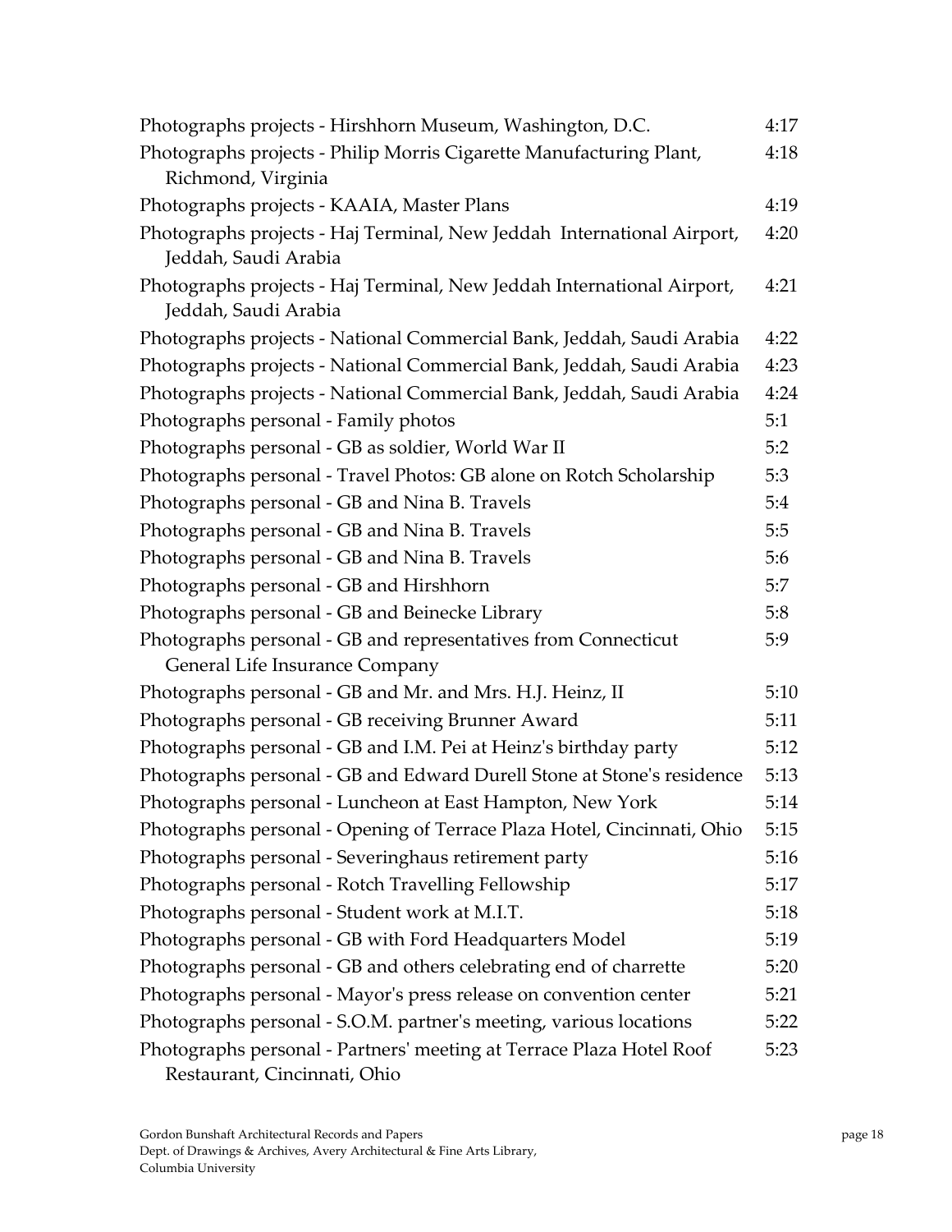| | |
|---|---|
| Photographs projects - Hirshhorn Museum, Washington, D.C. | 4:17 |
| Photographs projects - Philip Morris Cigarette Manufacturing Plant, Richmond, Virginia | 4:18 |
| Photographs projects - KAAIA, Master Plans | 4:19 |
| Photographs projects - Haj Terminal, New Jeddah International Airport, Jeddah, Saudi Arabia | 4:20 |
| Photographs projects - Haj Terminal, New Jeddah International Airport, Jeddah, Saudi Arabia | 4:21 |
| Photographs projects - National Commercial Bank, Jeddah, Saudi Arabia | 4:22 |
| Photographs projects - National Commercial Bank, Jeddah, Saudi Arabia | 4:23 |
| Photographs projects - National Commercial Bank, Jeddah, Saudi Arabia | 4:24 |
| Photographs personal - Family photos | 5:1 |
| Photographs personal - GB as soldier, World War II | 5:2 |
| Photographs personal - Travel Photos: GB alone on Rotch Scholarship | 5:3 |
| Photographs personal - GB and Nina B. Travels | 5:4 |
| Photographs personal - GB and Nina B. Travels | 5:5 |
| Photographs personal - GB and Nina B. Travels | 5:6 |
| Photographs personal - GB and Hirshhorn | 5:7 |
| Photographs personal - GB and Beinecke Library | 5:8 |
| Photographs personal - GB and representatives from Connecticut General Life Insurance Company | 5:9 |
| Photographs personal - GB and Mr. and Mrs. H.J. Heinz, II | 5:10 |
| Photographs personal - GB receiving Brunner Award | 5:11 |
| Photographs personal - GB and I.M. Pei at Heinz's birthday party | 5:12 |
| Photographs personal - GB and Edward Durell Stone at Stone's residence | 5:13 |
| Photographs personal - Luncheon at East Hampton, New York | 5:14 |
| Photographs personal - Opening of Terrace Plaza Hotel, Cincinnati, Ohio | 5:15 |
| Photographs personal - Severinghaus retirement party | 5:16 |
| Photographs personal - Rotch Travelling Fellowship | 5:17 |
| Photographs personal - Student work at M.I.T. | 5:18 |
| Photographs personal - GB with Ford Headquarters Model | 5:19 |
| Photographs personal - GB and others celebrating end of charrette | 5:20 |
| Photographs personal - Mayor's press release on convention center | 5:21 |
| Photographs personal - S.O.M. partner's meeting, various locations | 5:22 |
| Photographs personal - Partners' meeting at Terrace Plaza Hotel Roof Restaurant, Cincinnati, Ohio | 5:23 |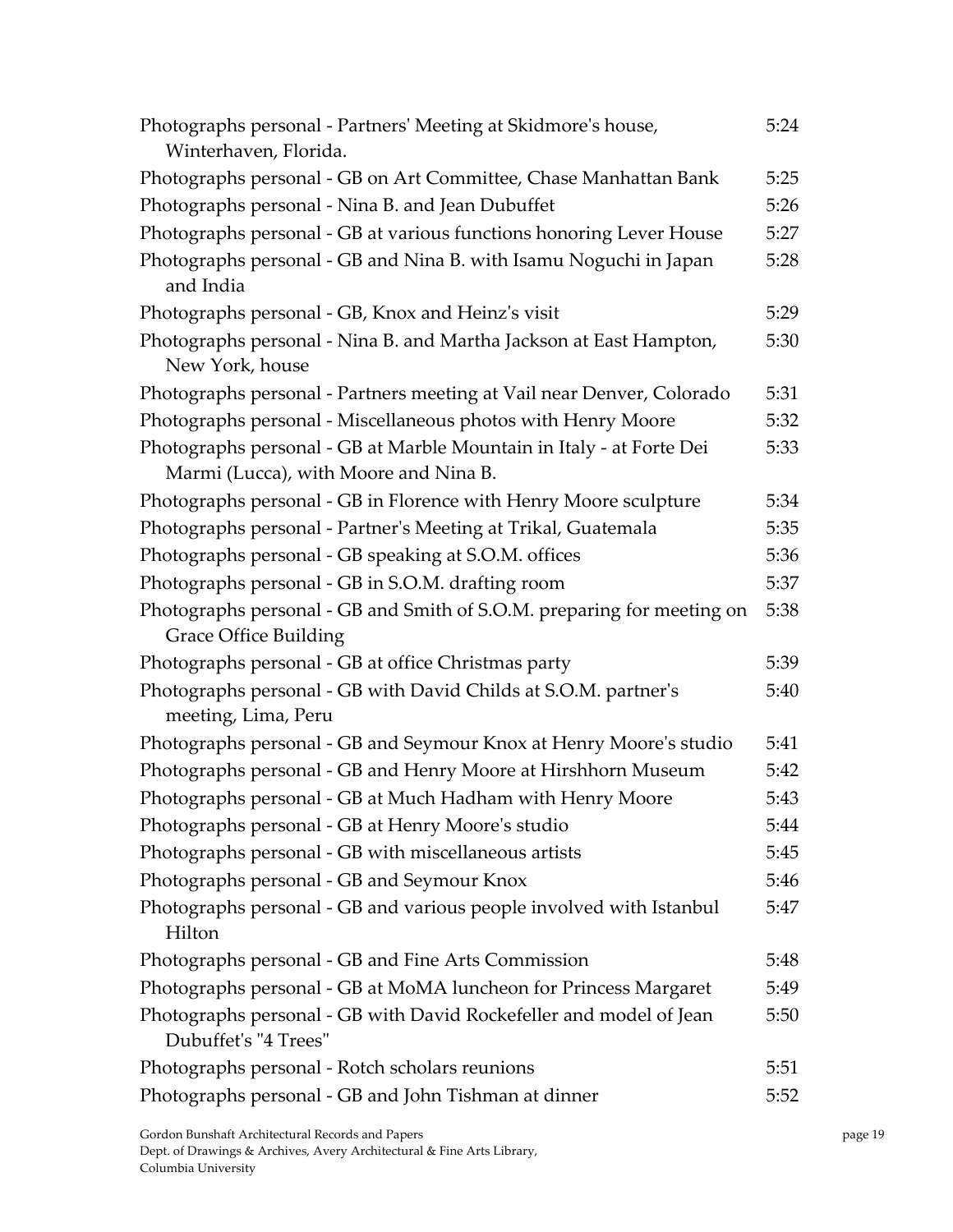| | |
|---|---|
| Photographs personal - Partners' Meeting at Skidmore's house, Winterhaven, Florida. | 5:24 |
| Photographs personal - GB on Art Committee, Chase Manhattan Bank | 5:25 |
| Photographs personal - Nina B. and Jean Dubuffet | 5:26 |
| Photographs personal - GB at various functions honoring Lever House | 5:27 |
| Photographs personal - GB and Nina B. with Isamu Noguchi in Japan and India | 5:28 |
| Photographs personal - GB, Knox and Heinz's visit | 5:29 |
| Photographs personal - Nina B. and Martha Jackson at East Hampton, New York, house | 5:30 |
| Photographs personal - Partners meeting at Vail near Denver, Colorado | 5:31 |
| Photographs personal - Miscellaneous photos with Henry Moore | 5:32 |
| Photographs personal - GB at Marble Mountain in Italy - at Forte Dei Marmi (Lucca), with Moore and Nina B. | 5:33 |
| Photographs personal - GB in Florence with Henry Moore sculpture | 5:34 |
| Photographs personal - Partner's Meeting at Trikal, Guatemala | 5:35 |
| Photographs personal - GB speaking at S.O.M. offices | 5:36 |
| Photographs personal - GB in S.O.M. drafting room | 5:37 |
| Photographs personal - GB and Smith of S.O.M. preparing for meeting on Grace Office Building | 5:38 |
| Photographs personal - GB at office Christmas party | 5:39 |
| Photographs personal - GB with David Childs at S.O.M. partner's meeting, Lima, Peru | 5:40 |
| Photographs personal - GB and Seymour Knox at Henry Moore's studio | 5:41 |
| Photographs personal - GB and Henry Moore at Hirshhorn Museum | 5:42 |
| Photographs personal - GB at Much Hadham with Henry Moore | 5:43 |
| Photographs personal - GB at Henry Moore's studio | 5:44 |
| Photographs personal - GB with miscellaneous artists | 5:45 |
| Photographs personal - GB and Seymour Knox | 5:46 |
| Photographs personal - GB and various people involved with Istanbul Hilton | 5:47 |
| Photographs personal - GB and Fine Arts Commission | 5:48 |
| Photographs personal - GB at MoMA luncheon for Princess Margaret | 5:49 |
| Photographs personal - GB with David Rockefeller and model of Jean Dubuffet's "4 Trees" | 5:50 |
| Photographs personal - Rotch scholars reunions | 5:51 |
| Photographs personal - GB and John Tishman at dinner | 5:52 |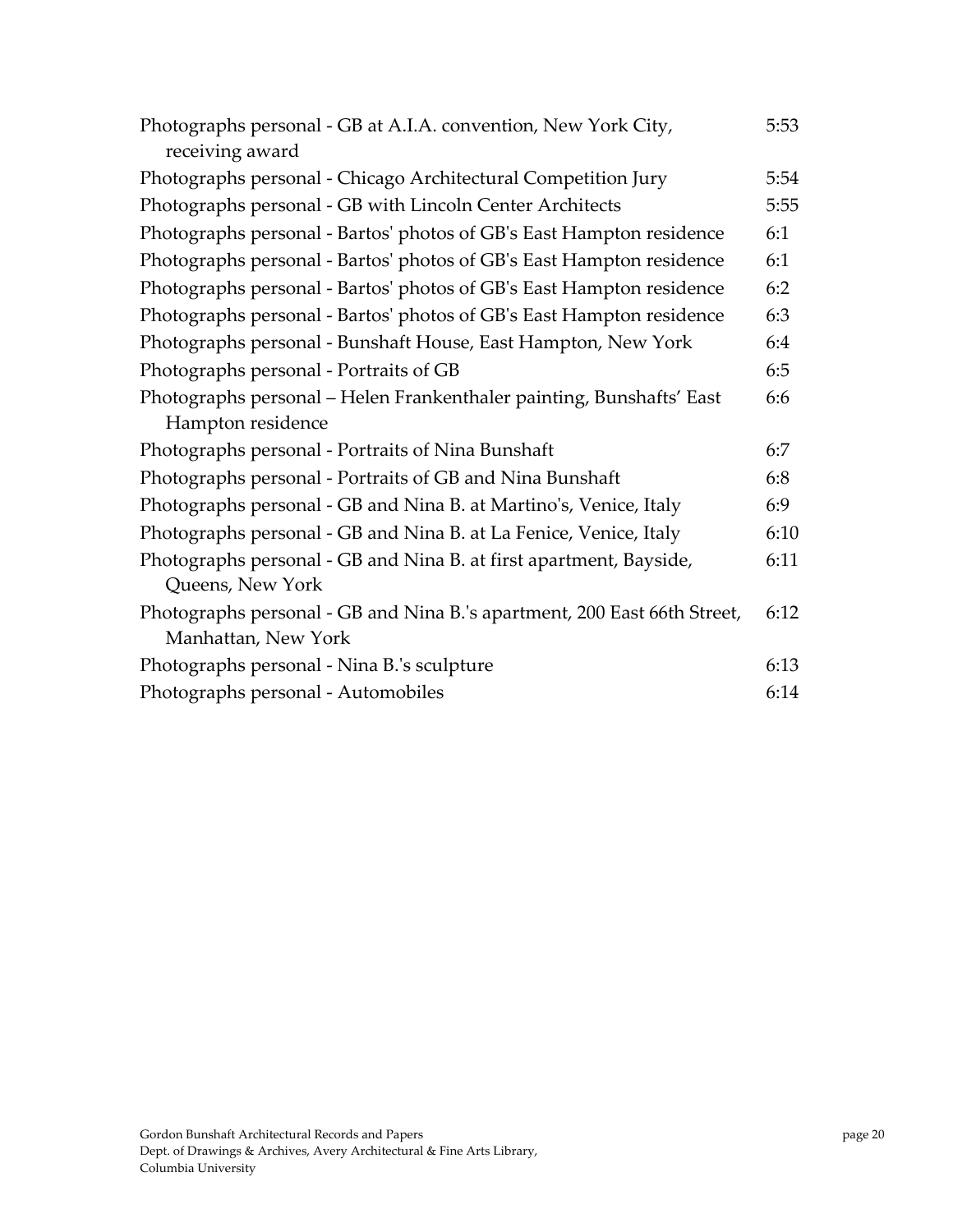| | |
|---|---|
| Photographs personal - GB at A.I.A. convention, New York City, receiving award | 5:53 |
| Photographs personal - Chicago Architectural Competition Jury | 5:54 |
| Photographs personal - GB with Lincoln Center Architects | 5:55 |
| Photographs personal - Bartos' photos of GB's East Hampton residence | 6:1 |
| Photographs personal - Bartos' photos of GB's East Hampton residence | 6:1 |
| Photographs personal - Bartos' photos of GB's East Hampton residence | 6:2 |
| Photographs personal - Bartos' photos of GB's East Hampton residence | 6:3 |
| Photographs personal - Bunshaft House, East Hampton, New York | 6:4 |
| Photographs personal - Portraits of GB | 6:5 |
| Photographs personal – Helen Frankenthaler painting, Bunshafts' East Hampton residence | 6:6 |
| Photographs personal - Portraits of Nina Bunshaft | 6:7 |
| Photographs personal - Portraits of GB and Nina Bunshaft | 6:8 |
| Photographs personal - GB and Nina B. at Martino's, Venice, Italy | 6:9 |
| Photographs personal - GB and Nina B. at La Fenice, Venice, Italy | 6:10 |
| Photographs personal - GB and Nina B. at first apartment, Bayside, Queens, New York | 6:11 |
| Photographs personal - GB and Nina B.'s apartment, 200 East 66th Street, Manhattan, New York | 6:12 |
| Photographs personal - Nina B.'s sculpture | 6:13 |
| Photographs personal - Automobiles | 6:14 |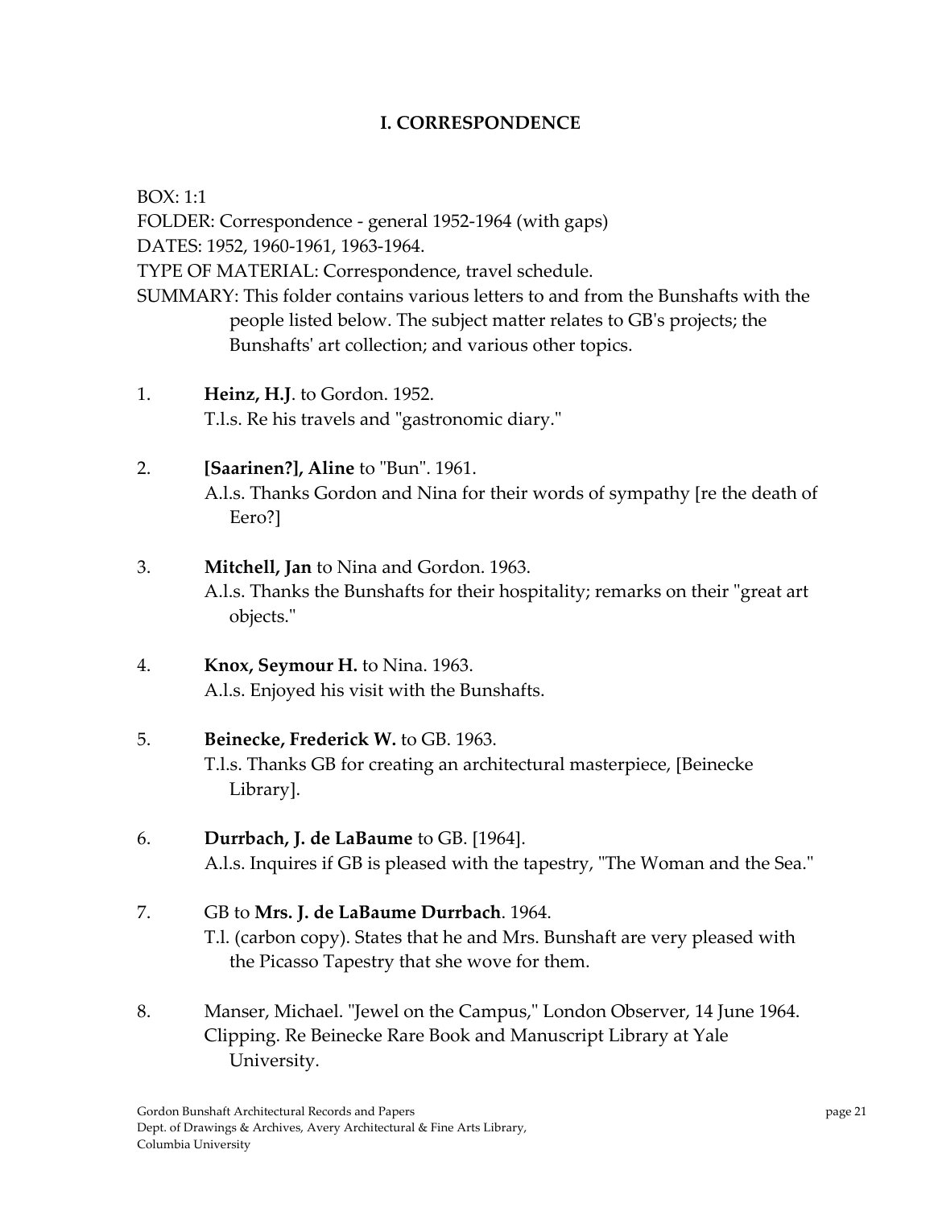## I. CORRESPONDENCE

BOX: 1:1
FOLDER: Correspondence - general 1952-1964 (with gaps)
DATES: 1952, 1960-1961, 1963-1964.
TYPE OF MATERIAL: Correspondence, travel schedule.
SUMMARY: This folder contains various letters to and from the Bunshafts with the people listed below. The subject matter relates to GB's projects; the Bunshafts' art collection; and various other topics.

1. **Heinz, H.J**. to Gordon. 1952.
   T.l.s. Re his travels and "gastronomic diary."

2. **[Saarinen?], Aline** to "Bun". 1961.
   A.l.s. Thanks Gordon and Nina for their words of sympathy [re the death of Eero?]

3. **Mitchell, Jan** to Nina and Gordon. 1963.
   A.l.s. Thanks the Bunshafts for their hospitality; remarks on their "great art objects."

4. **Knox, Seymour H.** to Nina. 1963.
   A.l.s. Enjoyed his visit with the Bunshafts.

5. **Beinecke, Frederick W.** to GB. 1963.
   T.l.s. Thanks GB for creating an architectural masterpiece, [Beinecke Library].

6. **Durrbach, J. de LaBaume** to GB. [1964].
   A.l.s. Inquires if GB is pleased with the tapestry, "The Woman and the Sea."

7. GB to **Mrs. J. de LaBaume Durrbach**. 1964.
   T.l. (carbon copy). States that he and Mrs. Bunshaft are very pleased with the Picasso Tapestry that she wove for them.

8. Manser, Michael. "Jewel on the Campus," London Observer, 14 June 1964.
   Clipping. Re Beinecke Rare Book and Manuscript Library at Yale University.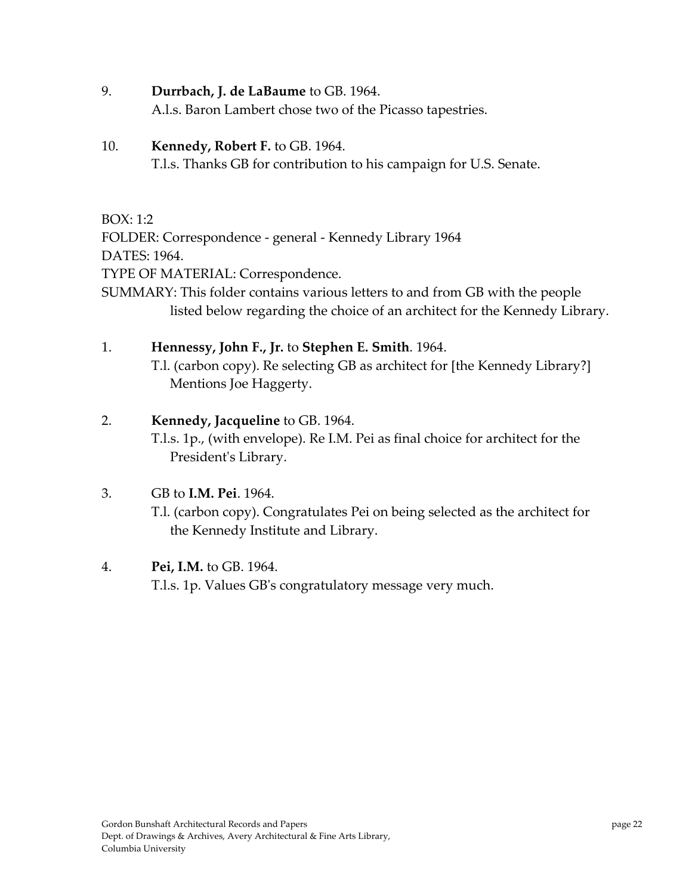9. **Durrbach, J. de LaBaume** to GB. 1964.
   A.l.s. Baron Lambert chose two of the Picasso tapestries.

10. **Kennedy, Robert F.** to GB. 1964.
    T.l.s. Thanks GB for contribution to his campaign for U.S. Senate.

BOX: 1:2
FOLDER: Correspondence - general - Kennedy Library 1964
DATES: 1964.
TYPE OF MATERIAL: Correspondence.
SUMMARY: This folder contains various letters to and from GB with the people listed below regarding the choice of an architect for the Kennedy Library.

1. **Hennessy, John F., Jr.** to **Stephen E. Smith**. 1964.
   T.l. (carbon copy). Re selecting GB as architect for [the Kennedy Library?] Mentions Joe Haggerty.

2. **Kennedy, Jacqueline** to GB. 1964.
   T.l.s. 1p., (with envelope). Re I.M. Pei as final choice for architect for the President's Library.

3. GB to **I.M. Pei**. 1964.
   T.l. (carbon copy). Congratulates Pei on being selected as the architect for the Kennedy Institute and Library.

4. **Pei, I.M.** to GB. 1964.
   T.l.s. 1p. Values GB's congratulatory message very much.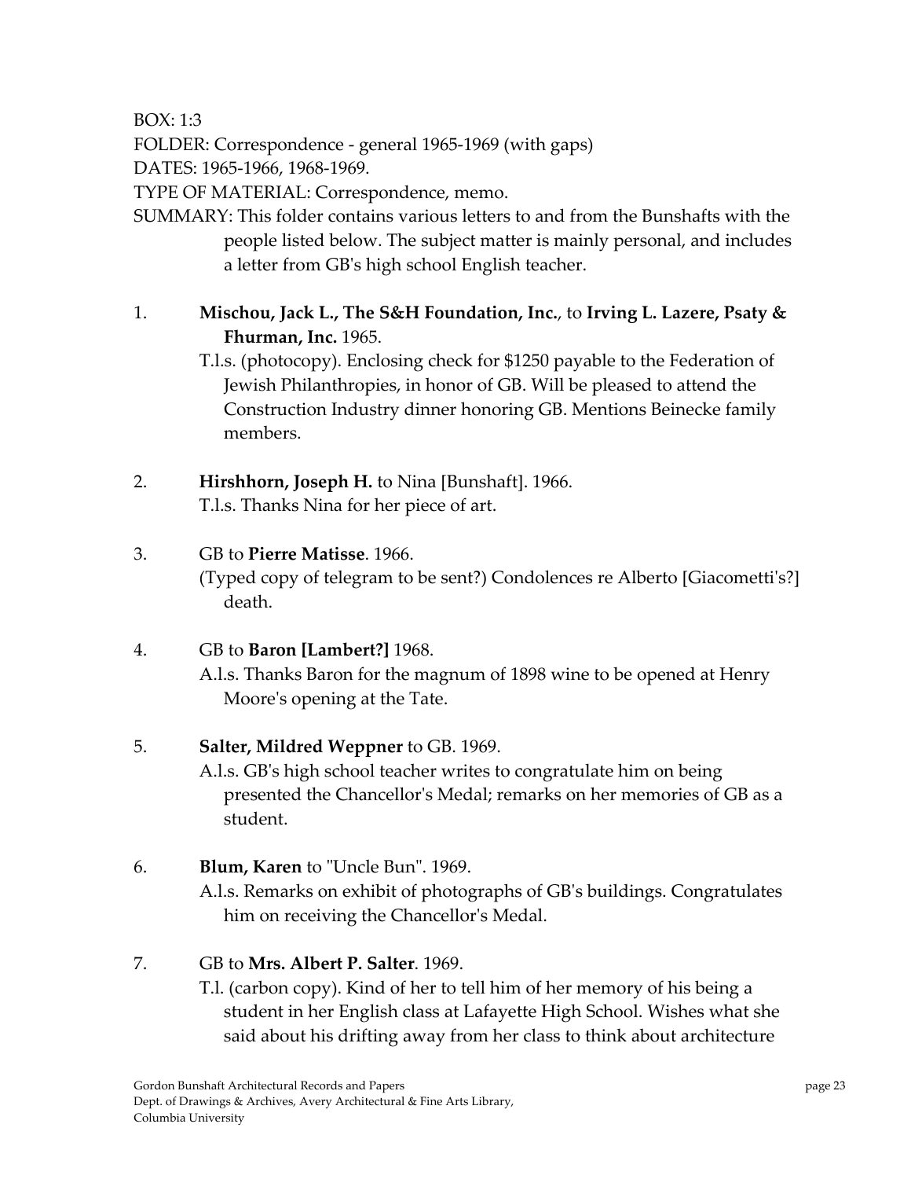BOX: 1:3
FOLDER: Correspondence - general 1965-1969 (with gaps)
DATES: 1965-1966, 1968-1969.
TYPE OF MATERIAL: Correspondence, memo.
SUMMARY: This folder contains various letters to and from the Bunshafts with the people listed below. The subject matter is mainly personal, and includes a letter from GB's high school English teacher.

1. **Mischou, Jack L., The S&H Foundation, Inc.**, to **Irving L. Lazere, Psaty & Fhurman, Inc.** 1965.
   T.l.s. (photocopy). Enclosing check for $1250 payable to the Federation of Jewish Philanthropies, in honor of GB. Will be pleased to attend the Construction Industry dinner honoring GB. Mentions Beinecke family members.

2. **Hirshhorn, Joseph H.** to Nina [Bunshaft]. 1966.
   T.l.s. Thanks Nina for her piece of art.

3. GB to **Pierre Matisse**. 1966.
   (Typed copy of telegram to be sent?) Condolences re Alberto [Giacometti's?] death.

4. GB to **Baron [Lambert?]** 1968.
   A.l.s. Thanks Baron for the magnum of 1898 wine to be opened at Henry Moore's opening at the Tate.

5. **Salter, Mildred Weppner** to GB. 1969.
   A.l.s. GB's high school teacher writes to congratulate him on being presented the Chancellor's Medal; remarks on her memories of GB as a student.

6. **Blum, Karen** to "Uncle Bun". 1969.
   A.l.s. Remarks on exhibit of photographs of GB's buildings. Congratulates him on receiving the Chancellor's Medal.

7. GB to **Mrs. Albert P. Salter**. 1969.
   T.l. (carbon copy). Kind of her to tell him of her memory of his being a student in her English class at Lafayette High School. Wishes what she said about his drifting away from her class to think about architecture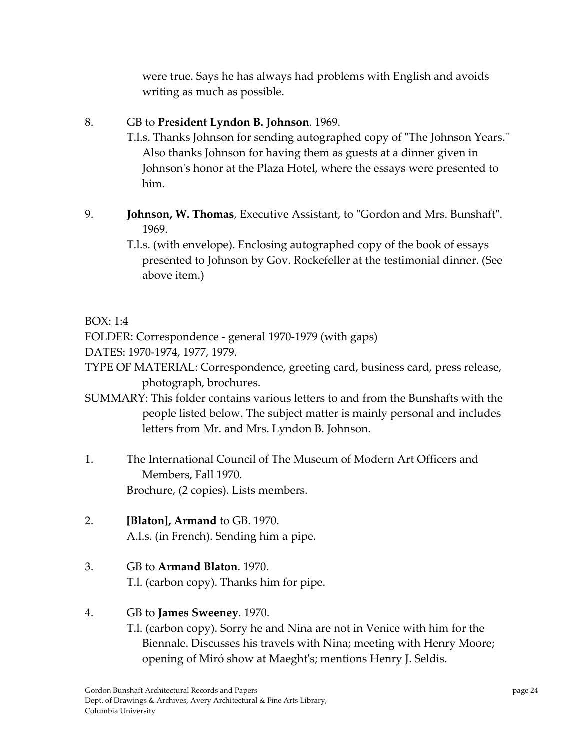were true. Says he has always had problems with English and avoids writing as much as possible.

8. GB to **President Lyndon B. Johnson**. 1969.
   T.l.s. Thanks Johnson for sending autographed copy of "The Johnson Years." Also thanks Johnson for having them as guests at a dinner given in Johnson's honor at the Plaza Hotel, where the essays were presented to him.

9. **Johnson, W. Thomas**, Executive Assistant, to "Gordon and Mrs. Bunshaft". 1969.
   T.l.s. (with envelope). Enclosing autographed copy of the book of essays presented to Johnson by Gov. Rockefeller at the testimonial dinner. (See above item.)

BOX: 1:4

FOLDER: Correspondence - general 1970-1979 (with gaps)

DATES: 1970-1974, 1977, 1979.

TYPE OF MATERIAL: Correspondence, greeting card, business card, press release, photograph, brochures.

SUMMARY: This folder contains various letters to and from the Bunshafts with the people listed below. The subject matter is mainly personal and includes letters from Mr. and Mrs. Lyndon B. Johnson.

1. The International Council of The Museum of Modern Art Officers and Members, Fall 1970.
   Brochure, (2 copies). Lists members.

2. **[Blaton], Armand** to GB. 1970.
   A.l.s. (in French). Sending him a pipe.

3. GB to **Armand Blaton**. 1970.
   T.l. (carbon copy). Thanks him for pipe.

4. GB to **James Sweeney**. 1970.
   T.l. (carbon copy). Sorry he and Nina are not in Venice with him for the Biennale. Discusses his travels with Nina; meeting with Henry Moore; opening of Miró show at Maeght's; mentions Henry J. Seldis.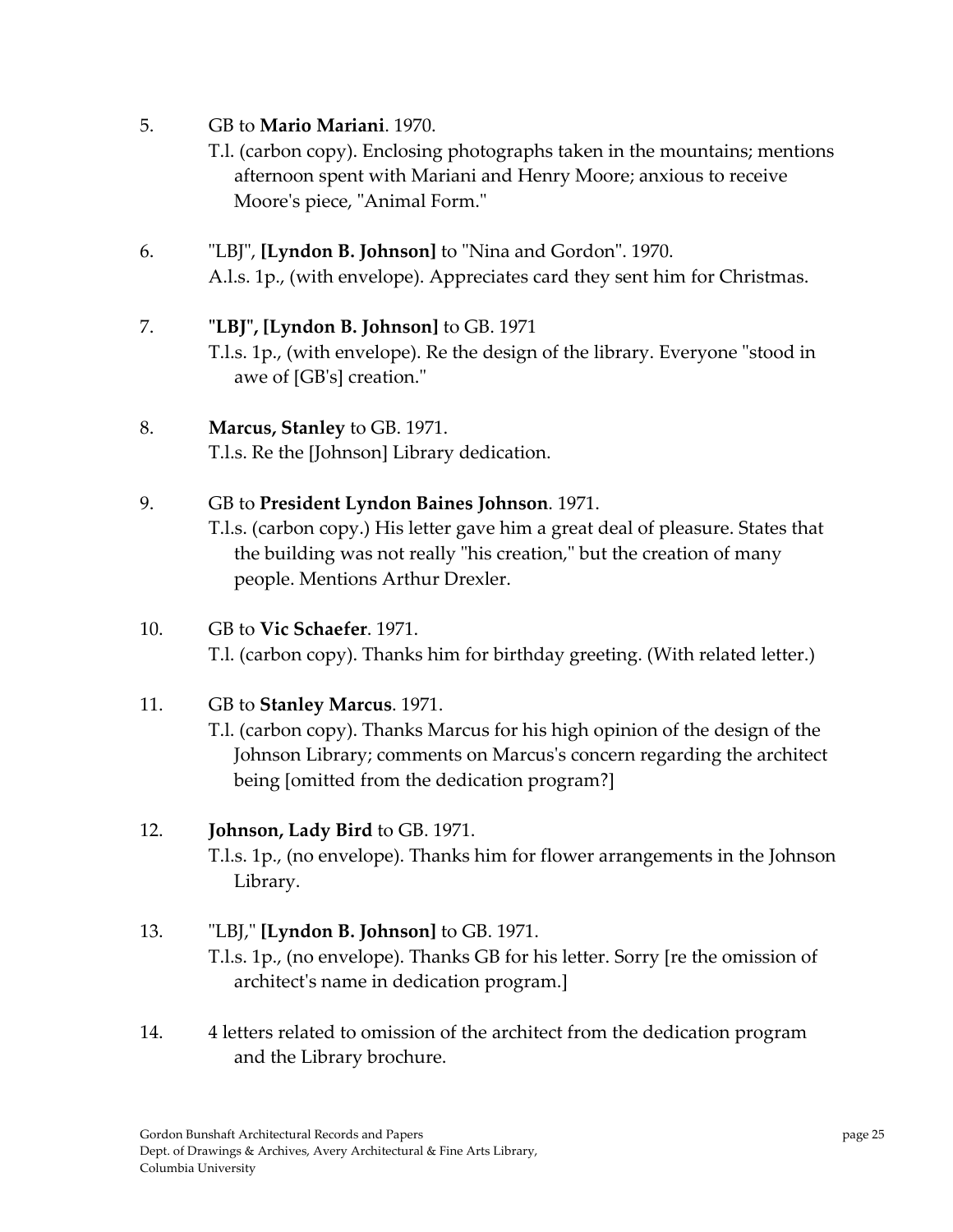5. GB to **Mario Mariani**. 1970.
   T.l. (carbon copy). Enclosing photographs taken in the mountains; mentions afternoon spent with Mariani and Henry Moore; anxious to receive Moore's piece, "Animal Form."

6. "LBJ", **[Lyndon B. Johnson]** to "Nina and Gordon". 1970.
   A.l.s. 1p., (with envelope). Appreciates card they sent him for Christmas.

7. **"LBJ", [Lyndon B. Johnson]** to GB. 1971
   T.l.s. 1p., (with envelope). Re the design of the library. Everyone "stood in awe of [GB's] creation."

8. **Marcus, Stanley** to GB. 1971.
   T.l.s. Re the [Johnson] Library dedication.

9. GB to **President Lyndon Baines Johnson**. 1971.
   T.l.s. (carbon copy.) His letter gave him a great deal of pleasure. States that the building was not really "his creation," but the creation of many people. Mentions Arthur Drexler.

10. GB to **Vic Schaefer**. 1971.
    T.l. (carbon copy). Thanks him for birthday greeting. (With related letter.)

11. GB to **Stanley Marcus**. 1971.
    T.l. (carbon copy). Thanks Marcus for his high opinion of the design of the Johnson Library; comments on Marcus's concern regarding the architect being [omitted from the dedication program?]

12. **Johnson, Lady Bird** to GB. 1971.
    T.l.s. 1p., (no envelope). Thanks him for flower arrangements in the Johnson Library.

13. "LBJ," **[Lyndon B. Johnson]** to GB. 1971.
    T.l.s. 1p., (no envelope). Thanks GB for his letter. Sorry [re the omission of architect's name in dedication program.]

14. 4 letters related to omission of the architect from the dedication program and the Library brochure.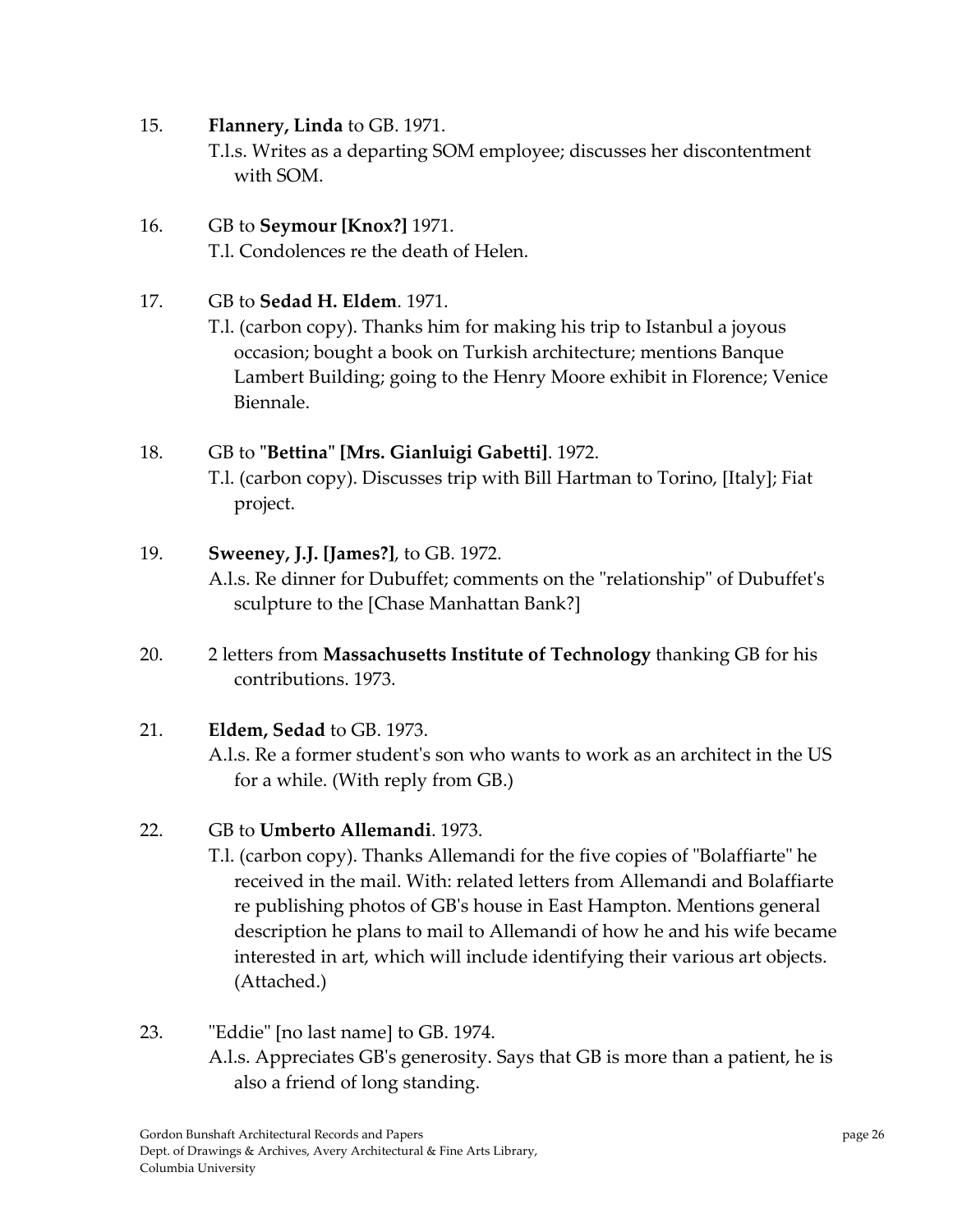15. **Flannery, Linda** to GB. 1971.
    T.l.s. Writes as a departing SOM employee; discusses her discontentment with SOM.

16. GB to **Seymour [Knox?]** 1971.
    T.l. Condolences re the death of Helen.

17. GB to **Sedad H. Eldem**. 1971.
    T.l. (carbon copy). Thanks him for making his trip to Istanbul a joyous occasion; bought a book on Turkish architecture; mentions Banque Lambert Building; going to the Henry Moore exhibit in Florence; Venice Biennale.

18. GB to "**Bettina**" **[Mrs. Gianluigi Gabetti]**. 1972.
    T.l. (carbon copy). Discusses trip with Bill Hartman to Torino, [Italy]; Fiat project.

19. **Sweeney, J.J. [James?]**, to GB. 1972.
    A.l.s. Re dinner for Dubuffet; comments on the "relationship" of Dubuffet's sculpture to the [Chase Manhattan Bank?]

20. 2 letters from **Massachusetts Institute of Technology** thanking GB for his contributions. 1973.

21. **Eldem, Sedad** to GB. 1973.
    A.l.s. Re a former student's son who wants to work as an architect in the US for a while. (With reply from GB.)

22. GB to **Umberto Allemandi**. 1973.
    T.l. (carbon copy). Thanks Allemandi for the five copies of "Bolaffiarte" he received in the mail. With: related letters from Allemandi and Bolaffiarte re publishing photos of GB's house in East Hampton. Mentions general description he plans to mail to Allemandi of how he and his wife became interested in art, which will include identifying their various art objects. (Attached.)

23. "Eddie" [no last name] to GB. 1974.
    A.l.s. Appreciates GB's generosity. Says that GB is more than a patient, he is also a friend of long standing.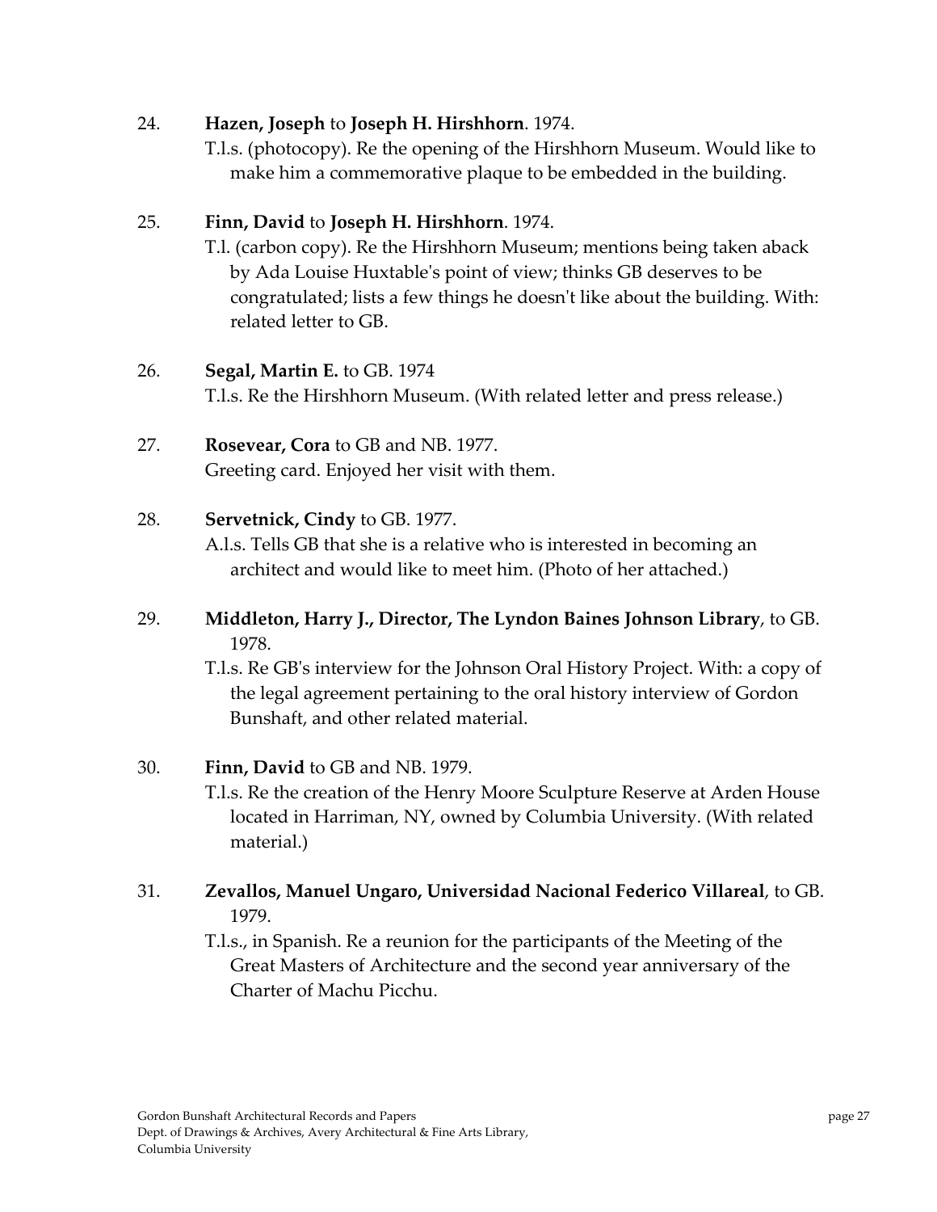24. **Hazen, Joseph** to **Joseph H. Hirshhorn**. 1974.
    T.l.s. (photocopy). Re the opening of the Hirshhorn Museum. Would like to make him a commemorative plaque to be embedded in the building.

25. **Finn, David** to **Joseph H. Hirshhorn**. 1974.
    T.l. (carbon copy). Re the Hirshhorn Museum; mentions being taken aback by Ada Louise Huxtable's point of view; thinks GB deserves to be congratulated; lists a few things he doesn't like about the building. With: related letter to GB.

26. **Segal, Martin E.** to GB. 1974
    T.l.s. Re the Hirshhorn Museum. (With related letter and press release.)

27. **Rosevear, Cora** to GB and NB. 1977.
    Greeting card. Enjoyed her visit with them.

28. **Servetnick, Cindy** to GB. 1977.
    A.l.s. Tells GB that she is a relative who is interested in becoming an architect and would like to meet him. (Photo of her attached.)

29. **Middleton, Harry J., Director, The Lyndon Baines Johnson Library**, to GB. 1978.
    T.l.s. Re GB's interview for the Johnson Oral History Project. With: a copy of the legal agreement pertaining to the oral history interview of Gordon Bunshaft, and other related material.

30. **Finn, David** to GB and NB. 1979.
    T.l.s. Re the creation of the Henry Moore Sculpture Reserve at Arden House located in Harriman, NY, owned by Columbia University. (With related material.)

31. **Zevallos, Manuel Ungaro, Universidad Nacional Federico Villareal**, to GB. 1979.
    T.l.s., in Spanish. Re a reunion for the participants of the Meeting of the Great Masters of Architecture and the second year anniversary of the Charter of Machu Picchu.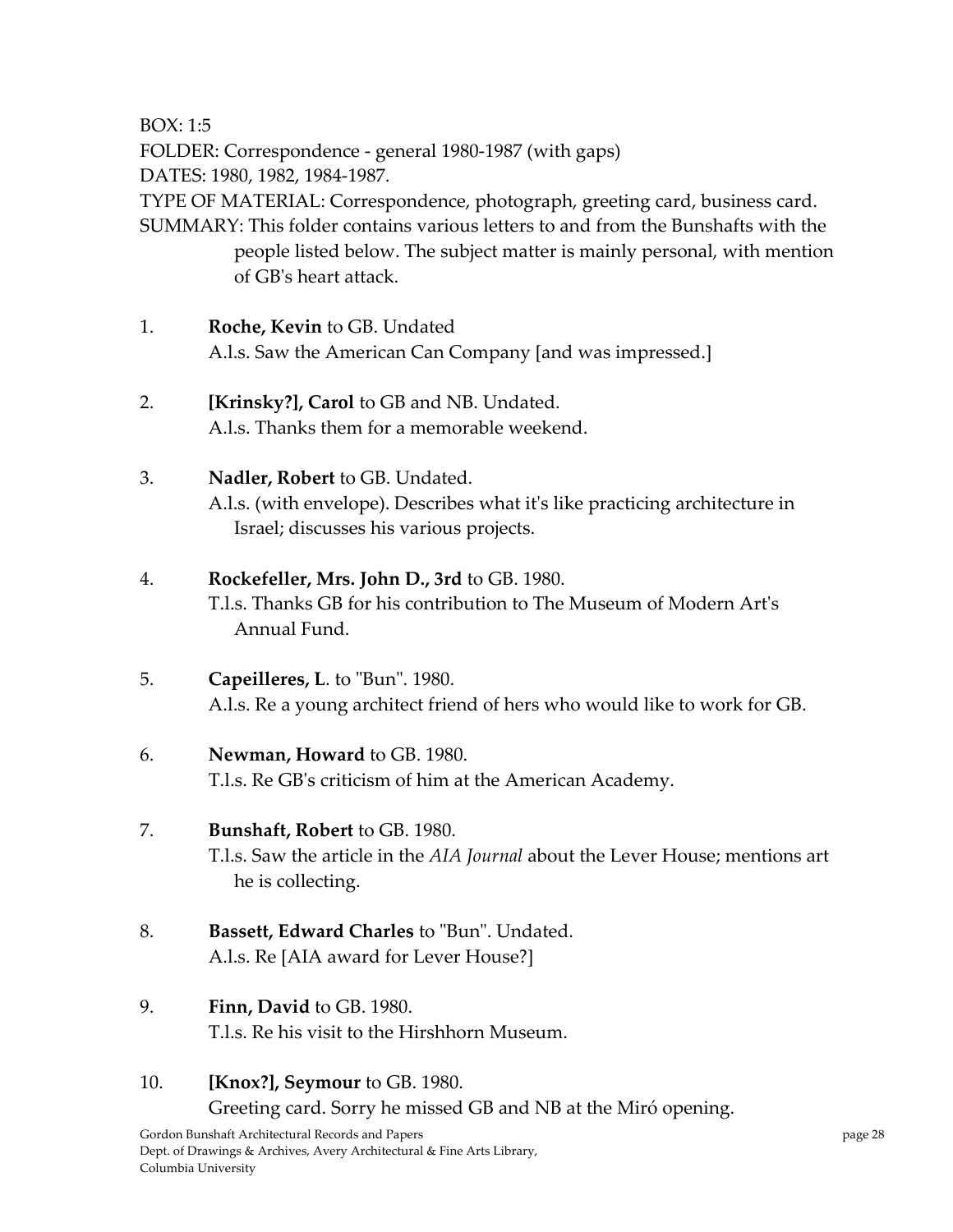BOX: 1:5

FOLDER: Correspondence - general 1980-1987 (with gaps)

DATES: 1980, 1982, 1984-1987.

TYPE OF MATERIAL: Correspondence, photograph, greeting card, business card.

SUMMARY: This folder contains various letters to and from the Bunshafts with the people listed below. The subject matter is mainly personal, with mention of GB's heart attack.

1. **Roche, Kevin** to GB. Undated
   A.l.s. Saw the American Can Company [and was impressed.]

2. **[Krinsky?], Carol** to GB and NB. Undated.
   A.l.s. Thanks them for a memorable weekend.

3. **Nadler, Robert** to GB. Undated.
   A.l.s. (with envelope). Describes what it's like practicing architecture in Israel; discusses his various projects.

4. **Rockefeller, Mrs. John D., 3rd** to GB. 1980.
   T.l.s. Thanks GB for his contribution to The Museum of Modern Art's Annual Fund.

5. **Capeilleres, L**. to "Bun". 1980.
   A.l.s. Re a young architect friend of hers who would like to work for GB.

6. **Newman, Howard** to GB. 1980.
   T.l.s. Re GB's criticism of him at the American Academy.

7. **Bunshaft, Robert** to GB. 1980.
   T.l.s. Saw the article in the *AIA Journal* about the Lever House; mentions art he is collecting.

8. **Bassett, Edward Charles** to "Bun". Undated.
   A.l.s. Re [AIA award for Lever House?]

9. **Finn, David** to GB. 1980.
   T.l.s. Re his visit to the Hirshhorn Museum.

10. **[Knox?], Seymour** to GB. 1980.
    Greeting card. Sorry he missed GB and NB at the Miró opening.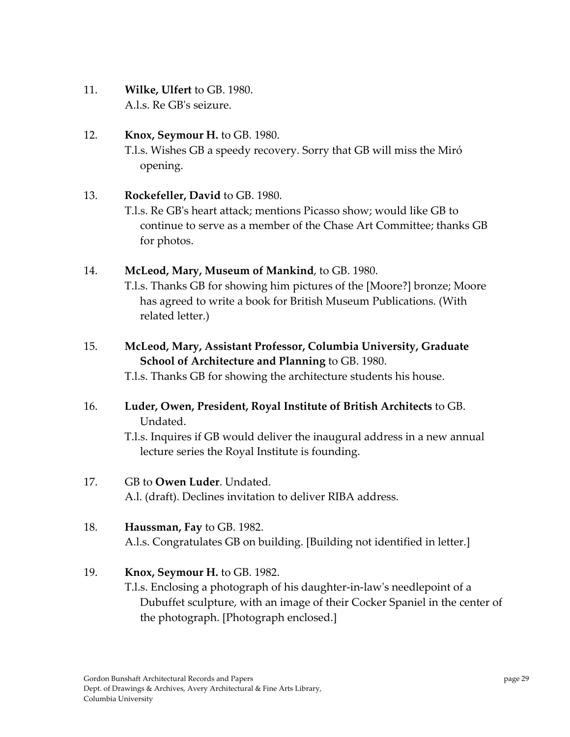11. **Wilke, Ulfert** to GB. 1980.
    A.l.s. Re GB's seizure.

12. **Knox, Seymour H.** to GB. 1980.
    T.l.s. Wishes GB a speedy recovery. Sorry that GB will miss the Miró opening.

13. **Rockefeller, David** to GB. 1980.
    T.l.s. Re GB's heart attack; mentions Picasso show; would like GB to continue to serve as a member of the Chase Art Committee; thanks GB for photos.

14. **McLeod, Mary, Museum of Mankind**, to GB. 1980.
    T.l.s. Thanks GB for showing him pictures of the [Moore?] bronze; Moore has agreed to write a book for British Museum Publications. (With related letter.)

15. **McLeod, Mary, Assistant Professor, Columbia University, Graduate School of Architecture and Planning** to GB. 1980.
    T.l.s. Thanks GB for showing the architecture students his house.

16. **Luder, Owen, President, Royal Institute of British Architects** to GB. Undated.
    T.l.s. Inquires if GB would deliver the inaugural address in a new annual lecture series the Royal Institute is founding.

17. GB to **Owen Luder**. Undated.
    A.l. (draft). Declines invitation to deliver RIBA address.

18. **Haussman, Fay** to GB. 1982.
    A.l.s. Congratulates GB on building. [Building not identified in letter.]

19. **Knox, Seymour H.** to GB. 1982.
    T.l.s. Enclosing a photograph of his daughter-in-law's needlepoint of a Dubuffet sculpture, with an image of their Cocker Spaniel in the center of the photograph. [Photograph enclosed.]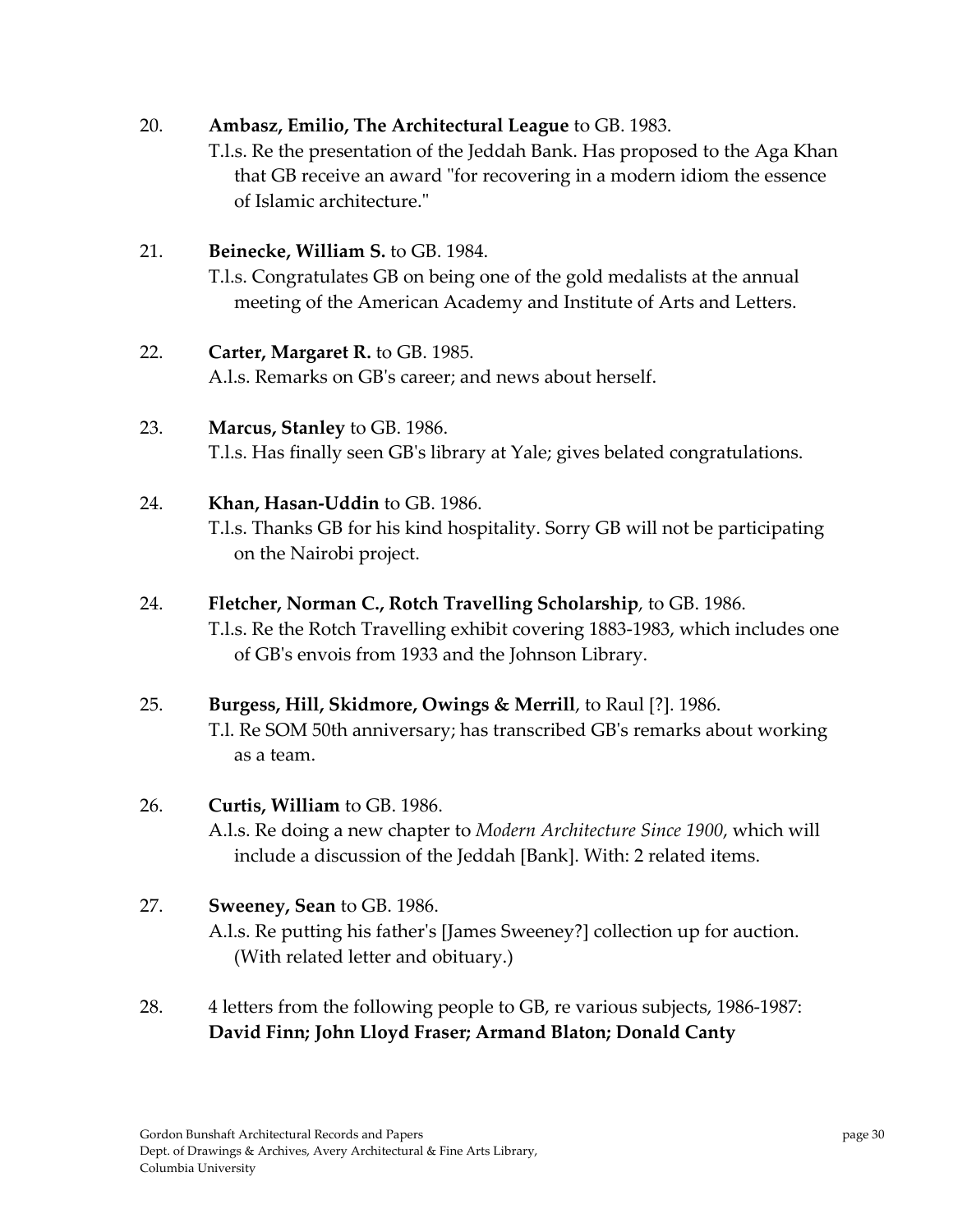20. **Ambasz, Emilio, The Architectural League** to GB. 1983.
    T.l.s. Re the presentation of the Jeddah Bank. Has proposed to the Aga Khan that GB receive an award "for recovering in a modern idiom the essence of Islamic architecture."

21. **Beinecke, William S.** to GB. 1984.
    T.l.s. Congratulates GB on being one of the gold medalists at the annual meeting of the American Academy and Institute of Arts and Letters.

22. **Carter, Margaret R.** to GB. 1985.
    A.l.s. Remarks on GB's career; and news about herself.

23. **Marcus, Stanley** to GB. 1986.
    T.l.s. Has finally seen GB's library at Yale; gives belated congratulations.

24. **Khan, Hasan-Uddin** to GB. 1986.
    T.l.s. Thanks GB for his kind hospitality. Sorry GB will not be participating on the Nairobi project.

24. **Fletcher, Norman C., Rotch Travelling Scholarship**, to GB. 1986.
    T.l.s. Re the Rotch Travelling exhibit covering 1883-1983, which includes one of GB's envois from 1933 and the Johnson Library.

25. **Burgess, Hill, Skidmore, Owings & Merrill**, to Raul [?]. 1986.
    T.l. Re SOM 50th anniversary; has transcribed GB's remarks about working as a team.

26. **Curtis, William** to GB. 1986.
    A.l.s. Re doing a new chapter to *Modern Architecture Since 1900*, which will include a discussion of the Jeddah [Bank]. With: 2 related items.

27. **Sweeney, Sean** to GB. 1986.
    A.l.s. Re putting his father's [James Sweeney?] collection up for auction. (With related letter and obituary.)

28. 4 letters from the following people to GB, re various subjects, 1986-1987:
    **David Finn; John Lloyd Fraser; Armand Blaton; Donald Canty**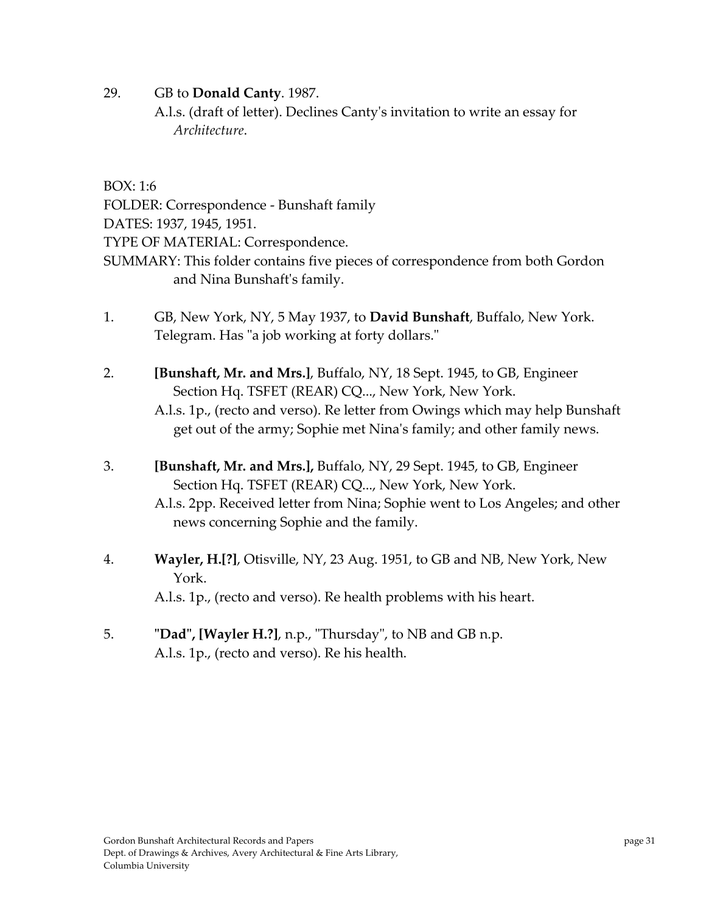29. GB to **Donald Canty**. 1987.
    A.l.s. (draft of letter). Declines Canty's invitation to write an essay for *Architecture*.

BOX: 1:6
FOLDER: Correspondence - Bunshaft family
DATES: 1937, 1945, 1951.
TYPE OF MATERIAL: Correspondence.
SUMMARY: This folder contains five pieces of correspondence from both Gordon and Nina Bunshaft's family.

1. GB, New York, NY, 5 May 1937, to **David Bunshaft**, Buffalo, New York.
   Telegram. Has "a job working at forty dollars."

2. **[Bunshaft, Mr. and Mrs.]**, Buffalo, NY, 18 Sept. 1945, to GB, Engineer Section Hq. TSFET (REAR) CQ..., New York, New York.
   A.l.s. 1p., (recto and verso). Re letter from Owings which may help Bunshaft get out of the army; Sophie met Nina's family; and other family news.

3. **[Bunshaft, Mr. and Mrs.],** Buffalo, NY, 29 Sept. 1945, to GB, Engineer Section Hq. TSFET (REAR) CQ..., New York, New York.
   A.l.s. 2pp. Received letter from Nina; Sophie went to Los Angeles; and other news concerning Sophie and the family.

4. **Wayler, H.[?]**, Otisville, NY, 23 Aug. 1951, to GB and NB, New York, New York.
   A.l.s. 1p., (recto and verso). Re health problems with his heart.

5. **"Dad", [Wayler H.?]**, n.p., "Thursday", to NB and GB n.p.
   A.l.s. 1p., (recto and verso). Re his health.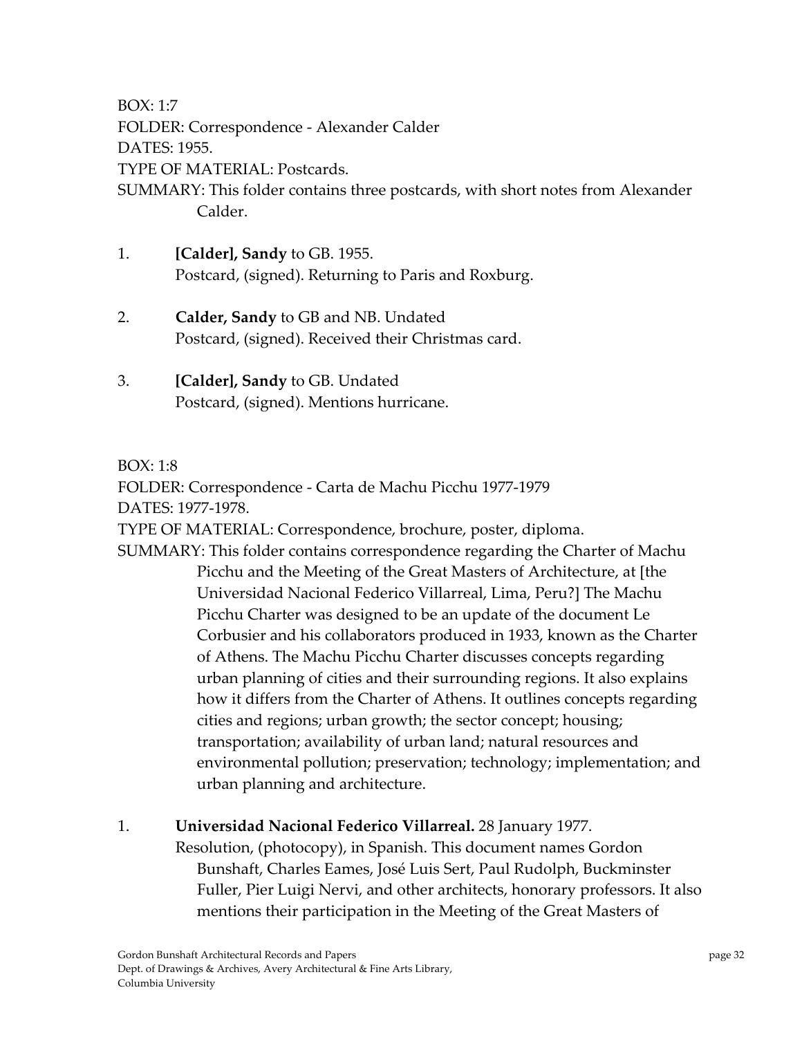BOX: 1:7
FOLDER: Correspondence - Alexander Calder
DATES: 1955.
TYPE OF MATERIAL: Postcards.
SUMMARY: This folder contains three postcards, with short notes from Alexander Calder.

1. **[Calder], Sandy** to GB. 1955.
   Postcard, (signed). Returning to Paris and Roxburg.

2. **Calder, Sandy** to GB and NB. Undated
   Postcard, (signed). Received their Christmas card.

3. **[Calder], Sandy** to GB. Undated
   Postcard, (signed). Mentions hurricane.

BOX: 1:8
FOLDER: Correspondence - Carta de Machu Picchu 1977-1979
DATES: 1977-1978.
TYPE OF MATERIAL: Correspondence, brochure, poster, diploma.
SUMMARY: This folder contains correspondence regarding the Charter of Machu Picchu and the Meeting of the Great Masters of Architecture, at [the Universidad Nacional Federico Villarreal, Lima, Peru?] The Machu Picchu Charter was designed to be an update of the document Le Corbusier and his collaborators produced in 1933, known as the Charter of Athens. The Machu Picchu Charter discusses concepts regarding urban planning of cities and their surrounding regions. It also explains how it differs from the Charter of Athens. It outlines concepts regarding cities and regions; urban growth; the sector concept; housing; transportation; availability of urban land; natural resources and environmental pollution; preservation; technology; implementation; and urban planning and architecture.

1. **Universidad Nacional Federico Villarreal.** 28 January 1977.
   Resolution, (photocopy), in Spanish. This document names Gordon Bunshaft, Charles Eames, José Luis Sert, Paul Rudolph, Buckminster Fuller, Pier Luigi Nervi, and other architects, honorary professors. It also mentions their participation in the Meeting of the Great Masters of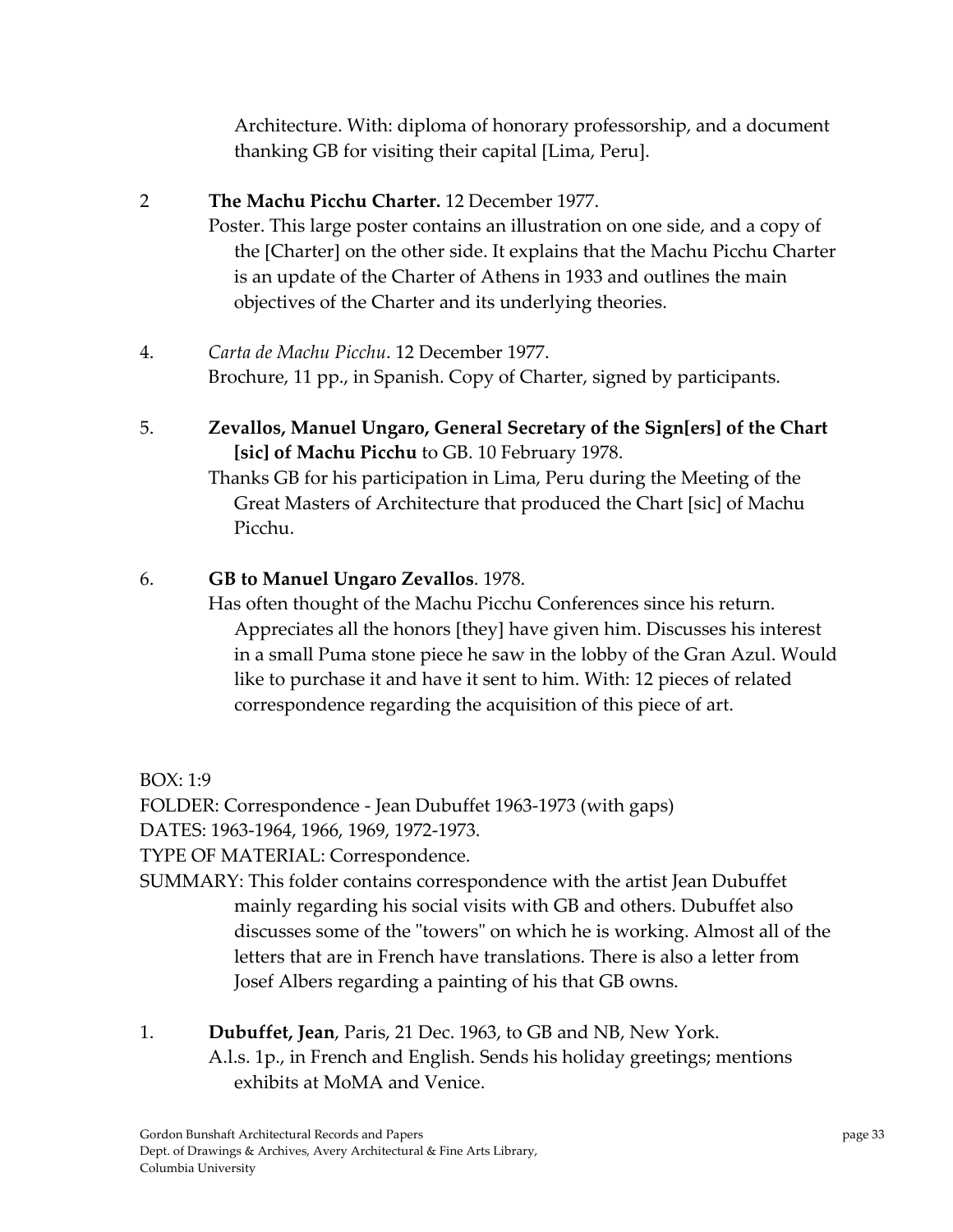Architecture. With: diploma of honorary professorship, and a document thanking GB for visiting their capital [Lima, Peru].

2 **The Machu Picchu Charter.** 12 December 1977.
Poster. This large poster contains an illustration on one side, and a copy of the [Charter] on the other side. It explains that the Machu Picchu Charter is an update of the Charter of Athens in 1933 and outlines the main objectives of the Charter and its underlying theories.

4. *Carta de Machu Picchu*. 12 December 1977.
Brochure, 11 pp., in Spanish. Copy of Charter, signed by participants.

5. **Zevallos, Manuel Ungaro, General Secretary of the Sign[ers] of the Chart [sic] of Machu Picchu** to GB. 10 February 1978.
Thanks GB for his participation in Lima, Peru during the Meeting of the Great Masters of Architecture that produced the Chart [sic] of Machu Picchu.

6. **GB to Manuel Ungaro Zevallos**. 1978.
Has often thought of the Machu Picchu Conferences since his return. Appreciates all the honors [they] have given him. Discusses his interest in a small Puma stone piece he saw in the lobby of the Gran Azul. Would like to purchase it and have it sent to him. With: 12 pieces of related correspondence regarding the acquisition of this piece of art.

BOX: 1:9
FOLDER: Correspondence - Jean Dubuffet 1963-1973 (with gaps)
DATES: 1963-1964, 1966, 1969, 1972-1973.
TYPE OF MATERIAL: Correspondence.
SUMMARY: This folder contains correspondence with the artist Jean Dubuffet mainly regarding his social visits with GB and others. Dubuffet also discusses some of the "towers" on which he is working. Almost all of the letters that are in French have translations. There is also a letter from Josef Albers regarding a painting of his that GB owns.

1. **Dubuffet, Jean**, Paris, 21 Dec. 1963, to GB and NB, New York.
A.l.s. 1p., in French and English. Sends his holiday greetings; mentions exhibits at MoMA and Venice.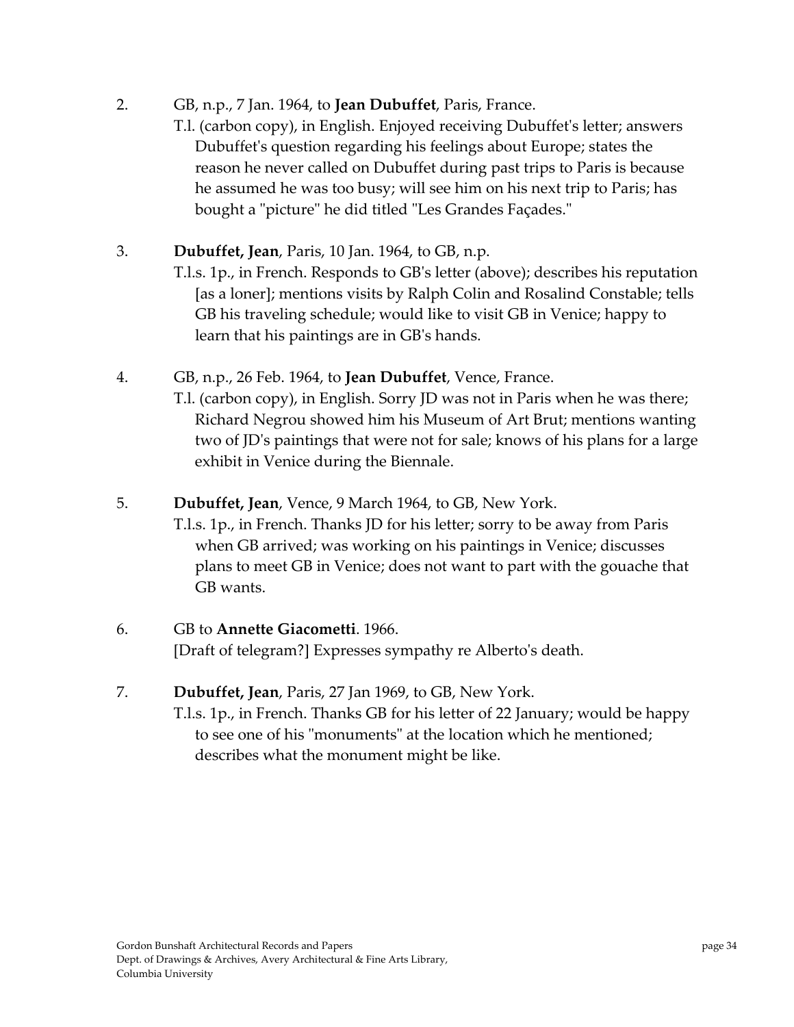2. GB, n.p., 7 Jan. 1964, to **Jean Dubuffet**, Paris, France.
   T.l. (carbon copy), in English. Enjoyed receiving Dubuffet's letter; answers Dubuffet's question regarding his feelings about Europe; states the reason he never called on Dubuffet during past trips to Paris is because he assumed he was too busy; will see him on his next trip to Paris; has bought a "picture" he did titled "Les Grandes Façades."

3. **Dubuffet, Jean**, Paris, 10 Jan. 1964, to GB, n.p.
   T.l.s. 1p., in French. Responds to GB's letter (above); describes his reputation [as a loner]; mentions visits by Ralph Colin and Rosalind Constable; tells GB his traveling schedule; would like to visit GB in Venice; happy to learn that his paintings are in GB's hands.

4. GB, n.p., 26 Feb. 1964, to **Jean Dubuffet**, Vence, France.
   T.l. (carbon copy), in English. Sorry JD was not in Paris when he was there; Richard Negrou showed him his Museum of Art Brut; mentions wanting two of JD's paintings that were not for sale; knows of his plans for a large exhibit in Venice during the Biennale.

5. **Dubuffet, Jean**, Vence, 9 March 1964, to GB, New York.
   T.l.s. 1p., in French. Thanks JD for his letter; sorry to be away from Paris when GB arrived; was working on his paintings in Venice; discusses plans to meet GB in Venice; does not want to part with the gouache that GB wants.

6. GB to **Annette Giacometti**. 1966.
   [Draft of telegram?] Expresses sympathy re Alberto's death.

7. **Dubuffet, Jean**, Paris, 27 Jan 1969, to GB, New York.
   T.l.s. 1p., in French. Thanks GB for his letter of 22 January; would be happy to see one of his "monuments" at the location which he mentioned; describes what the monument might be like.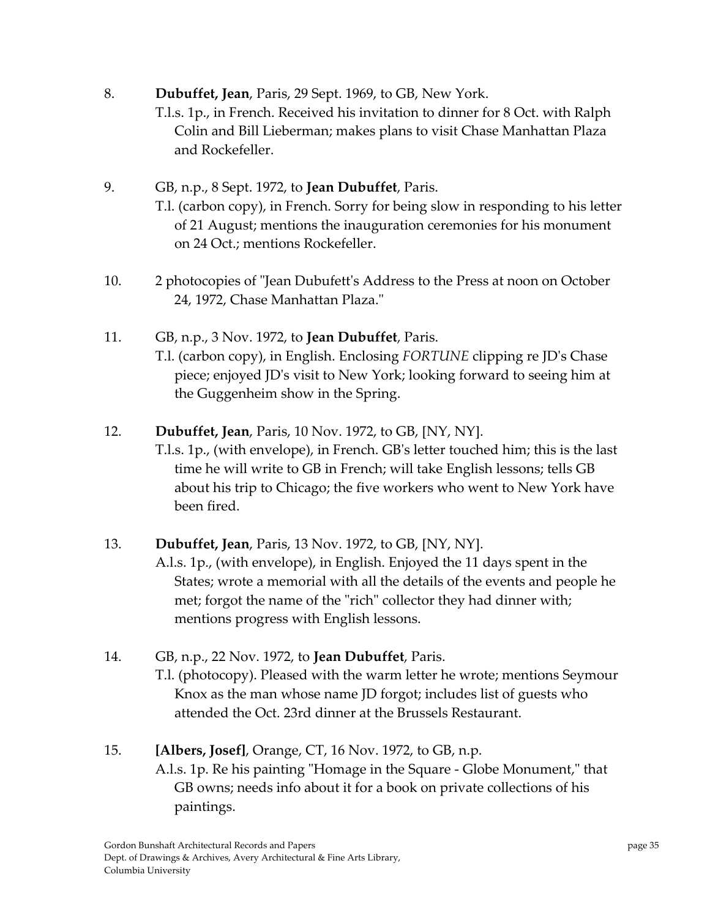8. **Dubuffet, Jean**, Paris, 29 Sept. 1969, to GB, New York.
   T.l.s. 1p., in French. Received his invitation to dinner for 8 Oct. with Ralph Colin and Bill Lieberman; makes plans to visit Chase Manhattan Plaza and Rockefeller.

9. GB, n.p., 8 Sept. 1972, to **Jean Dubuffet**, Paris.
   T.l. (carbon copy), in French. Sorry for being slow in responding to his letter of 21 August; mentions the inauguration ceremonies for his monument on 24 Oct.; mentions Rockefeller.

10. 2 photocopies of "Jean Dubufett's Address to the Press at noon on October 24, 1972, Chase Manhattan Plaza."

11. GB, n.p., 3 Nov. 1972, to **Jean Dubuffet**, Paris.
   T.l. (carbon copy), in English. Enclosing *FORTUNE* clipping re JD's Chase piece; enjoyed JD's visit to New York; looking forward to seeing him at the Guggenheim show in the Spring.

12. **Dubuffet, Jean**, Paris, 10 Nov. 1972, to GB, [NY, NY].
   T.l.s. 1p., (with envelope), in French. GB's letter touched him; this is the last time he will write to GB in French; will take English lessons; tells GB about his trip to Chicago; the five workers who went to New York have been fired.

13. **Dubuffet, Jean**, Paris, 13 Nov. 1972, to GB, [NY, NY].
   A.l.s. 1p., (with envelope), in English. Enjoyed the 11 days spent in the States; wrote a memorial with all the details of the events and people he met; forgot the name of the "rich" collector they had dinner with; mentions progress with English lessons.

14. GB, n.p., 22 Nov. 1972, to **Jean Dubuffet**, Paris.
   T.l. (photocopy). Pleased with the warm letter he wrote; mentions Seymour Knox as the man whose name JD forgot; includes list of guests who attended the Oct. 23rd dinner at the Brussels Restaurant.

15. **[Albers, Josef]**, Orange, CT, 16 Nov. 1972, to GB, n.p.
   A.l.s. 1p. Re his painting "Homage in the Square - Globe Monument," that GB owns; needs info about it for a book on private collections of his paintings.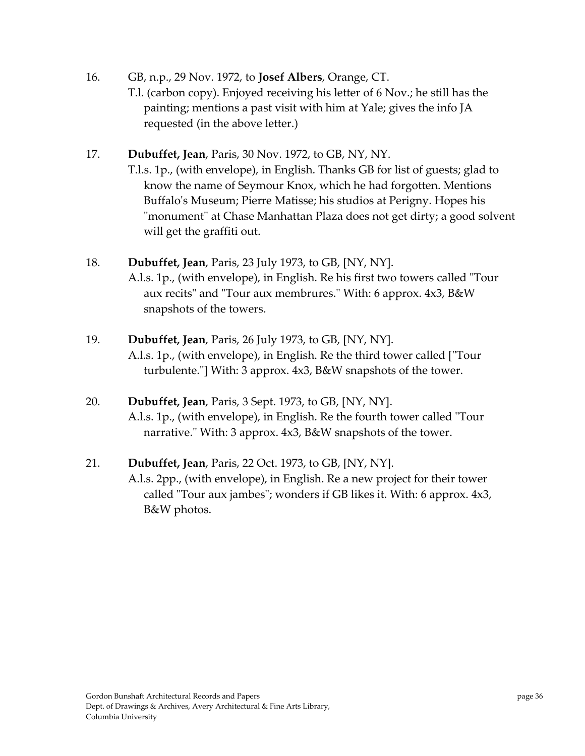16. GB, n.p., 29 Nov. 1972, to **Josef Albers**, Orange, CT.
    T.l. (carbon copy). Enjoyed receiving his letter of 6 Nov.; he still has the painting; mentions a past visit with him at Yale; gives the info JA requested (in the above letter.)

17. **Dubuffet, Jean**, Paris, 30 Nov. 1972, to GB, NY, NY.
    T.l.s. 1p., (with envelope), in English. Thanks GB for list of guests; glad to know the name of Seymour Knox, which he had forgotten. Mentions Buffalo's Museum; Pierre Matisse; his studios at Perigny. Hopes his "monument" at Chase Manhattan Plaza does not get dirty; a good solvent will get the graffiti out.

18. **Dubuffet, Jean**, Paris, 23 July 1973, to GB, [NY, NY].
    A.l.s. 1p., (with envelope), in English. Re his first two towers called "Tour aux recits" and "Tour aux membrures." With: 6 approx. 4x3, B&W snapshots of the towers.

19. **Dubuffet, Jean**, Paris, 26 July 1973, to GB, [NY, NY].
    A.l.s. 1p., (with envelope), in English. Re the third tower called ["Tour turbulente."] With: 3 approx. 4x3, B&W snapshots of the tower.

20. **Dubuffet, Jean**, Paris, 3 Sept. 1973, to GB, [NY, NY].
    A.l.s. 1p., (with envelope), in English. Re the fourth tower called "Tour narrative." With: 3 approx. 4x3, B&W snapshots of the tower.

21. **Dubuffet, Jean**, Paris, 22 Oct. 1973, to GB, [NY, NY].
    A.l.s. 2pp., (with envelope), in English. Re a new project for their tower called "Tour aux jambes"; wonders if GB likes it. With: 6 approx. 4x3, B&W photos.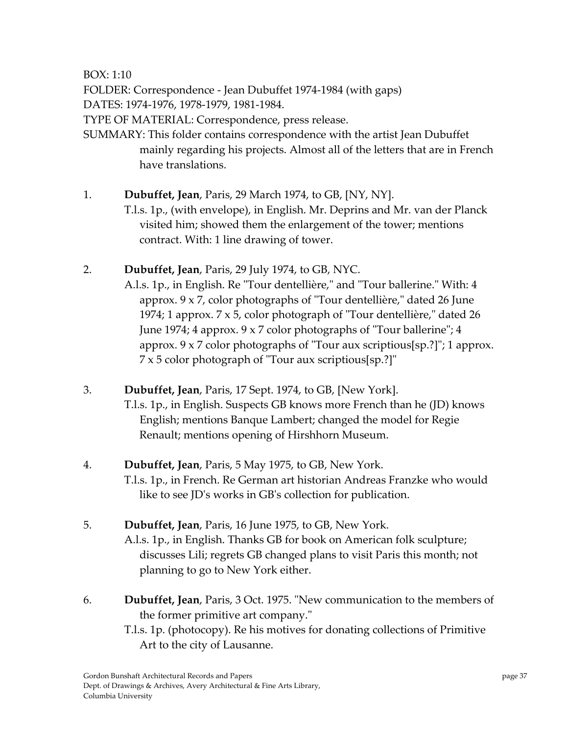BOX: 1:10

FOLDER: Correspondence - Jean Dubuffet 1974-1984 (with gaps)

DATES: 1974-1976, 1978-1979, 1981-1984.

TYPE OF MATERIAL: Correspondence, press release.

SUMMARY: This folder contains correspondence with the artist Jean Dubuffet mainly regarding his projects. Almost all of the letters that are in French have translations.

1. **Dubuffet, Jean**, Paris, 29 March 1974, to GB, [NY, NY].
   T.l.s. 1p., (with envelope), in English. Mr. Deprins and Mr. van der Planck visited him; showed them the enlargement of the tower; mentions contract. With: 1 line drawing of tower.

2. **Dubuffet, Jean**, Paris, 29 July 1974, to GB, NYC.
   A.l.s. 1p., in English. Re "Tour dentellière," and "Tour ballerine." With: 4 approx. 9 x 7, color photographs of "Tour dentellière," dated 26 June 1974; 1 approx. 7 x 5, color photograph of "Tour dentellière," dated 26 June 1974; 4 approx. 9 x 7 color photographs of "Tour ballerine"; 4 approx. 9 x 7 color photographs of "Tour aux scriptious[sp.?]"; 1 approx. 7 x 5 color photograph of "Tour aux scriptious[sp.?]"

3. **Dubuffet, Jean**, Paris, 17 Sept. 1974, to GB, [New York].
   T.l.s. 1p., in English. Suspects GB knows more French than he (JD) knows English; mentions Banque Lambert; changed the model for Regie Renault; mentions opening of Hirshhorn Museum.

4. **Dubuffet, Jean**, Paris, 5 May 1975, to GB, New York.
   T.l.s. 1p., in French. Re German art historian Andreas Franzke who would like to see JD's works in GB's collection for publication.

5. **Dubuffet, Jean**, Paris, 16 June 1975, to GB, New York.
   A.l.s. 1p., in English. Thanks GB for book on American folk sculpture; discusses Lili; regrets GB changed plans to visit Paris this month; not planning to go to New York either.

6. **Dubuffet, Jean**, Paris, 3 Oct. 1975. "New communication to the members of the former primitive art company."
   T.l.s. 1p. (photocopy). Re his motives for donating collections of Primitive Art to the city of Lausanne.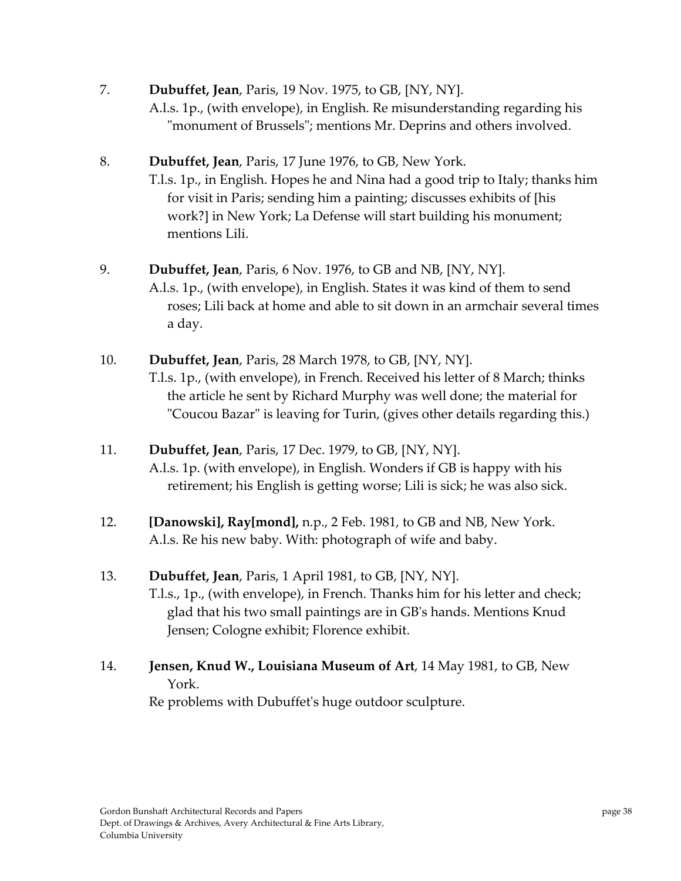7. **Dubuffet, Jean**, Paris, 19 Nov. 1975, to GB, [NY, NY].
   A.l.s. 1p., (with envelope), in English. Re misunderstanding regarding his "monument of Brussels"; mentions Mr. Deprins and others involved.

8. **Dubuffet, Jean**, Paris, 17 June 1976, to GB, New York.
   T.l.s. 1p., in English. Hopes he and Nina had a good trip to Italy; thanks him for visit in Paris; sending him a painting; discusses exhibits of [his work?] in New York; La Defense will start building his monument; mentions Lili.

9. **Dubuffet, Jean**, Paris, 6 Nov. 1976, to GB and NB, [NY, NY].
   A.l.s. 1p., (with envelope), in English. States it was kind of them to send roses; Lili back at home and able to sit down in an armchair several times a day.

10. **Dubuffet, Jean**, Paris, 28 March 1978, to GB, [NY, NY].
    T.l.s. 1p., (with envelope), in French. Received his letter of 8 March; thinks the article he sent by Richard Murphy was well done; the material for "Coucou Bazar" is leaving for Turin, (gives other details regarding this.)

11. **Dubuffet, Jean**, Paris, 17 Dec. 1979, to GB, [NY, NY].
    A.l.s. 1p. (with envelope), in English. Wonders if GB is happy with his retirement; his English is getting worse; Lili is sick; he was also sick.

12. **[Danowski], Ray[mond],** n.p., 2 Feb. 1981, to GB and NB, New York.
    A.l.s. Re his new baby. With: photograph of wife and baby.

13. **Dubuffet, Jean**, Paris, 1 April 1981, to GB, [NY, NY].
    T.l.s., 1p., (with envelope), in French. Thanks him for his letter and check; glad that his two small paintings are in GB's hands. Mentions Knud Jensen; Cologne exhibit; Florence exhibit.

14. **Jensen, Knud W., Louisiana Museum of Art**, 14 May 1981, to GB, New York.
    Re problems with Dubuffet's huge outdoor sculpture.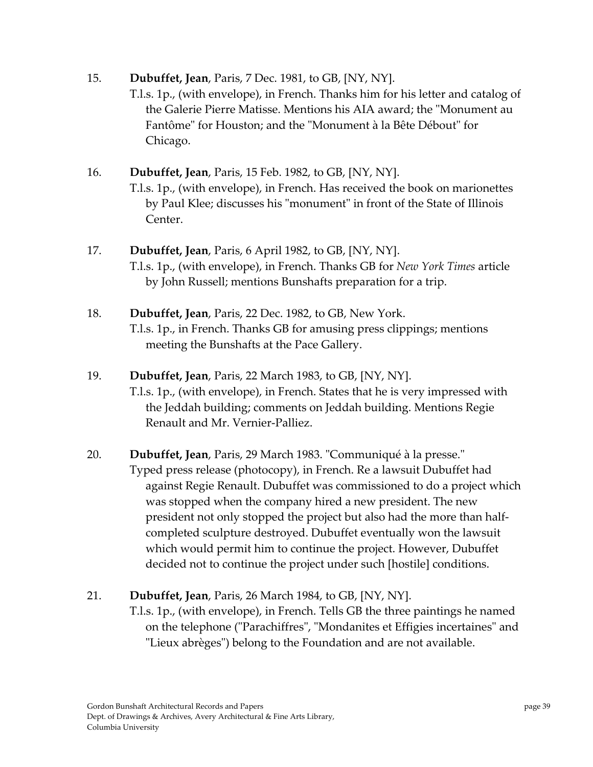15. **Dubuffet, Jean**, Paris, 7 Dec. 1981, to GB, [NY, NY].
    T.l.s. 1p., (with envelope), in French. Thanks him for his letter and catalog of the Galerie Pierre Matisse. Mentions his AIA award; the "Monument au Fantôme" for Houston; and the "Monument à la Bête Débout" for Chicago.

16. **Dubuffet, Jean**, Paris, 15 Feb. 1982, to GB, [NY, NY].
    T.l.s. 1p., (with envelope), in French. Has received the book on marionettes by Paul Klee; discusses his "monument" in front of the State of Illinois Center.

17. **Dubuffet, Jean**, Paris, 6 April 1982, to GB, [NY, NY].
    T.l.s. 1p., (with envelope), in French. Thanks GB for *New York Times* article by John Russell; mentions Bunshafts preparation for a trip.

18. **Dubuffet, Jean**, Paris, 22 Dec. 1982, to GB, New York.
    T.l.s. 1p., in French. Thanks GB for amusing press clippings; mentions meeting the Bunshafts at the Pace Gallery.

19. **Dubuffet, Jean**, Paris, 22 March 1983, to GB, [NY, NY].
    T.l.s. 1p., (with envelope), in French. States that he is very impressed with the Jeddah building; comments on Jeddah building. Mentions Regie Renault and Mr. Vernier-Palliez.

20. **Dubuffet, Jean**, Paris, 29 March 1983. "Communiqué à la presse."
    Typed press release (photocopy), in French. Re a lawsuit Dubuffet had against Regie Renault. Dubuffet was commissioned to do a project which was stopped when the company hired a new president. The new president not only stopped the project but also had the more than half-completed sculpture destroyed. Dubuffet eventually won the lawsuit which would permit him to continue the project. However, Dubuffet decided not to continue the project under such [hostile] conditions.

21. **Dubuffet, Jean**, Paris, 26 March 1984, to GB, [NY, NY].
    T.l.s. 1p., (with envelope), in French. Tells GB the three paintings he named on the telephone ("Parachiffres", "Mondanites et Effigies incertaines" and "Lieux abrèges") belong to the Foundation and are not available.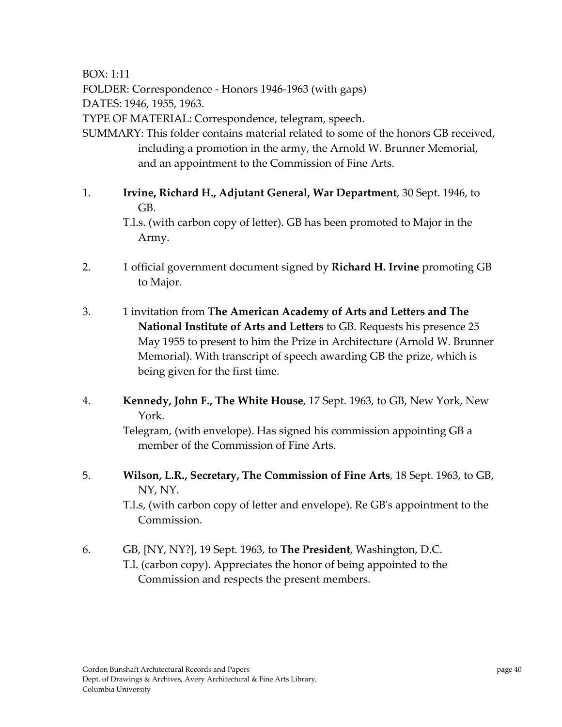BOX: 1:11

FOLDER: Correspondence - Honors 1946-1963 (with gaps)

DATES: 1946, 1955, 1963.

TYPE OF MATERIAL: Correspondence, telegram, speech.

SUMMARY: This folder contains material related to some of the honors GB received, including a promotion in the army, the Arnold W. Brunner Memorial, and an appointment to the Commission of Fine Arts.

1. **Irvine, Richard H., Adjutant General, War Department**, 30 Sept. 1946, to GB.
   T.l.s. (with carbon copy of letter). GB has been promoted to Major in the Army.

2. 1 official government document signed by **Richard H. Irvine** promoting GB to Major.

3. 1 invitation from **The American Academy of Arts and Letters and The National Institute of Arts and Letters** to GB. Requests his presence 25 May 1955 to present to him the Prize in Architecture (Arnold W. Brunner Memorial). With transcript of speech awarding GB the prize, which is being given for the first time.

4. **Kennedy, John F., The White House**, 17 Sept. 1963, to GB, New York, New York.
   Telegram, (with envelope). Has signed his commission appointing GB a member of the Commission of Fine Arts.

5. **Wilson, L.R., Secretary, The Commission of Fine Arts**, 18 Sept. 1963, to GB, NY, NY.
   T.l.s, (with carbon copy of letter and envelope). Re GB's appointment to the Commission.

6. GB, [NY, NY?], 19 Sept. 1963, to **The President**, Washington, D.C.
   T.l. (carbon copy). Appreciates the honor of being appointed to the Commission and respects the present members.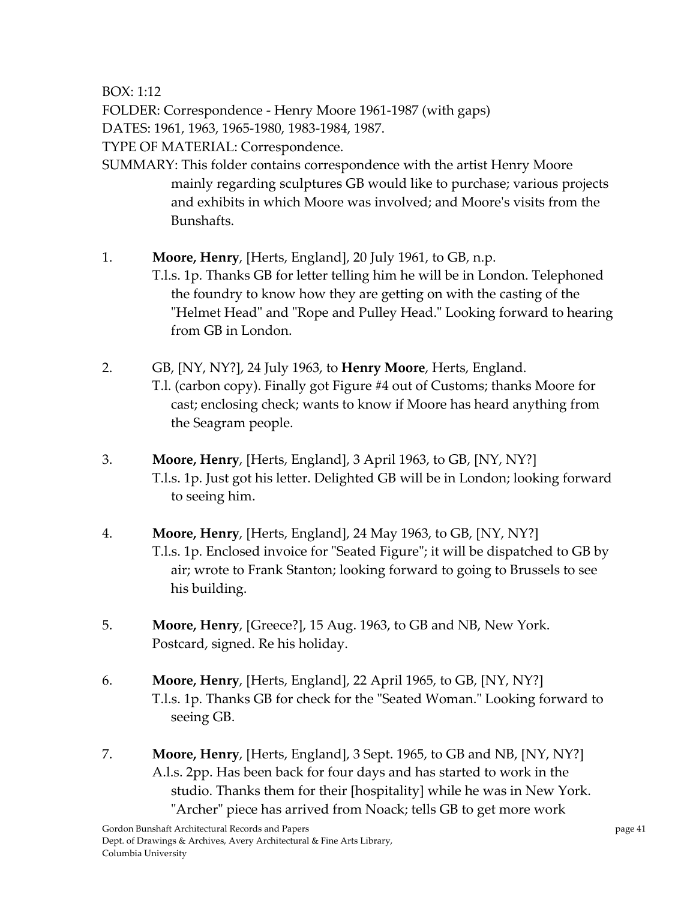BOX: 1:12

FOLDER: Correspondence - Henry Moore 1961-1987 (with gaps)

DATES: 1961, 1963, 1965-1980, 1983-1984, 1987.

TYPE OF MATERIAL: Correspondence.

SUMMARY: This folder contains correspondence with the artist Henry Moore mainly regarding sculptures GB would like to purchase; various projects and exhibits in which Moore was involved; and Moore's visits from the Bunshafts.

1. **Moore, Henry**, [Herts, England], 20 July 1961, to GB, n.p.
   T.l.s. 1p. Thanks GB for letter telling him he will be in London. Telephoned the foundry to know how they are getting on with the casting of the "Helmet Head" and "Rope and Pulley Head." Looking forward to hearing from GB in London.

2. GB, [NY, NY?], 24 July 1963, to **Henry Moore**, Herts, England.
   T.l. (carbon copy). Finally got Figure #4 out of Customs; thanks Moore for cast; enclosing check; wants to know if Moore has heard anything from the Seagram people.

3. **Moore, Henry**, [Herts, England], 3 April 1963, to GB, [NY, NY?]
   T.l.s. 1p. Just got his letter. Delighted GB will be in London; looking forward to seeing him.

4. **Moore, Henry**, [Herts, England], 24 May 1963, to GB, [NY, NY?]
   T.l.s. 1p. Enclosed invoice for "Seated Figure"; it will be dispatched to GB by air; wrote to Frank Stanton; looking forward to going to Brussels to see his building.

5. **Moore, Henry**, [Greece?], 15 Aug. 1963, to GB and NB, New York.
   Postcard, signed. Re his holiday.

6. **Moore, Henry**, [Herts, England], 22 April 1965, to GB, [NY, NY?]
   T.l.s. 1p. Thanks GB for check for the "Seated Woman." Looking forward to seeing GB.

7. **Moore, Henry**, [Herts, England], 3 Sept. 1965, to GB and NB, [NY, NY?]
   A.l.s. 2pp. Has been back for four days and has started to work in the studio. Thanks them for their [hospitality] while he was in New York. "Archer" piece has arrived from Noack; tells GB to get more work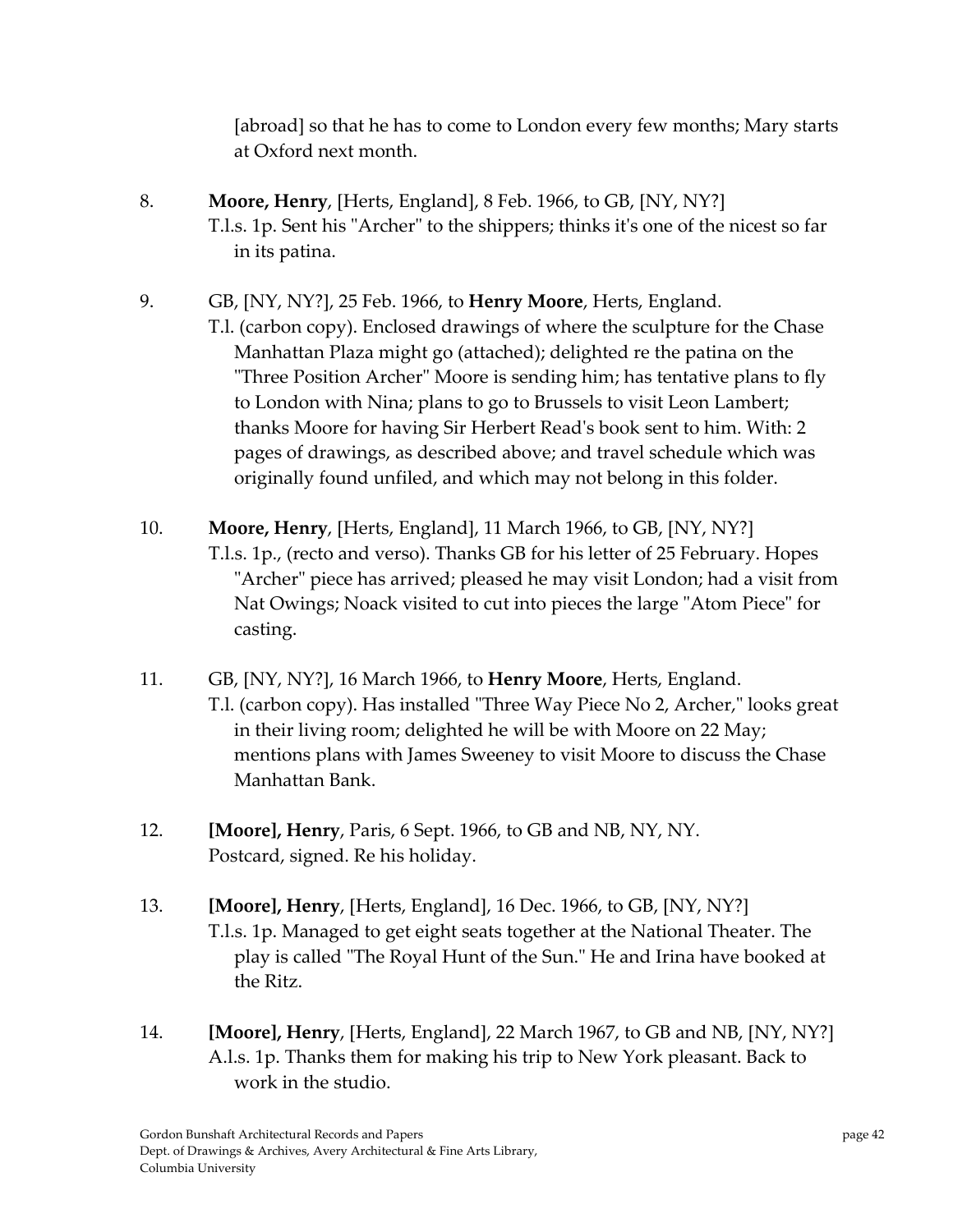[abroad] so that he has to come to London every few months; Mary starts at Oxford next month.

8. **Moore, Henry**, [Herts, England], 8 Feb. 1966, to GB, [NY, NY?]
   T.l.s. 1p. Sent his "Archer" to the shippers; thinks it's one of the nicest so far in its patina.

9. GB, [NY, NY?], 25 Feb. 1966, to **Henry Moore**, Herts, England.
   T.l. (carbon copy). Enclosed drawings of where the sculpture for the Chase Manhattan Plaza might go (attached); delighted re the patina on the "Three Position Archer" Moore is sending him; has tentative plans to fly to London with Nina; plans to go to Brussels to visit Leon Lambert; thanks Moore for having Sir Herbert Read's book sent to him. With: 2 pages of drawings, as described above; and travel schedule which was originally found unfiled, and which may not belong in this folder.

10. **Moore, Henry**, [Herts, England], 11 March 1966, to GB, [NY, NY?]
    T.l.s. 1p., (recto and verso). Thanks GB for his letter of 25 February. Hopes "Archer" piece has arrived; pleased he may visit London; had a visit from Nat Owings; Noack visited to cut into pieces the large "Atom Piece" for casting.

11. GB, [NY, NY?], 16 March 1966, to **Henry Moore**, Herts, England.
    T.l. (carbon copy). Has installed "Three Way Piece No 2, Archer," looks great in their living room; delighted he will be with Moore on 22 May; mentions plans with James Sweeney to visit Moore to discuss the Chase Manhattan Bank.

12. **[Moore], Henry**, Paris, 6 Sept. 1966, to GB and NB, NY, NY.
    Postcard, signed. Re his holiday.

13. **[Moore], Henry**, [Herts, England], 16 Dec. 1966, to GB, [NY, NY?]
    T.l.s. 1p. Managed to get eight seats together at the National Theater. The play is called "The Royal Hunt of the Sun." He and Irina have booked at the Ritz.

14. **[Moore], Henry**, [Herts, England], 22 March 1967, to GB and NB, [NY, NY?]
    A.l.s. 1p. Thanks them for making his trip to New York pleasant. Back to work in the studio.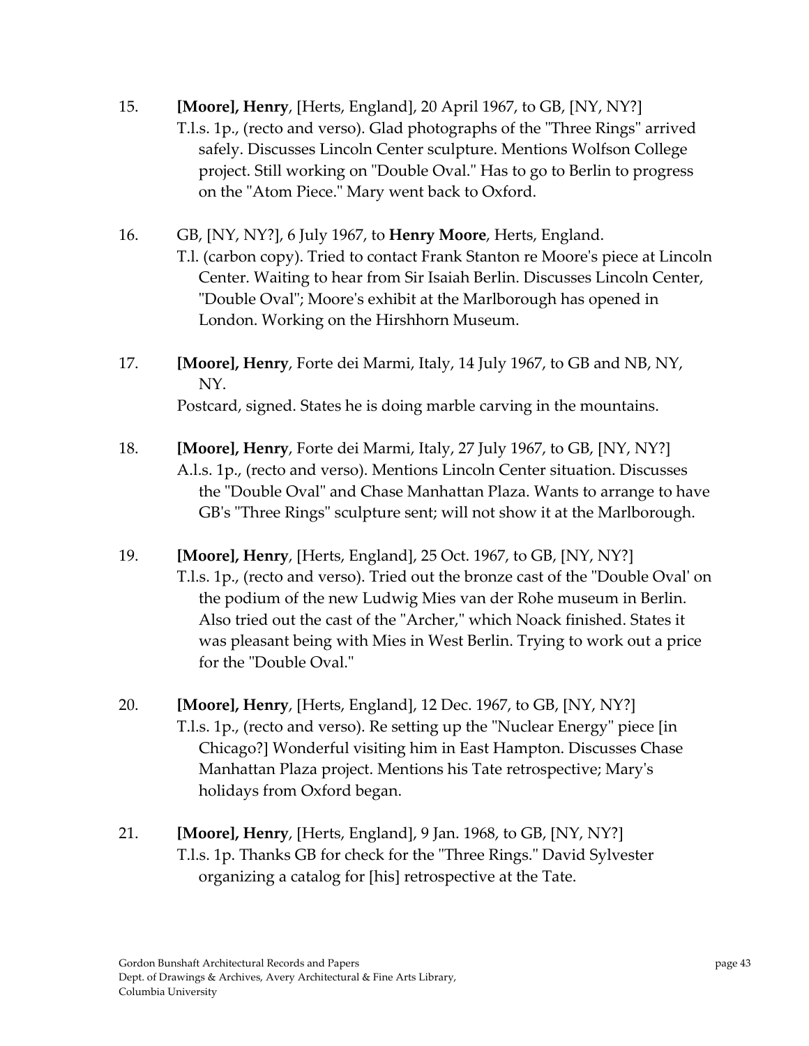15. **[Moore], Henry**, [Herts, England], 20 April 1967, to GB, [NY, NY?]
    T.l.s. 1p., (recto and verso). Glad photographs of the "Three Rings" arrived safely. Discusses Lincoln Center sculpture. Mentions Wolfson College project. Still working on "Double Oval." Has to go to Berlin to progress on the "Atom Piece." Mary went back to Oxford.

16. GB, [NY, NY?], 6 July 1967, to **Henry Moore**, Herts, England.
    T.l. (carbon copy). Tried to contact Frank Stanton re Moore's piece at Lincoln Center. Waiting to hear from Sir Isaiah Berlin. Discusses Lincoln Center, "Double Oval"; Moore's exhibit at the Marlborough has opened in London. Working on the Hirshhorn Museum.

17. **[Moore], Henry**, Forte dei Marmi, Italy, 14 July 1967, to GB and NB, NY, NY.
    Postcard, signed. States he is doing marble carving in the mountains.

18. **[Moore], Henry**, Forte dei Marmi, Italy, 27 July 1967, to GB, [NY, NY?]
    A.l.s. 1p., (recto and verso). Mentions Lincoln Center situation. Discusses the "Double Oval" and Chase Manhattan Plaza. Wants to arrange to have GB's "Three Rings" sculpture sent; will not show it at the Marlborough.

19. **[Moore], Henry**, [Herts, England], 25 Oct. 1967, to GB, [NY, NY?]
    T.l.s. 1p., (recto and verso). Tried out the bronze cast of the "Double Oval' on the podium of the new Ludwig Mies van der Rohe museum in Berlin. Also tried out the cast of the "Archer," which Noack finished. States it was pleasant being with Mies in West Berlin. Trying to work out a price for the "Double Oval."

20. **[Moore], Henry**, [Herts, England], 12 Dec. 1967, to GB, [NY, NY?]
    T.l.s. 1p., (recto and verso). Re setting up the "Nuclear Energy" piece [in Chicago?] Wonderful visiting him in East Hampton. Discusses Chase Manhattan Plaza project. Mentions his Tate retrospective; Mary's holidays from Oxford began.

21. **[Moore], Henry**, [Herts, England], 9 Jan. 1968, to GB, [NY, NY?]
    T.l.s. 1p. Thanks GB for check for the "Three Rings." David Sylvester organizing a catalog for [his] retrospective at the Tate.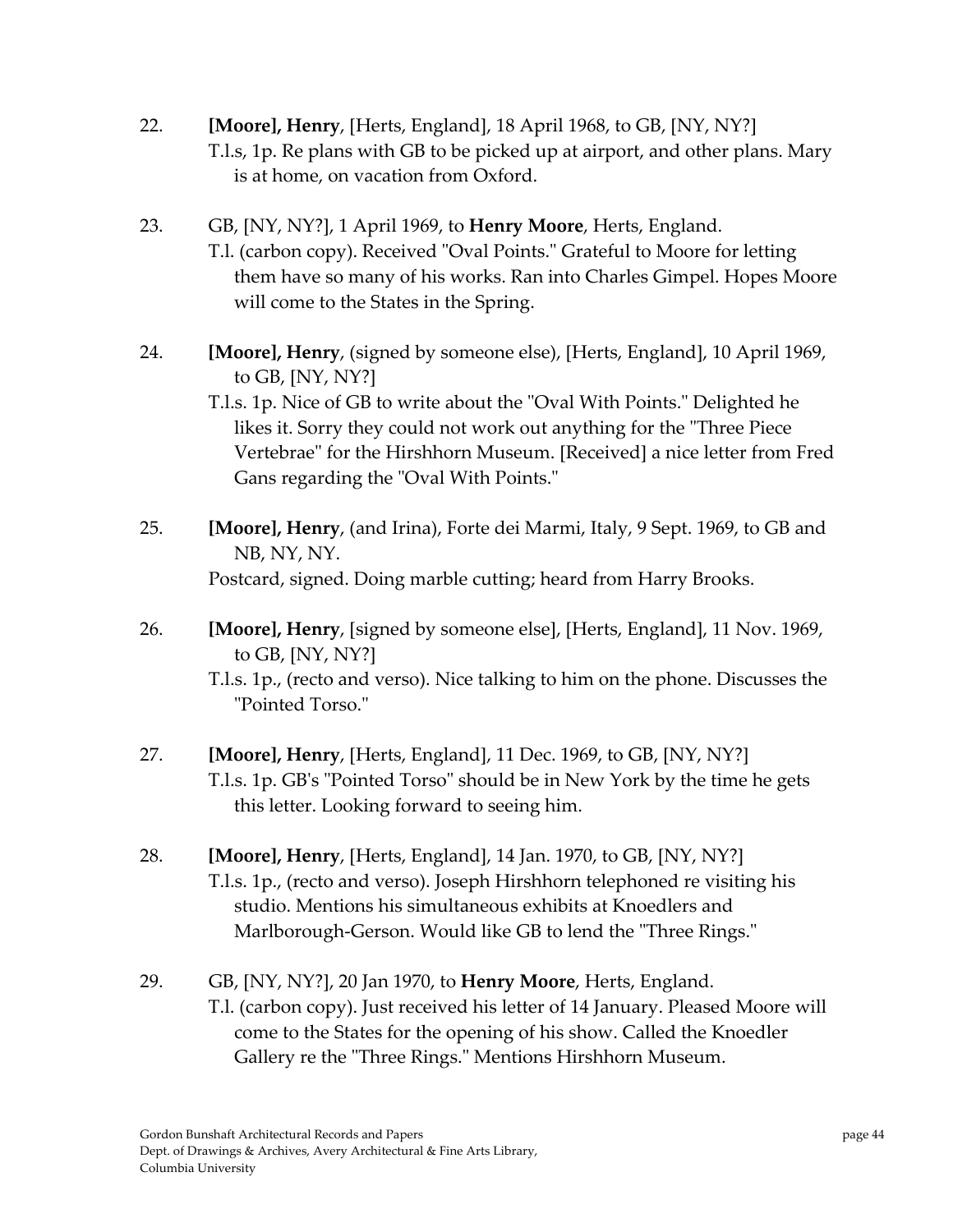22. **[Moore], Henry**, [Herts, England], 18 April 1968, to GB, [NY, NY?]
    T.l.s, 1p. Re plans with GB to be picked up at airport, and other plans. Mary is at home, on vacation from Oxford.

23. GB, [NY, NY?], 1 April 1969, to **Henry Moore**, Herts, England.
    T.l. (carbon copy). Received "Oval Points." Grateful to Moore for letting them have so many of his works. Ran into Charles Gimpel. Hopes Moore will come to the States in the Spring.

24. **[Moore], Henry**, (signed by someone else), [Herts, England], 10 April 1969, to GB, [NY, NY?]
    T.l.s. 1p. Nice of GB to write about the "Oval With Points." Delighted he likes it. Sorry they could not work out anything for the "Three Piece Vertebrae" for the Hirshhorn Museum. [Received] a nice letter from Fred Gans regarding the "Oval With Points."

25. **[Moore], Henry**, (and Irina), Forte dei Marmi, Italy, 9 Sept. 1969, to GB and NB, NY, NY.
    Postcard, signed. Doing marble cutting; heard from Harry Brooks.

26. **[Moore], Henry**, [signed by someone else], [Herts, England], 11 Nov. 1969, to GB, [NY, NY?]
    T.l.s. 1p., (recto and verso). Nice talking to him on the phone. Discusses the "Pointed Torso."

27. **[Moore], Henry**, [Herts, England], 11 Dec. 1969, to GB, [NY, NY?]
    T.l.s. 1p. GB's "Pointed Torso" should be in New York by the time he gets this letter. Looking forward to seeing him.

28. **[Moore], Henry**, [Herts, England], 14 Jan. 1970, to GB, [NY, NY?]
    T.l.s. 1p., (recto and verso). Joseph Hirshhorn telephoned re visiting his studio. Mentions his simultaneous exhibits at Knoedlers and Marlborough-Gerson. Would like GB to lend the "Three Rings."

29. GB, [NY, NY?], 20 Jan 1970, to **Henry Moore**, Herts, England.
    T.l. (carbon copy). Just received his letter of 14 January. Pleased Moore will come to the States for the opening of his show. Called the Knoedler Gallery re the "Three Rings." Mentions Hirshhorn Museum.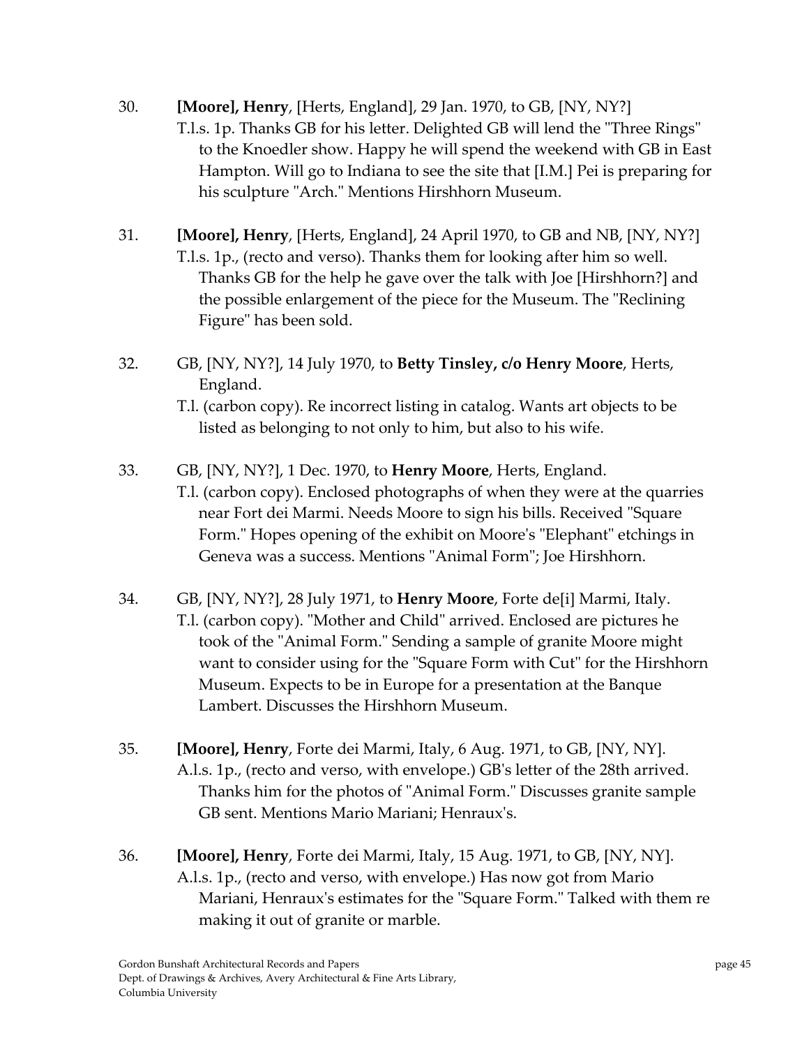30. **[Moore], Henry**, [Herts, England], 29 Jan. 1970, to GB, [NY, NY?]
    T.l.s. 1p. Thanks GB for his letter. Delighted GB will lend the "Three Rings" to the Knoedler show. Happy he will spend the weekend with GB in East Hampton. Will go to Indiana to see the site that [I.M.] Pei is preparing for his sculpture "Arch." Mentions Hirshhorn Museum.

31. **[Moore], Henry**, [Herts, England], 24 April 1970, to GB and NB, [NY, NY?]
    T.l.s. 1p., (recto and verso). Thanks them for looking after him so well. Thanks GB for the help he gave over the talk with Joe [Hirshhorn?] and the possible enlargement of the piece for the Museum. The "Reclining Figure" has been sold.

32. GB, [NY, NY?], 14 July 1970, to **Betty Tinsley, c/o Henry Moore**, Herts, England.
    T.l. (carbon copy). Re incorrect listing in catalog. Wants art objects to be listed as belonging to not only to him, but also to his wife.

33. GB, [NY, NY?], 1 Dec. 1970, to **Henry Moore**, Herts, England.
    T.l. (carbon copy). Enclosed photographs of when they were at the quarries near Fort dei Marmi. Needs Moore to sign his bills. Received "Square Form." Hopes opening of the exhibit on Moore's "Elephant" etchings in Geneva was a success. Mentions "Animal Form"; Joe Hirshhorn.

34. GB, [NY, NY?], 28 July 1971, to **Henry Moore**, Forte de[i] Marmi, Italy.
    T.l. (carbon copy). "Mother and Child" arrived. Enclosed are pictures he took of the "Animal Form." Sending a sample of granite Moore might want to consider using for the "Square Form with Cut" for the Hirshhorn Museum. Expects to be in Europe for a presentation at the Banque Lambert. Discusses the Hirshhorn Museum.

35. **[Moore], Henry**, Forte dei Marmi, Italy, 6 Aug. 1971, to GB, [NY, NY].
    A.l.s. 1p., (recto and verso, with envelope.) GB's letter of the 28th arrived. Thanks him for the photos of "Animal Form." Discusses granite sample GB sent. Mentions Mario Mariani; Henraux's.

36. **[Moore], Henry**, Forte dei Marmi, Italy, 15 Aug. 1971, to GB, [NY, NY].
    A.l.s. 1p., (recto and verso, with envelope.) Has now got from Mario Mariani, Henraux's estimates for the "Square Form." Talked with them re making it out of granite or marble.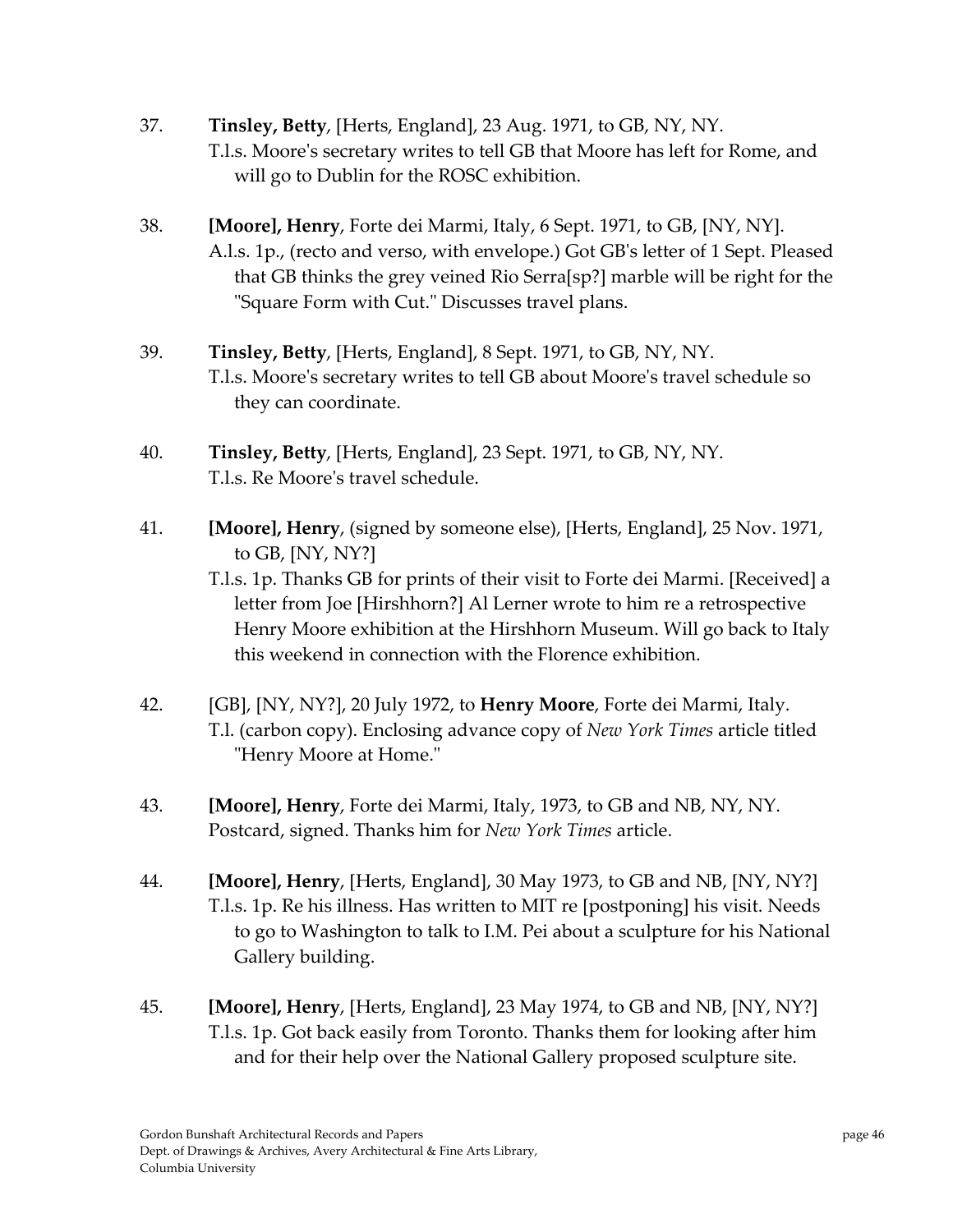37. **Tinsley, Betty**, [Herts, England], 23 Aug. 1971, to GB, NY, NY.
    T.l.s. Moore's secretary writes to tell GB that Moore has left for Rome, and will go to Dublin for the ROSC exhibition.

38. **[Moore], Henry**, Forte dei Marmi, Italy, 6 Sept. 1971, to GB, [NY, NY].
    A.l.s. 1p., (recto and verso, with envelope.) Got GB's letter of 1 Sept. Pleased that GB thinks the grey veined Rio Serra[sp?] marble will be right for the "Square Form with Cut." Discusses travel plans.

39. **Tinsley, Betty**, [Herts, England], 8 Sept. 1971, to GB, NY, NY.
    T.l.s. Moore's secretary writes to tell GB about Moore's travel schedule so they can coordinate.

40. **Tinsley, Betty**, [Herts, England], 23 Sept. 1971, to GB, NY, NY.
    T.l.s. Re Moore's travel schedule.

41. **[Moore], Henry**, (signed by someone else), [Herts, England], 25 Nov. 1971, to GB, [NY, NY?]
    T.l.s. 1p. Thanks GB for prints of their visit to Forte dei Marmi. [Received] a letter from Joe [Hirshhorn?] Al Lerner wrote to him re a retrospective Henry Moore exhibition at the Hirshhorn Museum. Will go back to Italy this weekend in connection with the Florence exhibition.

42. [GB], [NY, NY?], 20 July 1972, to **Henry Moore**, Forte dei Marmi, Italy.
    T.l. (carbon copy). Enclosing advance copy of *New York Times* article titled "Henry Moore at Home."

43. **[Moore], Henry**, Forte dei Marmi, Italy, 1973, to GB and NB, NY, NY.
    Postcard, signed. Thanks him for *New York Times* article.

44. **[Moore], Henry**, [Herts, England], 30 May 1973, to GB and NB, [NY, NY?]
    T.l.s. 1p. Re his illness. Has written to MIT re [postponing] his visit. Needs to go to Washington to talk to I.M. Pei about a sculpture for his National Gallery building.

45. **[Moore], Henry**, [Herts, England], 23 May 1974, to GB and NB, [NY, NY?]
    T.l.s. 1p. Got back easily from Toronto. Thanks them for looking after him and for their help over the National Gallery proposed sculpture site.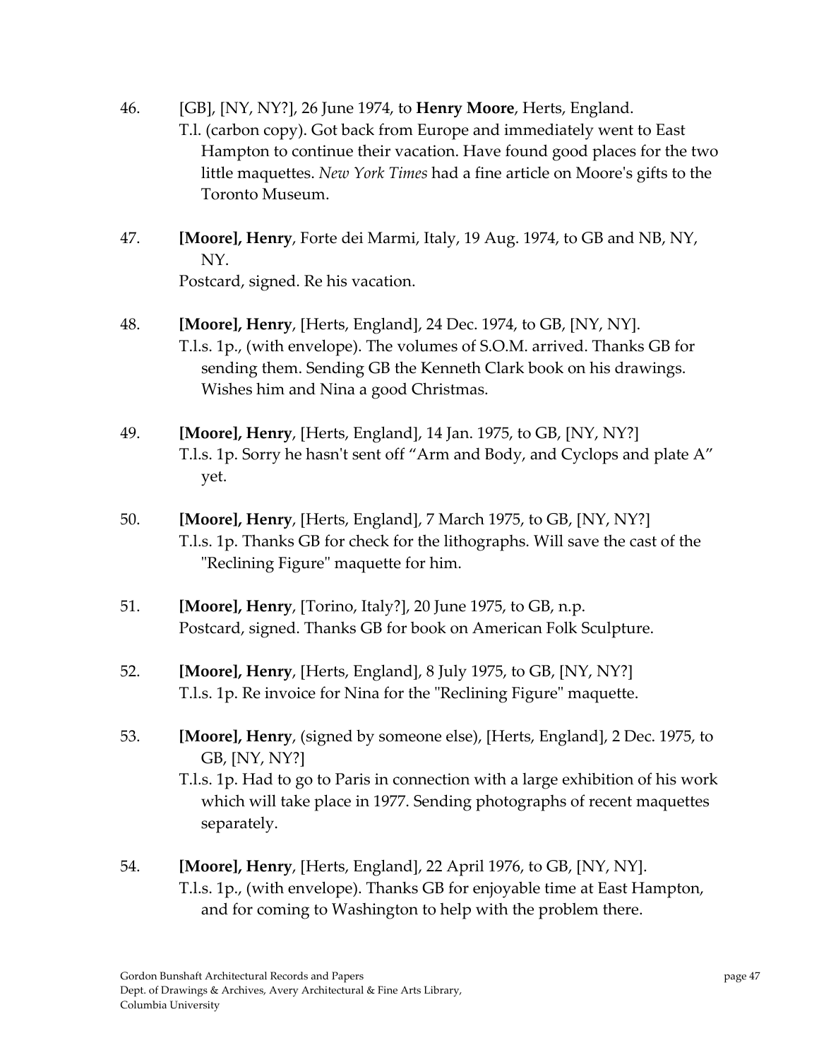46. [GB], [NY, NY?], 26 June 1974, to **Henry Moore**, Herts, England.
    T.l. (carbon copy). Got back from Europe and immediately went to East Hampton to continue their vacation. Have found good places for the two little maquettes. *New York Times* had a fine article on Moore's gifts to the Toronto Museum.

47. **[Moore], Henry**, Forte dei Marmi, Italy, 19 Aug. 1974, to GB and NB, NY, NY.
    Postcard, signed. Re his vacation.

48. **[Moore], Henry**, [Herts, England], 24 Dec. 1974, to GB, [NY, NY].
    T.l.s. 1p., (with envelope). The volumes of S.O.M. arrived. Thanks GB for sending them. Sending GB the Kenneth Clark book on his drawings. Wishes him and Nina a good Christmas.

49. **[Moore], Henry**, [Herts, England], 14 Jan. 1975, to GB, [NY, NY?]
    T.l.s. 1p. Sorry he hasn't sent off "Arm and Body, and Cyclops and plate A" yet.

50. **[Moore], Henry**, [Herts, England], 7 March 1975, to GB, [NY, NY?]
    T.l.s. 1p. Thanks GB for check for the lithographs. Will save the cast of the "Reclining Figure" maquette for him.

51. **[Moore], Henry**, [Torino, Italy?], 20 June 1975, to GB, n.p.
    Postcard, signed. Thanks GB for book on American Folk Sculpture.

52. **[Moore], Henry**, [Herts, England], 8 July 1975, to GB, [NY, NY?]
    T.l.s. 1p. Re invoice for Nina for the "Reclining Figure" maquette.

53. **[Moore], Henry**, (signed by someone else), [Herts, England], 2 Dec. 1975, to GB, [NY, NY?]
    T.l.s. 1p. Had to go to Paris in connection with a large exhibition of his work which will take place in 1977. Sending photographs of recent maquettes separately.

54. **[Moore], Henry**, [Herts, England], 22 April 1976, to GB, [NY, NY].
    T.l.s. 1p., (with envelope). Thanks GB for enjoyable time at East Hampton, and for coming to Washington to help with the problem there.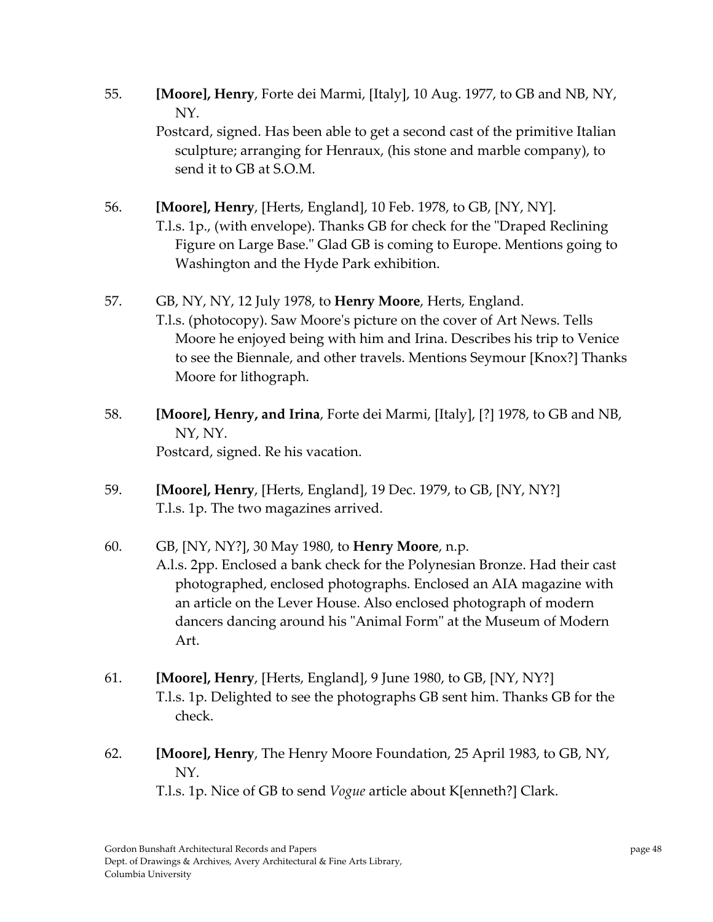55. **[Moore], Henry**, Forte dei Marmi, [Italy], 10 Aug. 1977, to GB and NB, NY, NY.
    Postcard, signed. Has been able to get a second cast of the primitive Italian sculpture; arranging for Henraux, (his stone and marble company), to send it to GB at S.O.M.

56. **[Moore], Henry**, [Herts, England], 10 Feb. 1978, to GB, [NY, NY].
    T.l.s. 1p., (with envelope). Thanks GB for check for the "Draped Reclining Figure on Large Base." Glad GB is coming to Europe. Mentions going to Washington and the Hyde Park exhibition.

57. GB, NY, NY, 12 July 1978, to **Henry Moore**, Herts, England.
    T.l.s. (photocopy). Saw Moore's picture on the cover of Art News. Tells Moore he enjoyed being with him and Irina. Describes his trip to Venice to see the Biennale, and other travels. Mentions Seymour [Knox?] Thanks Moore for lithograph.

58. **[Moore], Henry, and Irina**, Forte dei Marmi, [Italy], [?] 1978, to GB and NB, NY, NY.
    Postcard, signed. Re his vacation.

59. **[Moore], Henry**, [Herts, England], 19 Dec. 1979, to GB, [NY, NY?]
    T.l.s. 1p. The two magazines arrived.

60. GB, [NY, NY?], 30 May 1980, to **Henry Moore**, n.p.
    A.l.s. 2pp. Enclosed a bank check for the Polynesian Bronze. Had their cast photographed, enclosed photographs. Enclosed an AIA magazine with an article on the Lever House. Also enclosed photograph of modern dancers dancing around his "Animal Form" at the Museum of Modern Art.

61. **[Moore], Henry**, [Herts, England], 9 June 1980, to GB, [NY, NY?]
    T.l.s. 1p. Delighted to see the photographs GB sent him. Thanks GB for the check.

62. **[Moore], Henry**, The Henry Moore Foundation, 25 April 1983, to GB, NY, NY.
    T.l.s. 1p. Nice of GB to send *Vogue* article about K[enneth?] Clark.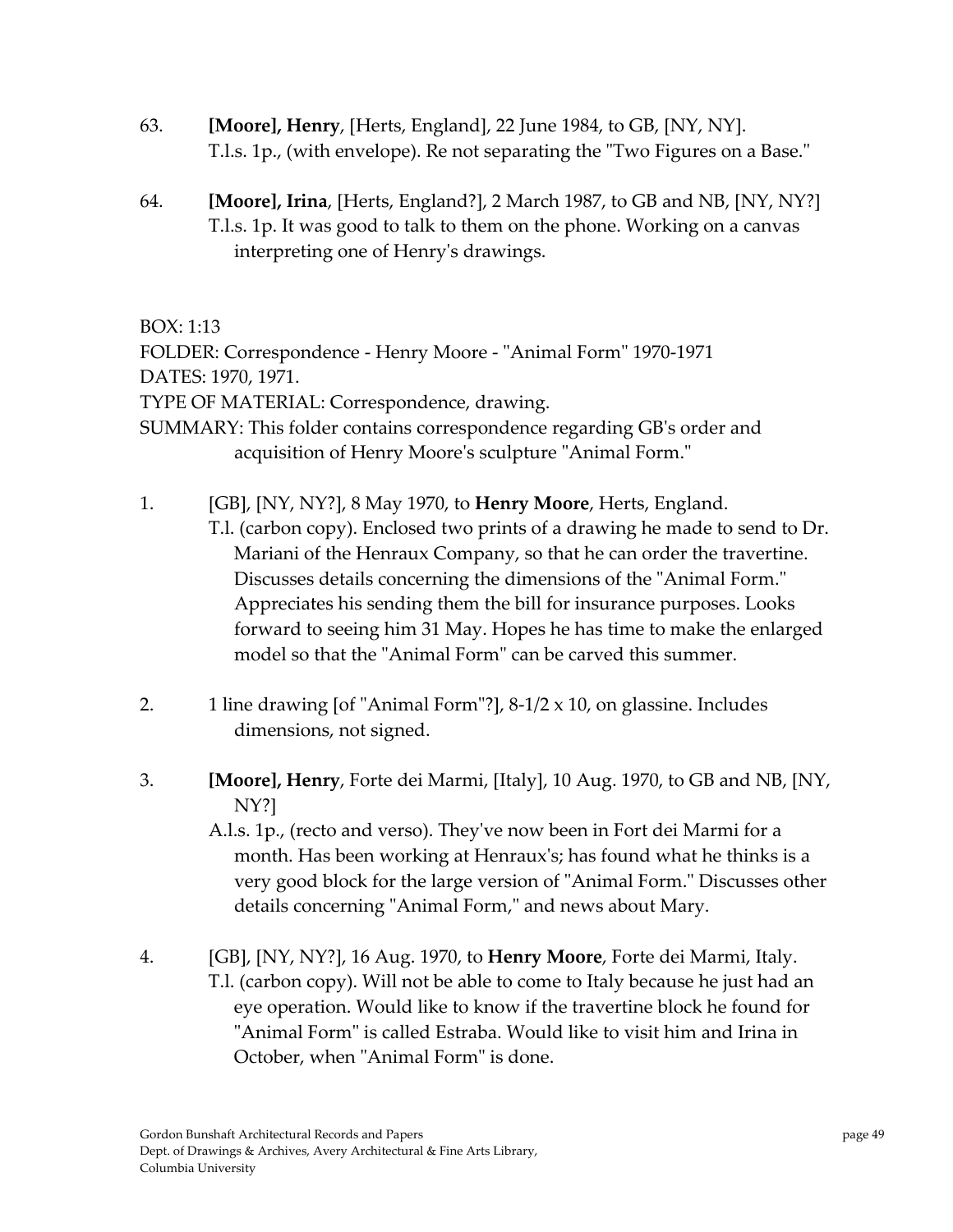63. **[Moore], Henry**, [Herts, England], 22 June 1984, to GB, [NY, NY].
    T.l.s. 1p., (with envelope). Re not separating the "Two Figures on a Base."

64. **[Moore], Irina**, [Herts, England?], 2 March 1987, to GB and NB, [NY, NY?]
    T.l.s. 1p. It was good to talk to them on the phone. Working on a canvas interpreting one of Henry's drawings.

BOX: 1:13
FOLDER: Correspondence - Henry Moore - "Animal Form" 1970-1971
DATES: 1970, 1971.
TYPE OF MATERIAL: Correspondence, drawing.
SUMMARY: This folder contains correspondence regarding GB's order and acquisition of Henry Moore's sculpture "Animal Form."

1. [GB], [NY, NY?], 8 May 1970, to **Henry Moore**, Herts, England.
   T.l. (carbon copy). Enclosed two prints of a drawing he made to send to Dr. Mariani of the Henraux Company, so that he can order the travertine. Discusses details concerning the dimensions of the "Animal Form." Appreciates his sending them the bill for insurance purposes. Looks forward to seeing him 31 May. Hopes he has time to make the enlarged model so that the "Animal Form" can be carved this summer.

2. 1 line drawing [of "Animal Form"?], 8-1/2 x 10, on glassine. Includes dimensions, not signed.

3. **[Moore], Henry**, Forte dei Marmi, [Italy], 10 Aug. 1970, to GB and NB, [NY, NY?]
   A.l.s. 1p., (recto and verso). They've now been in Fort dei Marmi for a month. Has been working at Henraux's; has found what he thinks is a very good block for the large version of "Animal Form." Discusses other details concerning "Animal Form," and news about Mary.

4. [GB], [NY, NY?], 16 Aug. 1970, to **Henry Moore**, Forte dei Marmi, Italy.
   T.l. (carbon copy). Will not be able to come to Italy because he just had an eye operation. Would like to know if the travertine block he found for "Animal Form" is called Estraba. Would like to visit him and Irina in October, when "Animal Form" is done.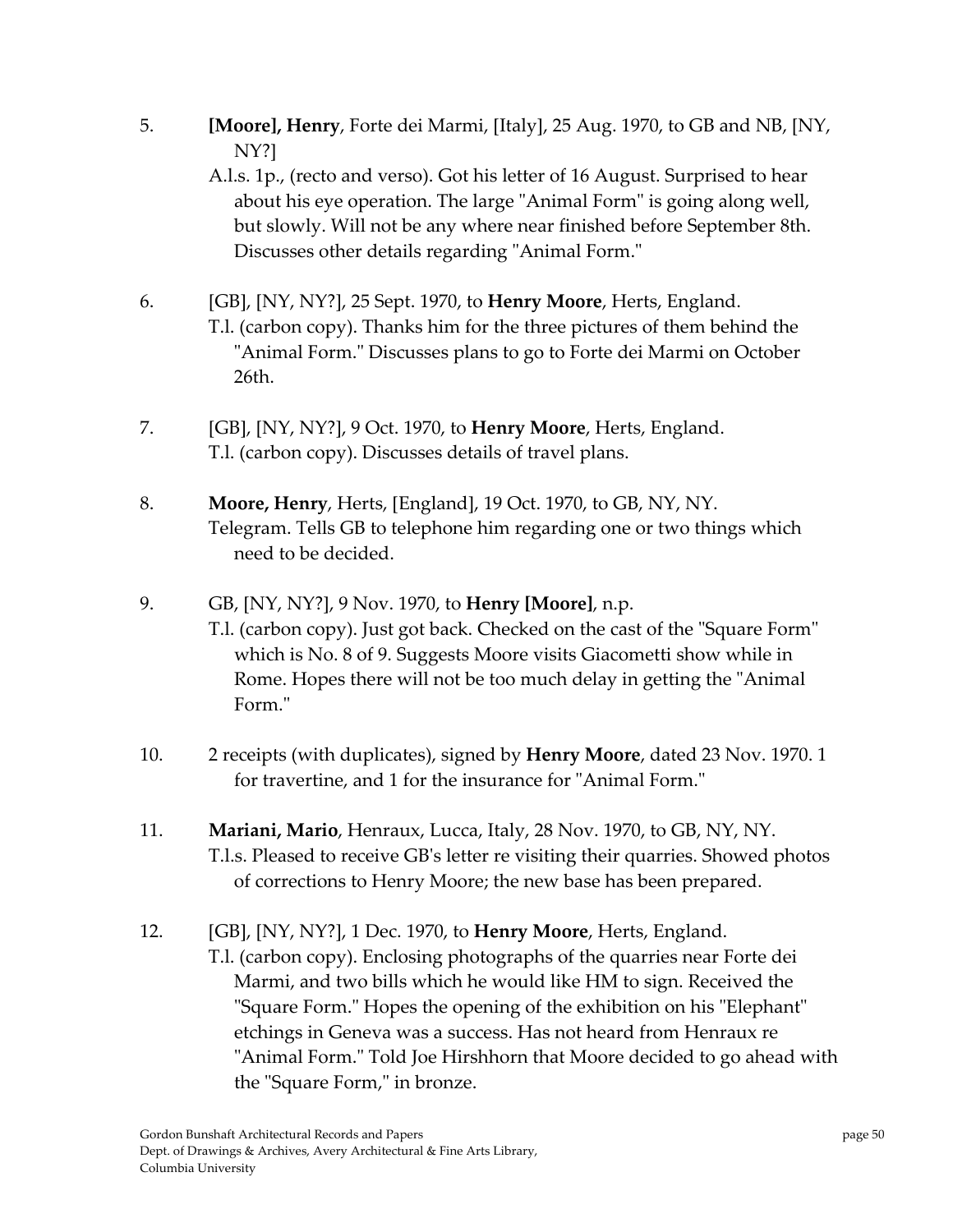5. **[Moore], Henry**, Forte dei Marmi, [Italy], 25 Aug. 1970, to GB and NB, [NY, NY?]
   A.l.s. 1p., (recto and verso). Got his letter of 16 August. Surprised to hear about his eye operation. The large "Animal Form" is going along well, but slowly. Will not be any where near finished before September 8th. Discusses other details regarding "Animal Form."

6. [GB], [NY, NY?], 25 Sept. 1970, to **Henry Moore**, Herts, England.
   T.l. (carbon copy). Thanks him for the three pictures of them behind the "Animal Form." Discusses plans to go to Forte dei Marmi on October 26th.

7. [GB], [NY, NY?], 9 Oct. 1970, to **Henry Moore**, Herts, England.
   T.l. (carbon copy). Discusses details of travel plans.

8. **Moore, Henry**, Herts, [England], 19 Oct. 1970, to GB, NY, NY.
   Telegram. Tells GB to telephone him regarding one or two things which need to be decided.

9. GB, [NY, NY?], 9 Nov. 1970, to **Henry [Moore]**, n.p.
   T.l. (carbon copy). Just got back. Checked on the cast of the "Square Form" which is No. 8 of 9. Suggests Moore visits Giacometti show while in Rome. Hopes there will not be too much delay in getting the "Animal Form."

10. 2 receipts (with duplicates), signed by **Henry Moore**, dated 23 Nov. 1970. 1 for travertine, and 1 for the insurance for "Animal Form."

11. **Mariani, Mario**, Henraux, Lucca, Italy, 28 Nov. 1970, to GB, NY, NY.
    T.l.s. Pleased to receive GB's letter re visiting their quarries. Showed photos of corrections to Henry Moore; the new base has been prepared.

12. [GB], [NY, NY?], 1 Dec. 1970, to **Henry Moore**, Herts, England.
    T.l. (carbon copy). Enclosing photographs of the quarries near Forte dei Marmi, and two bills which he would like HM to sign. Received the "Square Form." Hopes the opening of the exhibition on his "Elephant" etchings in Geneva was a success. Has not heard from Henraux re "Animal Form." Told Joe Hirshhorn that Moore decided to go ahead with the "Square Form," in bronze.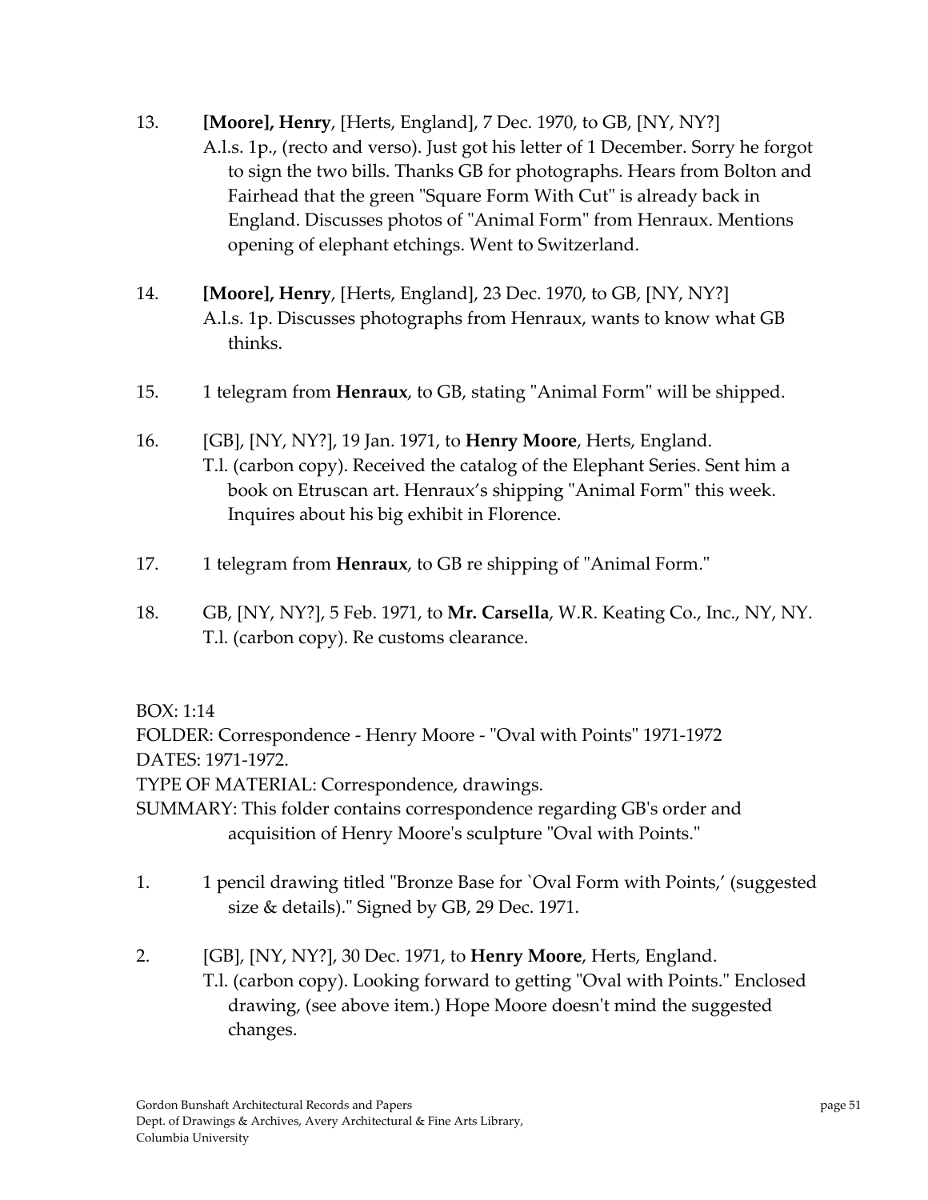13. **[Moore], Henry**, [Herts, England], 7 Dec. 1970, to GB, [NY, NY?]
    A.l.s. 1p., (recto and verso). Just got his letter of 1 December. Sorry he forgot to sign the two bills. Thanks GB for photographs. Hears from Bolton and Fairhead that the green "Square Form With Cut" is already back in England. Discusses photos of "Animal Form" from Henraux. Mentions opening of elephant etchings. Went to Switzerland.

14. **[Moore], Henry**, [Herts, England], 23 Dec. 1970, to GB, [NY, NY?]
    A.l.s. 1p. Discusses photographs from Henraux, wants to know what GB thinks.

15. 1 telegram from **Henraux**, to GB, stating "Animal Form" will be shipped.

16. [GB], [NY, NY?], 19 Jan. 1971, to **Henry Moore**, Herts, England.
    T.l. (carbon copy). Received the catalog of the Elephant Series. Sent him a book on Etruscan art. Henraux's shipping "Animal Form" this week. Inquires about his big exhibit in Florence.

17. 1 telegram from **Henraux**, to GB re shipping of "Animal Form."

18. GB, [NY, NY?], 5 Feb. 1971, to **Mr. Carsella**, W.R. Keating Co., Inc., NY, NY.
    T.l. (carbon copy). Re customs clearance.

BOX: 1:14
FOLDER: Correspondence - Henry Moore - "Oval with Points" 1971-1972
DATES: 1971-1972.
TYPE OF MATERIAL: Correspondence, drawings.
SUMMARY: This folder contains correspondence regarding GB's order and acquisition of Henry Moore's sculpture "Oval with Points."

1. 1 pencil drawing titled "Bronze Base for `Oval Form with Points,' (suggested size & details)." Signed by GB, 29 Dec. 1971.

2. [GB], [NY, NY?], 30 Dec. 1971, to **Henry Moore**, Herts, England.
    T.l. (carbon copy). Looking forward to getting "Oval with Points." Enclosed drawing, (see above item.) Hope Moore doesn't mind the suggested changes.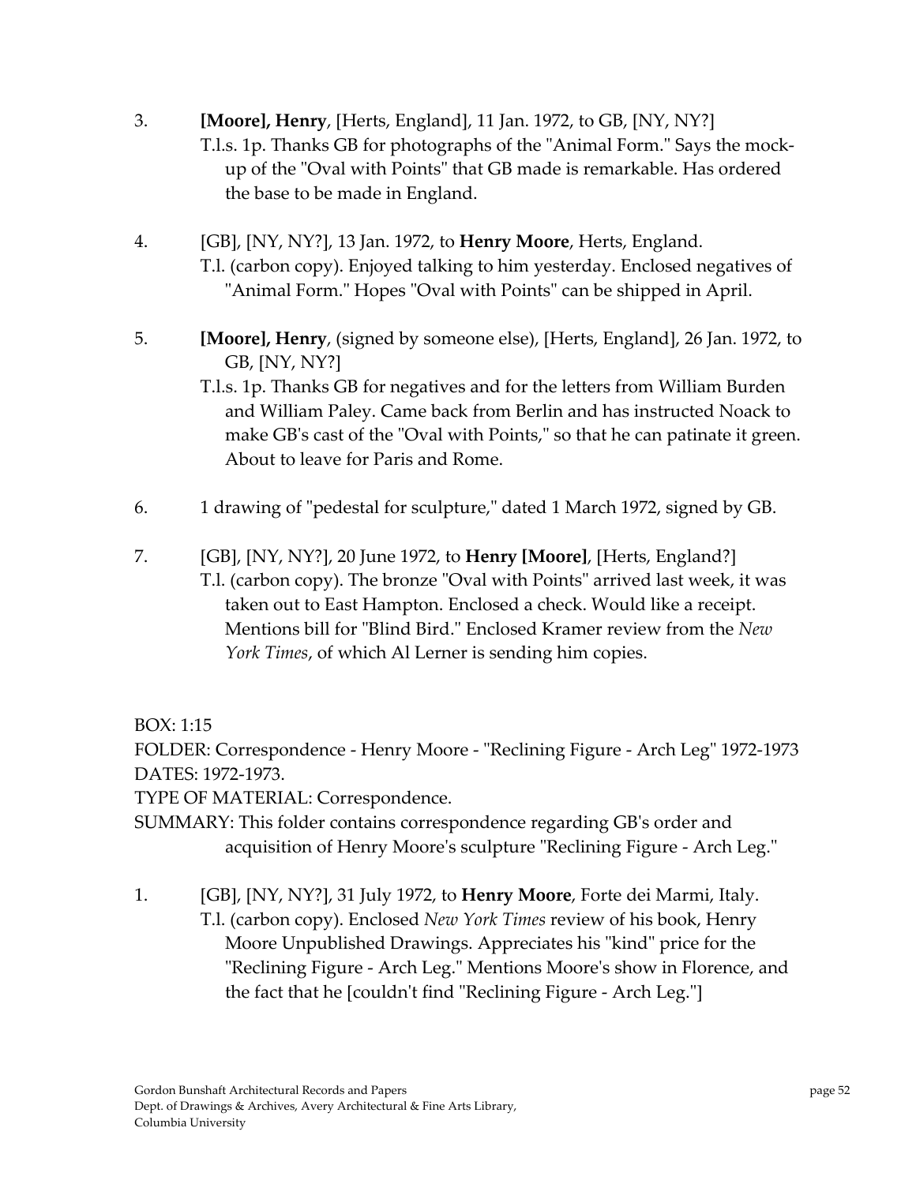3. **[Moore], Henry**, [Herts, England], 11 Jan. 1972, to GB, [NY, NY?]
   T.l.s. 1p. Thanks GB for photographs of the "Animal Form." Says the mock-up of the "Oval with Points" that GB made is remarkable. Has ordered the base to be made in England.

4. [GB], [NY, NY?], 13 Jan. 1972, to **Henry Moore**, Herts, England.
   T.l. (carbon copy). Enjoyed talking to him yesterday. Enclosed negatives of "Animal Form." Hopes "Oval with Points" can be shipped in April.

5. **[Moore], Henry**, (signed by someone else), [Herts, England], 26 Jan. 1972, to GB, [NY, NY?]
   T.l.s. 1p. Thanks GB for negatives and for the letters from William Burden and William Paley. Came back from Berlin and has instructed Noack to make GB's cast of the "Oval with Points," so that he can patinate it green. About to leave for Paris and Rome.

6. 1 drawing of "pedestal for sculpture," dated 1 March 1972, signed by GB.

7. [GB], [NY, NY?], 20 June 1972, to **Henry [Moore]**, [Herts, England?]
   T.l. (carbon copy). The bronze "Oval with Points" arrived last week, it was taken out to East Hampton. Enclosed a check. Would like a receipt. Mentions bill for "Blind Bird." Enclosed Kramer review from the *New York Times*, of which Al Lerner is sending him copies.

BOX: 1:15
FOLDER: Correspondence - Henry Moore - "Reclining Figure - Arch Leg" 1972-1973
DATES: 1972-1973.
TYPE OF MATERIAL: Correspondence.
SUMMARY: This folder contains correspondence regarding GB's order and acquisition of Henry Moore's sculpture "Reclining Figure - Arch Leg."

1. [GB], [NY, NY?], 31 July 1972, to **Henry Moore**, Forte dei Marmi, Italy.
   T.l. (carbon copy). Enclosed *New York Times* review of his book, Henry Moore Unpublished Drawings. Appreciates his "kind" price for the "Reclining Figure - Arch Leg." Mentions Moore's show in Florence, and the fact that he [couldn't find "Reclining Figure - Arch Leg."]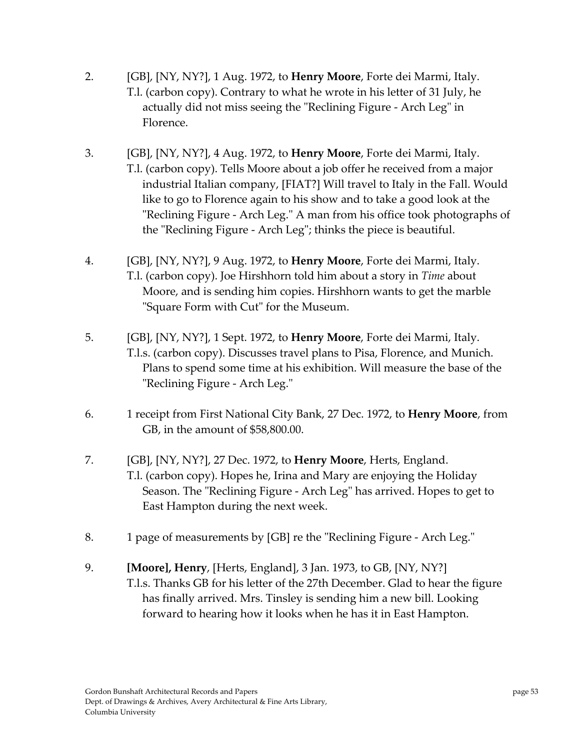2. [GB], [NY, NY?], 1 Aug. 1972, to **Henry Moore**, Forte dei Marmi, Italy.
   T.l. (carbon copy). Contrary to what he wrote in his letter of 31 July, he actually did not miss seeing the "Reclining Figure - Arch Leg" in Florence.

3. [GB], [NY, NY?], 4 Aug. 1972, to **Henry Moore**, Forte dei Marmi, Italy.
   T.l. (carbon copy). Tells Moore about a job offer he received from a major industrial Italian company, [FIAT?] Will travel to Italy in the Fall. Would like to go to Florence again to his show and to take a good look at the "Reclining Figure - Arch Leg." A man from his office took photographs of the "Reclining Figure - Arch Leg"; thinks the piece is beautiful.

4. [GB], [NY, NY?], 9 Aug. 1972, to **Henry Moore**, Forte dei Marmi, Italy.
   T.l. (carbon copy). Joe Hirshhorn told him about a story in *Time* about Moore, and is sending him copies. Hirshhorn wants to get the marble "Square Form with Cut" for the Museum.

5. [GB], [NY, NY?], 1 Sept. 1972, to **Henry Moore**, Forte dei Marmi, Italy.
   T.l.s. (carbon copy). Discusses travel plans to Pisa, Florence, and Munich. Plans to spend some time at his exhibition. Will measure the base of the "Reclining Figure - Arch Leg."

6. 1 receipt from First National City Bank, 27 Dec. 1972, to **Henry Moore**, from GB, in the amount of $58,800.00.

7. [GB], [NY, NY?], 27 Dec. 1972, to **Henry Moore**, Herts, England.
   T.l. (carbon copy). Hopes he, Irina and Mary are enjoying the Holiday Season. The "Reclining Figure - Arch Leg" has arrived. Hopes to get to East Hampton during the next week.

8. 1 page of measurements by [GB] re the "Reclining Figure - Arch Leg."

9. **[Moore], Henry**, [Herts, England], 3 Jan. 1973, to GB, [NY, NY?]
   T.l.s. Thanks GB for his letter of the 27th December. Glad to hear the figure has finally arrived. Mrs. Tinsley is sending him a new bill. Looking forward to hearing how it looks when he has it in East Hampton.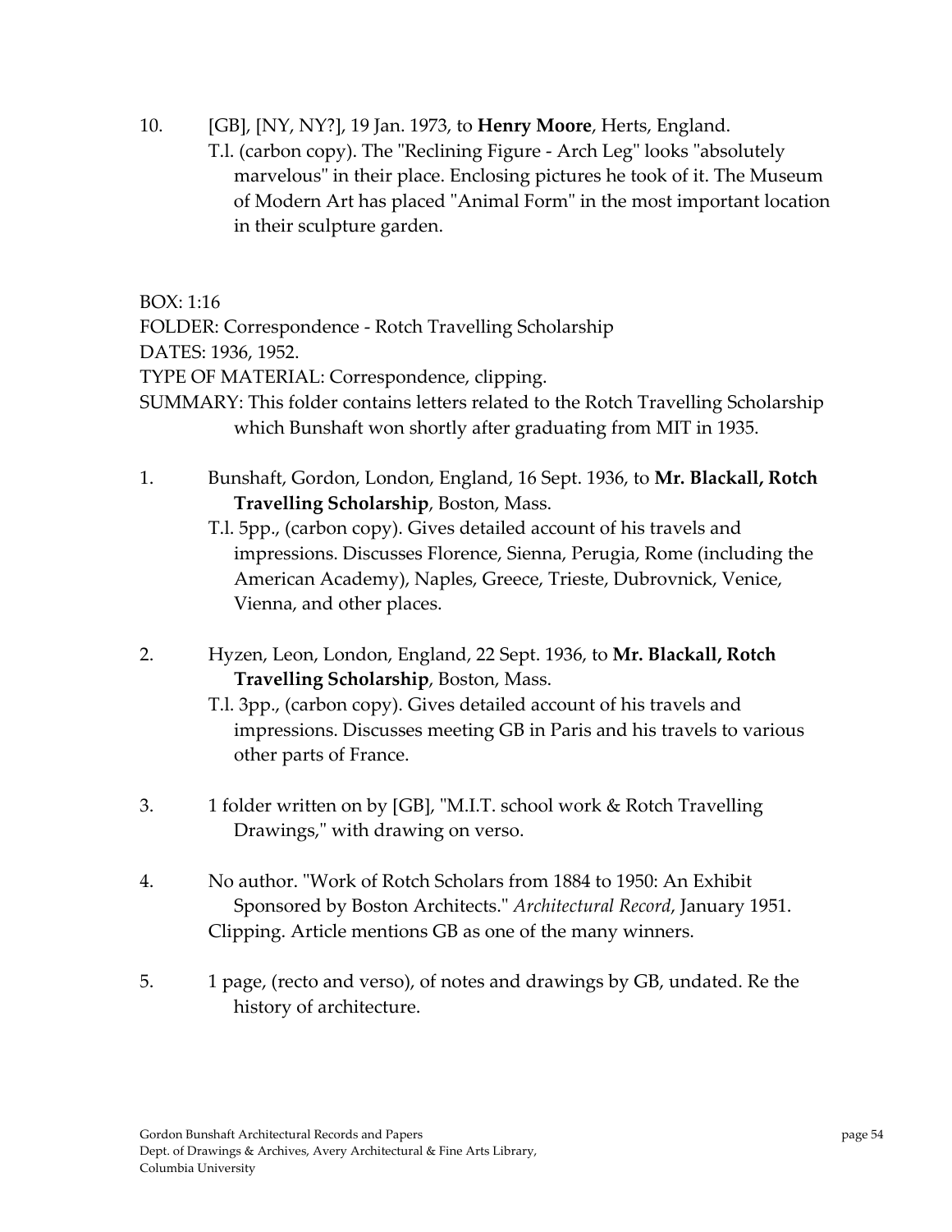10. [GB], [NY, NY?], 19 Jan. 1973, to **Henry Moore**, Herts, England.
    T.l. (carbon copy). The "Reclining Figure - Arch Leg" looks "absolutely marvelous" in their place. Enclosing pictures he took of it. The Museum of Modern Art has placed "Animal Form" in the most important location in their sculpture garden.

BOX: 1:16
FOLDER: Correspondence - Rotch Travelling Scholarship
DATES: 1936, 1952.
TYPE OF MATERIAL: Correspondence, clipping.
SUMMARY: This folder contains letters related to the Rotch Travelling Scholarship which Bunshaft won shortly after graduating from MIT in 1935.

1. Bunshaft, Gordon, London, England, 16 Sept. 1936, to **Mr. Blackall, Rotch Travelling Scholarship**, Boston, Mass.
   T.l. 5pp., (carbon copy). Gives detailed account of his travels and impressions. Discusses Florence, Sienna, Perugia, Rome (including the American Academy), Naples, Greece, Trieste, Dubrovnick, Venice, Vienna, and other places.

2. Hyzen, Leon, London, England, 22 Sept. 1936, to **Mr. Blackall, Rotch Travelling Scholarship**, Boston, Mass.
   T.l. 3pp., (carbon copy). Gives detailed account of his travels and impressions. Discusses meeting GB in Paris and his travels to various other parts of France.

3. 1 folder written on by [GB], "M.I.T. school work & Rotch Travelling Drawings," with drawing on verso.

4. No author. "Work of Rotch Scholars from 1884 to 1950: An Exhibit Sponsored by Boston Architects." *Architectural Record*, January 1951.
   Clipping. Article mentions GB as one of the many winners.

5. 1 page, (recto and verso), of notes and drawings by GB, undated. Re the history of architecture.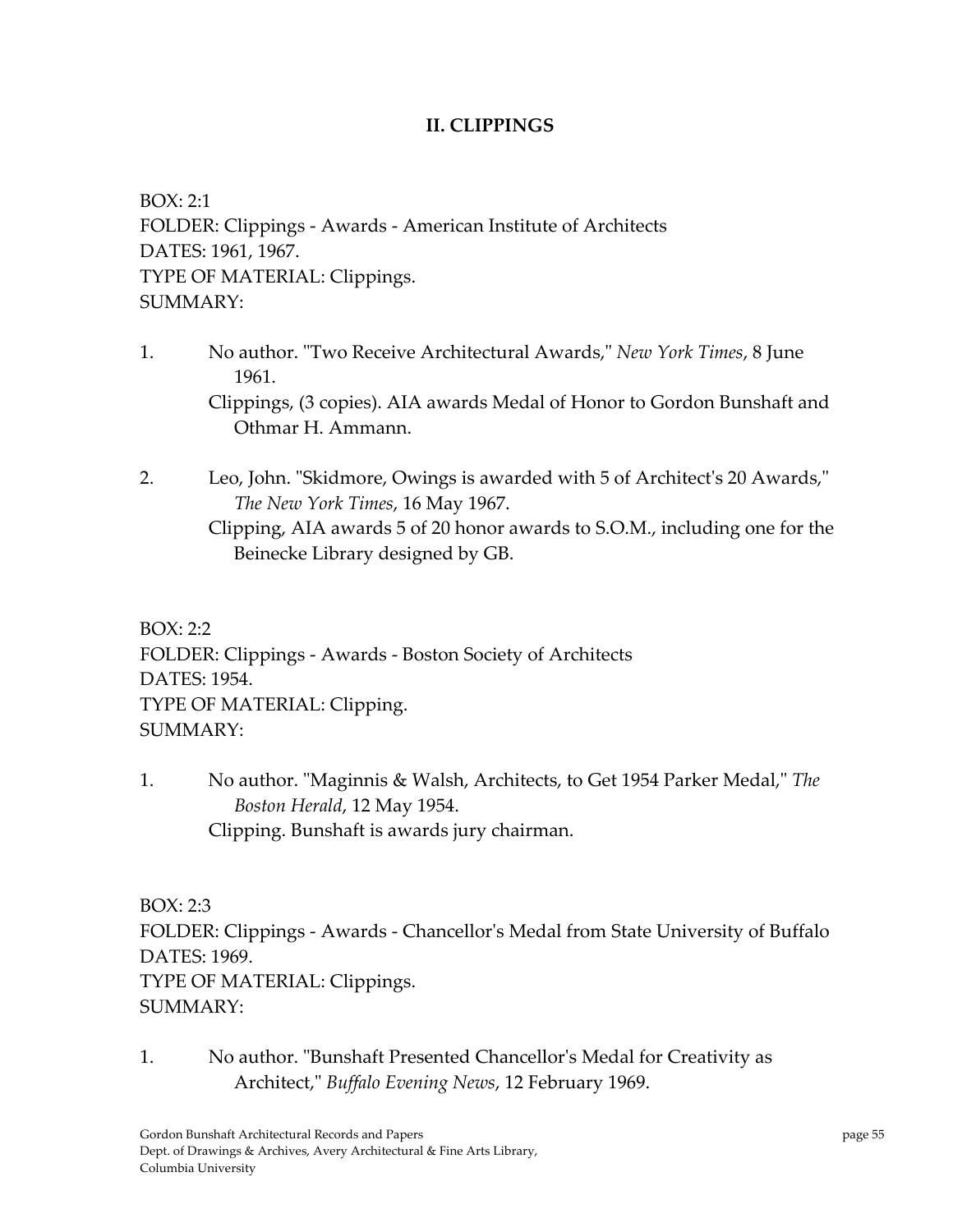## II. CLIPPINGS

BOX: 2:1
FOLDER: Clippings - Awards - American Institute of Architects
DATES: 1961, 1967.
TYPE OF MATERIAL: Clippings.
SUMMARY:

1. No author. "Two Receive Architectural Awards," *New York Times*, 8 June 1961.
   Clippings, (3 copies). AIA awards Medal of Honor to Gordon Bunshaft and Othmar H. Ammann.

2. Leo, John. "Skidmore, Owings is awarded with 5 of Architect's 20 Awards," *The New York Times*, 16 May 1967.
   Clipping, AIA awards 5 of 20 honor awards to S.O.M., including one for the Beinecke Library designed by GB.

BOX: 2:2
FOLDER: Clippings - Awards - Boston Society of Architects
DATES: 1954.
TYPE OF MATERIAL: Clipping.
SUMMARY:

1. No author. "Maginnis & Walsh, Architects, to Get 1954 Parker Medal," *The Boston Herald*, 12 May 1954.
   Clipping. Bunshaft is awards jury chairman.

BOX: 2:3
FOLDER: Clippings - Awards - Chancellor's Medal from State University of Buffalo
DATES: 1969.
TYPE OF MATERIAL: Clippings.
SUMMARY:

1. No author. "Bunshaft Presented Chancellor's Medal for Creativity as Architect," *Buffalo Evening News*, 12 February 1969.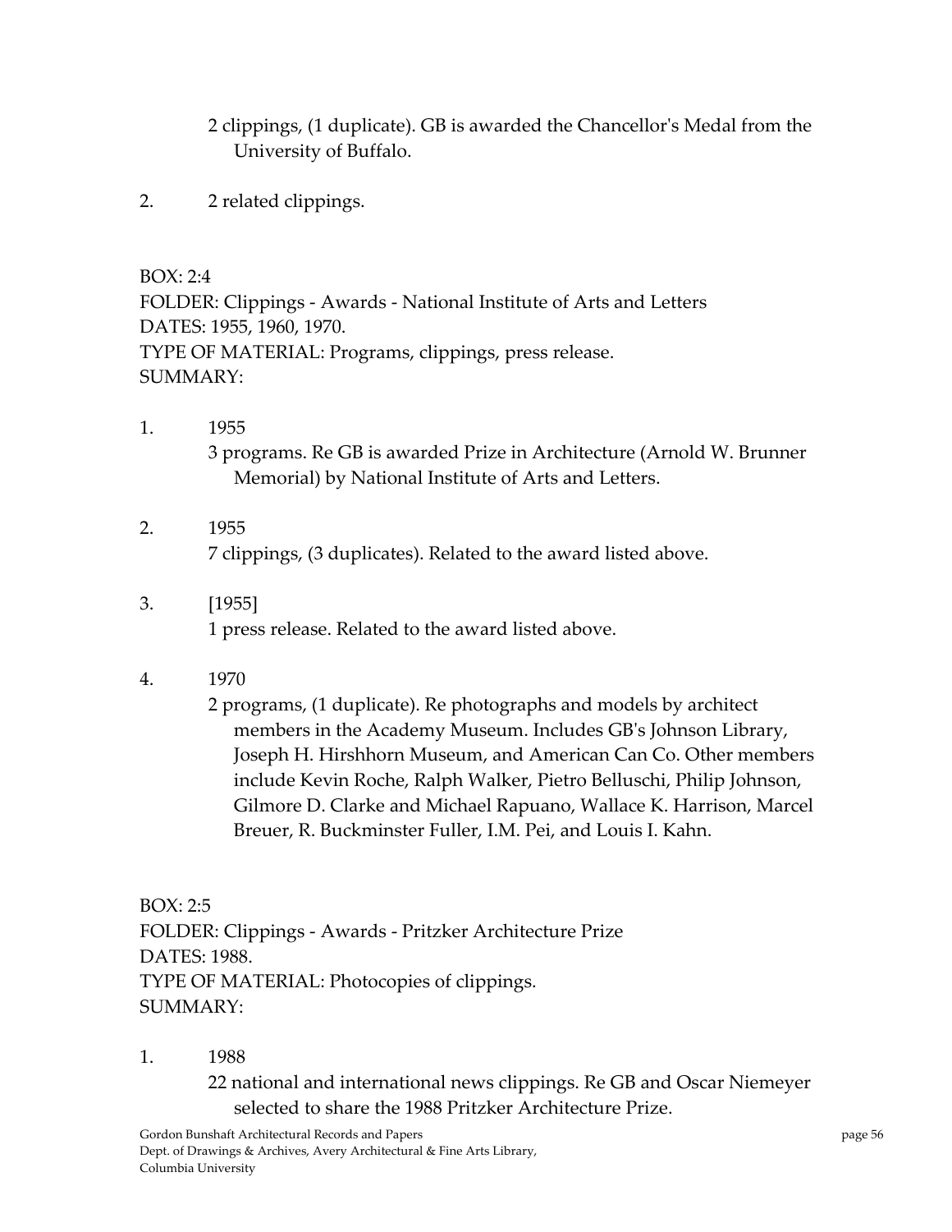2 clippings, (1 duplicate). GB is awarded the Chancellor's Medal from the University of Buffalo.

2. 2 related clippings.

BOX: 2:4
FOLDER: Clippings - Awards - National Institute of Arts and Letters
DATES: 1955, 1960, 1970.
TYPE OF MATERIAL: Programs, clippings, press release.
SUMMARY:

1. 1955
   3 programs. Re GB is awarded Prize in Architecture (Arnold W. Brunner Memorial) by National Institute of Arts and Letters.

2. 1955
   7 clippings, (3 duplicates). Related to the award listed above.

3. [1955]
   1 press release. Related to the award listed above.

4. 1970
   2 programs, (1 duplicate). Re photographs and models by architect members in the Academy Museum. Includes GB's Johnson Library, Joseph H. Hirshhorn Museum, and American Can Co. Other members include Kevin Roche, Ralph Walker, Pietro Belluschi, Philip Johnson, Gilmore D. Clarke and Michael Rapuano, Wallace K. Harrison, Marcel Breuer, R. Buckminster Fuller, I.M. Pei, and Louis I. Kahn.

BOX: 2:5
FOLDER: Clippings - Awards - Pritzker Architecture Prize
DATES: 1988.
TYPE OF MATERIAL: Photocopies of clippings.
SUMMARY:

1. 1988
   22 national and international news clippings. Re GB and Oscar Niemeyer selected to share the 1988 Pritzker Architecture Prize.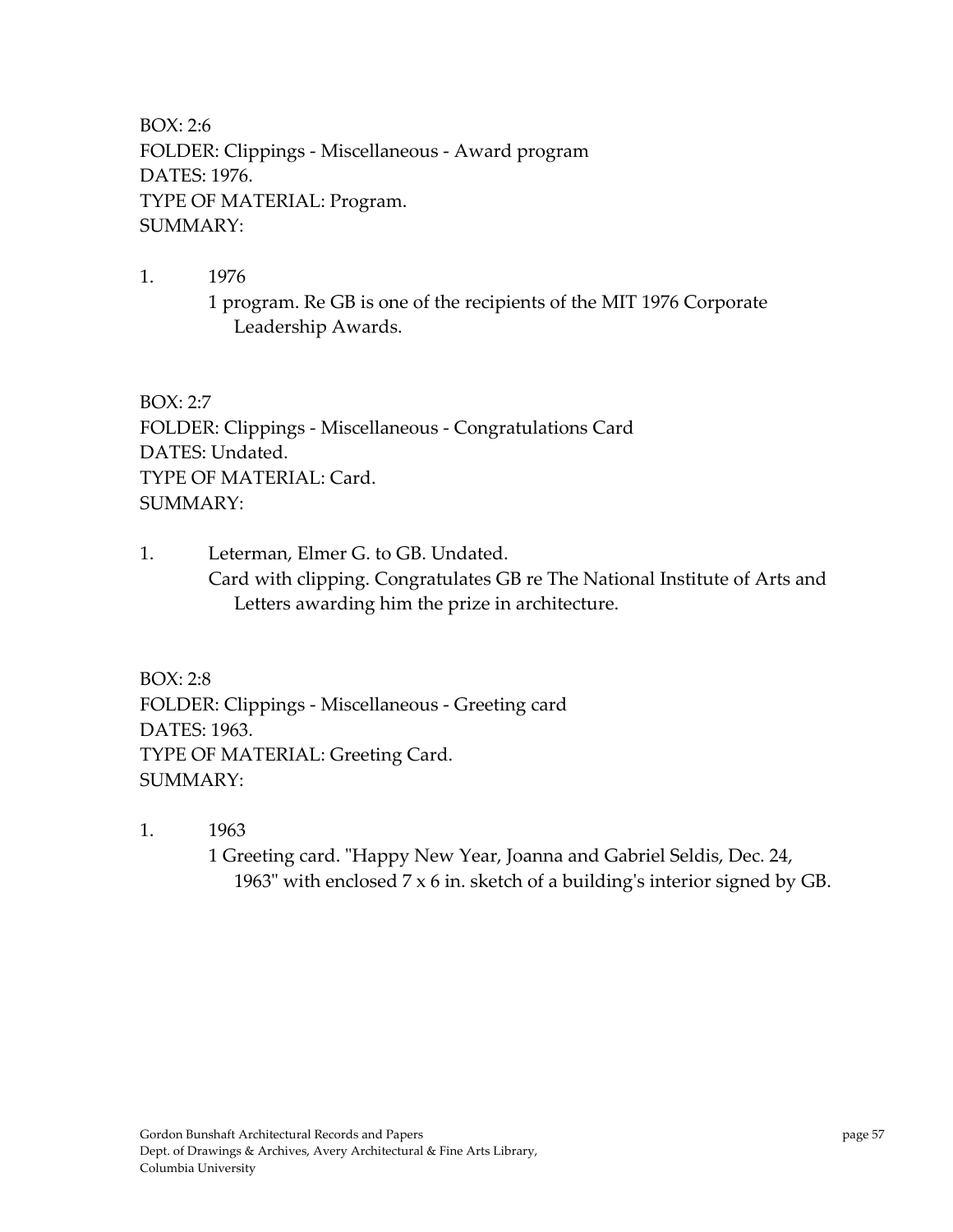BOX: 2:6
FOLDER: Clippings - Miscellaneous - Award program
DATES: 1976.
TYPE OF MATERIAL: Program.
SUMMARY:

1. 1976
   1 program. Re GB is one of the recipients of the MIT 1976 Corporate Leadership Awards.

BOX: 2:7
FOLDER: Clippings - Miscellaneous - Congratulations Card
DATES: Undated.
TYPE OF MATERIAL: Card.
SUMMARY:

1. Leterman, Elmer G. to GB. Undated.
   Card with clipping. Congratulates GB re The National Institute of Arts and Letters awarding him the prize in architecture.

BOX: 2:8
FOLDER: Clippings - Miscellaneous - Greeting card
DATES: 1963.
TYPE OF MATERIAL: Greeting Card.
SUMMARY:

1. 1963
   1 Greeting card. "Happy New Year, Joanna and Gabriel Seldis, Dec. 24, 1963" with enclosed 7 x 6 in. sketch of a building's interior signed by GB.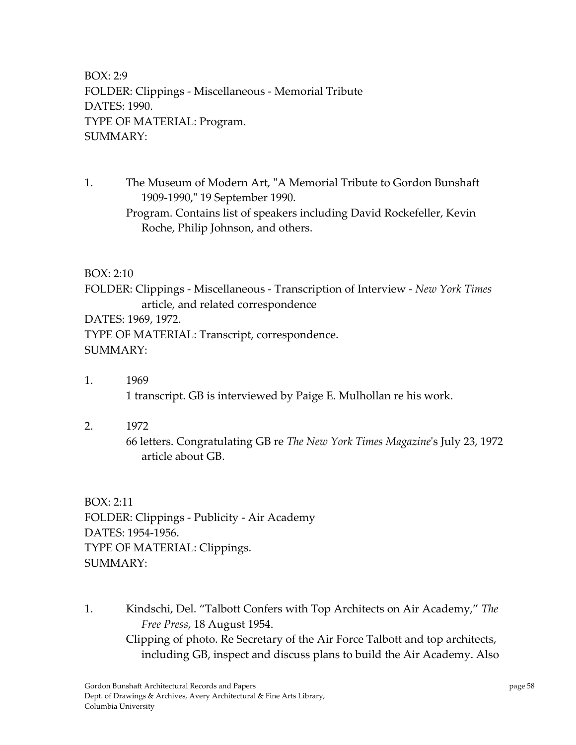BOX: 2:9
FOLDER: Clippings - Miscellaneous - Memorial Tribute
DATES: 1990.
TYPE OF MATERIAL: Program.
SUMMARY:

1. The Museum of Modern Art, "A Memorial Tribute to Gordon Bunshaft 1909-1990," 19 September 1990.
   Program. Contains list of speakers including David Rockefeller, Kevin Roche, Philip Johnson, and others.

BOX: 2:10
FOLDER: Clippings - Miscellaneous - Transcription of Interview - *New York Times* article, and related correspondence
DATES: 1969, 1972.
TYPE OF MATERIAL: Transcript, correspondence.
SUMMARY:

1. 1969
   1 transcript. GB is interviewed by Paige E. Mulhollan re his work.

2. 1972
   66 letters. Congratulating GB re *The New York Times Magazine*'s July 23, 1972 article about GB.

BOX: 2:11
FOLDER: Clippings - Publicity - Air Academy
DATES: 1954-1956.
TYPE OF MATERIAL: Clippings.
SUMMARY:

1. Kindschi, Del. "Talbott Confers with Top Architects on Air Academy," *The Free Press*, 18 August 1954.
   Clipping of photo. Re Secretary of the Air Force Talbott and top architects, including GB, inspect and discuss plans to build the Air Academy. Also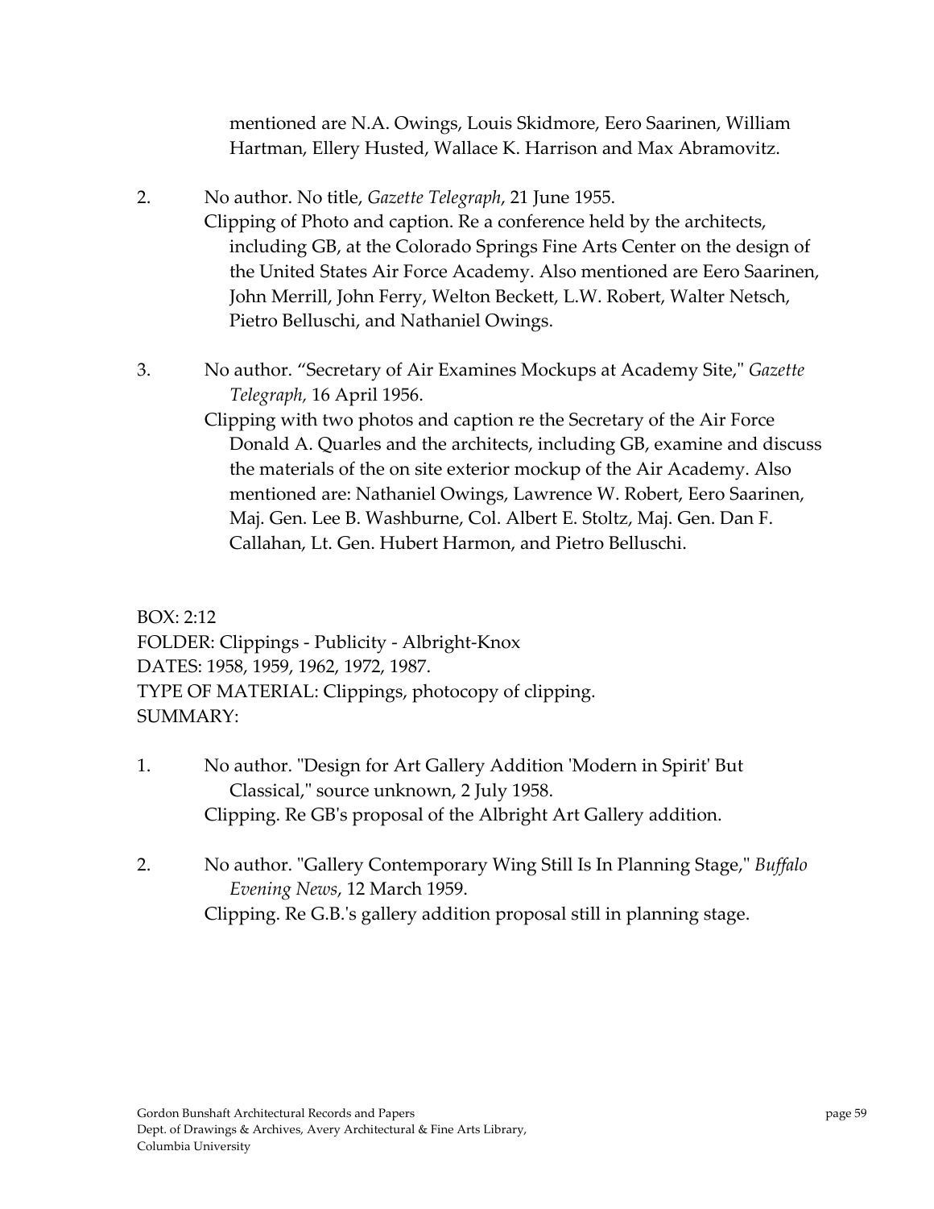mentioned are N.A. Owings, Louis Skidmore, Eero Saarinen, William Hartman, Ellery Husted, Wallace K. Harrison and Max Abramovitz.

2. No author. No title, *Gazette Telegraph*, 21 June 1955.
   Clipping of Photo and caption. Re a conference held by the architects, including GB, at the Colorado Springs Fine Arts Center on the design of the United States Air Force Academy. Also mentioned are Eero Saarinen, John Merrill, John Ferry, Welton Beckett, L.W. Robert, Walter Netsch, Pietro Belluschi, and Nathaniel Owings.

3. No author. "Secretary of Air Examines Mockups at Academy Site," *Gazette Telegraph,* 16 April 1956.
   Clipping with two photos and caption re the Secretary of the Air Force Donald A. Quarles and the architects, including GB, examine and discuss the materials of the on site exterior mockup of the Air Academy. Also mentioned are: Nathaniel Owings, Lawrence W. Robert, Eero Saarinen, Maj. Gen. Lee B. Washburne, Col. Albert E. Stoltz, Maj. Gen. Dan F. Callahan, Lt. Gen. Hubert Harmon, and Pietro Belluschi.

BOX: 2:12
FOLDER: Clippings - Publicity - Albright-Knox
DATES: 1958, 1959, 1962, 1972, 1987.
TYPE OF MATERIAL: Clippings, photocopy of clipping.
SUMMARY:

1. No author. "Design for Art Gallery Addition 'Modern in Spirit' But Classical," source unknown, 2 July 1958.
   Clipping. Re GB's proposal of the Albright Art Gallery addition.

2. No author. "Gallery Contemporary Wing Still Is In Planning Stage," *Buffalo Evening News*, 12 March 1959.
   Clipping. Re G.B.'s gallery addition proposal still in planning stage.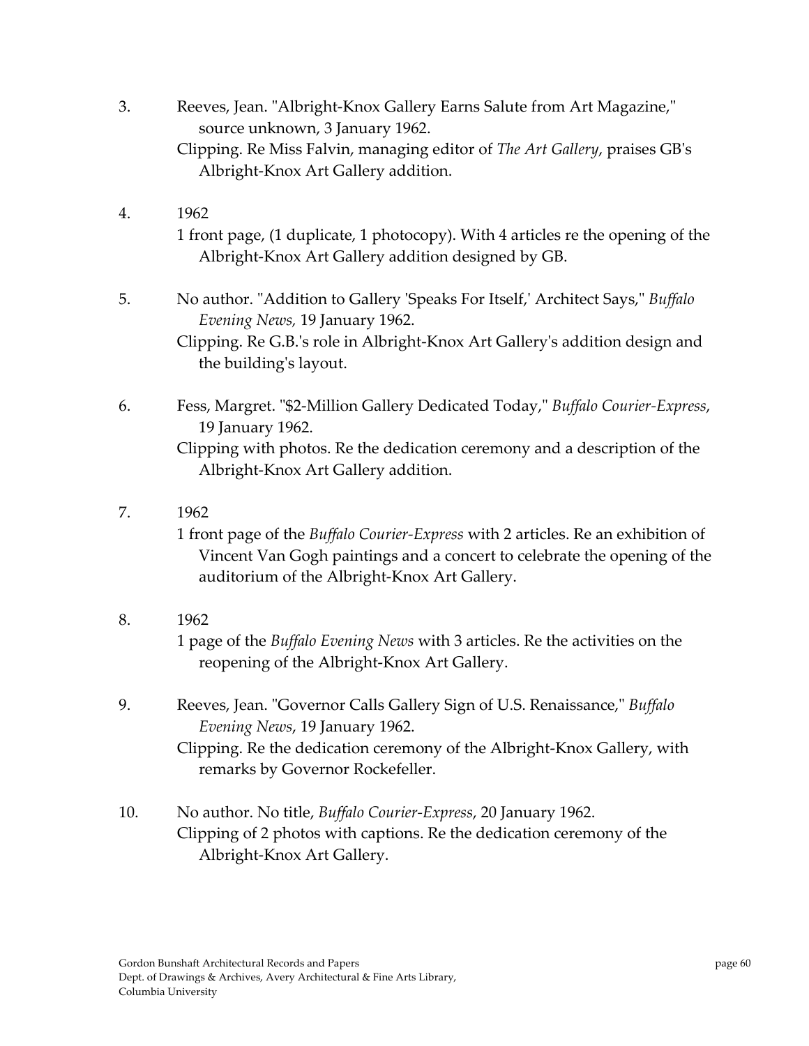3. Reeves, Jean. "Albright-Knox Gallery Earns Salute from Art Magazine," source unknown, 3 January 1962.
   Clipping. Re Miss Falvin, managing editor of *The Art Gallery*, praises GB's Albright-Knox Art Gallery addition.

4. 1962
   1 front page, (1 duplicate, 1 photocopy). With 4 articles re the opening of the Albright-Knox Art Gallery addition designed by GB.

5. No author. "Addition to Gallery 'Speaks For Itself,' Architect Says," *Buffalo Evening News,* 19 January 1962.
   Clipping. Re G.B.'s role in Albright-Knox Art Gallery's addition design and the building's layout.

6. Fess, Margret. "$2-Million Gallery Dedicated Today," *Buffalo Courier-Express*, 19 January 1962.
   Clipping with photos. Re the dedication ceremony and a description of the Albright-Knox Art Gallery addition.

7. 1962
   1 front page of the *Buffalo Courier-Express* with 2 articles. Re an exhibition of Vincent Van Gogh paintings and a concert to celebrate the opening of the auditorium of the Albright-Knox Art Gallery.

8. 1962
   1 page of the *Buffalo Evening News* with 3 articles. Re the activities on the reopening of the Albright-Knox Art Gallery.

9. Reeves, Jean. "Governor Calls Gallery Sign of U.S. Renaissance," *Buffalo Evening News*, 19 January 1962.
   Clipping. Re the dedication ceremony of the Albright-Knox Gallery, with remarks by Governor Rockefeller.

10. No author. No title, *Buffalo Courier-Express*, 20 January 1962.
    Clipping of 2 photos with captions. Re the dedication ceremony of the Albright-Knox Art Gallery.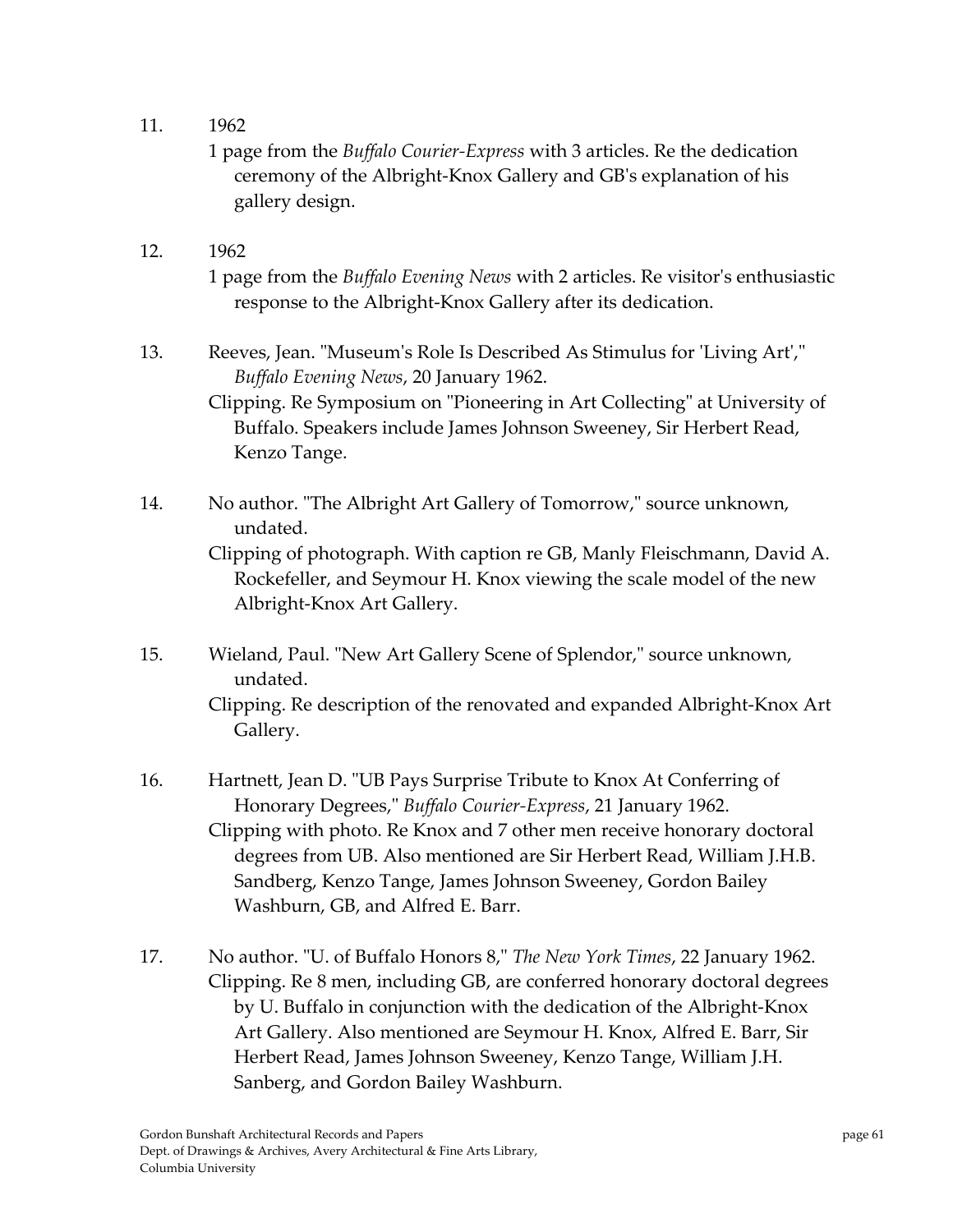11. 1962

    1 page from the *Buffalo Courier-Express* with 3 articles. Re the dedication ceremony of the Albright-Knox Gallery and GB's explanation of his gallery design.

12. 1962

    1 page from the *Buffalo Evening News* with 2 articles. Re visitor's enthusiastic response to the Albright-Knox Gallery after its dedication.

13. Reeves, Jean. "Museum's Role Is Described As Stimulus for 'Living Art'," *Buffalo Evening News*, 20 January 1962.

    Clipping. Re Symposium on "Pioneering in Art Collecting" at University of Buffalo. Speakers include James Johnson Sweeney, Sir Herbert Read, Kenzo Tange.

14. No author. "The Albright Art Gallery of Tomorrow," source unknown, undated.

    Clipping of photograph. With caption re GB, Manly Fleischmann, David A. Rockefeller, and Seymour H. Knox viewing the scale model of the new Albright-Knox Art Gallery.

15. Wieland, Paul. "New Art Gallery Scene of Splendor," source unknown, undated.

    Clipping. Re description of the renovated and expanded Albright-Knox Art Gallery.

16. Hartnett, Jean D. "UB Pays Surprise Tribute to Knox At Conferring of Honorary Degrees," *Buffalo Courier-Express*, 21 January 1962.

    Clipping with photo. Re Knox and 7 other men receive honorary doctoral degrees from UB. Also mentioned are Sir Herbert Read, William J.H.B. Sandberg, Kenzo Tange, James Johnson Sweeney, Gordon Bailey Washburn, GB, and Alfred E. Barr.

17. No author. "U. of Buffalo Honors 8," *The New York Times*, 22 January 1962.

    Clipping. Re 8 men, including GB, are conferred honorary doctoral degrees by U. Buffalo in conjunction with the dedication of the Albright-Knox Art Gallery. Also mentioned are Seymour H. Knox, Alfred E. Barr, Sir Herbert Read, James Johnson Sweeney, Kenzo Tange, William J.H. Sanberg, and Gordon Bailey Washburn.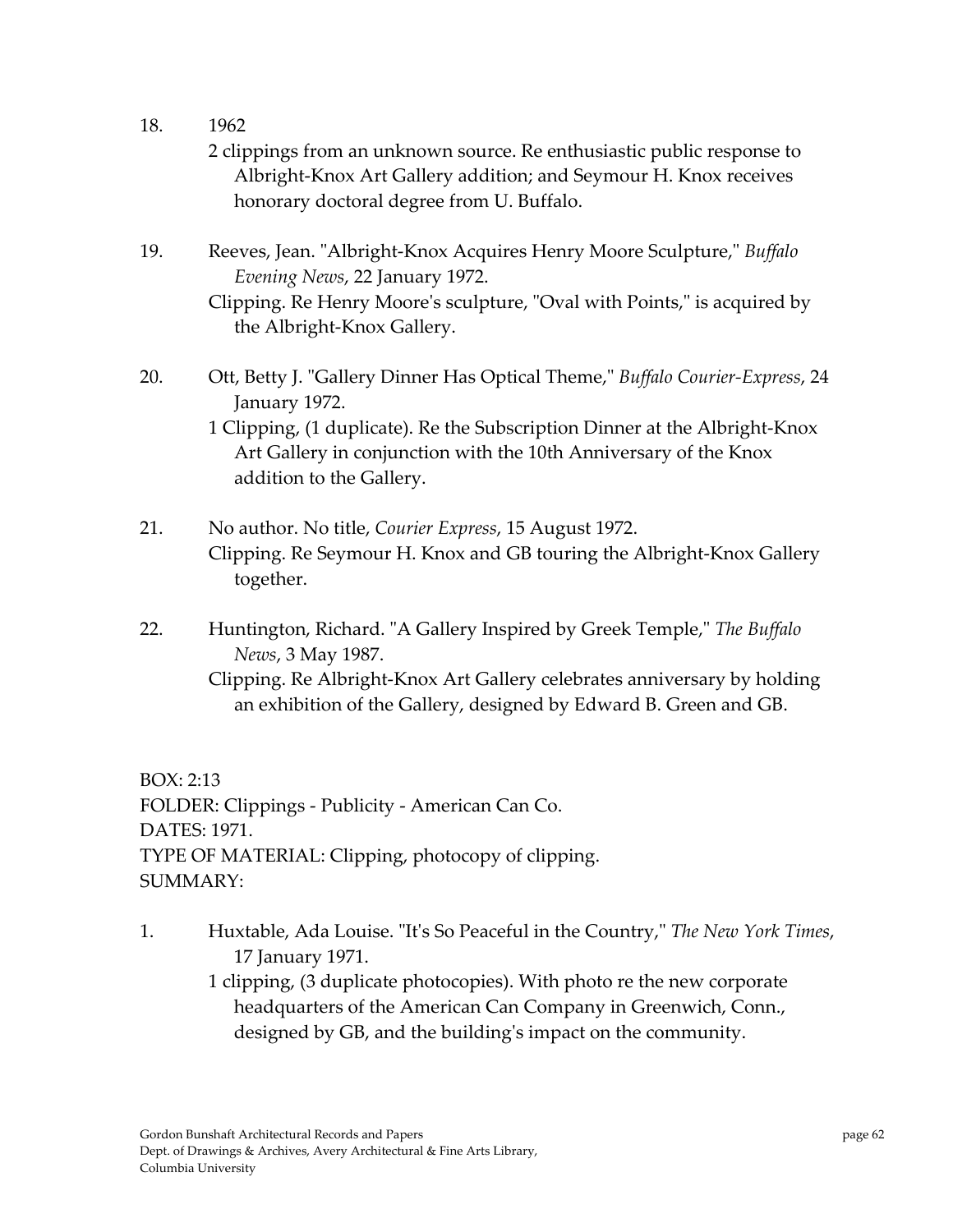18. 1962

    2 clippings from an unknown source. Re enthusiastic public response to Albright-Knox Art Gallery addition; and Seymour H. Knox receives honorary doctoral degree from U. Buffalo.

19. Reeves, Jean. "Albright-Knox Acquires Henry Moore Sculpture," *Buffalo Evening News*, 22 January 1972.

    Clipping. Re Henry Moore's sculpture, "Oval with Points," is acquired by the Albright-Knox Gallery.

20. Ott, Betty J. "Gallery Dinner Has Optical Theme," *Buffalo Courier-Express*, 24 January 1972.

    1 Clipping, (1 duplicate). Re the Subscription Dinner at the Albright-Knox Art Gallery in conjunction with the 10th Anniversary of the Knox addition to the Gallery.

21. No author. No title, *Courier Express*, 15 August 1972.

    Clipping. Re Seymour H. Knox and GB touring the Albright-Knox Gallery together.

22. Huntington, Richard. "A Gallery Inspired by Greek Temple," *The Buffalo News*, 3 May 1987.

    Clipping. Re Albright-Knox Art Gallery celebrates anniversary by holding an exhibition of the Gallery, designed by Edward B. Green and GB.

BOX: 2:13
FOLDER: Clippings - Publicity - American Can Co.
DATES: 1971.
TYPE OF MATERIAL: Clipping, photocopy of clipping.
SUMMARY:

1. Huxtable, Ada Louise. "It's So Peaceful in the Country," *The New York Times*, 17 January 1971.

    1 clipping, (3 duplicate photocopies). With photo re the new corporate headquarters of the American Can Company in Greenwich, Conn., designed by GB, and the building's impact on the community.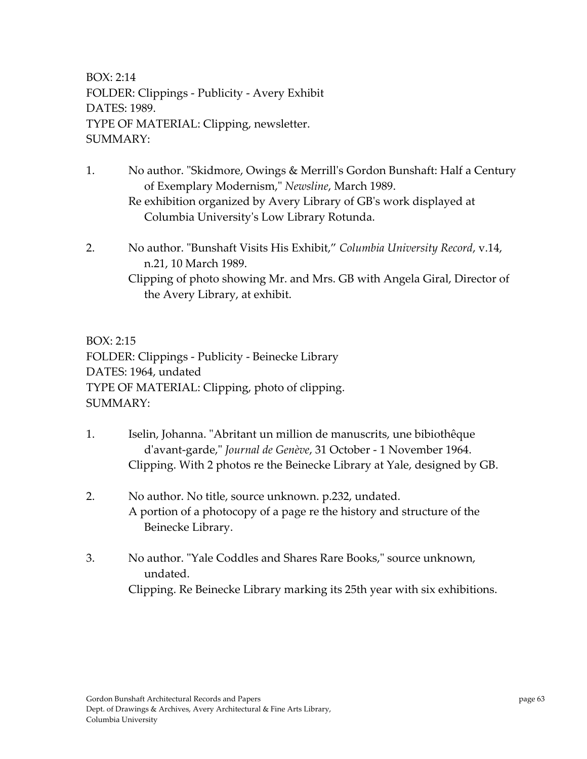BOX: 2:14
FOLDER: Clippings - Publicity - Avery Exhibit
DATES: 1989.
TYPE OF MATERIAL: Clipping, newsletter.
SUMMARY:

1. No author. "Skidmore, Owings & Merrill's Gordon Bunshaft: Half a Century of Exemplary Modernism," *Newsline*, March 1989.
   Re exhibition organized by Avery Library of GB's work displayed at Columbia University's Low Library Rotunda.

2. No author. "Bunshaft Visits His Exhibit," *Columbia University Record*, v.14, n.21, 10 March 1989.
   Clipping of photo showing Mr. and Mrs. GB with Angela Giral, Director of the Avery Library, at exhibit.

BOX: 2:15
FOLDER: Clippings - Publicity - Beinecke Library
DATES: 1964, undated
TYPE OF MATERIAL: Clipping, photo of clipping.
SUMMARY:

1. Iselin, Johanna. "Abritant un million de manuscrits, une bibiothêque d'avant-garde," *Journal de Genève*, 31 October - 1 November 1964.
   Clipping. With 2 photos re the Beinecke Library at Yale, designed by GB.

2. No author. No title, source unknown. p.232, undated.
   A portion of a photocopy of a page re the history and structure of the Beinecke Library.

3. No author. "Yale Coddles and Shares Rare Books," source unknown, undated.
   Clipping. Re Beinecke Library marking its 25th year with six exhibitions.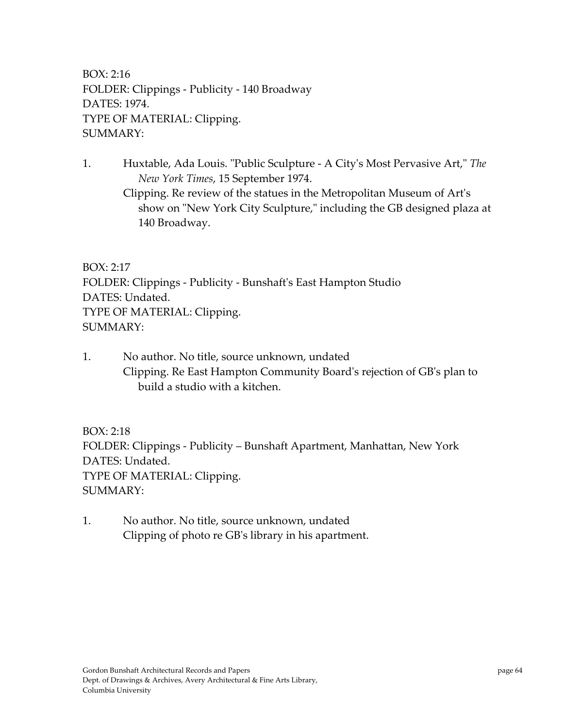BOX: 2:16
FOLDER: Clippings - Publicity - 140 Broadway
DATES: 1974.
TYPE OF MATERIAL: Clipping.
SUMMARY:

1. Huxtable, Ada Louis. "Public Sculpture - A City's Most Pervasive Art," *The New York Times*, 15 September 1974.
   Clipping. Re review of the statues in the Metropolitan Museum of Art's show on "New York City Sculpture," including the GB designed plaza at 140 Broadway.

BOX: 2:17
FOLDER: Clippings - Publicity - Bunshaft's East Hampton Studio
DATES: Undated.
TYPE OF MATERIAL: Clipping.
SUMMARY:

1. No author. No title, source unknown, undated
   Clipping. Re East Hampton Community Board's rejection of GB's plan to build a studio with a kitchen.

BOX: 2:18
FOLDER: Clippings - Publicity – Bunshaft Apartment, Manhattan, New York
DATES: Undated.
TYPE OF MATERIAL: Clipping.
SUMMARY:

1. No author. No title, source unknown, undated
   Clipping of photo re GB's library in his apartment.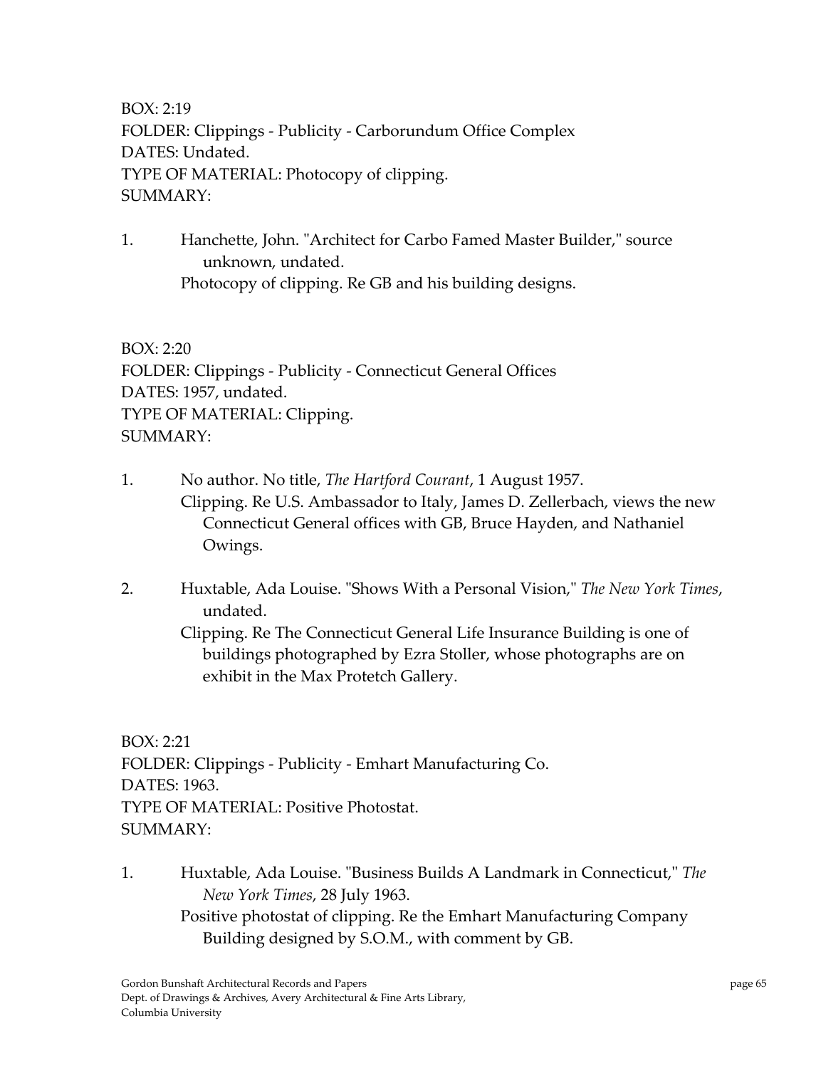BOX: 2:19
FOLDER: Clippings - Publicity - Carborundum Office Complex
DATES: Undated.
TYPE OF MATERIAL: Photocopy of clipping.
SUMMARY:

1. Hanchette, John. "Architect for Carbo Famed Master Builder," source unknown, undated.
   Photocopy of clipping. Re GB and his building designs.

BOX: 2:20
FOLDER: Clippings - Publicity - Connecticut General Offices
DATES: 1957, undated.
TYPE OF MATERIAL: Clipping.
SUMMARY:

1. No author. No title, *The Hartford Courant*, 1 August 1957.
   Clipping. Re U.S. Ambassador to Italy, James D. Zellerbach, views the new Connecticut General offices with GB, Bruce Hayden, and Nathaniel Owings.

2. Huxtable, Ada Louise. "Shows With a Personal Vision," *The New York Times*, undated.
   Clipping. Re The Connecticut General Life Insurance Building is one of buildings photographed by Ezra Stoller, whose photographs are on exhibit in the Max Protetch Gallery.

BOX: 2:21
FOLDER: Clippings - Publicity - Emhart Manufacturing Co.
DATES: 1963.
TYPE OF MATERIAL: Positive Photostat.
SUMMARY:

1. Huxtable, Ada Louise. "Business Builds A Landmark in Connecticut," *The New York Times*, 28 July 1963.
   Positive photostat of clipping. Re the Emhart Manufacturing Company Building designed by S.O.M., with comment by GB.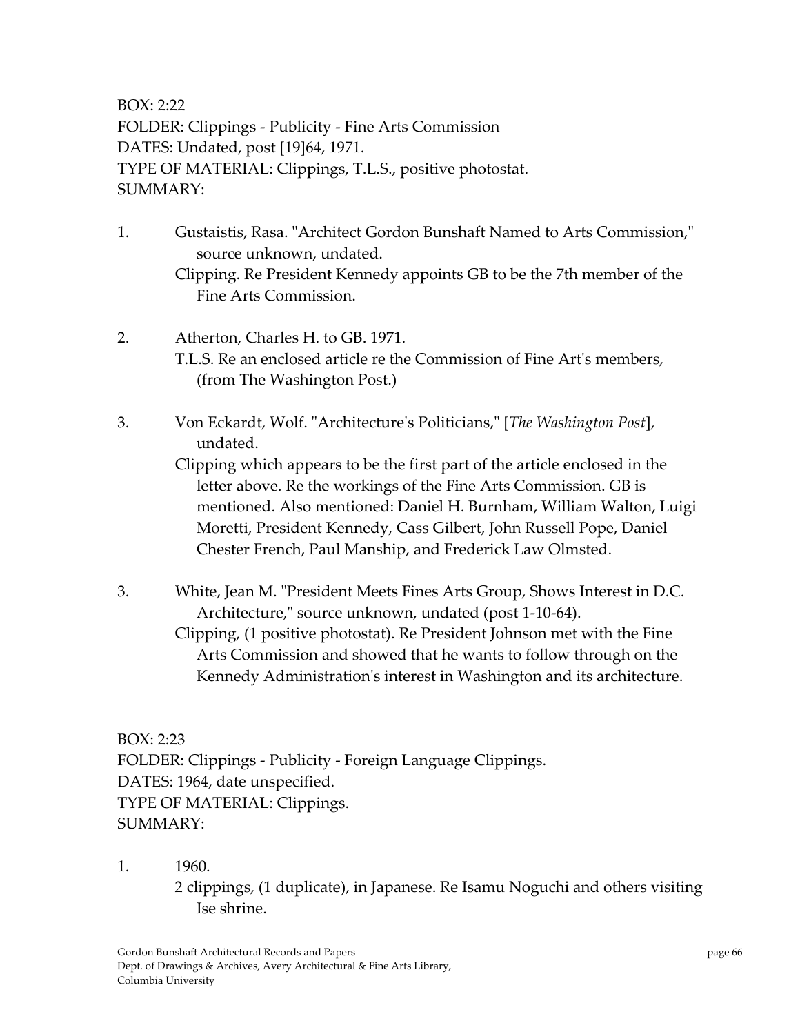BOX: 2:22
FOLDER: Clippings - Publicity - Fine Arts Commission
DATES: Undated, post [19]64, 1971.
TYPE OF MATERIAL: Clippings, T.L.S., positive photostat.
SUMMARY:

1. Gustaistis, Rasa. "Architect Gordon Bunshaft Named to Arts Commission," source unknown, undated.
   Clipping. Re President Kennedy appoints GB to be the 7th member of the Fine Arts Commission.

2. Atherton, Charles H. to GB. 1971.
   T.L.S. Re an enclosed article re the Commission of Fine Art's members, (from The Washington Post.)

3. Von Eckardt, Wolf. "Architecture's Politicians," [*The Washington Post*], undated.
   Clipping which appears to be the first part of the article enclosed in the letter above. Re the workings of the Fine Arts Commission. GB is mentioned. Also mentioned: Daniel H. Burnham, William Walton, Luigi Moretti, President Kennedy, Cass Gilbert, John Russell Pope, Daniel Chester French, Paul Manship, and Frederick Law Olmsted.

3. White, Jean M. "President Meets Fines Arts Group, Shows Interest in D.C. Architecture," source unknown, undated (post 1-10-64).
   Clipping, (1 positive photostat). Re President Johnson met with the Fine Arts Commission and showed that he wants to follow through on the Kennedy Administration's interest in Washington and its architecture.

BOX: 2:23
FOLDER: Clippings - Publicity - Foreign Language Clippings.
DATES: 1964, date unspecified.
TYPE OF MATERIAL: Clippings.
SUMMARY:

1. 1960.
   2 clippings, (1 duplicate), in Japanese. Re Isamu Noguchi and others visiting Ise shrine.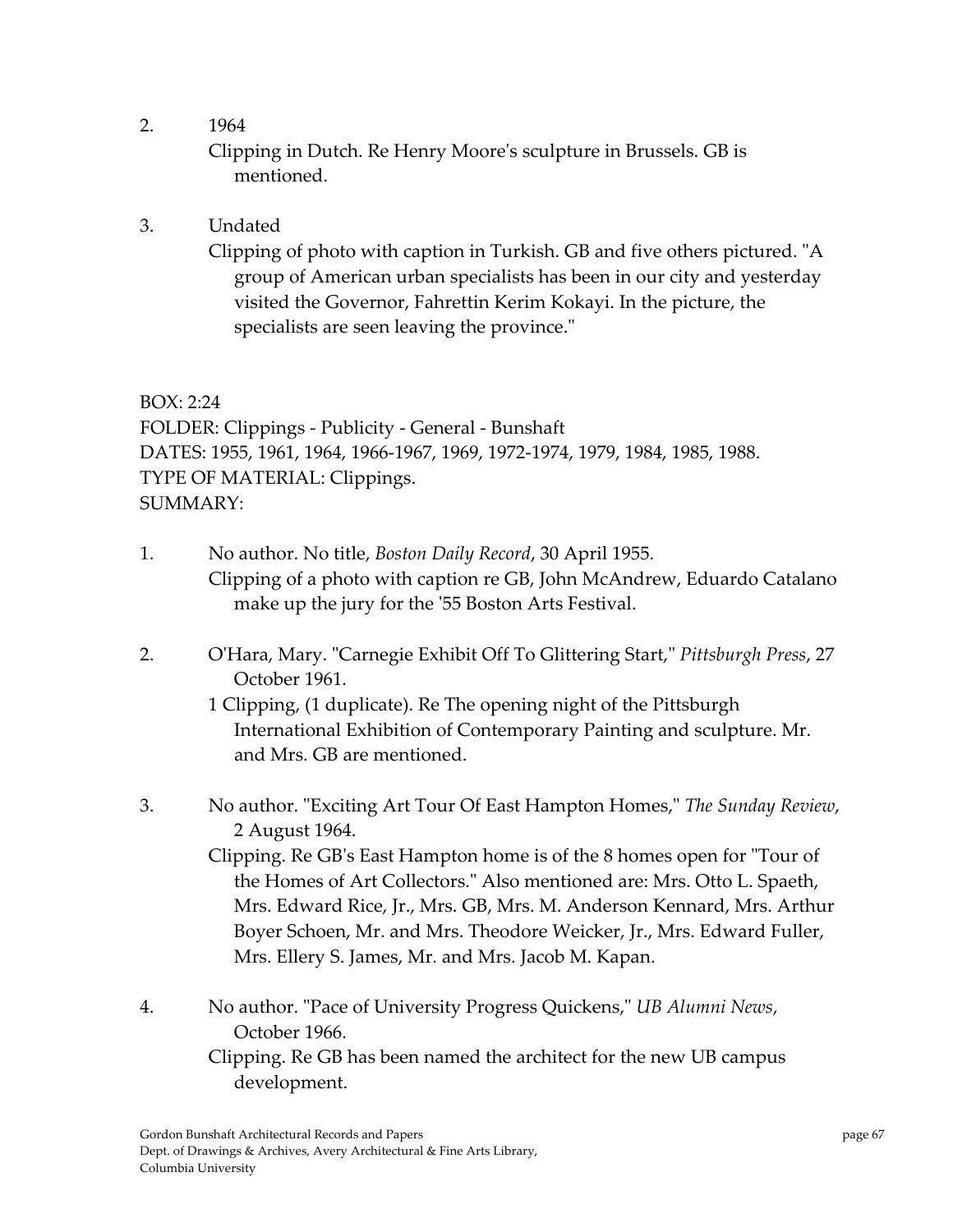2. 1964

   Clipping in Dutch. Re Henry Moore's sculpture in Brussels. GB is mentioned.

3. Undated

   Clipping of photo with caption in Turkish. GB and five others pictured. "A group of American urban specialists has been in our city and yesterday visited the Governor, Fahrettin Kerim Kokayi. In the picture, the specialists are seen leaving the province."

BOX: 2:24
FOLDER: Clippings - Publicity - General - Bunshaft
DATES: 1955, 1961, 1964, 1966-1967, 1969, 1972-1974, 1979, 1984, 1985, 1988.
TYPE OF MATERIAL: Clippings.
SUMMARY:

1. No author. No title, *Boston Daily Record*, 30 April 1955.

   Clipping of a photo with caption re GB, John McAndrew, Eduardo Catalano make up the jury for the '55 Boston Arts Festival.

2. O'Hara, Mary. "Carnegie Exhibit Off To Glittering Start," *Pittsburgh Press*, 27 October 1961.

   1 Clipping, (1 duplicate). Re The opening night of the Pittsburgh International Exhibition of Contemporary Painting and sculpture. Mr. and Mrs. GB are mentioned.

3. No author. "Exciting Art Tour Of East Hampton Homes," *The Sunday Review*, 2 August 1964.

   Clipping. Re GB's East Hampton home is of the 8 homes open for "Tour of the Homes of Art Collectors." Also mentioned are: Mrs. Otto L. Spaeth, Mrs. Edward Rice, Jr., Mrs. GB, Mrs. M. Anderson Kennard, Mrs. Arthur Boyer Schoen, Mr. and Mrs. Theodore Weicker, Jr., Mrs. Edward Fuller, Mrs. Ellery S. James, Mr. and Mrs. Jacob M. Kapan.

4. No author. "Pace of University Progress Quickens," *UB Alumni News*, October 1966.

   Clipping. Re GB has been named the architect for the new UB campus development.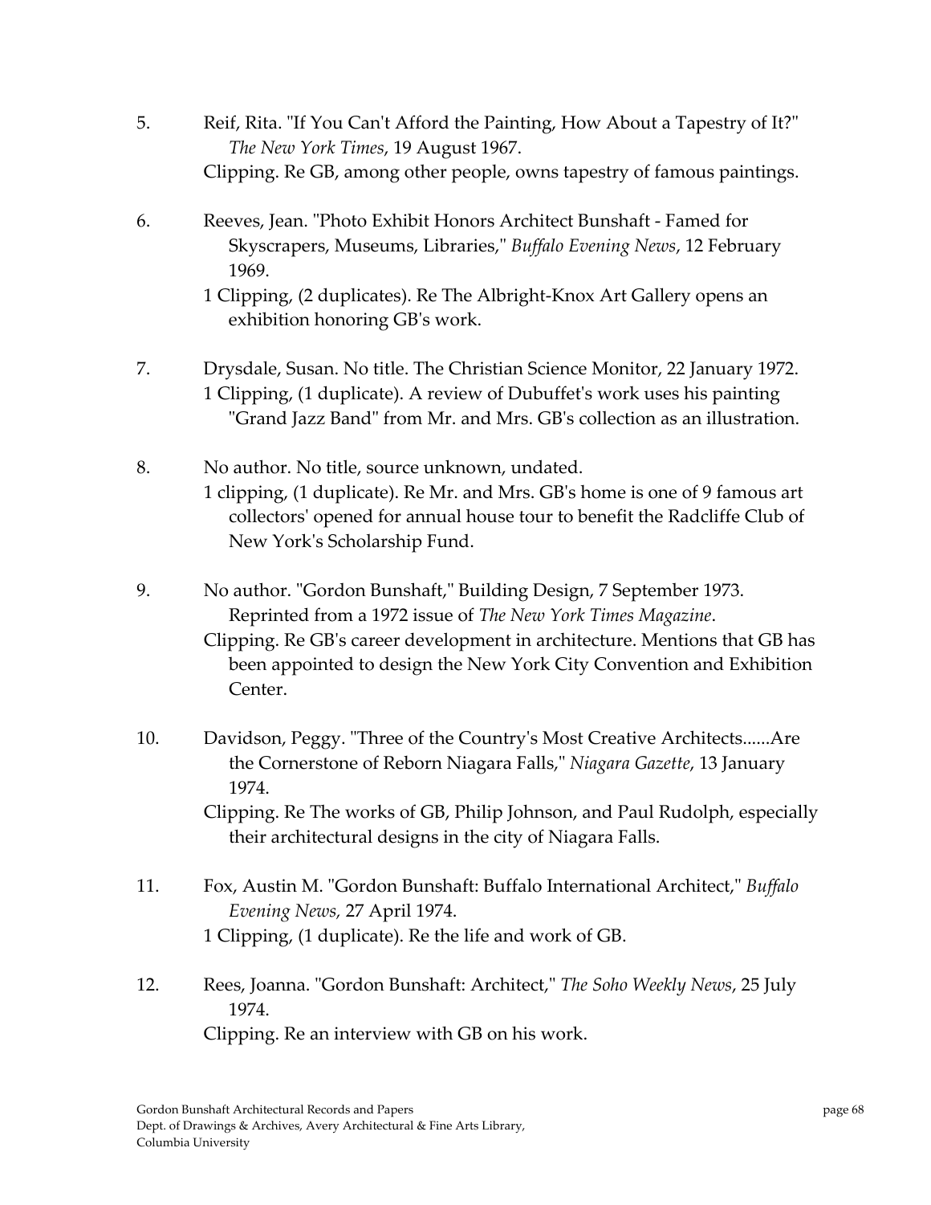5. Reif, Rita. "If You Can't Afford the Painting, How About a Tapestry of It?" *The New York Times*, 19 August 1967.
   Clipping. Re GB, among other people, owns tapestry of famous paintings.

6. Reeves, Jean. "Photo Exhibit Honors Architect Bunshaft - Famed for Skyscrapers, Museums, Libraries," *Buffalo Evening News*, 12 February 1969.
   1 Clipping, (2 duplicates). Re The Albright-Knox Art Gallery opens an exhibition honoring GB's work.

7. Drysdale, Susan. No title. The Christian Science Monitor, 22 January 1972.
   1 Clipping, (1 duplicate). A review of Dubuffet's work uses his painting "Grand Jazz Band" from Mr. and Mrs. GB's collection as an illustration.

8. No author. No title, source unknown, undated.
   1 clipping, (1 duplicate). Re Mr. and Mrs. GB's home is one of 9 famous art collectors' opened for annual house tour to benefit the Radcliffe Club of New York's Scholarship Fund.

9. No author. "Gordon Bunshaft," Building Design, 7 September 1973. Reprinted from a 1972 issue of *The New York Times Magazine*.
   Clipping. Re GB's career development in architecture. Mentions that GB has been appointed to design the New York City Convention and Exhibition Center.

10. Davidson, Peggy. "Three of the Country's Most Creative Architects......Are the Cornerstone of Reborn Niagara Falls," *Niagara Gazette*, 13 January 1974.
    Clipping. Re The works of GB, Philip Johnson, and Paul Rudolph, especially their architectural designs in the city of Niagara Falls.

11. Fox, Austin M. "Gordon Bunshaft: Buffalo International Architect," *Buffalo Evening News,* 27 April 1974.
    1 Clipping, (1 duplicate). Re the life and work of GB.

12. Rees, Joanna. "Gordon Bunshaft: Architect," *The Soho Weekly News*, 25 July 1974.
    Clipping. Re an interview with GB on his work.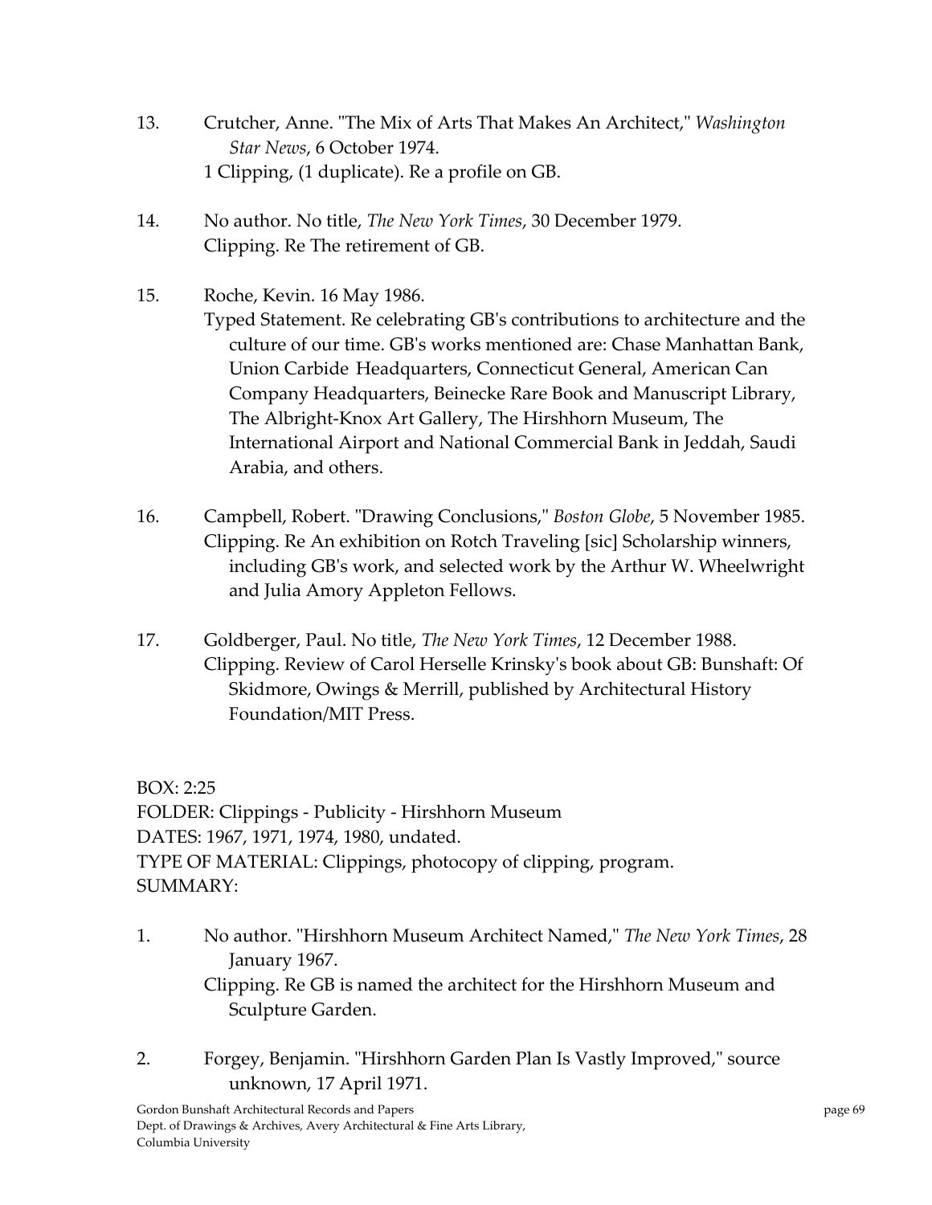13. Crutcher, Anne. "The Mix of Arts That Makes An Architect," *Washington Star News*, 6 October 1974.
    1 Clipping, (1 duplicate). Re a profile on GB.

14. No author. No title, *The New York Times*, 30 December 1979.
    Clipping. Re The retirement of GB.

15. Roche, Kevin. 16 May 1986.
    Typed Statement. Re celebrating GB's contributions to architecture and the culture of our time. GB's works mentioned are: Chase Manhattan Bank, Union Carbide Headquarters, Connecticut General, American Can Company Headquarters, Beinecke Rare Book and Manuscript Library, The Albright-Knox Art Gallery, The Hirshhorn Museum, The International Airport and National Commercial Bank in Jeddah, Saudi Arabia, and others.

16. Campbell, Robert. "Drawing Conclusions," *Boston Globe*, 5 November 1985.
    Clipping. Re An exhibition on Rotch Traveling [sic] Scholarship winners, including GB's work, and selected work by the Arthur W. Wheelwright and Julia Amory Appleton Fellows.

17. Goldberger, Paul. No title, *The New York Times*, 12 December 1988.
    Clipping. Review of Carol Herselle Krinsky's book about GB: Bunshaft: Of Skidmore, Owings & Merrill, published by Architectural History Foundation/MIT Press.

BOX: 2:25
FOLDER: Clippings - Publicity - Hirshhorn Museum
DATES: 1967, 1971, 1974, 1980, undated.
TYPE OF MATERIAL: Clippings, photocopy of clipping, program.
SUMMARY:

1. No author. "Hirshhorn Museum Architect Named," *The New York Times*, 28 January 1967.
   Clipping. Re GB is named the architect for the Hirshhorn Museum and Sculpture Garden.

2. Forgey, Benjamin. "Hirshhorn Garden Plan Is Vastly Improved," source unknown, 17 April 1971.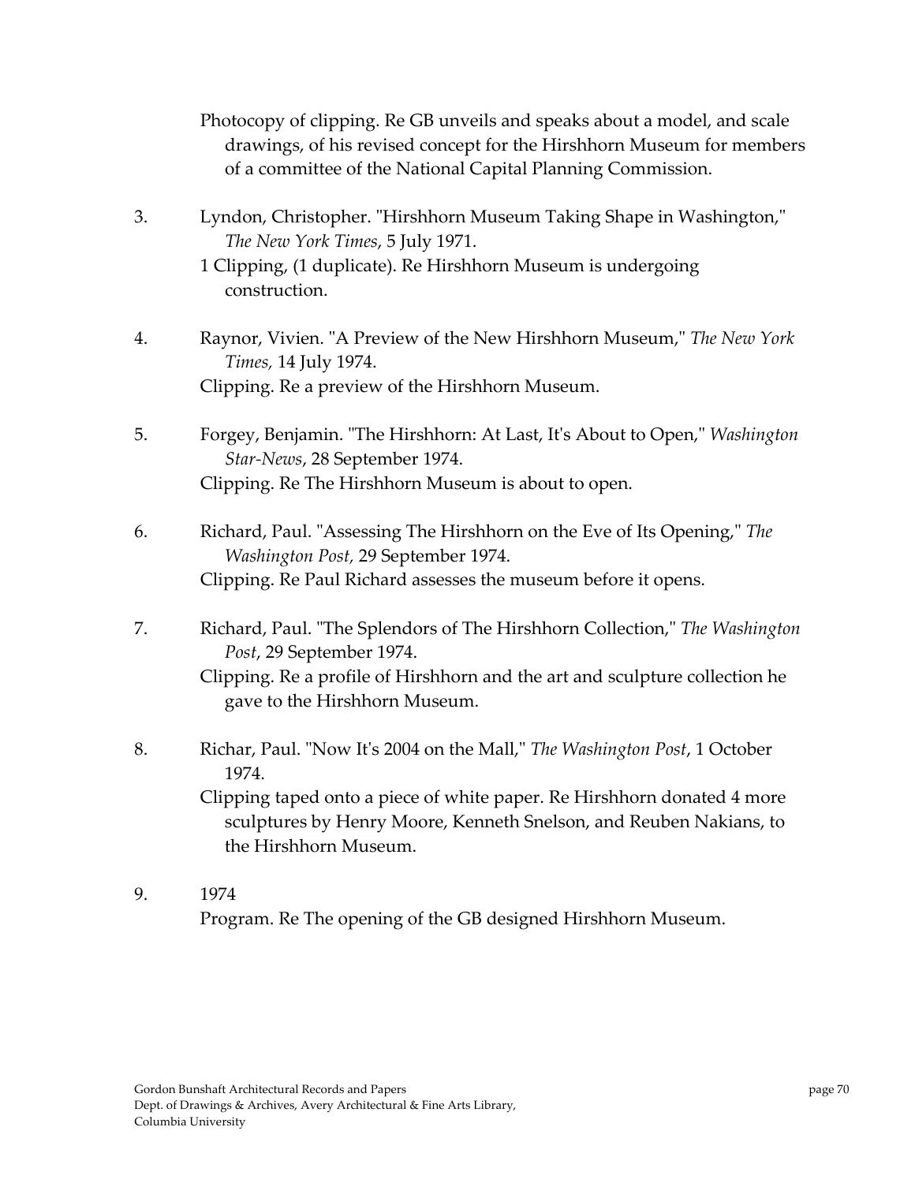Photocopy of clipping. Re GB unveils and speaks about a model, and scale drawings, of his revised concept for the Hirshhorn Museum for members of a committee of the National Capital Planning Commission.

3. Lyndon, Christopher. "Hirshhorn Museum Taking Shape in Washington," *The New York Times*, 5 July 1971.
   1 Clipping, (1 duplicate). Re Hirshhorn Museum is undergoing construction.

4. Raynor, Vivien. "A Preview of the New Hirshhorn Museum," *The New York Times,* 14 July 1974.
   Clipping. Re a preview of the Hirshhorn Museum.

5. Forgey, Benjamin. "The Hirshhorn: At Last, It's About to Open," *Washington Star-News*, 28 September 1974.
   Clipping. Re The Hirshhorn Museum is about to open.

6. Richard, Paul. "Assessing The Hirshhorn on the Eve of Its Opening," *The Washington Post,* 29 September 1974.
   Clipping. Re Paul Richard assesses the museum before it opens.

7. Richard, Paul. "The Splendors of The Hirshhorn Collection," *The Washington Post*, 29 September 1974.
   Clipping. Re a profile of Hirshhorn and the art and sculpture collection he gave to the Hirshhorn Museum.

8. Richar, Paul. "Now It's 2004 on the Mall," *The Washington Post*, 1 October 1974.
   Clipping taped onto a piece of white paper. Re Hirshhorn donated 4 more sculptures by Henry Moore, Kenneth Snelson, and Reuben Nakians, to the Hirshhorn Museum.

9. 1974
   Program. Re The opening of the GB designed Hirshhorn Museum.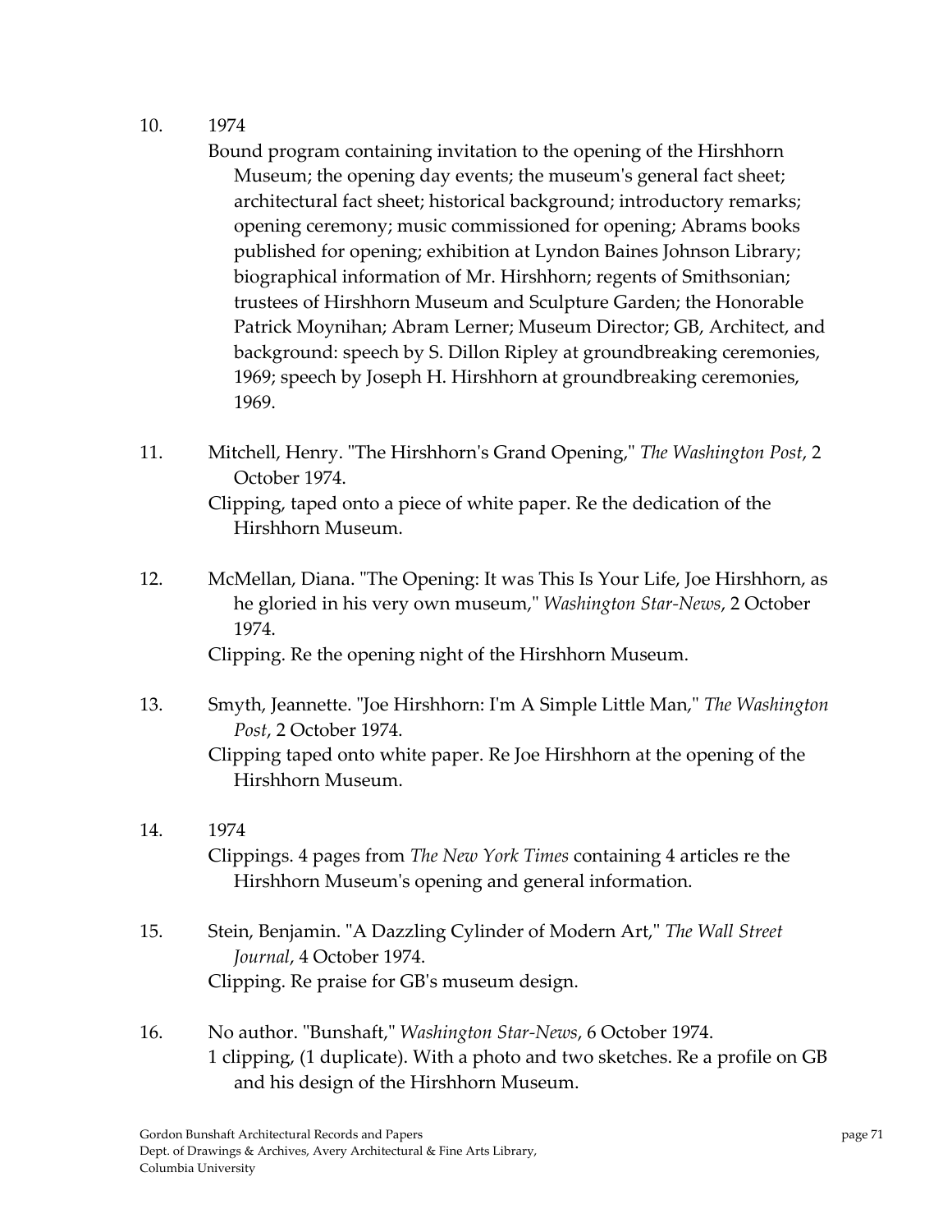10. 1974

    Bound program containing invitation to the opening of the Hirshhorn Museum; the opening day events; the museum's general fact sheet; architectural fact sheet; historical background; introductory remarks; opening ceremony; music commissioned for opening; Abrams books published for opening; exhibition at Lyndon Baines Johnson Library; biographical information of Mr. Hirshhorn; regents of Smithsonian; trustees of Hirshhorn Museum and Sculpture Garden; the Honorable Patrick Moynihan; Abram Lerner; Museum Director; GB, Architect, and background: speech by S. Dillon Ripley at groundbreaking ceremonies, 1969; speech by Joseph H. Hirshhorn at groundbreaking ceremonies, 1969.

11. Mitchell, Henry. "The Hirshhorn's Grand Opening," *The Washington Post*, 2 October 1974.

    Clipping, taped onto a piece of white paper. Re the dedication of the Hirshhorn Museum.

12. McMellan, Diana. "The Opening: It was This Is Your Life, Joe Hirshhorn, as he gloried in his very own museum," *Washington Star-News*, 2 October 1974.

    Clipping. Re the opening night of the Hirshhorn Museum.

13. Smyth, Jeannette. "Joe Hirshhorn: I'm A Simple Little Man," *The Washington Post*, 2 October 1974.

    Clipping taped onto white paper. Re Joe Hirshhorn at the opening of the Hirshhorn Museum.

14. 1974

    Clippings. 4 pages from *The New York Times* containing 4 articles re the Hirshhorn Museum's opening and general information.

15. Stein, Benjamin. "A Dazzling Cylinder of Modern Art," *The Wall Street Journal*, 4 October 1974.

    Clipping. Re praise for GB's museum design.

16. No author. "Bunshaft," *Washington Star-News*, 6 October 1974.

    1 clipping, (1 duplicate). With a photo and two sketches. Re a profile on GB and his design of the Hirshhorn Museum.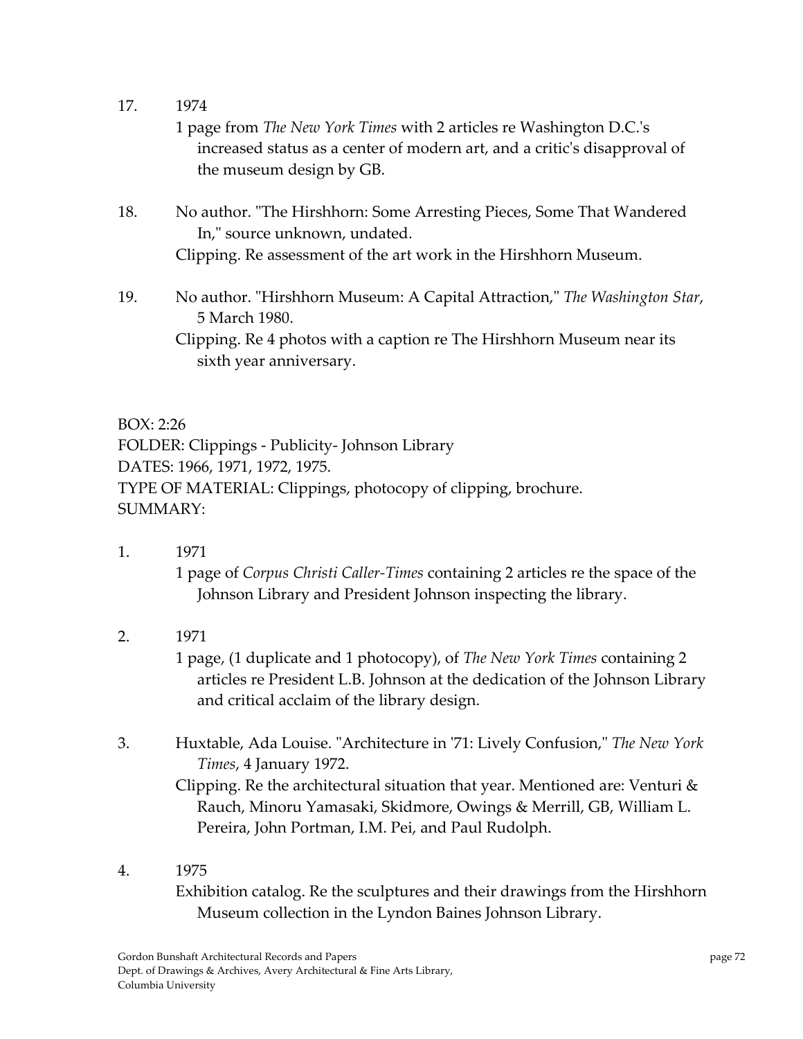17. 1974

    1 page from *The New York Times* with 2 articles re Washington D.C.'s increased status as a center of modern art, and a critic's disapproval of the museum design by GB.

18. No author. "The Hirshhorn: Some Arresting Pieces, Some That Wandered In," source unknown, undated.

    Clipping. Re assessment of the art work in the Hirshhorn Museum.

19. No author. "Hirshhorn Museum: A Capital Attraction," *The Washington Star*, 5 March 1980.

    Clipping. Re 4 photos with a caption re The Hirshhorn Museum near its sixth year anniversary.

BOX: 2:26
FOLDER: Clippings - Publicity- Johnson Library
DATES: 1966, 1971, 1972, 1975.
TYPE OF MATERIAL: Clippings, photocopy of clipping, brochure.
SUMMARY:

1. 1971

   1 page of *Corpus Christi Caller-Times* containing 2 articles re the space of the Johnson Library and President Johnson inspecting the library.

2. 1971

   1 page, (1 duplicate and 1 photocopy), of *The New York Times* containing 2 articles re President L.B. Johnson at the dedication of the Johnson Library and critical acclaim of the library design.

3. Huxtable, Ada Louise. "Architecture in '71: Lively Confusion," *The New York Times*, 4 January 1972.

   Clipping. Re the architectural situation that year. Mentioned are: Venturi & Rauch, Minoru Yamasaki, Skidmore, Owings & Merrill, GB, William L. Pereira, John Portman, I.M. Pei, and Paul Rudolph.

4. 1975

   Exhibition catalog. Re the sculptures and their drawings from the Hirshhorn Museum collection in the Lyndon Baines Johnson Library.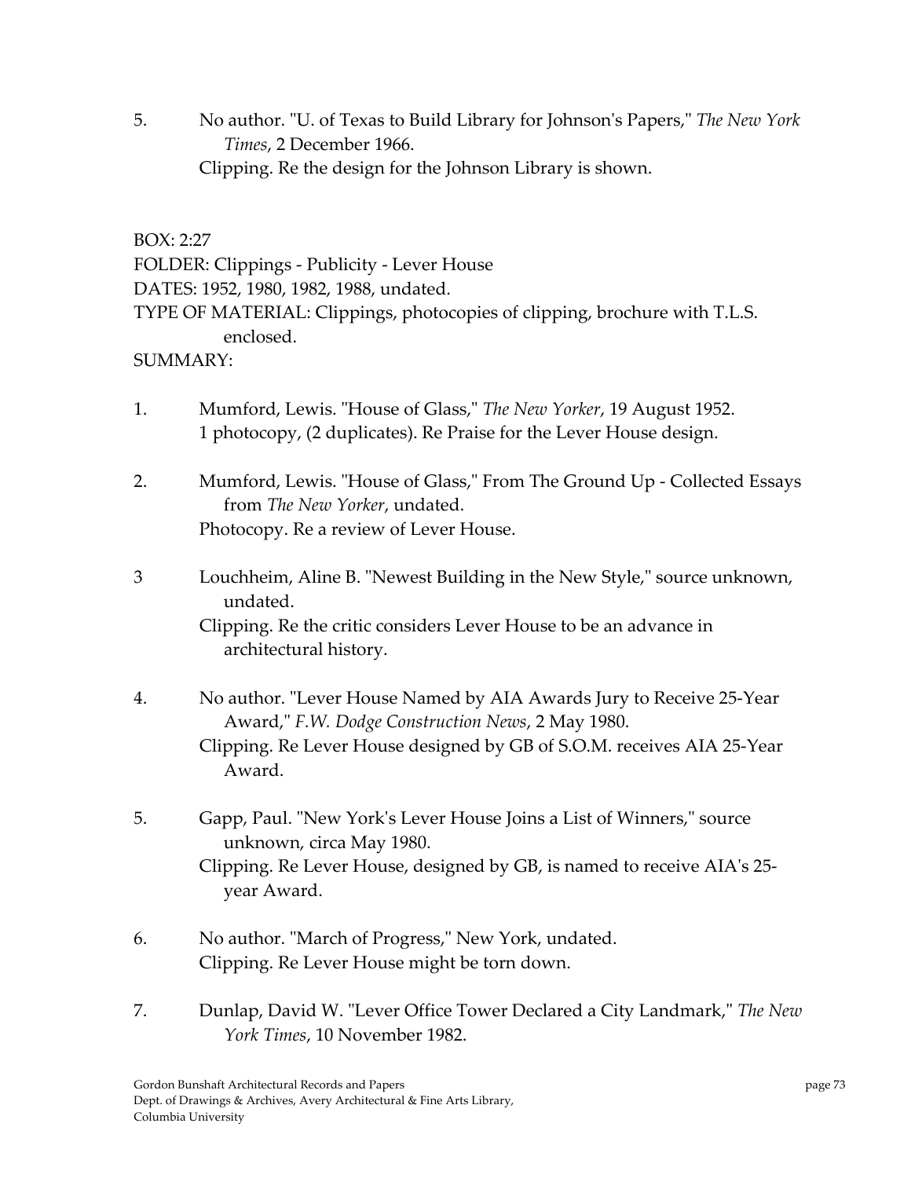5. No author. "U. of Texas to Build Library for Johnson's Papers," *The New York Times*, 2 December 1966.
   Clipping. Re the design for the Johnson Library is shown.

BOX: 2:27
FOLDER: Clippings - Publicity - Lever House
DATES: 1952, 1980, 1982, 1988, undated.
TYPE OF MATERIAL: Clippings, photocopies of clipping, brochure with T.L.S. enclosed.
SUMMARY:

1. Mumford, Lewis. "House of Glass," *The New Yorker*, 19 August 1952.
   1 photocopy, (2 duplicates). Re Praise for the Lever House design.

2. Mumford, Lewis. "House of Glass," From The Ground Up - Collected Essays from *The New Yorker*, undated.
   Photocopy. Re a review of Lever House.

3 Louchheim, Aline B. "Newest Building in the New Style," source unknown, undated.
   Clipping. Re the critic considers Lever House to be an advance in architectural history.

4. No author. "Lever House Named by AIA Awards Jury to Receive 25-Year Award," *F.W. Dodge Construction News*, 2 May 1980.
   Clipping. Re Lever House designed by GB of S.O.M. receives AIA 25-Year Award.

5. Gapp, Paul. "New York's Lever House Joins a List of Winners," source unknown, circa May 1980.
   Clipping. Re Lever House, designed by GB, is named to receive AIA's 25-year Award.

6. No author. "March of Progress," New York, undated.
   Clipping. Re Lever House might be torn down.

7. Dunlap, David W. "Lever Office Tower Declared a City Landmark," *The New York Times*, 10 November 1982.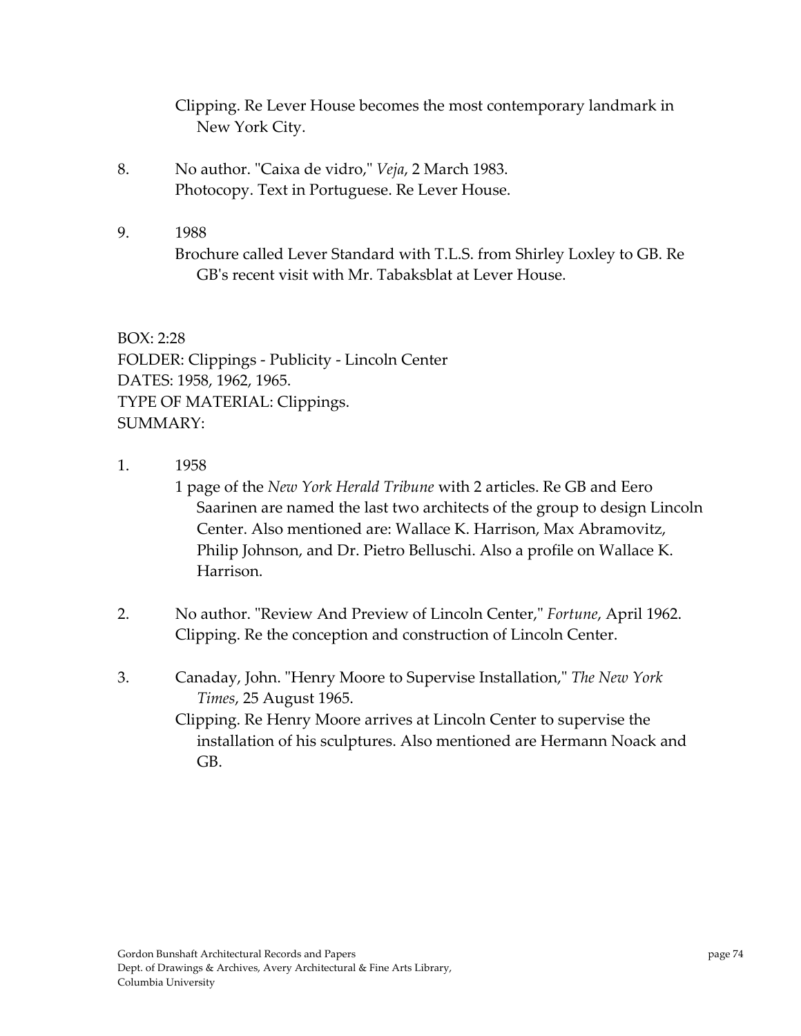Clipping. Re Lever House becomes the most contemporary landmark in New York City.

8. No author. "Caixa de vidro," *Veja*, 2 March 1983.
   Photocopy. Text in Portuguese. Re Lever House.

9. 1988
   Brochure called Lever Standard with T.L.S. from Shirley Loxley to GB. Re GB's recent visit with Mr. Tabaksblat at Lever House.

BOX: 2:28
FOLDER: Clippings - Publicity - Lincoln Center
DATES: 1958, 1962, 1965.
TYPE OF MATERIAL: Clippings.
SUMMARY:

1. 1958
   1 page of the *New York Herald Tribune* with 2 articles. Re GB and Eero Saarinen are named the last two architects of the group to design Lincoln Center. Also mentioned are: Wallace K. Harrison, Max Abramovitz, Philip Johnson, and Dr. Pietro Belluschi. Also a profile on Wallace K. Harrison.

2. No author. "Review And Preview of Lincoln Center," *Fortune*, April 1962.
   Clipping. Re the conception and construction of Lincoln Center.

3. Canaday, John. "Henry Moore to Supervise Installation," *The New York Times*, 25 August 1965.
   Clipping. Re Henry Moore arrives at Lincoln Center to supervise the installation of his sculptures. Also mentioned are Hermann Noack and GB.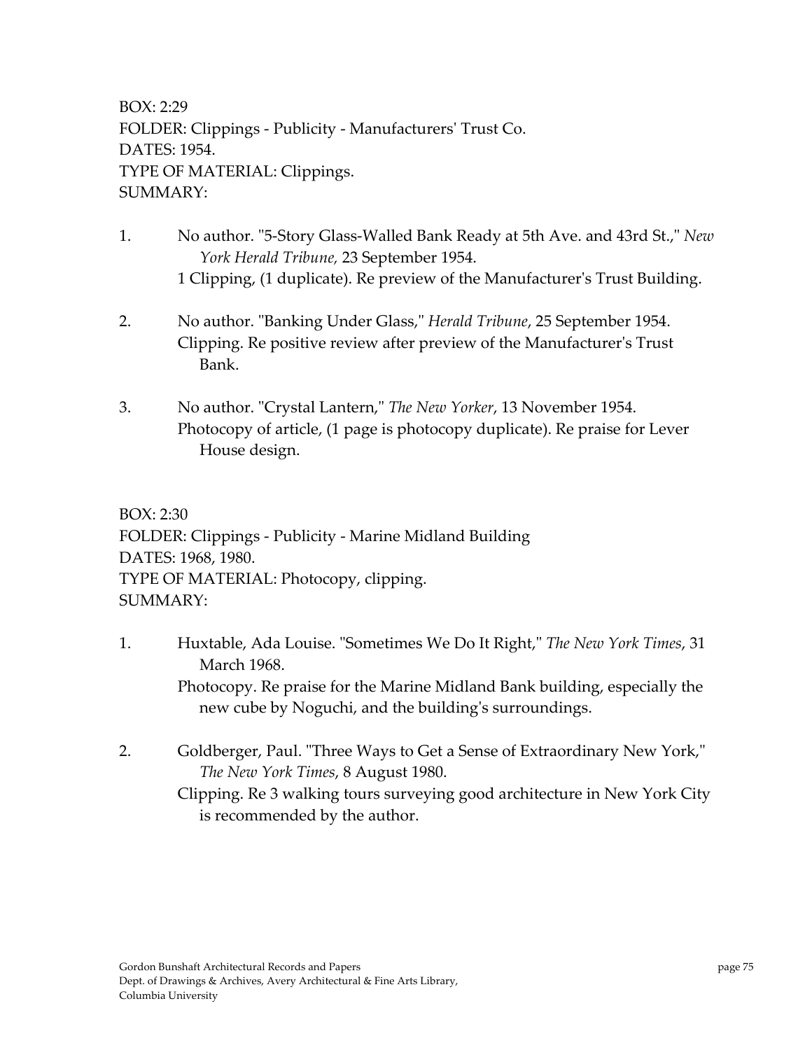BOX: 2:29
FOLDER: Clippings - Publicity - Manufacturers' Trust Co.
DATES: 1954.
TYPE OF MATERIAL: Clippings.
SUMMARY:

1. No author. "5-Story Glass-Walled Bank Ready at 5th Ave. and 43rd St.," *New York Herald Tribune,* 23 September 1954.
   1 Clipping, (1 duplicate). Re preview of the Manufacturer's Trust Building.

2. No author. "Banking Under Glass," *Herald Tribune*, 25 September 1954.
   Clipping. Re positive review after preview of the Manufacturer's Trust Bank.

3. No author. "Crystal Lantern," *The New Yorker*, 13 November 1954.
   Photocopy of article, (1 page is photocopy duplicate). Re praise for Lever House design.

BOX: 2:30
FOLDER: Clippings - Publicity - Marine Midland Building
DATES: 1968, 1980.
TYPE OF MATERIAL: Photocopy, clipping.
SUMMARY:

1. Huxtable, Ada Louise. "Sometimes We Do It Right," *The New York Times*, 31 March 1968.
   Photocopy. Re praise for the Marine Midland Bank building, especially the new cube by Noguchi, and the building's surroundings.

2. Goldberger, Paul. "Three Ways to Get a Sense of Extraordinary New York," *The New York Times*, 8 August 1980.
   Clipping. Re 3 walking tours surveying good architecture in New York City is recommended by the author.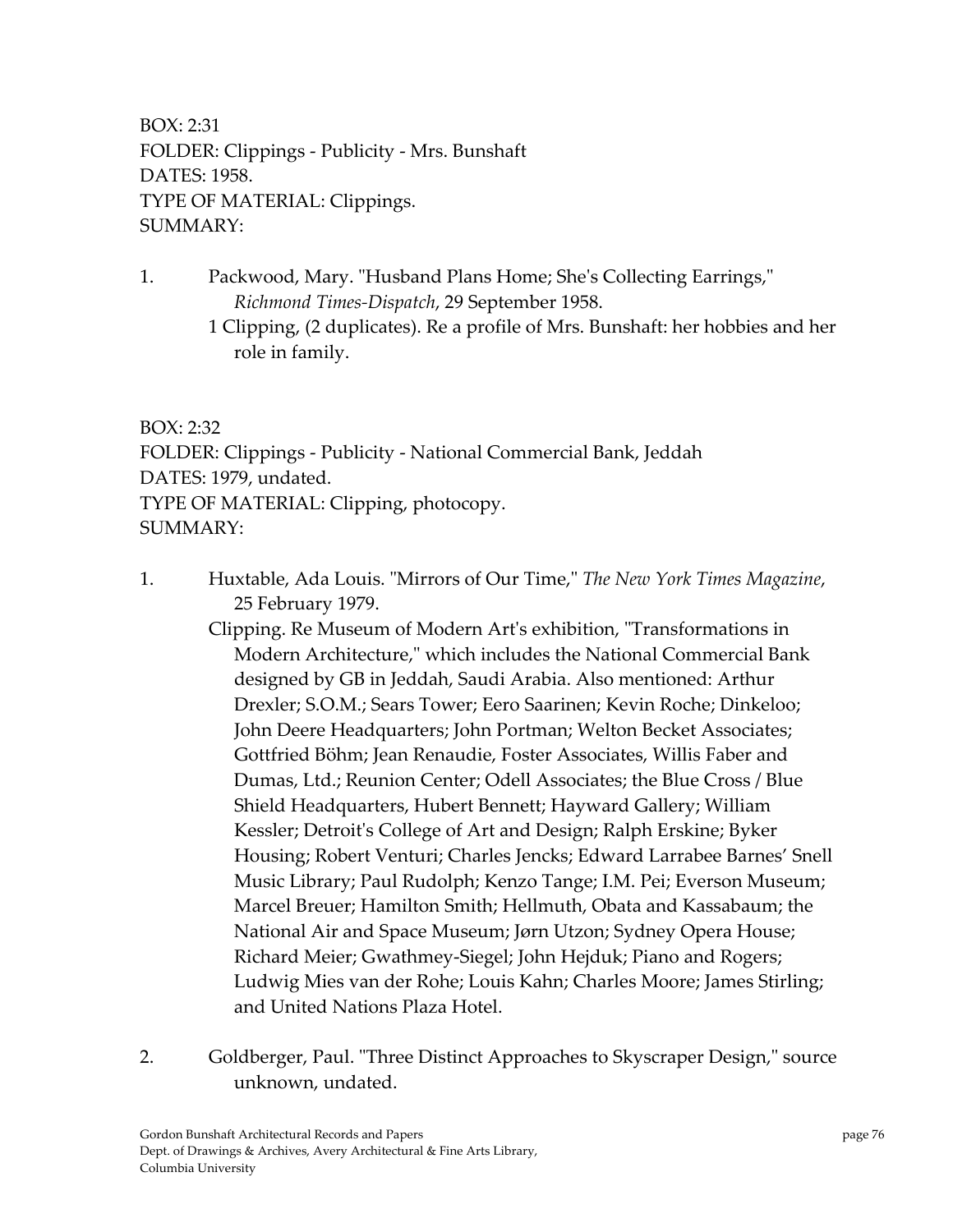BOX: 2:31
FOLDER: Clippings - Publicity - Mrs. Bunshaft
DATES: 1958.
TYPE OF MATERIAL: Clippings.
SUMMARY:

1. Packwood, Mary. "Husband Plans Home; She's Collecting Earrings," *Richmond Times-Dispatch*, 29 September 1958.
   1 Clipping, (2 duplicates). Re a profile of Mrs. Bunshaft: her hobbies and her role in family.

BOX: 2:32
FOLDER: Clippings - Publicity - National Commercial Bank, Jeddah
DATES: 1979, undated.
TYPE OF MATERIAL: Clipping, photocopy.
SUMMARY:

1. Huxtable, Ada Louis. "Mirrors of Our Time," *The New York Times Magazine*, 25 February 1979.
   Clipping. Re Museum of Modern Art's exhibition, "Transformations in Modern Architecture," which includes the National Commercial Bank designed by GB in Jeddah, Saudi Arabia. Also mentioned: Arthur Drexler; S.O.M.; Sears Tower; Eero Saarinen; Kevin Roche; Dinkeloo; John Deere Headquarters; John Portman; Welton Becket Associates; Gottfried Böhm; Jean Renaudie, Foster Associates, Willis Faber and Dumas, Ltd.; Reunion Center; Odell Associates; the Blue Cross / Blue Shield Headquarters, Hubert Bennett; Hayward Gallery; William Kessler; Detroit's College of Art and Design; Ralph Erskine; Byker Housing; Robert Venturi; Charles Jencks; Edward Larrabee Barnes' Snell Music Library; Paul Rudolph; Kenzo Tange; I.M. Pei; Everson Museum; Marcel Breuer; Hamilton Smith; Hellmuth, Obata and Kassabaum; the National Air and Space Museum; Jørn Utzon; Sydney Opera House; Richard Meier; Gwathmey-Siegel; John Hejduk; Piano and Rogers; Ludwig Mies van der Rohe; Louis Kahn; Charles Moore; James Stirling; and United Nations Plaza Hotel.

2. Goldberger, Paul. "Three Distinct Approaches to Skyscraper Design," source unknown, undated.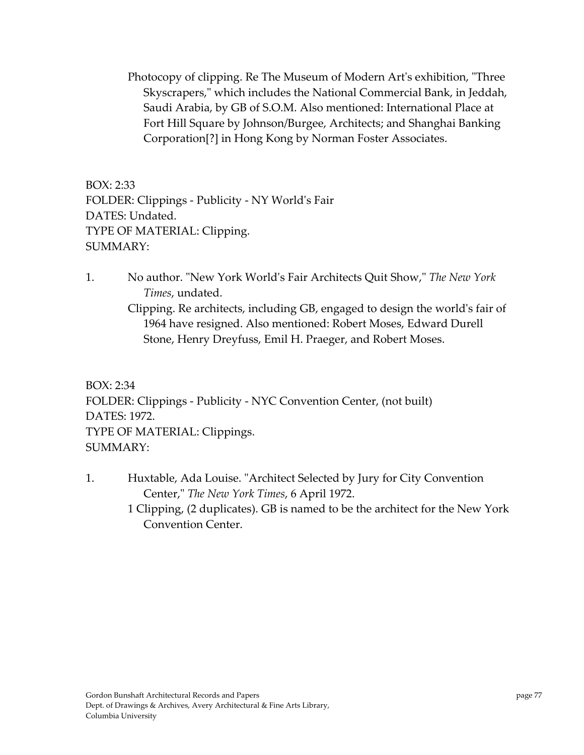Photocopy of clipping. Re The Museum of Modern Art's exhibition, "Three Skyscrapers," which includes the National Commercial Bank, in Jeddah, Saudi Arabia, by GB of S.O.M. Also mentioned: International Place at Fort Hill Square by Johnson/Burgee, Architects; and Shanghai Banking Corporation[?] in Hong Kong by Norman Foster Associates.

BOX: 2:33
FOLDER: Clippings - Publicity - NY World's Fair
DATES: Undated.
TYPE OF MATERIAL: Clipping.
SUMMARY:

1. No author. "New York World's Fair Architects Quit Show," *The New York Times*, undated.
   Clipping. Re architects, including GB, engaged to design the world's fair of 1964 have resigned. Also mentioned: Robert Moses, Edward Durell Stone, Henry Dreyfuss, Emil H. Praeger, and Robert Moses.

BOX: 2:34
FOLDER: Clippings - Publicity - NYC Convention Center, (not built)
DATES: 1972.
TYPE OF MATERIAL: Clippings.
SUMMARY:

1. Huxtable, Ada Louise. "Architect Selected by Jury for City Convention Center," *The New York Times*, 6 April 1972.
   1 Clipping, (2 duplicates). GB is named to be the architect for the New York Convention Center.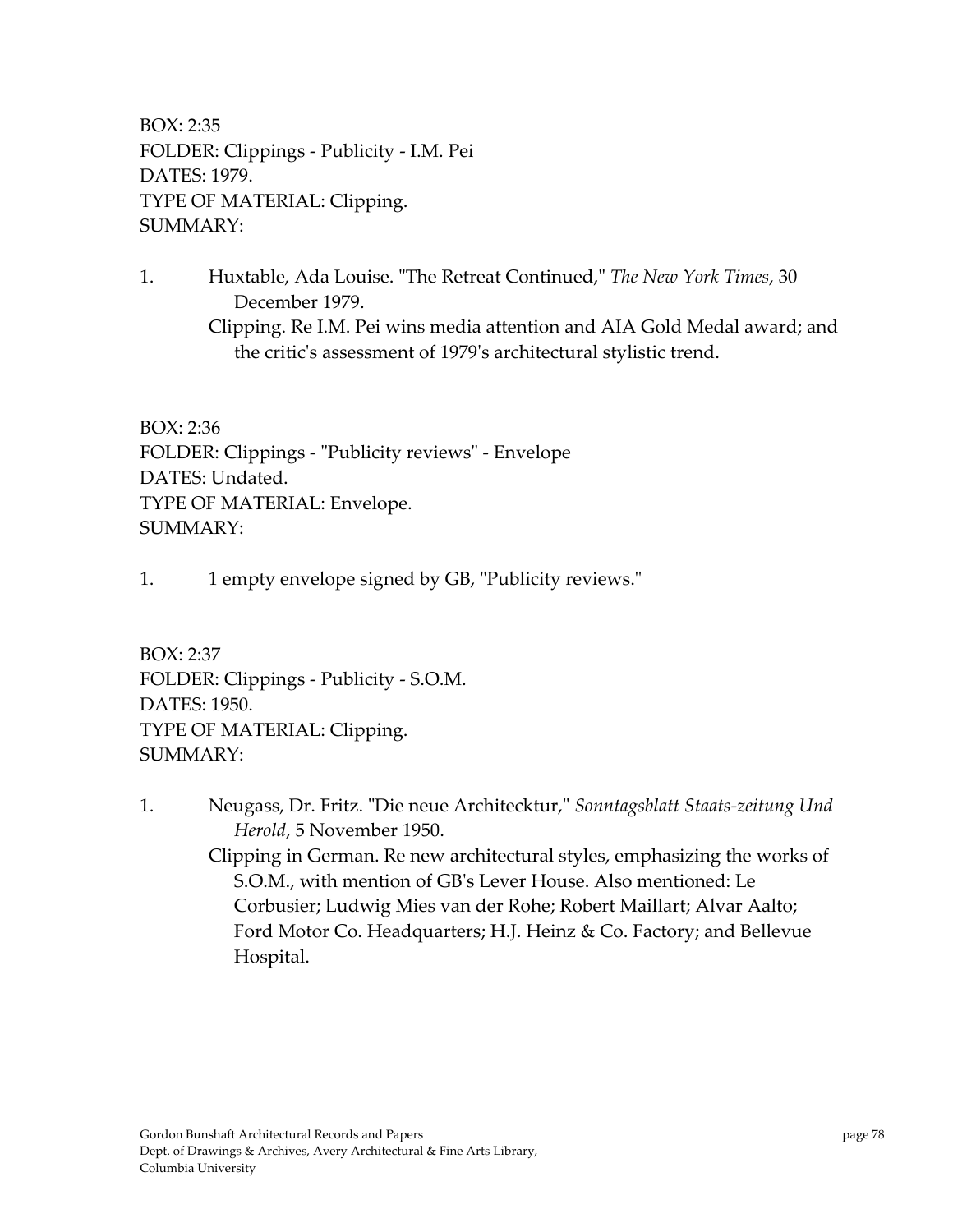BOX: 2:35
FOLDER: Clippings - Publicity - I.M. Pei
DATES: 1979.
TYPE OF MATERIAL: Clipping.
SUMMARY:

1. Huxtable, Ada Louise. "The Retreat Continued," *The New York Times*, 30 December 1979.
   Clipping. Re I.M. Pei wins media attention and AIA Gold Medal award; and the critic's assessment of 1979's architectural stylistic trend.

BOX: 2:36
FOLDER: Clippings - "Publicity reviews" - Envelope
DATES: Undated.
TYPE OF MATERIAL: Envelope.
SUMMARY:

1. 1 empty envelope signed by GB, "Publicity reviews."

BOX: 2:37
FOLDER: Clippings - Publicity - S.O.M.
DATES: 1950.
TYPE OF MATERIAL: Clipping.
SUMMARY:

1. Neugass, Dr. Fritz. "Die neue Architecktur," *Sonntagsblatt Staats-zeitung Und Herold*, 5 November 1950.
   Clipping in German. Re new architectural styles, emphasizing the works of S.O.M., with mention of GB's Lever House. Also mentioned: Le Corbusier; Ludwig Mies van der Rohe; Robert Maillart; Alvar Aalto; Ford Motor Co. Headquarters; H.J. Heinz & Co. Factory; and Bellevue Hospital.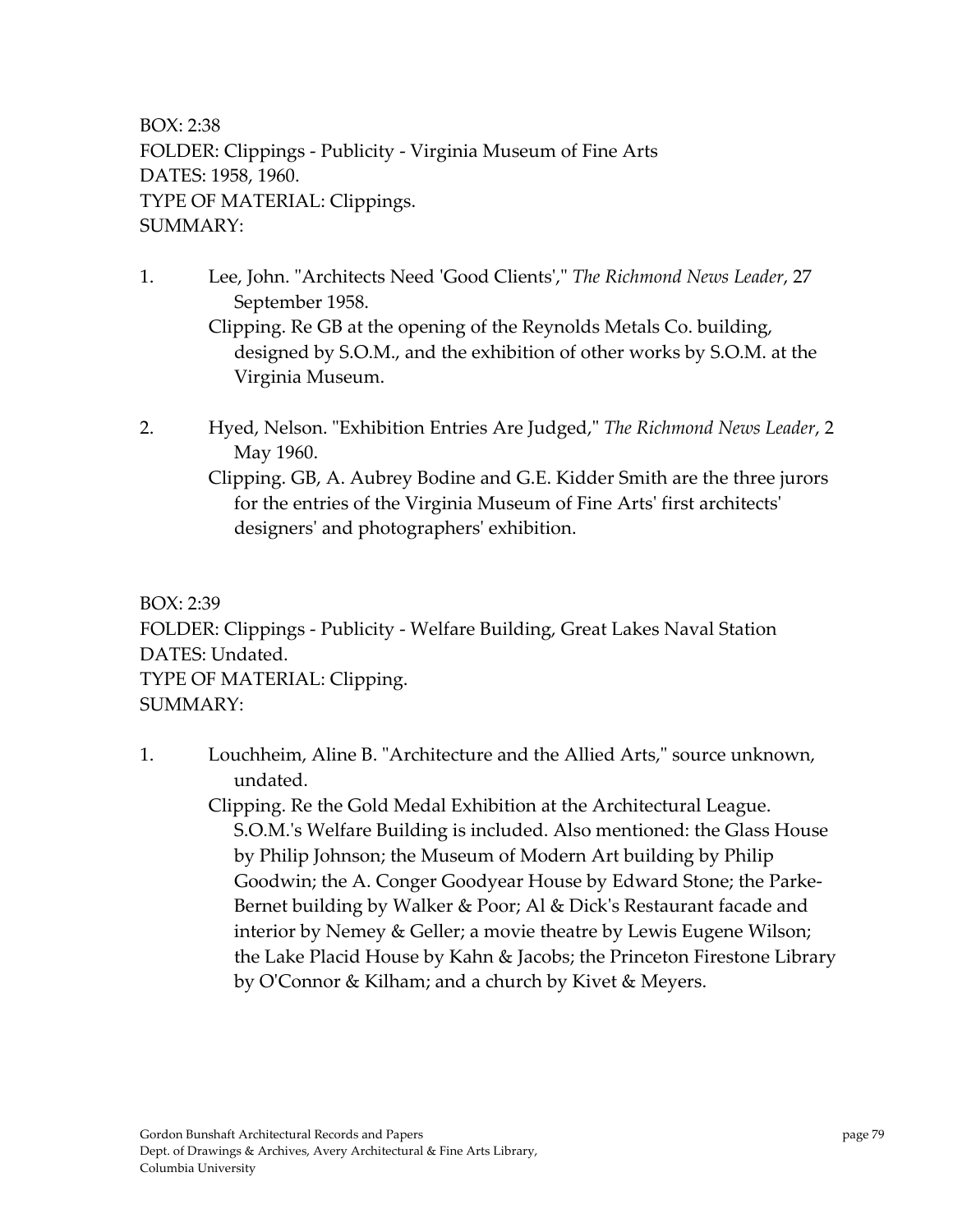BOX: 2:38
FOLDER: Clippings - Publicity - Virginia Museum of Fine Arts
DATES: 1958, 1960.
TYPE OF MATERIAL: Clippings.
SUMMARY:

1. Lee, John. "Architects Need 'Good Clients'," *The Richmond News Leader*, 27 September 1958.
   Clipping. Re GB at the opening of the Reynolds Metals Co. building, designed by S.O.M., and the exhibition of other works by S.O.M. at the Virginia Museum.

2. Hyed, Nelson. "Exhibition Entries Are Judged," *The Richmond News Leader*, 2 May 1960.
   Clipping. GB, A. Aubrey Bodine and G.E. Kidder Smith are the three jurors for the entries of the Virginia Museum of Fine Arts' first architects' designers' and photographers' exhibition.

BOX: 2:39
FOLDER: Clippings - Publicity - Welfare Building, Great Lakes Naval Station
DATES: Undated.
TYPE OF MATERIAL: Clipping.
SUMMARY:

1. Louchheim, Aline B. "Architecture and the Allied Arts," source unknown, undated.
   Clipping. Re the Gold Medal Exhibition at the Architectural League. S.O.M.'s Welfare Building is included. Also mentioned: the Glass House by Philip Johnson; the Museum of Modern Art building by Philip Goodwin; the A. Conger Goodyear House by Edward Stone; the Parke-Bernet building by Walker & Poor; Al & Dick's Restaurant facade and interior by Nemey & Geller; a movie theatre by Lewis Eugene Wilson; the Lake Placid House by Kahn & Jacobs; the Princeton Firestone Library by O'Connor & Kilham; and a church by Kivet & Meyers.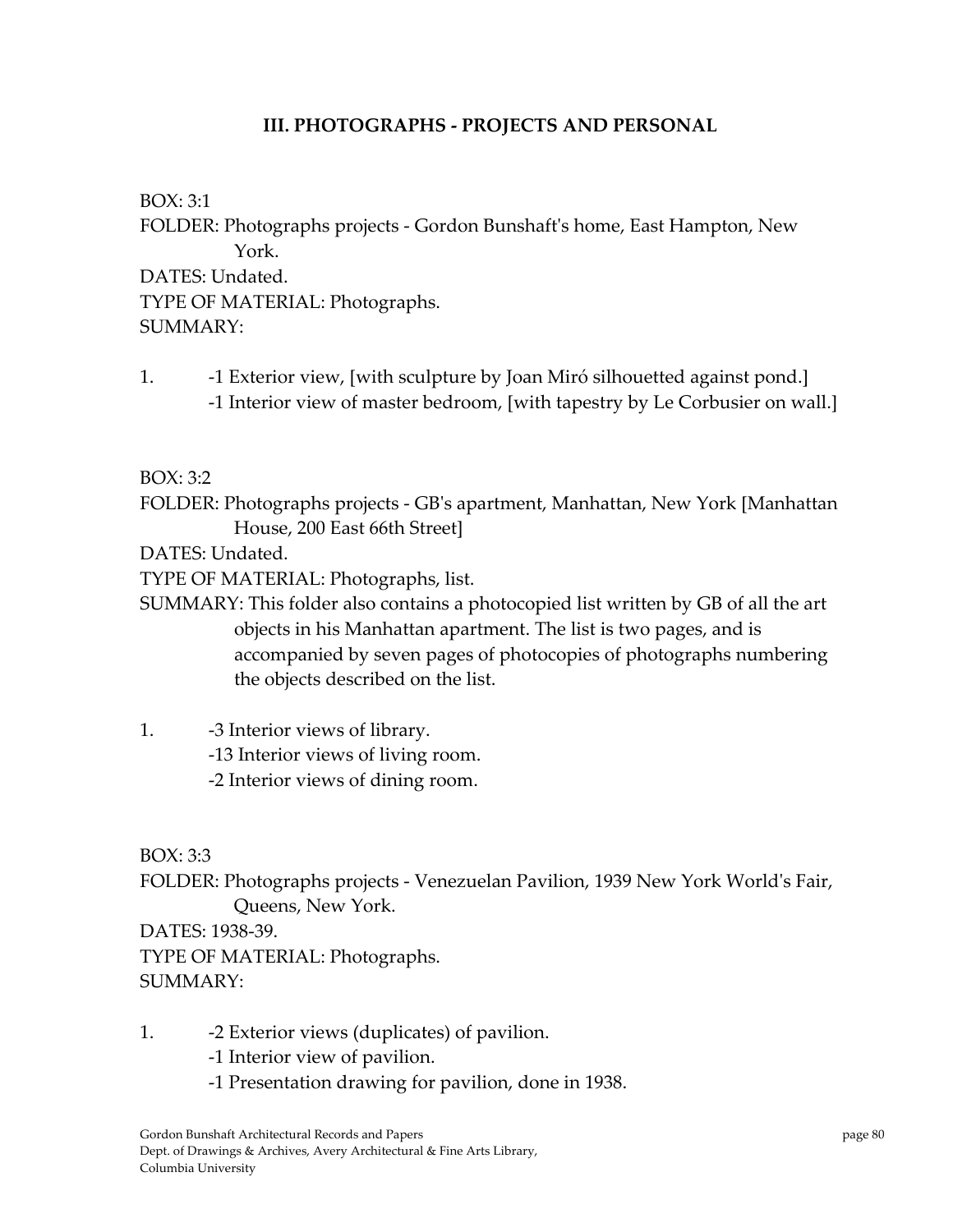## III. PHOTOGRAPHS - PROJECTS AND PERSONAL

BOX: 3:1
FOLDER: Photographs projects - Gordon Bunshaft's home, East Hampton, New York.
DATES: Undated.
TYPE OF MATERIAL: Photographs.
SUMMARY:

1. -1 Exterior view, [with sculpture by Joan Miró silhouetted against pond.]
   -1 Interior view of master bedroom, [with tapestry by Le Corbusier on wall.]

BOX: 3:2
FOLDER: Photographs projects - GB's apartment, Manhattan, New York [Manhattan House, 200 East 66th Street]
DATES: Undated.
TYPE OF MATERIAL: Photographs, list.
SUMMARY: This folder also contains a photocopied list written by GB of all the art objects in his Manhattan apartment. The list is two pages, and is accompanied by seven pages of photocopies of photographs numbering the objects described on the list.

1. -3 Interior views of library.
   -13 Interior views of living room.
   -2 Interior views of dining room.

BOX: 3:3
FOLDER: Photographs projects - Venezuelan Pavilion, 1939 New York World's Fair, Queens, New York.
DATES: 1938-39.
TYPE OF MATERIAL: Photographs.
SUMMARY:

1. -2 Exterior views (duplicates) of pavilion.
   -1 Interior view of pavilion.
   -1 Presentation drawing for pavilion, done in 1938.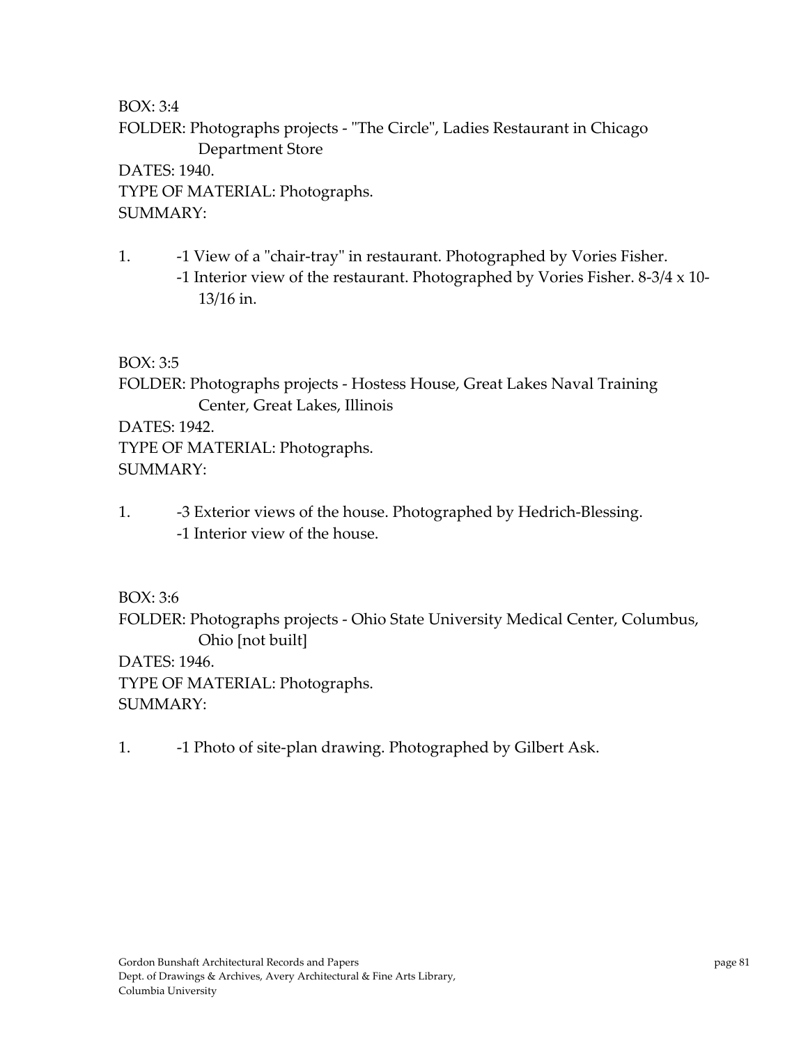BOX: 3:4
FOLDER: Photographs projects - "The Circle", Ladies Restaurant in Chicago Department Store
DATES: 1940.
TYPE OF MATERIAL: Photographs.
SUMMARY:

1. -1 View of a "chair-tray" in restaurant. Photographed by Vories Fisher.
   -1 Interior view of the restaurant. Photographed by Vories Fisher. 8-3/4 x 10-13/16 in.

BOX: 3:5
FOLDER: Photographs projects - Hostess House, Great Lakes Naval Training Center, Great Lakes, Illinois
DATES: 1942.
TYPE OF MATERIAL: Photographs.
SUMMARY:

1. -3 Exterior views of the house. Photographed by Hedrich-Blessing.
   -1 Interior view of the house.

BOX: 3:6
FOLDER: Photographs projects - Ohio State University Medical Center, Columbus, Ohio [not built]
DATES: 1946.
TYPE OF MATERIAL: Photographs.
SUMMARY:

1. -1 Photo of site-plan drawing. Photographed by Gilbert Ask.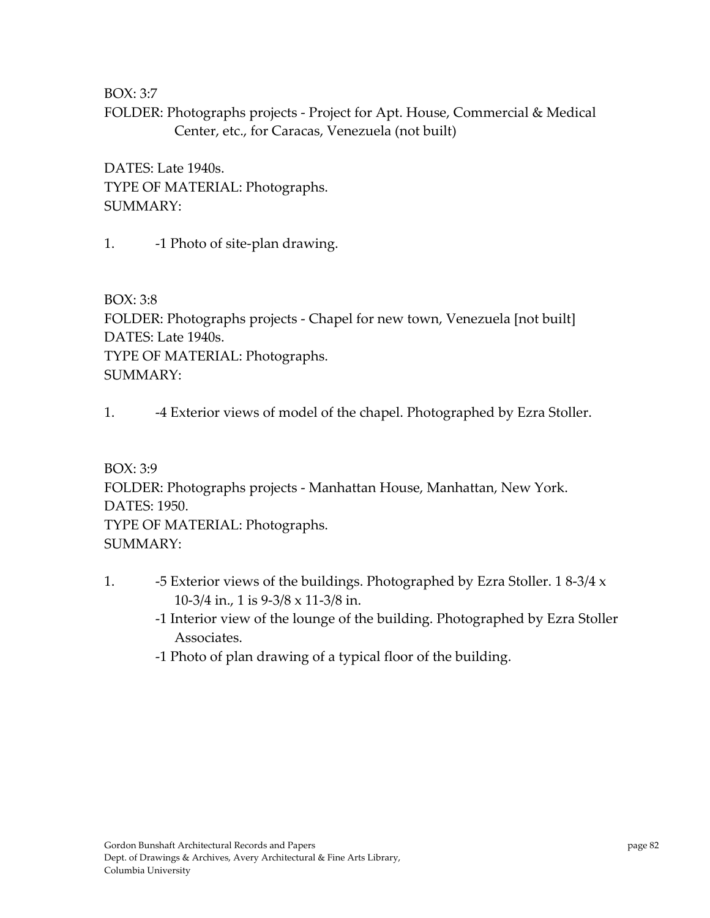BOX: 3:7
FOLDER: Photographs projects - Project for Apt. House, Commercial & Medical Center, etc., for Caracas, Venezuela (not built)

DATES: Late 1940s.
TYPE OF MATERIAL: Photographs.
SUMMARY:

1. -1 Photo of site-plan drawing.

BOX: 3:8
FOLDER: Photographs projects - Chapel for new town, Venezuela [not built]
DATES: Late 1940s.
TYPE OF MATERIAL: Photographs.
SUMMARY:

1. -4 Exterior views of model of the chapel. Photographed by Ezra Stoller.

BOX: 3:9
FOLDER: Photographs projects - Manhattan House, Manhattan, New York.
DATES: 1950.
TYPE OF MATERIAL: Photographs.
SUMMARY:

1. -5 Exterior views of the buildings. Photographed by Ezra Stoller. 1 8-3/4 x 10-3/4 in., 1 is 9-3/8 x 11-3/8 in.
   -1 Interior view of the lounge of the building. Photographed by Ezra Stoller Associates.
   -1 Photo of plan drawing of a typical floor of the building.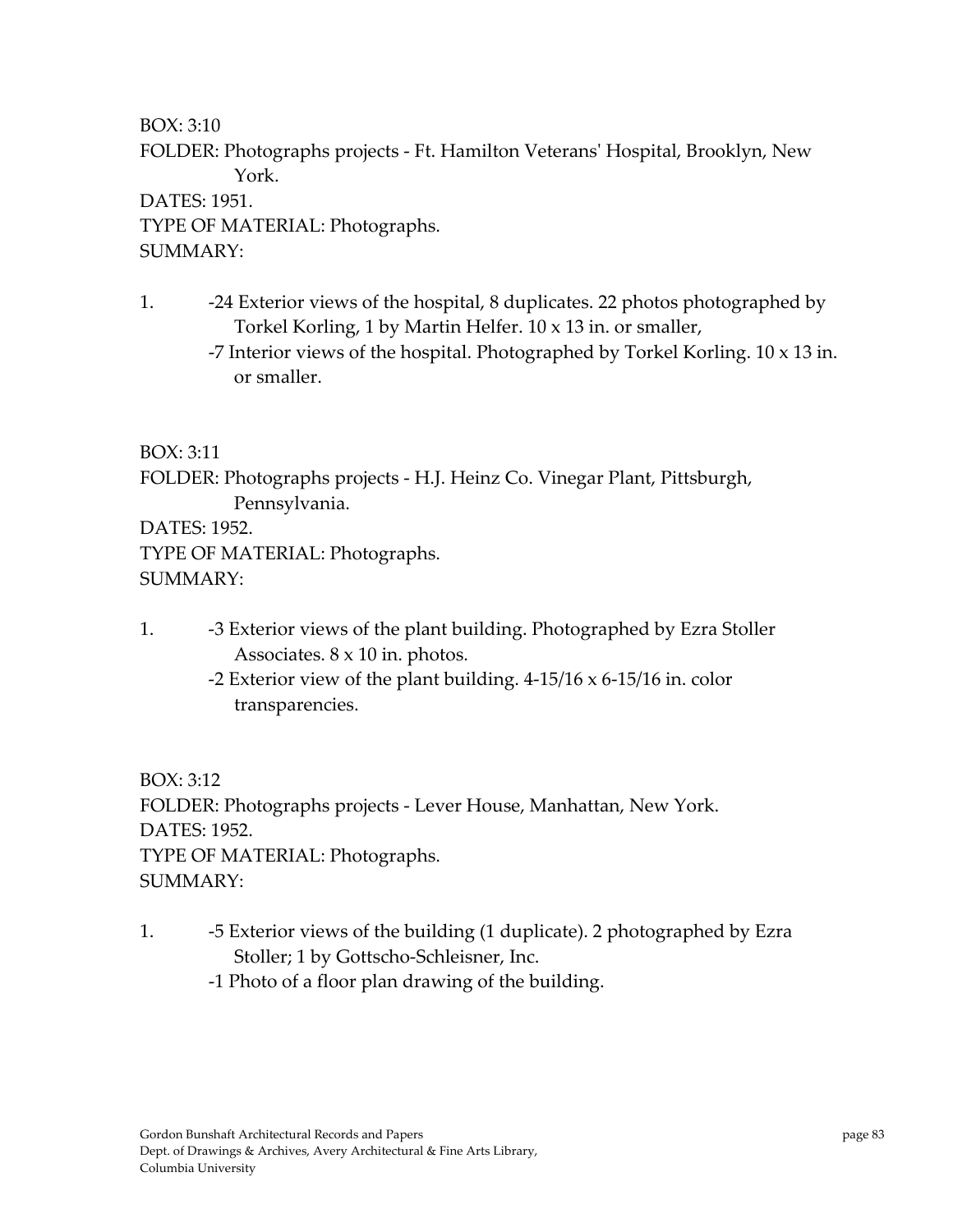BOX: 3:10
FOLDER: Photographs projects - Ft. Hamilton Veterans' Hospital, Brooklyn, New York.
DATES: 1951.
TYPE OF MATERIAL: Photographs.
SUMMARY:

1. -24 Exterior views of the hospital, 8 duplicates. 22 photos photographed by Torkel Korling, 1 by Martin Helfer. 10 x 13 in. or smaller,
   -7 Interior views of the hospital. Photographed by Torkel Korling. 10 x 13 in. or smaller.

BOX: 3:11
FOLDER: Photographs projects - H.J. Heinz Co. Vinegar Plant, Pittsburgh, Pennsylvania.
DATES: 1952.
TYPE OF MATERIAL: Photographs.
SUMMARY:

1. -3 Exterior views of the plant building. Photographed by Ezra Stoller Associates. 8 x 10 in. photos.
   -2 Exterior view of the plant building. 4-15/16 x 6-15/16 in. color transparencies.

BOX: 3:12
FOLDER: Photographs projects - Lever House, Manhattan, New York.
DATES: 1952.
TYPE OF MATERIAL: Photographs.
SUMMARY:

1. -5 Exterior views of the building (1 duplicate). 2 photographed by Ezra Stoller; 1 by Gottscho-Schleisner, Inc.
   -1 Photo of a floor plan drawing of the building.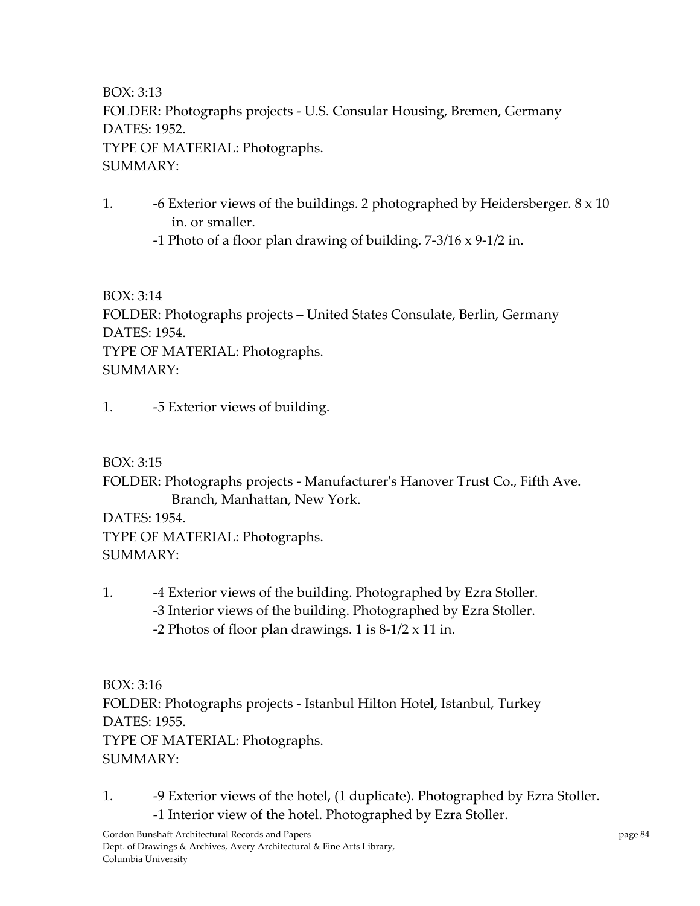BOX: 3:13
FOLDER: Photographs projects - U.S. Consular Housing, Bremen, Germany
DATES: 1952.
TYPE OF MATERIAL: Photographs.
SUMMARY:

1. -6 Exterior views of the buildings. 2 photographed by Heidersberger. 8 x 10 in. or smaller.
   -1 Photo of a floor plan drawing of building. 7-3/16 x 9-1/2 in.

BOX: 3:14
FOLDER: Photographs projects – United States Consulate, Berlin, Germany
DATES: 1954.
TYPE OF MATERIAL: Photographs.
SUMMARY:

1. -5 Exterior views of building.

BOX: 3:15
FOLDER: Photographs projects - Manufacturer's Hanover Trust Co., Fifth Ave. Branch, Manhattan, New York.
DATES: 1954.
TYPE OF MATERIAL: Photographs.
SUMMARY:

1. -4 Exterior views of the building. Photographed by Ezra Stoller.
   -3 Interior views of the building. Photographed by Ezra Stoller.
   -2 Photos of floor plan drawings. 1 is 8-1/2 x 11 in.

BOX: 3:16
FOLDER: Photographs projects - Istanbul Hilton Hotel, Istanbul, Turkey
DATES: 1955.
TYPE OF MATERIAL: Photographs.
SUMMARY:

1. -9 Exterior views of the hotel, (1 duplicate). Photographed by Ezra Stoller.
   -1 Interior view of the hotel. Photographed by Ezra Stoller.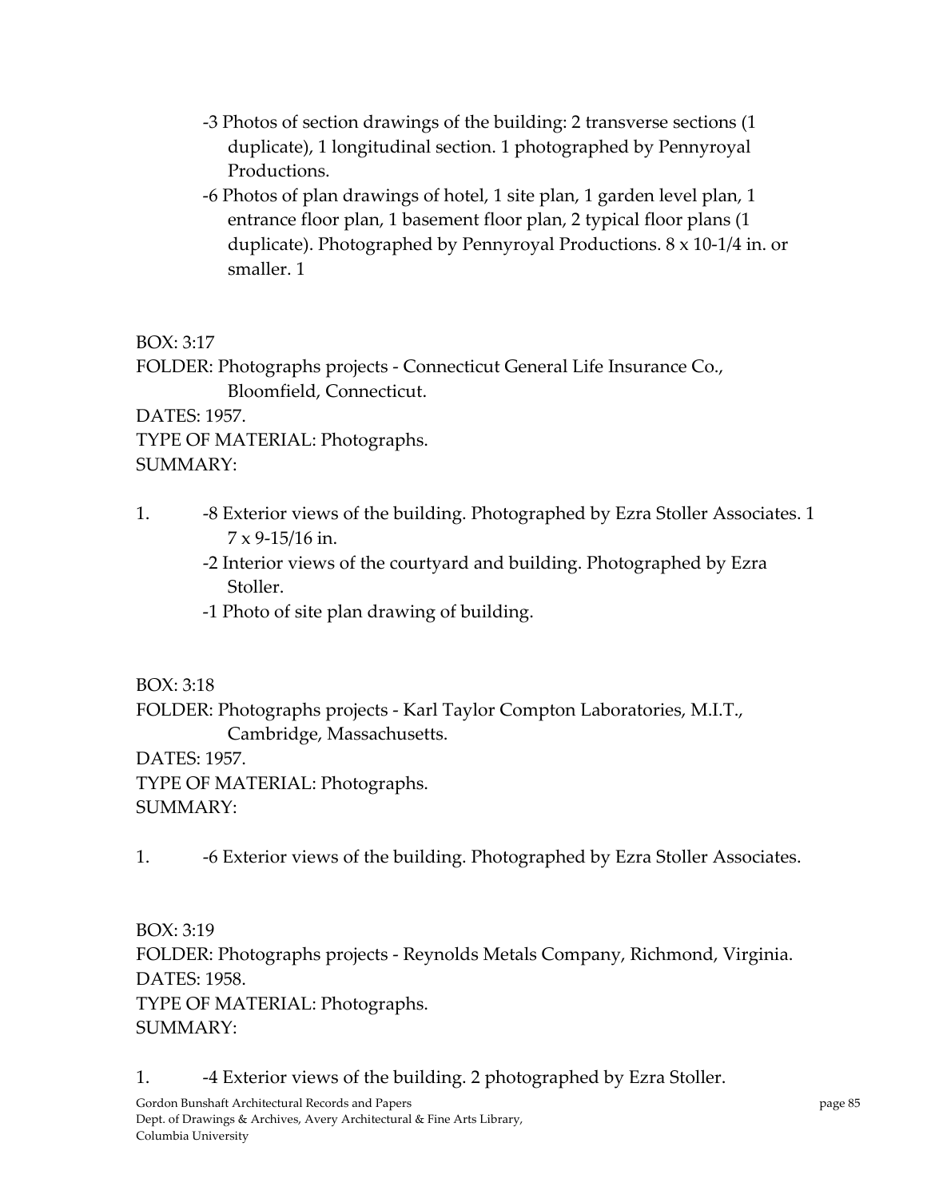-3 Photos of section drawings of the building: 2 transverse sections (1 duplicate), 1 longitudinal section. 1 photographed by Pennyroyal Productions.

-6 Photos of plan drawings of hotel, 1 site plan, 1 garden level plan, 1 entrance floor plan, 1 basement floor plan, 2 typical floor plans (1 duplicate). Photographed by Pennyroyal Productions. 8 x 10-1/4 in. or smaller. 1

BOX: 3:17
FOLDER: Photographs projects - Connecticut General Life Insurance Co., Bloomfield, Connecticut.
DATES: 1957.
TYPE OF MATERIAL: Photographs.
SUMMARY:

1. -8 Exterior views of the building. Photographed by Ezra Stoller Associates. 1 7 x 9-15/16 in.
   -2 Interior views of the courtyard and building. Photographed by Ezra Stoller.
   -1 Photo of site plan drawing of building.

BOX: 3:18
FOLDER: Photographs projects - Karl Taylor Compton Laboratories, M.I.T., Cambridge, Massachusetts.
DATES: 1957.
TYPE OF MATERIAL: Photographs.
SUMMARY:

1. -6 Exterior views of the building. Photographed by Ezra Stoller Associates.

BOX: 3:19
FOLDER: Photographs projects - Reynolds Metals Company, Richmond, Virginia.
DATES: 1958.
TYPE OF MATERIAL: Photographs.
SUMMARY:

1. -4 Exterior views of the building. 2 photographed by Ezra Stoller.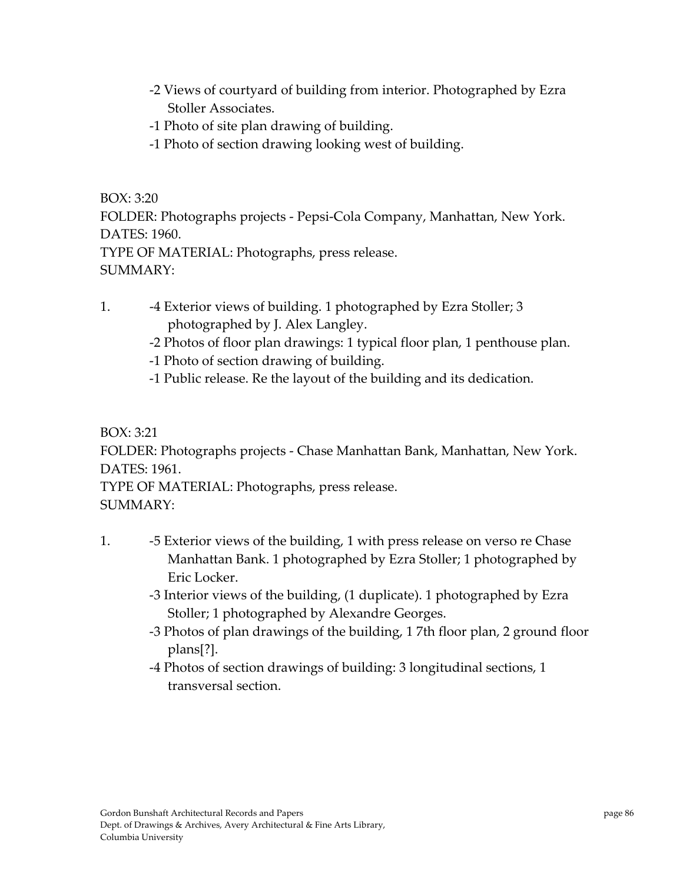- -2 Views of courtyard of building from interior. Photographed by Ezra Stoller Associates.
- -1 Photo of site plan drawing of building.
- -1 Photo of section drawing looking west of building.

BOX: 3:20
FOLDER: Photographs projects - Pepsi-Cola Company, Manhattan, New York.
DATES: 1960.
TYPE OF MATERIAL: Photographs, press release.
SUMMARY:

1. -4 Exterior views of building. 1 photographed by Ezra Stoller; 3 photographed by J. Alex Langley.
   -2 Photos of floor plan drawings: 1 typical floor plan, 1 penthouse plan.
   -1 Photo of section drawing of building.
   -1 Public release. Re the layout of the building and its dedication.

BOX: 3:21
FOLDER: Photographs projects - Chase Manhattan Bank, Manhattan, New York.
DATES: 1961.
TYPE OF MATERIAL: Photographs, press release.
SUMMARY:

1. -5 Exterior views of the building, 1 with press release on verso re Chase Manhattan Bank. 1 photographed by Ezra Stoller; 1 photographed by Eric Locker.
   -3 Interior views of the building, (1 duplicate). 1 photographed by Ezra Stoller; 1 photographed by Alexandre Georges.
   -3 Photos of plan drawings of the building, 1 7th floor plan, 2 ground floor plans[?].
   -4 Photos of section drawings of building: 3 longitudinal sections, 1 transversal section.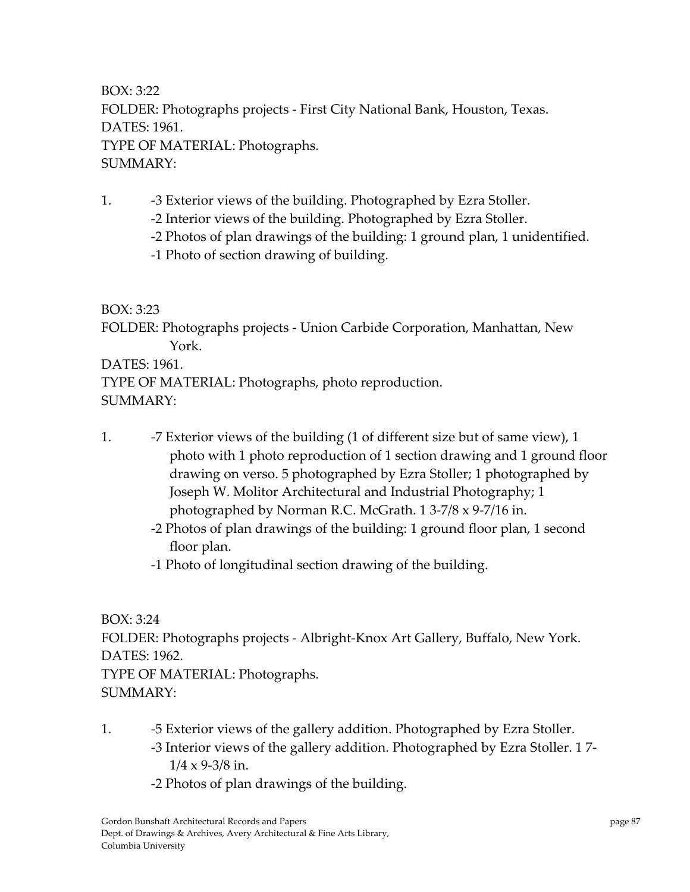BOX: 3:22
FOLDER: Photographs projects - First City National Bank, Houston, Texas.
DATES: 1961.
TYPE OF MATERIAL: Photographs.
SUMMARY:

1. -3 Exterior views of the building. Photographed by Ezra Stoller.
   -2 Interior views of the building. Photographed by Ezra Stoller.
   -2 Photos of plan drawings of the building: 1 ground plan, 1 unidentified.
   -1 Photo of section drawing of building.

BOX: 3:23
FOLDER: Photographs projects - Union Carbide Corporation, Manhattan, New York.
DATES: 1961.
TYPE OF MATERIAL: Photographs, photo reproduction.
SUMMARY:

1. -7 Exterior views of the building (1 of different size but of same view), 1 photo with 1 photo reproduction of 1 section drawing and 1 ground floor drawing on verso. 5 photographed by Ezra Stoller; 1 photographed by Joseph W. Molitor Architectural and Industrial Photography; 1 photographed by Norman R.C. McGrath. 1 3-7/8 x 9-7/16 in.
   -2 Photos of plan drawings of the building: 1 ground floor plan, 1 second floor plan.
   -1 Photo of longitudinal section drawing of the building.

BOX: 3:24
FOLDER: Photographs projects - Albright-Knox Art Gallery, Buffalo, New York.
DATES: 1962.
TYPE OF MATERIAL: Photographs.
SUMMARY:

1. -5 Exterior views of the gallery addition. Photographed by Ezra Stoller.
   -3 Interior views of the gallery addition. Photographed by Ezra Stoller. 1 7-1/4 x 9-3/8 in.
   -2 Photos of plan drawings of the building.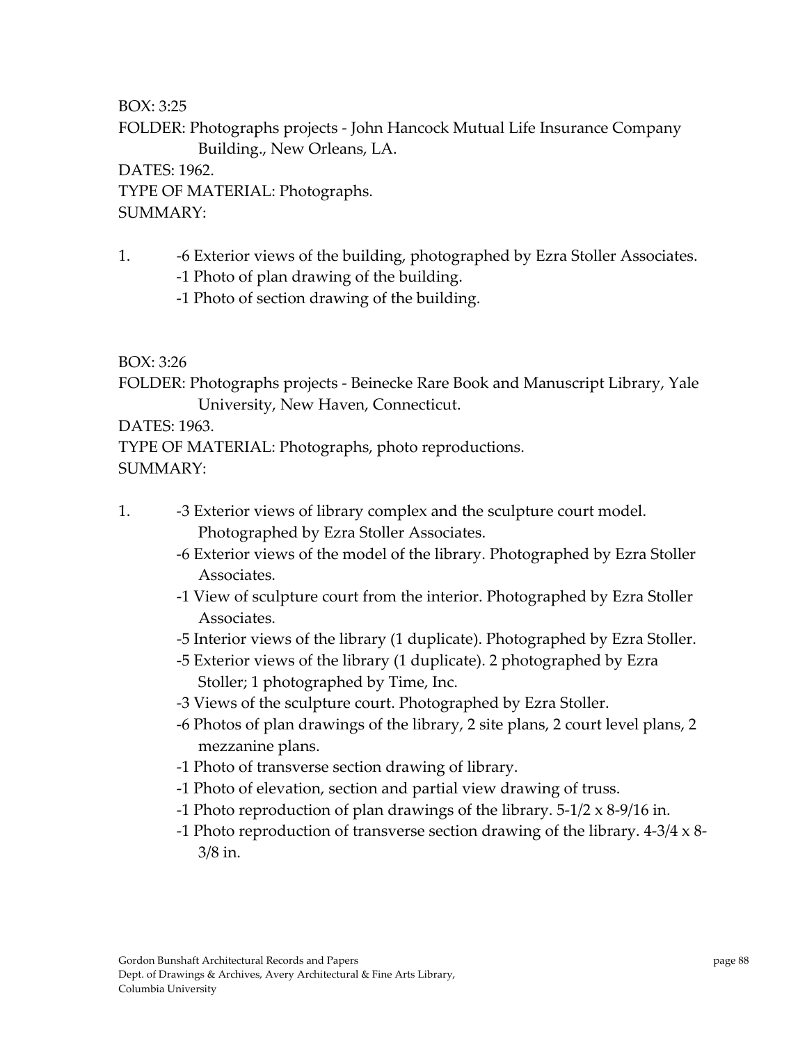BOX: 3:25

FOLDER: Photographs projects - John Hancock Mutual Life Insurance Company Building., New Orleans, LA.

DATES: 1962.

TYPE OF MATERIAL: Photographs.

SUMMARY:

1. -6 Exterior views of the building, photographed by Ezra Stoller Associates.
   -1 Photo of plan drawing of the building.
   -1 Photo of section drawing of the building.

BOX: 3:26

FOLDER: Photographs projects - Beinecke Rare Book and Manuscript Library, Yale University, New Haven, Connecticut.

DATES: 1963.

TYPE OF MATERIAL: Photographs, photo reproductions.

SUMMARY:

1. -3 Exterior views of library complex and the sculpture court model. Photographed by Ezra Stoller Associates.
   -6 Exterior views of the model of the library. Photographed by Ezra Stoller Associates.
   -1 View of sculpture court from the interior. Photographed by Ezra Stoller Associates.
   -5 Interior views of the library (1 duplicate). Photographed by Ezra Stoller.
   -5 Exterior views of the library (1 duplicate). 2 photographed by Ezra Stoller; 1 photographed by Time, Inc.
   -3 Views of the sculpture court. Photographed by Ezra Stoller.
   -6 Photos of plan drawings of the library, 2 site plans, 2 court level plans, 2 mezzanine plans.
   -1 Photo of transverse section drawing of library.
   -1 Photo of elevation, section and partial view drawing of truss.
   -1 Photo reproduction of plan drawings of the library. 5-1/2 x 8-9/16 in.
   -1 Photo reproduction of transverse section drawing of the library. 4-3/4 x 8-3/8 in.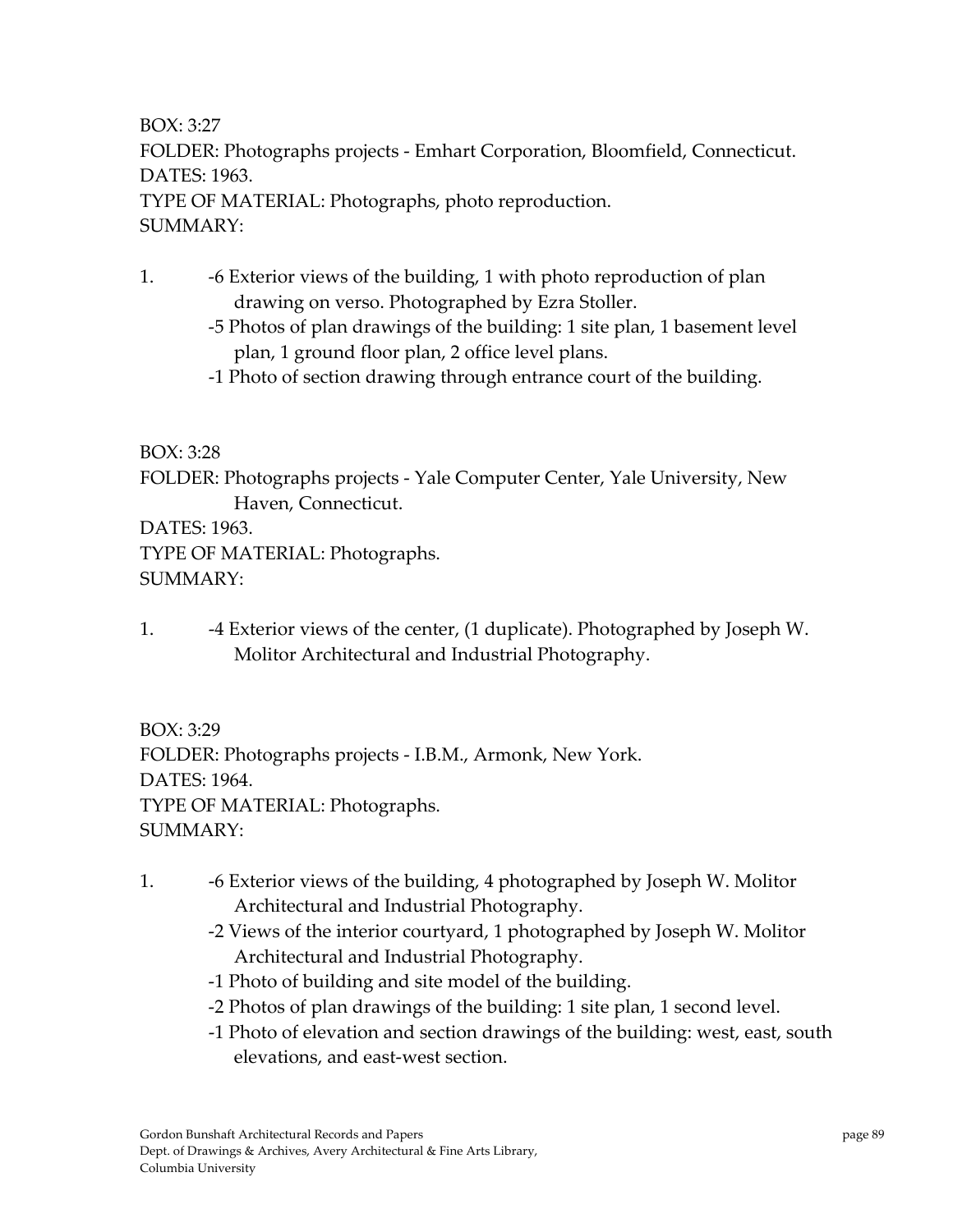BOX: 3:27
FOLDER: Photographs projects - Emhart Corporation, Bloomfield, Connecticut.
DATES: 1963.
TYPE OF MATERIAL: Photographs, photo reproduction.
SUMMARY:

1. -6 Exterior views of the building, 1 with photo reproduction of plan drawing on verso. Photographed by Ezra Stoller.
   -5 Photos of plan drawings of the building: 1 site plan, 1 basement level plan, 1 ground floor plan, 2 office level plans.
   -1 Photo of section drawing through entrance court of the building.

BOX: 3:28
FOLDER: Photographs projects - Yale Computer Center, Yale University, New Haven, Connecticut.
DATES: 1963.
TYPE OF MATERIAL: Photographs.
SUMMARY:

1. -4 Exterior views of the center, (1 duplicate). Photographed by Joseph W. Molitor Architectural and Industrial Photography.

BOX: 3:29
FOLDER: Photographs projects - I.B.M., Armonk, New York.
DATES: 1964.
TYPE OF MATERIAL: Photographs.
SUMMARY:

1. -6 Exterior views of the building, 4 photographed by Joseph W. Molitor Architectural and Industrial Photography.
   -2 Views of the interior courtyard, 1 photographed by Joseph W. Molitor Architectural and Industrial Photography.
   -1 Photo of building and site model of the building.
   -2 Photos of plan drawings of the building: 1 site plan, 1 second level.
   -1 Photo of elevation and section drawings of the building: west, east, south elevations, and east-west section.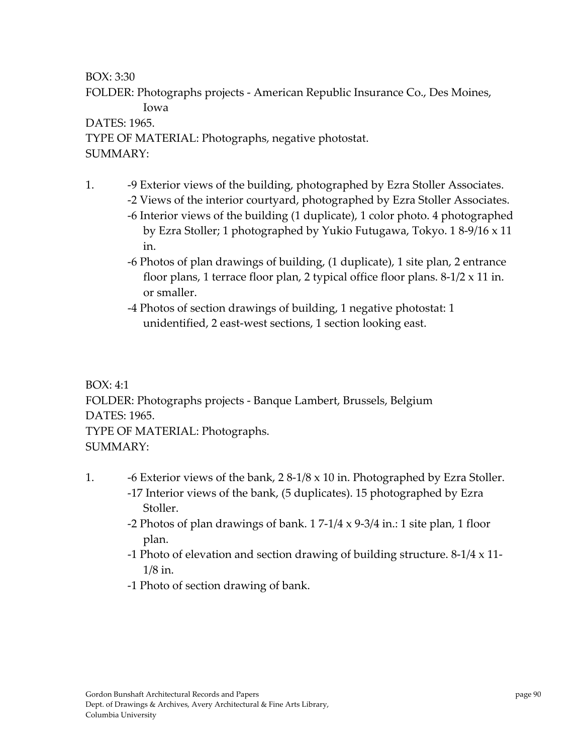BOX: 3:30
FOLDER: Photographs projects - American Republic Insurance Co., Des Moines, Iowa
DATES: 1965.
TYPE OF MATERIAL: Photographs, negative photostat.
SUMMARY:

1. 
   - -9 Exterior views of the building, photographed by Ezra Stoller Associates.
   - -2 Views of the interior courtyard, photographed by Ezra Stoller Associates.
   - -6 Interior views of the building (1 duplicate), 1 color photo. 4 photographed by Ezra Stoller; 1 photographed by Yukio Futugawa, Tokyo. 1 8-9/16 x 11 in.
   - -6 Photos of plan drawings of building, (1 duplicate), 1 site plan, 2 entrance floor plans, 1 terrace floor plan, 2 typical office floor plans. 8-1/2 x 11 in. or smaller.
   - -4 Photos of section drawings of building, 1 negative photostat: 1 unidentified, 2 east-west sections, 1 section looking east.

BOX: 4:1
FOLDER: Photographs projects - Banque Lambert, Brussels, Belgium
DATES: 1965.
TYPE OF MATERIAL: Photographs.
SUMMARY:

1. 
   - -6 Exterior views of the bank, 2 8-1/8 x 10 in. Photographed by Ezra Stoller.
   - -17 Interior views of the bank, (5 duplicates). 15 photographed by Ezra Stoller.
   - -2 Photos of plan drawings of bank. 1 7-1/4 x 9-3/4 in.: 1 site plan, 1 floor plan.
   - -1 Photo of elevation and section drawing of building structure. 8-1/4 x 11-1/8 in.
   - -1 Photo of section drawing of bank.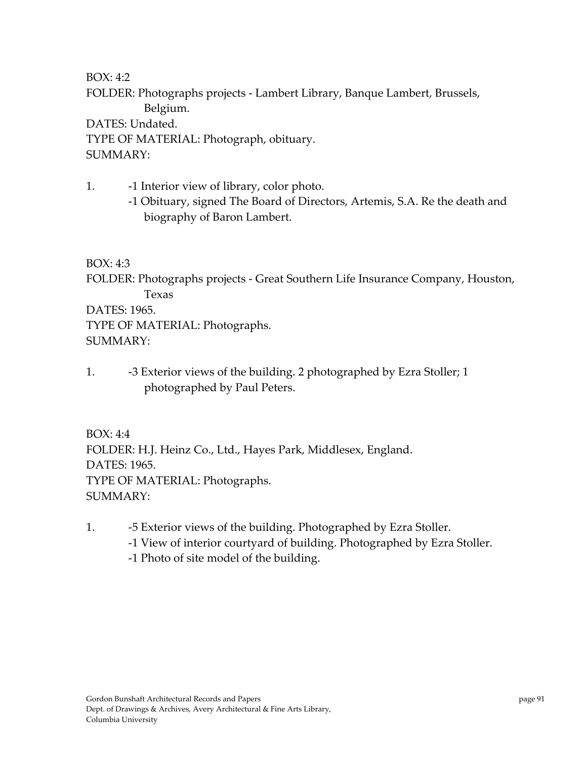BOX: 4:2
FOLDER: Photographs projects - Lambert Library, Banque Lambert, Brussels, Belgium.
DATES: Undated.
TYPE OF MATERIAL: Photograph, obituary.
SUMMARY:

1. -1 Interior view of library, color photo.
   -1 Obituary, signed The Board of Directors, Artemis, S.A. Re the death and biography of Baron Lambert.

BOX: 4:3
FOLDER: Photographs projects - Great Southern Life Insurance Company, Houston, Texas
DATES: 1965.
TYPE OF MATERIAL: Photographs.
SUMMARY:

1. -3 Exterior views of the building. 2 photographed by Ezra Stoller; 1 photographed by Paul Peters.

BOX: 4:4
FOLDER: H.J. Heinz Co., Ltd., Hayes Park, Middlesex, England.
DATES: 1965.
TYPE OF MATERIAL: Photographs.
SUMMARY:

1. -5 Exterior views of the building. Photographed by Ezra Stoller.
   -1 View of interior courtyard of building. Photographed by Ezra Stoller.
   -1 Photo of site model of the building.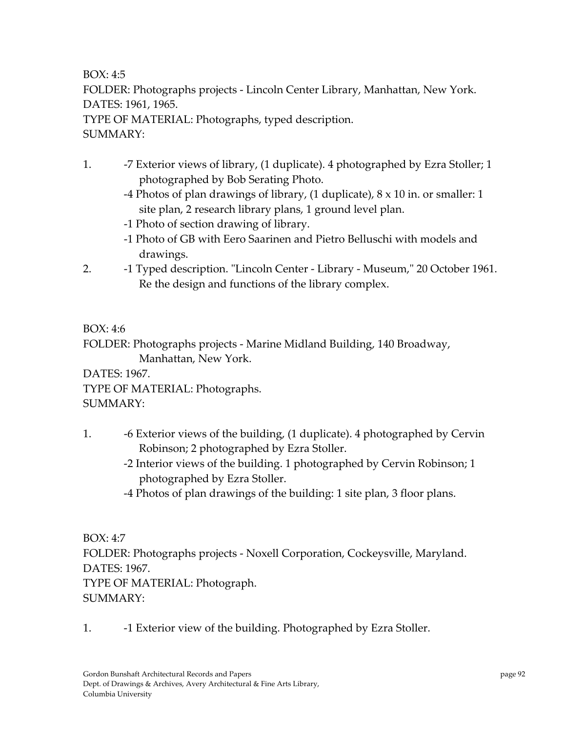BOX: 4:5
FOLDER: Photographs projects - Lincoln Center Library, Manhattan, New York.
DATES: 1961, 1965.
TYPE OF MATERIAL: Photographs, typed description.
SUMMARY:

1. -7 Exterior views of library, (1 duplicate). 4 photographed by Ezra Stoller; 1 photographed by Bob Serating Photo.
   -4 Photos of plan drawings of library, (1 duplicate), 8 x 10 in. or smaller: 1 site plan, 2 research library plans, 1 ground level plan.
   -1 Photo of section drawing of library.
   -1 Photo of GB with Eero Saarinen and Pietro Belluschi with models and drawings.
2. -1 Typed description. "Lincoln Center - Library - Museum," 20 October 1961. Re the design and functions of the library complex.

BOX: 4:6
FOLDER: Photographs projects - Marine Midland Building, 140 Broadway, Manhattan, New York.
DATES: 1967.
TYPE OF MATERIAL: Photographs.
SUMMARY:

1. -6 Exterior views of the building, (1 duplicate). 4 photographed by Cervin Robinson; 2 photographed by Ezra Stoller.
   -2 Interior views of the building. 1 photographed by Cervin Robinson; 1 photographed by Ezra Stoller.
   -4 Photos of plan drawings of the building: 1 site plan, 3 floor plans.

BOX: 4:7
FOLDER: Photographs projects - Noxell Corporation, Cockeysville, Maryland.
DATES: 1967.
TYPE OF MATERIAL: Photograph.
SUMMARY:

1. -1 Exterior view of the building. Photographed by Ezra Stoller.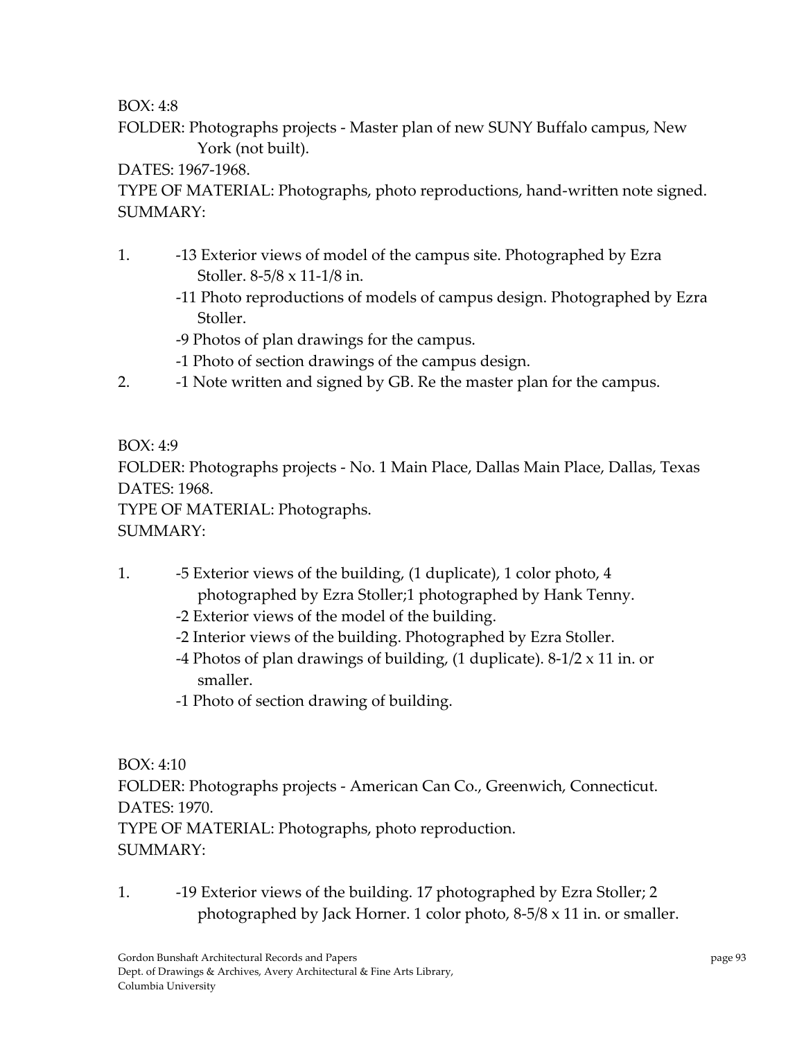BOX: 4:8

FOLDER: Photographs projects - Master plan of new SUNY Buffalo campus, New York (not built).

DATES: 1967-1968.

TYPE OF MATERIAL: Photographs, photo reproductions, hand-written note signed.

SUMMARY:

1. -13 Exterior views of model of the campus site. Photographed by Ezra Stoller. 8-5/8 x 11-1/8 in.
   -11 Photo reproductions of models of campus design. Photographed by Ezra Stoller.
   -9 Photos of plan drawings for the campus.
   -1 Photo of section drawings of the campus design.
2. -1 Note written and signed by GB. Re the master plan for the campus.

BOX: 4:9

FOLDER: Photographs projects - No. 1 Main Place, Dallas Main Place, Dallas, Texas

DATES: 1968.

TYPE OF MATERIAL: Photographs.

SUMMARY:

1. -5 Exterior views of the building, (1 duplicate), 1 color photo, 4 photographed by Ezra Stoller;1 photographed by Hank Tenny.
   -2 Exterior views of the model of the building.
   -2 Interior views of the building. Photographed by Ezra Stoller.
   -4 Photos of plan drawings of building, (1 duplicate). 8-1/2 x 11 in. or smaller.
   -1 Photo of section drawing of building.

BOX: 4:10

FOLDER: Photographs projects - American Can Co., Greenwich, Connecticut.

DATES: 1970.

TYPE OF MATERIAL: Photographs, photo reproduction.

SUMMARY:

1. -19 Exterior views of the building. 17 photographed by Ezra Stoller; 2 photographed by Jack Horner. 1 color photo, 8-5/8 x 11 in. or smaller.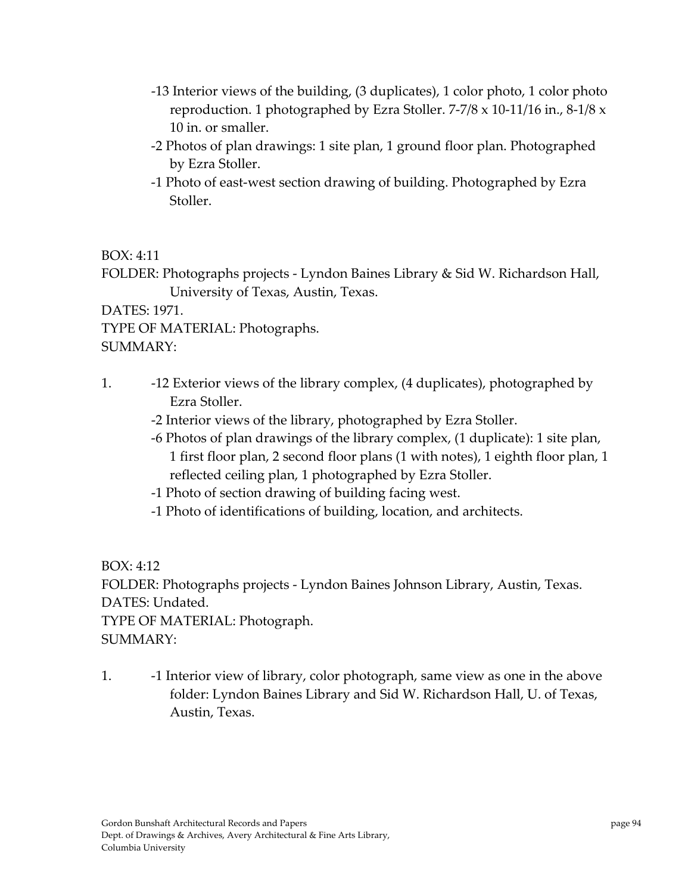- -13 Interior views of the building, (3 duplicates), 1 color photo, 1 color photo reproduction. 1 photographed by Ezra Stoller. 7-7/8 x 10-11/16 in., 8-1/8 x 10 in. or smaller.
- -2 Photos of plan drawings: 1 site plan, 1 ground floor plan. Photographed by Ezra Stoller.
- -1 Photo of east-west section drawing of building. Photographed by Ezra Stoller.

BOX: 4:11
FOLDER: Photographs projects - Lyndon Baines Library & Sid W. Richardson Hall, University of Texas, Austin, Texas.
DATES: 1971.
TYPE OF MATERIAL: Photographs.
SUMMARY:

1. -12 Exterior views of the library complex, (4 duplicates), photographed by Ezra Stoller.
   -2 Interior views of the library, photographed by Ezra Stoller.
   -6 Photos of plan drawings of the library complex, (1 duplicate): 1 site plan, 1 first floor plan, 2 second floor plans (1 with notes), 1 eighth floor plan, 1 reflected ceiling plan, 1 photographed by Ezra Stoller.
   -1 Photo of section drawing of building facing west.
   -1 Photo of identifications of building, location, and architects.

BOX: 4:12
FOLDER: Photographs projects - Lyndon Baines Johnson Library, Austin, Texas.
DATES: Undated.
TYPE OF MATERIAL: Photograph.
SUMMARY:

1. -1 Interior view of library, color photograph, same view as one in the above folder: Lyndon Baines Library and Sid W. Richardson Hall, U. of Texas, Austin, Texas.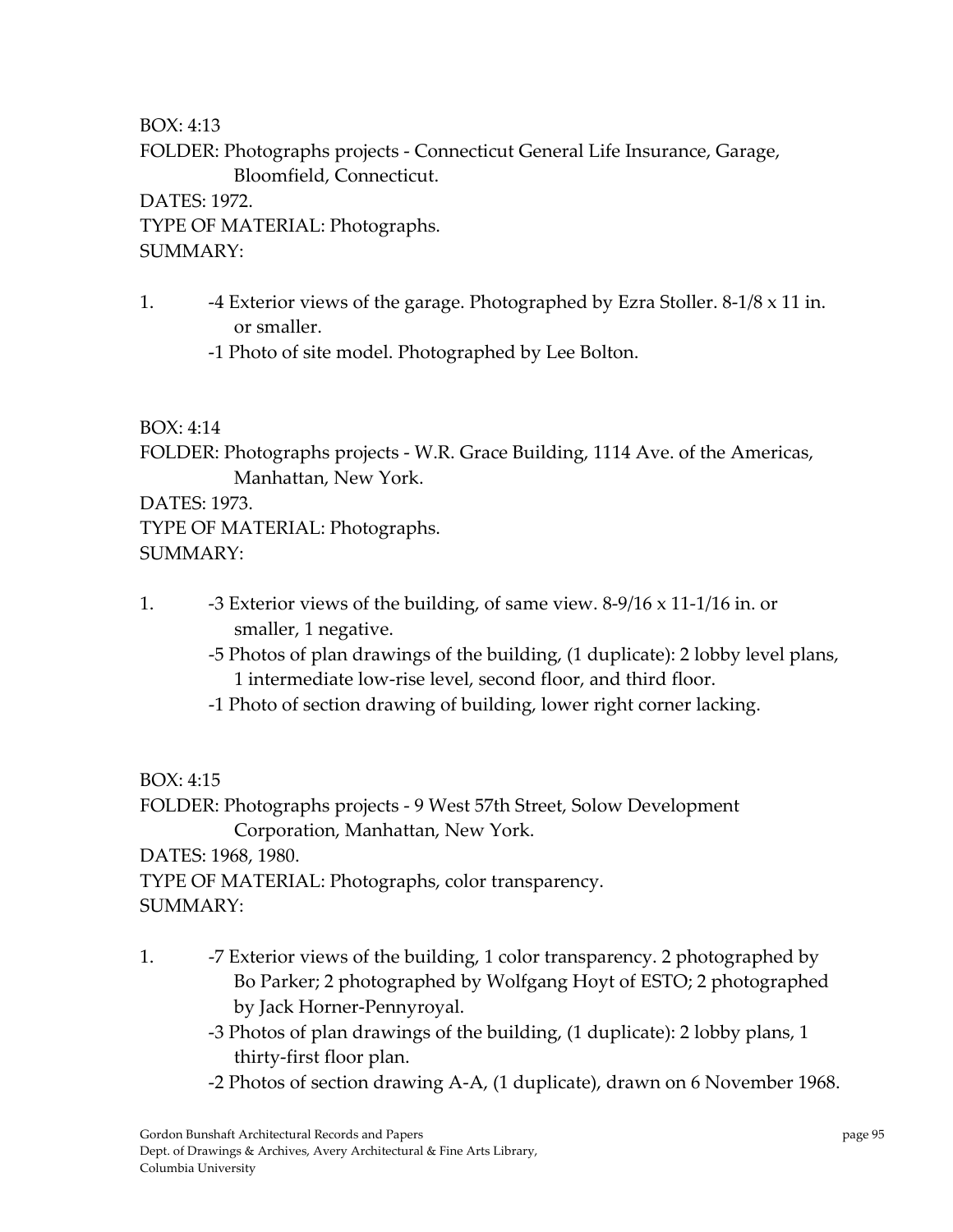BOX: 4:13

FOLDER: Photographs projects - Connecticut General Life Insurance, Garage, Bloomfield, Connecticut.

DATES: 1972.

TYPE OF MATERIAL: Photographs.

SUMMARY:

1. -4 Exterior views of the garage. Photographed by Ezra Stoller. 8-1/8 x 11 in. or smaller.
   -1 Photo of site model. Photographed by Lee Bolton.

BOX: 4:14

FOLDER: Photographs projects - W.R. Grace Building, 1114 Ave. of the Americas, Manhattan, New York.

DATES: 1973.

TYPE OF MATERIAL: Photographs.

SUMMARY:

1. -3 Exterior views of the building, of same view. 8-9/16 x 11-1/16 in. or smaller, 1 negative.
   -5 Photos of plan drawings of the building, (1 duplicate): 2 lobby level plans, 1 intermediate low-rise level, second floor, and third floor.
   -1 Photo of section drawing of building, lower right corner lacking.

BOX: 4:15

FOLDER: Photographs projects - 9 West 57th Street, Solow Development Corporation, Manhattan, New York.

DATES: 1968, 1980.

TYPE OF MATERIAL: Photographs, color transparency.

SUMMARY:

1. -7 Exterior views of the building, 1 color transparency. 2 photographed by Bo Parker; 2 photographed by Wolfgang Hoyt of ESTO; 2 photographed by Jack Horner-Pennyroyal.
   -3 Photos of plan drawings of the building, (1 duplicate): 2 lobby plans, 1 thirty-first floor plan.
   -2 Photos of section drawing A-A, (1 duplicate), drawn on 6 November 1968.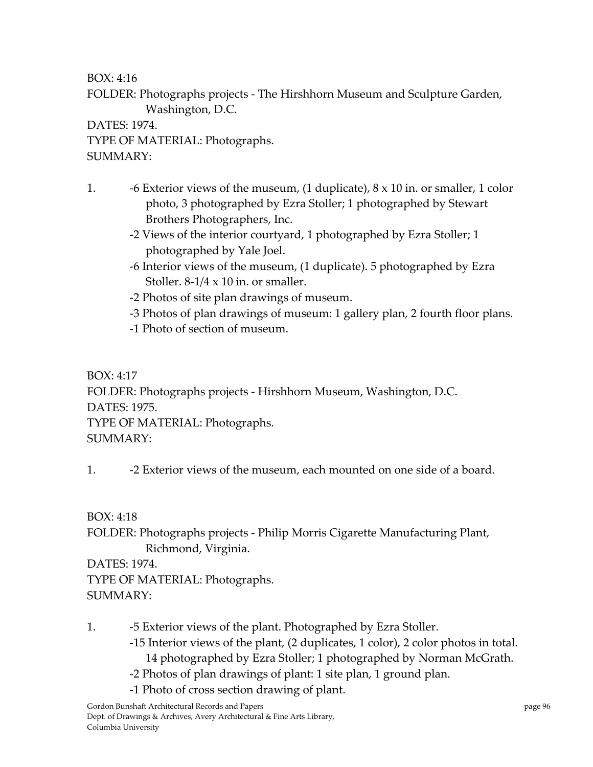BOX: 4:16
FOLDER: Photographs projects - The Hirshhorn Museum and Sculpture Garden, Washington, D.C.
DATES: 1974.
TYPE OF MATERIAL: Photographs.
SUMMARY:

1. -6 Exterior views of the museum, (1 duplicate), 8 x 10 in. or smaller, 1 color photo, 3 photographed by Ezra Stoller; 1 photographed by Stewart Brothers Photographers, Inc.
   -2 Views of the interior courtyard, 1 photographed by Ezra Stoller; 1 photographed by Yale Joel.
   -6 Interior views of the museum, (1 duplicate). 5 photographed by Ezra Stoller. 8-1/4 x 10 in. or smaller.
   -2 Photos of site plan drawings of museum.
   -3 Photos of plan drawings of museum: 1 gallery plan, 2 fourth floor plans.
   -1 Photo of section of museum.

BOX: 4:17
FOLDER: Photographs projects - Hirshhorn Museum, Washington, D.C.
DATES: 1975.
TYPE OF MATERIAL: Photographs.
SUMMARY:

1. -2 Exterior views of the museum, each mounted on one side of a board.

BOX: 4:18
FOLDER: Photographs projects - Philip Morris Cigarette Manufacturing Plant, Richmond, Virginia.
DATES: 1974.
TYPE OF MATERIAL: Photographs.
SUMMARY:

1. -5 Exterior views of the plant. Photographed by Ezra Stoller.
   -15 Interior views of the plant, (2 duplicates, 1 color), 2 color photos in total. 14 photographed by Ezra Stoller; 1 photographed by Norman McGrath.
   -2 Photos of plan drawings of plant: 1 site plan, 1 ground plan.
   -1 Photo of cross section drawing of plant.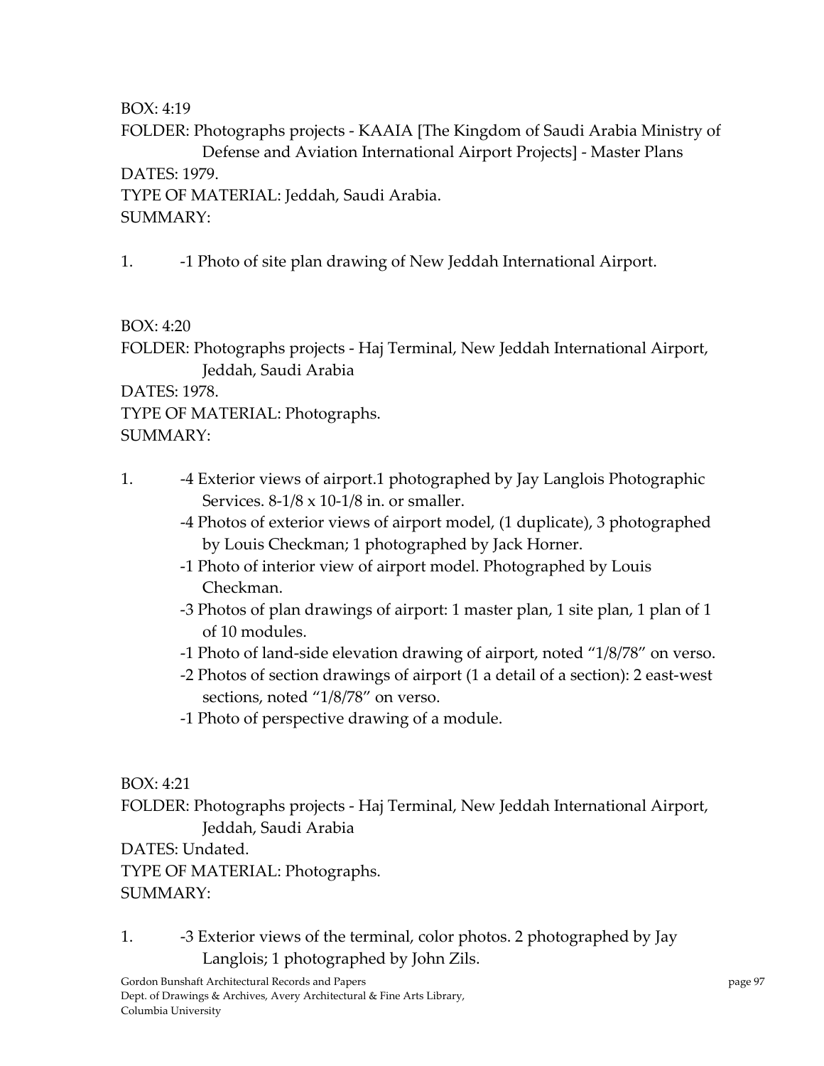BOX: 4:19

FOLDER: Photographs projects - KAAIA [The Kingdom of Saudi Arabia Ministry of Defense and Aviation International Airport Projects] - Master Plans

DATES: 1979.

TYPE OF MATERIAL: Jeddah, Saudi Arabia.

SUMMARY:

1. -1 Photo of site plan drawing of New Jeddah International Airport.

BOX: 4:20

FOLDER: Photographs projects - Haj Terminal, New Jeddah International Airport, Jeddah, Saudi Arabia

DATES: 1978.

TYPE OF MATERIAL: Photographs.

SUMMARY:

1. -4 Exterior views of airport.1 photographed by Jay Langlois Photographic Services. 8-1/8 x 10-1/8 in. or smaller.
   -4 Photos of exterior views of airport model, (1 duplicate), 3 photographed by Louis Checkman; 1 photographed by Jack Horner.
   -1 Photo of interior view of airport model. Photographed by Louis Checkman.
   -3 Photos of plan drawings of airport: 1 master plan, 1 site plan, 1 plan of 1 of 10 modules.
   -1 Photo of land-side elevation drawing of airport, noted "1/8/78" on verso.
   -2 Photos of section drawings of airport (1 a detail of a section): 2 east-west sections, noted "1/8/78" on verso.
   -1 Photo of perspective drawing of a module.

BOX: 4:21

FOLDER: Photographs projects - Haj Terminal, New Jeddah International Airport, Jeddah, Saudi Arabia

DATES: Undated.

TYPE OF MATERIAL: Photographs.

SUMMARY:

1. -3 Exterior views of the terminal, color photos. 2 photographed by Jay Langlois; 1 photographed by John Zils.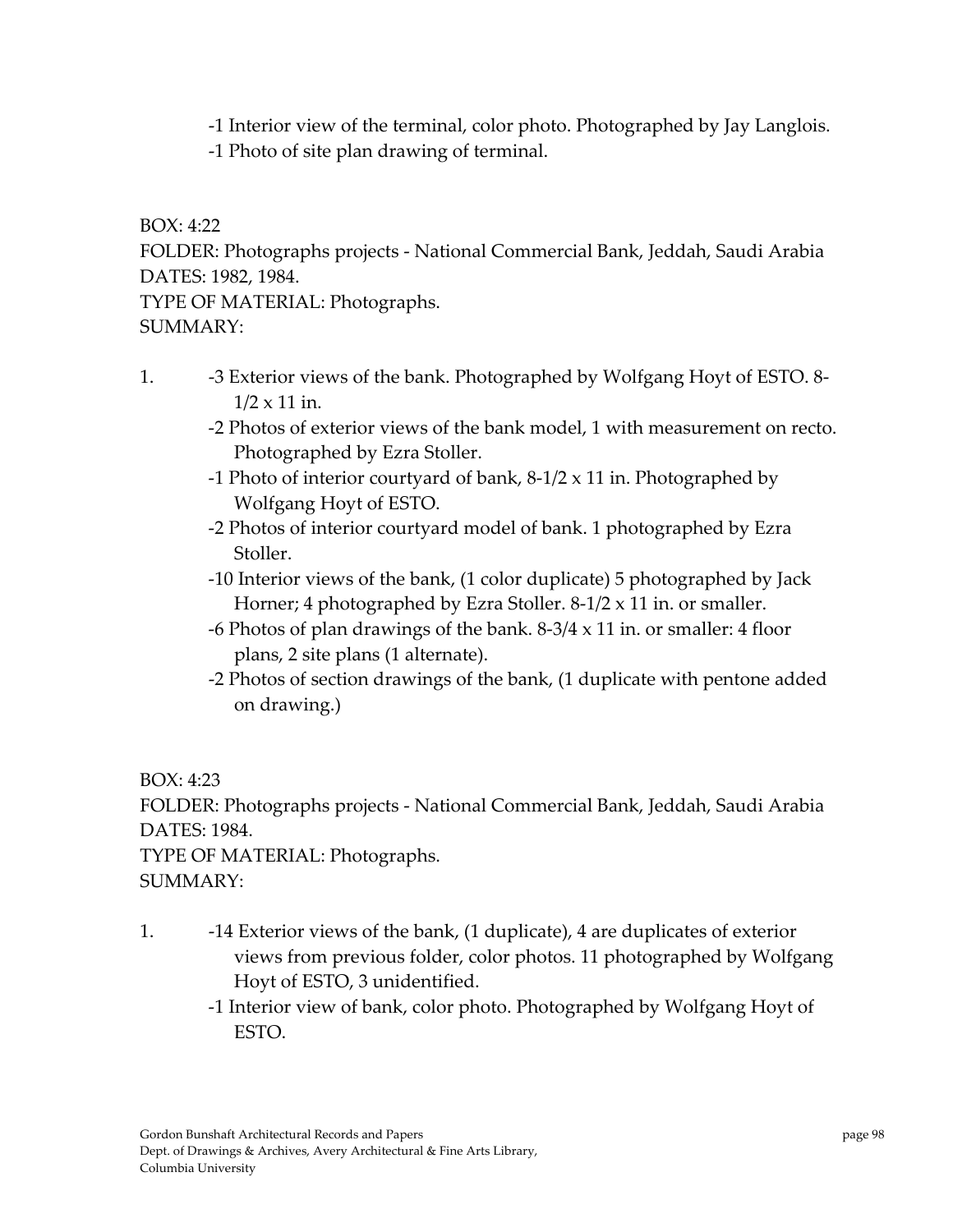-1 Interior view of the terminal, color photo. Photographed by Jay Langlois.
-1 Photo of site plan drawing of terminal.

BOX: 4:22
FOLDER: Photographs projects - National Commercial Bank, Jeddah, Saudi Arabia
DATES: 1982, 1984.
TYPE OF MATERIAL: Photographs.
SUMMARY:

1. -3 Exterior views of the bank. Photographed by Wolfgang Hoyt of ESTO. 8-1/2 x 11 in.
   -2 Photos of exterior views of the bank model, 1 with measurement on recto. Photographed by Ezra Stoller.
   -1 Photo of interior courtyard of bank, 8-1/2 x 11 in. Photographed by Wolfgang Hoyt of ESTO.
   -2 Photos of interior courtyard model of bank. 1 photographed by Ezra Stoller.
   -10 Interior views of the bank, (1 color duplicate) 5 photographed by Jack Horner; 4 photographed by Ezra Stoller. 8-1/2 x 11 in. or smaller.
   -6 Photos of plan drawings of the bank. 8-3/4 x 11 in. or smaller: 4 floor plans, 2 site plans (1 alternate).
   -2 Photos of section drawings of the bank, (1 duplicate with pentone added on drawing.)

BOX: 4:23
FOLDER: Photographs projects - National Commercial Bank, Jeddah, Saudi Arabia
DATES: 1984.
TYPE OF MATERIAL: Photographs.
SUMMARY:

1. -14 Exterior views of the bank, (1 duplicate), 4 are duplicates of exterior views from previous folder, color photos. 11 photographed by Wolfgang Hoyt of ESTO, 3 unidentified.
   -1 Interior view of bank, color photo. Photographed by Wolfgang Hoyt of ESTO.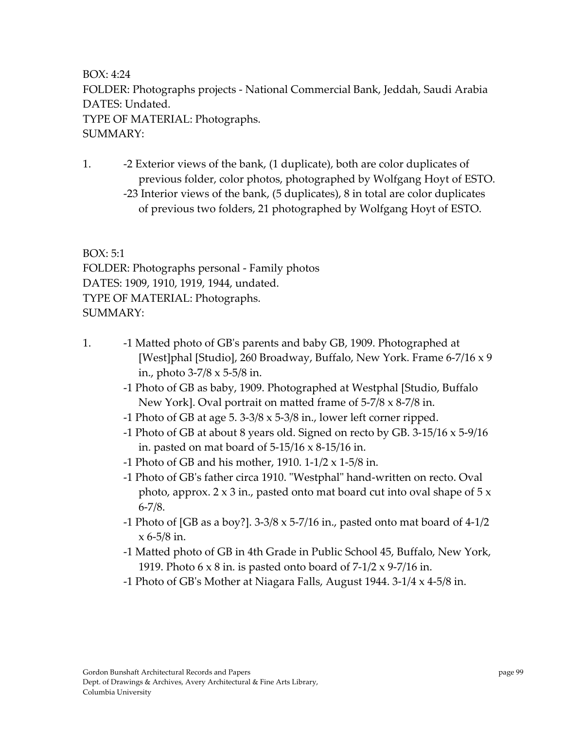BOX: 4:24
FOLDER: Photographs projects - National Commercial Bank, Jeddah, Saudi Arabia
DATES: Undated.
TYPE OF MATERIAL: Photographs.
SUMMARY:

1. -2 Exterior views of the bank, (1 duplicate), both are color duplicates of previous folder, color photos, photographed by Wolfgang Hoyt of ESTO.
   -23 Interior views of the bank, (5 duplicates), 8 in total are color duplicates of previous two folders, 21 photographed by Wolfgang Hoyt of ESTO.

BOX: 5:1
FOLDER: Photographs personal - Family photos
DATES: 1909, 1910, 1919, 1944, undated.
TYPE OF MATERIAL: Photographs.
SUMMARY:

1. -1 Matted photo of GB's parents and baby GB, 1909. Photographed at [West]phal [Studio], 260 Broadway, Buffalo, New York. Frame 6-7/16 x 9 in., photo 3-7/8 x 5-5/8 in.
   -1 Photo of GB as baby, 1909. Photographed at Westphal [Studio, Buffalo New York]. Oval portrait on matted frame of 5-7/8 x 8-7/8 in.
   -1 Photo of GB at age 5. 3-3/8 x 5-3/8 in., lower left corner ripped.
   -1 Photo of GB at about 8 years old. Signed on recto by GB. 3-15/16 x 5-9/16 in. pasted on mat board of 5-15/16 x 8-15/16 in.
   -1 Photo of GB and his mother, 1910. 1-1/2 x 1-5/8 in.
   -1 Photo of GB's father circa 1910. "Westphal" hand-written on recto. Oval photo, approx. 2 x 3 in., pasted onto mat board cut into oval shape of 5 x 6-7/8.
   -1 Photo of [GB as a boy?]. 3-3/8 x 5-7/16 in., pasted onto mat board of 4-1/2 x 6-5/8 in.
   -1 Matted photo of GB in 4th Grade in Public School 45, Buffalo, New York, 1919. Photo 6 x 8 in. is pasted onto board of 7-1/2 x 9-7/16 in.
   -1 Photo of GB's Mother at Niagara Falls, August 1944. 3-1/4 x 4-5/8 in.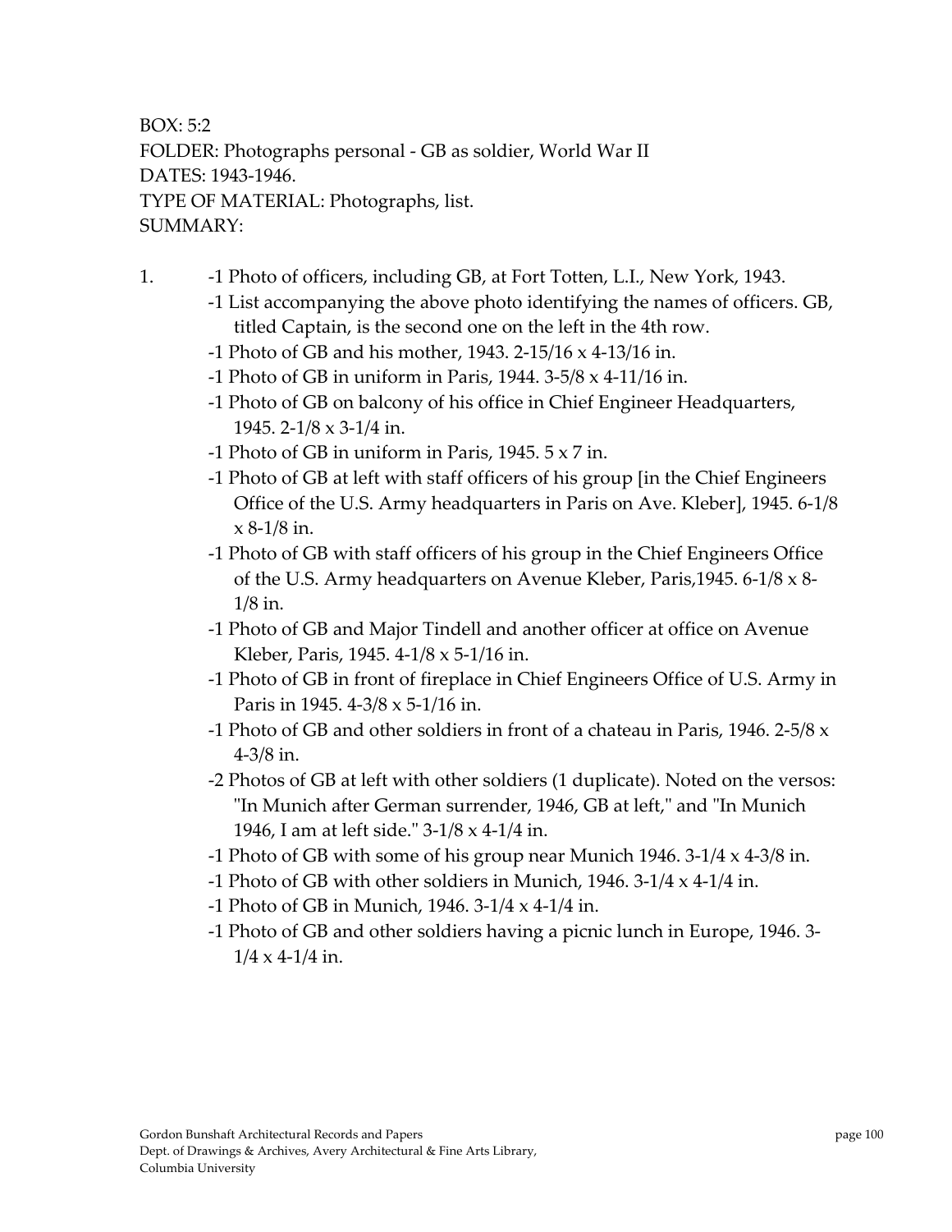BOX: 5:2
FOLDER: Photographs personal - GB as soldier, World War II
DATES: 1943-1946.
TYPE OF MATERIAL: Photographs, list.
SUMMARY:

1. -1 Photo of officers, including GB, at Fort Totten, L.I., New York, 1943.
   -1 List accompanying the above photo identifying the names of officers. GB, titled Captain, is the second one on the left in the 4th row.
   -1 Photo of GB and his mother, 1943. 2-15/16 x 4-13/16 in.
   -1 Photo of GB in uniform in Paris, 1944. 3-5/8 x 4-11/16 in.
   -1 Photo of GB on balcony of his office in Chief Engineer Headquarters, 1945. 2-1/8 x 3-1/4 in.
   -1 Photo of GB in uniform in Paris, 1945. 5 x 7 in.
   -1 Photo of GB at left with staff officers of his group [in the Chief Engineers Office of the U.S. Army headquarters in Paris on Ave. Kleber], 1945. 6-1/8 x 8-1/8 in.
   -1 Photo of GB with staff officers of his group in the Chief Engineers Office of the U.S. Army headquarters on Avenue Kleber, Paris,1945. 6-1/8 x 8-1/8 in.
   -1 Photo of GB and Major Tindell and another officer at office on Avenue Kleber, Paris, 1945. 4-1/8 x 5-1/16 in.
   -1 Photo of GB in front of fireplace in Chief Engineers Office of U.S. Army in Paris in 1945. 4-3/8 x 5-1/16 in.
   -1 Photo of GB and other soldiers in front of a chateau in Paris, 1946. 2-5/8 x 4-3/8 in.
   -2 Photos of GB at left with other soldiers (1 duplicate). Noted on the versos: "In Munich after German surrender, 1946, GB at left," and "In Munich 1946, I am at left side." 3-1/8 x 4-1/4 in.
   -1 Photo of GB with some of his group near Munich 1946. 3-1/4 x 4-3/8 in.
   -1 Photo of GB with other soldiers in Munich, 1946. 3-1/4 x 4-1/4 in.
   -1 Photo of GB in Munich, 1946. 3-1/4 x 4-1/4 in.
   -1 Photo of GB and other soldiers having a picnic lunch in Europe, 1946. 3-1/4 x 4-1/4 in.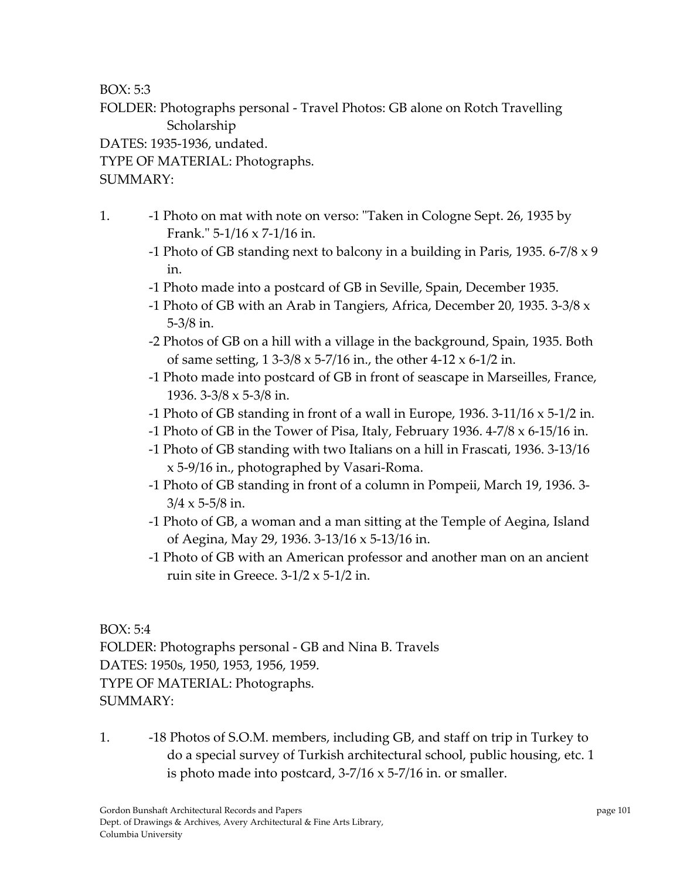BOX: 5:3
FOLDER: Photographs personal - Travel Photos: GB alone on Rotch Travelling Scholarship
DATES: 1935-1936, undated.
TYPE OF MATERIAL: Photographs.
SUMMARY:

1. -1 Photo on mat with note on verso: "Taken in Cologne Sept. 26, 1935 by Frank." 5-1/16 x 7-1/16 in.
   -1 Photo of GB standing next to balcony in a building in Paris, 1935. 6-7/8 x 9 in.
   -1 Photo made into a postcard of GB in Seville, Spain, December 1935.
   -1 Photo of GB with an Arab in Tangiers, Africa, December 20, 1935. 3-3/8 x 5-3/8 in.
   -2 Photos of GB on a hill with a village in the background, Spain, 1935. Both of same setting, 1 3-3/8 x 5-7/16 in., the other 4-12 x 6-1/2 in.
   -1 Photo made into postcard of GB in front of seascape in Marseilles, France, 1936. 3-3/8 x 5-3/8 in.
   -1 Photo of GB standing in front of a wall in Europe, 1936. 3-11/16 x 5-1/2 in.
   -1 Photo of GB in the Tower of Pisa, Italy, February 1936. 4-7/8 x 6-15/16 in.
   -1 Photo of GB standing with two Italians on a hill in Frascati, 1936. 3-13/16 x 5-9/16 in., photographed by Vasari-Roma.
   -1 Photo of GB standing in front of a column in Pompeii, March 19, 1936. 3-3/4 x 5-5/8 in.
   -1 Photo of GB, a woman and a man sitting at the Temple of Aegina, Island of Aegina, May 29, 1936. 3-13/16 x 5-13/16 in.
   -1 Photo of GB with an American professor and another man on an ancient ruin site in Greece. 3-1/2 x 5-1/2 in.

BOX: 5:4
FOLDER: Photographs personal - GB and Nina B. Travels
DATES: 1950s, 1950, 1953, 1956, 1959.
TYPE OF MATERIAL: Photographs.
SUMMARY:

1. -18 Photos of S.O.M. members, including GB, and staff on trip in Turkey to do a special survey of Turkish architectural school, public housing, etc. 1 is photo made into postcard, 3-7/16 x 5-7/16 in. or smaller.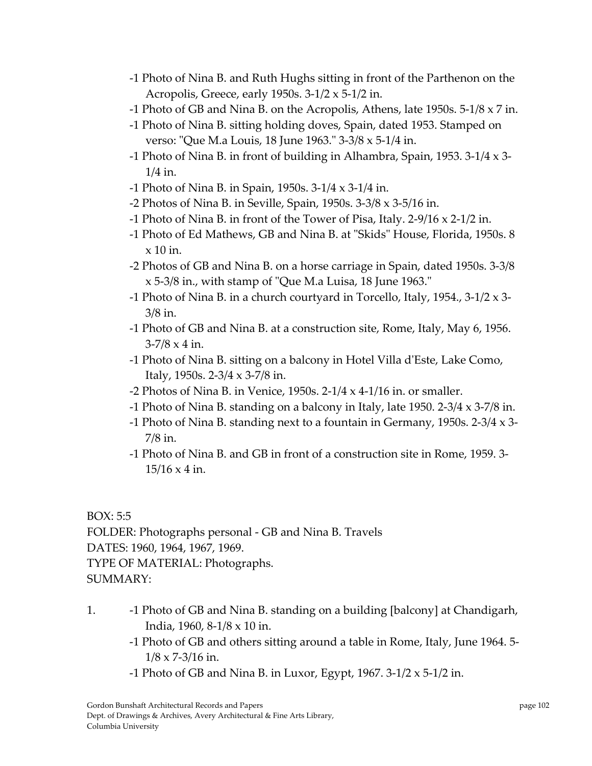- -1 Photo of Nina B. and Ruth Hughs sitting in front of the Parthenon on the Acropolis, Greece, early 1950s. 3-1/2 x 5-1/2 in.
- -1 Photo of GB and Nina B. on the Acropolis, Athens, late 1950s. 5-1/8 x 7 in.
- -1 Photo of Nina B. sitting holding doves, Spain, dated 1953. Stamped on verso: "Que M.a Louis, 18 June 1963." 3-3/8 x 5-1/4 in.
- -1 Photo of Nina B. in front of building in Alhambra, Spain, 1953. 3-1/4 x 3-1/4 in.
- -1 Photo of Nina B. in Spain, 1950s. 3-1/4 x 3-1/4 in.
- -2 Photos of Nina B. in Seville, Spain, 1950s. 3-3/8 x 3-5/16 in.
- -1 Photo of Nina B. in front of the Tower of Pisa, Italy. 2-9/16 x 2-1/2 in.
- -1 Photo of Ed Mathews, GB and Nina B. at "Skids" House, Florida, 1950s. 8 x 10 in.
- -2 Photos of GB and Nina B. on a horse carriage in Spain, dated 1950s. 3-3/8 x 5-3/8 in., with stamp of "Que M.a Luisa, 18 June 1963."
- -1 Photo of Nina B. in a church courtyard in Torcello, Italy, 1954., 3-1/2 x 3-3/8 in.
- -1 Photo of GB and Nina B. at a construction site, Rome, Italy, May 6, 1956. 3-7/8 x 4 in.
- -1 Photo of Nina B. sitting on a balcony in Hotel Villa d'Este, Lake Como, Italy, 1950s. 2-3/4 x 3-7/8 in.
- -2 Photos of Nina B. in Venice, 1950s. 2-1/4 x 4-1/16 in. or smaller.
- -1 Photo of Nina B. standing on a balcony in Italy, late 1950. 2-3/4 x 3-7/8 in.
- -1 Photo of Nina B. standing next to a fountain in Germany, 1950s. 2-3/4 x 3-7/8 in.
- -1 Photo of Nina B. and GB in front of a construction site in Rome, 1959. 3-15/16 x 4 in.

BOX: 5:5
FOLDER: Photographs personal - GB and Nina B. Travels
DATES: 1960, 1964, 1967, 1969.
TYPE OF MATERIAL: Photographs.
SUMMARY:

1. -1 Photo of GB and Nina B. standing on a building [balcony] at Chandigarh, India, 1960, 8-1/8 x 10 in.
   - -1 Photo of GB and others sitting around a table in Rome, Italy, June 1964. 5-1/8 x 7-3/16 in.
   - -1 Photo of GB and Nina B. in Luxor, Egypt, 1967. 3-1/2 x 5-1/2 in.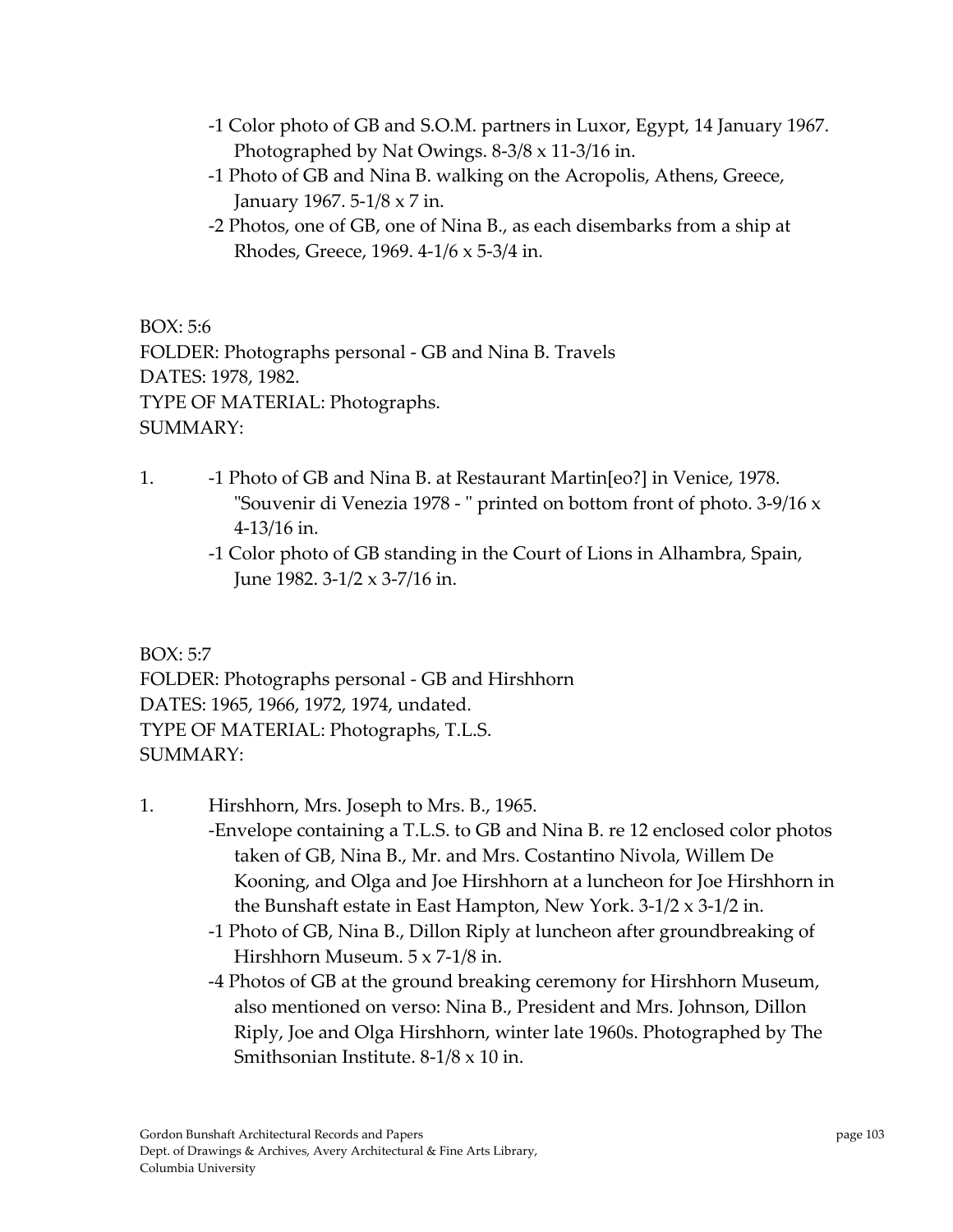- -1 Color photo of GB and S.O.M. partners in Luxor, Egypt, 14 January 1967. Photographed by Nat Owings. 8-3/8 x 11-3/16 in.
- -1 Photo of GB and Nina B. walking on the Acropolis, Athens, Greece, January 1967. 5-1/8 x 7 in.
- -2 Photos, one of GB, one of Nina B., as each disembarks from a ship at Rhodes, Greece, 1969. 4-1/6 x 5-3/4 in.

BOX: 5:6
FOLDER: Photographs personal - GB and Nina B. Travels
DATES: 1978, 1982.
TYPE OF MATERIAL: Photographs.
SUMMARY:

1. -1 Photo of GB and Nina B. at Restaurant Martin[eo?] in Venice, 1978. "Souvenir di Venezia 1978 - " printed on bottom front of photo. 3-9/16 x 4-13/16 in.
   -1 Color photo of GB standing in the Court of Lions in Alhambra, Spain, June 1982. 3-1/2 x 3-7/16 in.

BOX: 5:7
FOLDER: Photographs personal - GB and Hirshhorn
DATES: 1965, 1966, 1972, 1974, undated.
TYPE OF MATERIAL: Photographs, T.L.S.
SUMMARY:

1. Hirshhorn, Mrs. Joseph to Mrs. B., 1965.
   -Envelope containing a T.L.S. to GB and Nina B. re 12 enclosed color photos taken of GB, Nina B., Mr. and Mrs. Costantino Nivola, Willem De Kooning, and Olga and Joe Hirshhorn at a luncheon for Joe Hirshhorn in the Bunshaft estate in East Hampton, New York. 3-1/2 x 3-1/2 in.
   -1 Photo of GB, Nina B., Dillon Riply at luncheon after groundbreaking of Hirshhorn Museum. 5 x 7-1/8 in.
   -4 Photos of GB at the ground breaking ceremony for Hirshhorn Museum, also mentioned on verso: Nina B., President and Mrs. Johnson, Dillon Riply, Joe and Olga Hirshhorn, winter late 1960s. Photographed by The Smithsonian Institute. 8-1/8 x 10 in.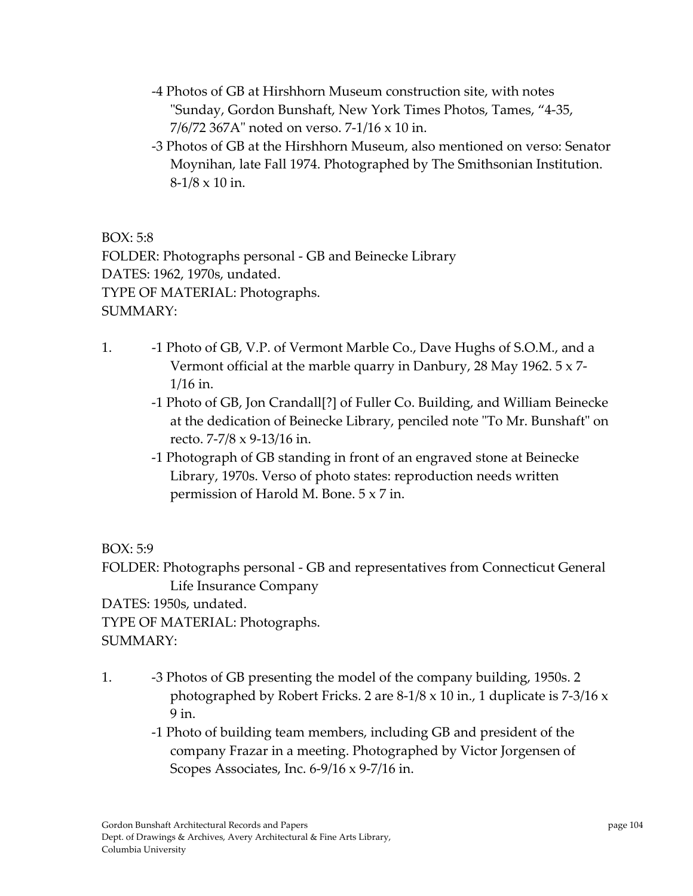- -4 Photos of GB at Hirshhorn Museum construction site, with notes "Sunday, Gordon Bunshaft, New York Times Photos, Tames, "4-35, 7/6/72 367A" noted on verso. 7-1/16 x 10 in.
- -3 Photos of GB at the Hirshhorn Museum, also mentioned on verso: Senator Moynihan, late Fall 1974. Photographed by The Smithsonian Institution. 8-1/8 x 10 in.

BOX: 5:8
FOLDER: Photographs personal - GB and Beinecke Library
DATES: 1962, 1970s, undated.
TYPE OF MATERIAL: Photographs.
SUMMARY:

1. -1 Photo of GB, V.P. of Vermont Marble Co., Dave Hughs of S.O.M., and a Vermont official at the marble quarry in Danbury, 28 May 1962. 5 x 7-1/16 in.
   - -1 Photo of GB, Jon Crandall[?] of Fuller Co. Building, and William Beinecke at the dedication of Beinecke Library, penciled note "To Mr. Bunshaft" on recto. 7-7/8 x 9-13/16 in.
   - -1 Photograph of GB standing in front of an engraved stone at Beinecke Library, 1970s. Verso of photo states: reproduction needs written permission of Harold M. Bone. 5 x 7 in.

BOX: 5:9
FOLDER: Photographs personal - GB and representatives from Connecticut General Life Insurance Company
DATES: 1950s, undated.
TYPE OF MATERIAL: Photographs.
SUMMARY:

1. -3 Photos of GB presenting the model of the company building, 1950s. 2 photographed by Robert Fricks. 2 are 8-1/8 x 10 in., 1 duplicate is 7-3/16 x 9 in.
   - -1 Photo of building team members, including GB and president of the company Frazar in a meeting. Photographed by Victor Jorgensen of Scopes Associates, Inc. 6-9/16 x 9-7/16 in.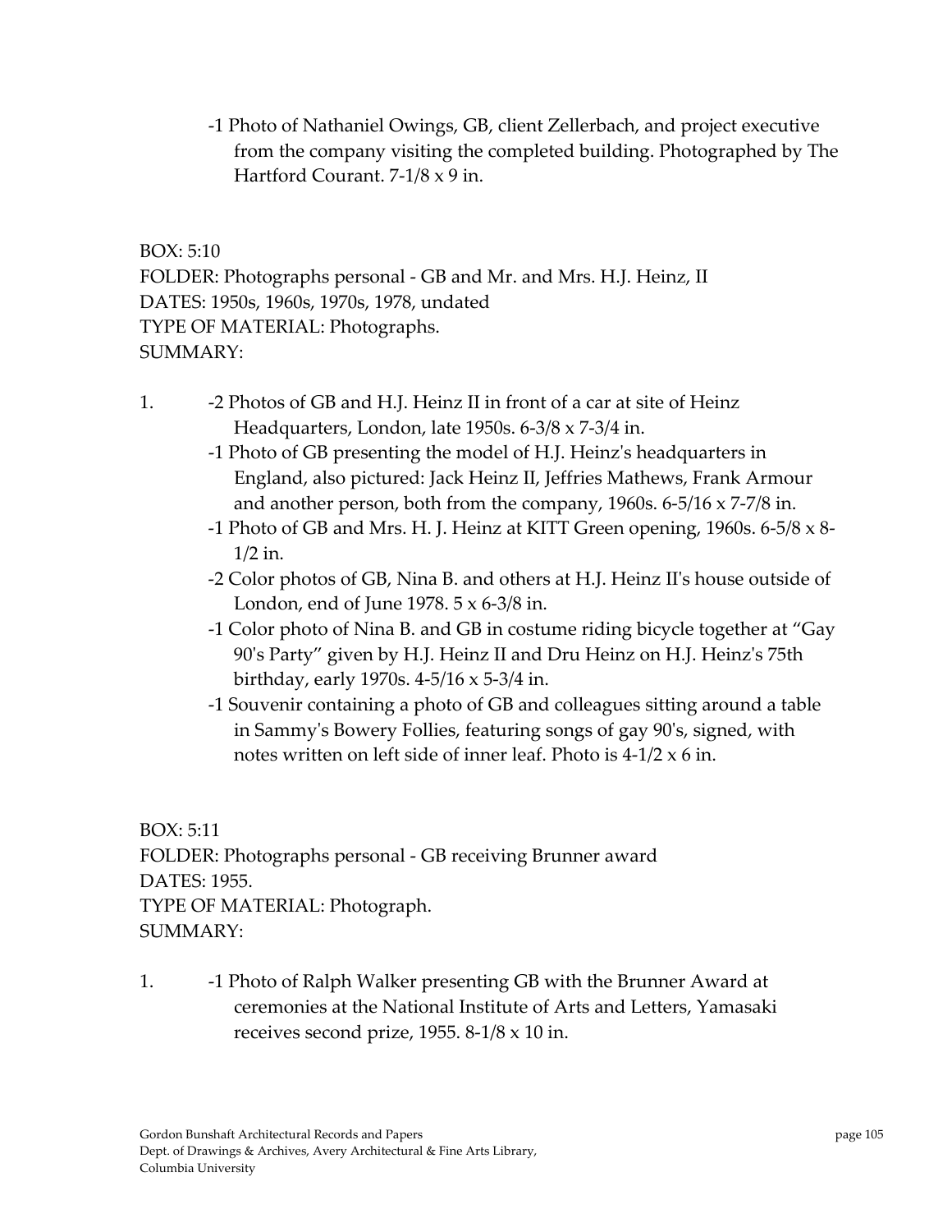-1 Photo of Nathaniel Owings, GB, client Zellerbach, and project executive from the company visiting the completed building. Photographed by The Hartford Courant. 7-1/8 x 9 in.

BOX: 5:10
FOLDER: Photographs personal - GB and Mr. and Mrs. H.J. Heinz, II
DATES: 1950s, 1960s, 1970s, 1978, undated
TYPE OF MATERIAL: Photographs.
SUMMARY:

1. -2 Photos of GB and H.J. Heinz II in front of a car at site of Heinz Headquarters, London, late 1950s. 6-3/8 x 7-3/4 in.
   -1 Photo of GB presenting the model of H.J. Heinz's headquarters in England, also pictured: Jack Heinz II, Jeffries Mathews, Frank Armour and another person, both from the company, 1960s. 6-5/16 x 7-7/8 in.
   -1 Photo of GB and Mrs. H. J. Heinz at KITT Green opening, 1960s. 6-5/8 x 8-1/2 in.
   -2 Color photos of GB, Nina B. and others at H.J. Heinz II's house outside of London, end of June 1978. 5 x 6-3/8 in.
   -1 Color photo of Nina B. and GB in costume riding bicycle together at "Gay 90's Party" given by H.J. Heinz II and Dru Heinz on H.J. Heinz's 75th birthday, early 1970s. 4-5/16 x 5-3/4 in.
   -1 Souvenir containing a photo of GB and colleagues sitting around a table in Sammy's Bowery Follies, featuring songs of gay 90's, signed, with notes written on left side of inner leaf. Photo is 4-1/2 x 6 in.

BOX: 5:11
FOLDER: Photographs personal - GB receiving Brunner award
DATES: 1955.
TYPE OF MATERIAL: Photograph.
SUMMARY:

1. -1 Photo of Ralph Walker presenting GB with the Brunner Award at ceremonies at the National Institute of Arts and Letters, Yamasaki receives second prize, 1955. 8-1/8 x 10 in.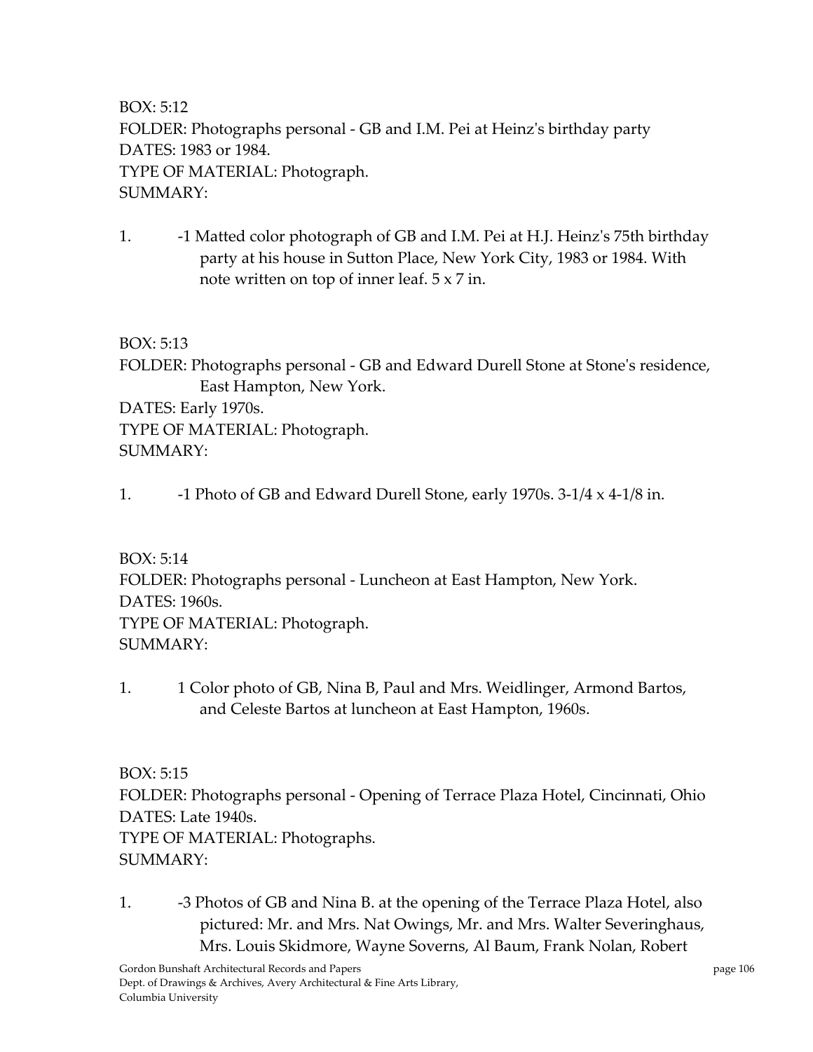BOX: 5:12
FOLDER: Photographs personal - GB and I.M. Pei at Heinz's birthday party
DATES: 1983 or 1984.
TYPE OF MATERIAL: Photograph.
SUMMARY:

1. -1 Matted color photograph of GB and I.M. Pei at H.J. Heinz's 75th birthday party at his house in Sutton Place, New York City, 1983 or 1984. With note written on top of inner leaf. 5 x 7 in.

BOX: 5:13
FOLDER: Photographs personal - GB and Edward Durell Stone at Stone's residence, East Hampton, New York.
DATES: Early 1970s.
TYPE OF MATERIAL: Photograph.
SUMMARY:

1. -1 Photo of GB and Edward Durell Stone, early 1970s. 3-1/4 x 4-1/8 in.

BOX: 5:14
FOLDER: Photographs personal - Luncheon at East Hampton, New York.
DATES: 1960s.
TYPE OF MATERIAL: Photograph.
SUMMARY:

1. 1 Color photo of GB, Nina B, Paul and Mrs. Weidlinger, Armond Bartos, and Celeste Bartos at luncheon at East Hampton, 1960s.

BOX: 5:15
FOLDER: Photographs personal - Opening of Terrace Plaza Hotel, Cincinnati, Ohio
DATES: Late 1940s.
TYPE OF MATERIAL: Photographs.
SUMMARY:

1. -3 Photos of GB and Nina B. at the opening of the Terrace Plaza Hotel, also pictured: Mr. and Mrs. Nat Owings, Mr. and Mrs. Walter Severinghaus, Mrs. Louis Skidmore, Wayne Soverns, Al Baum, Frank Nolan, Robert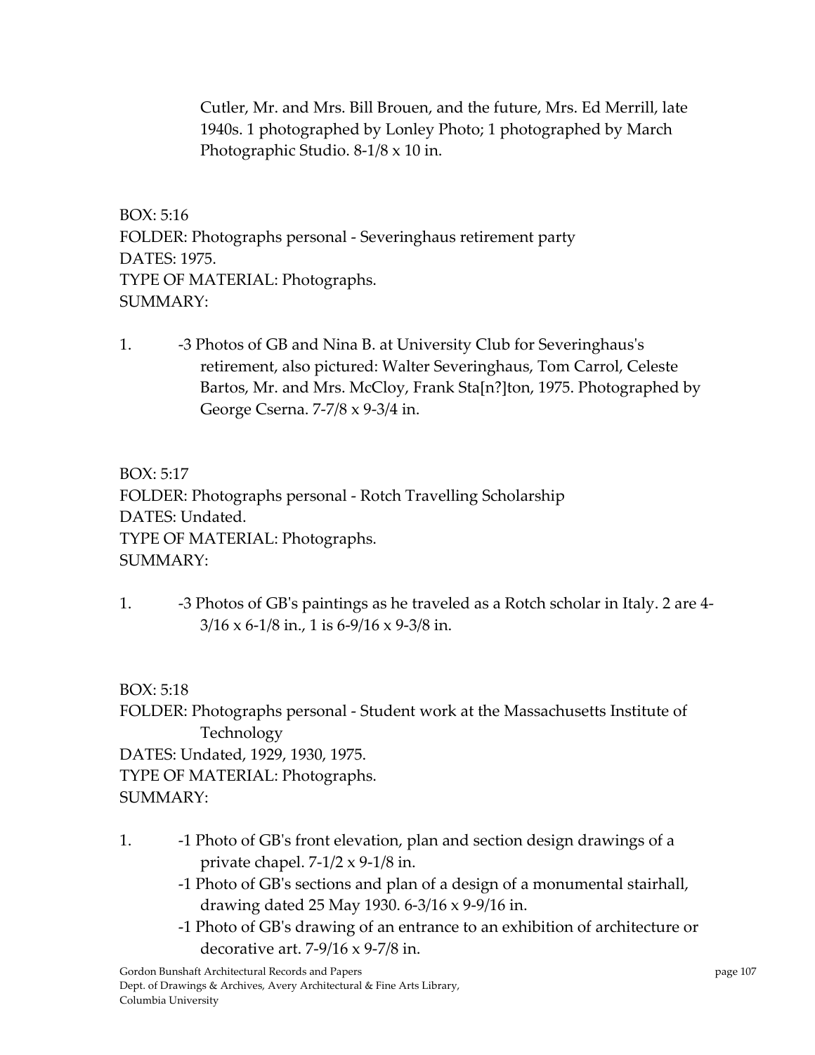Cutler, Mr. and Mrs. Bill Brouen, and the future, Mrs. Ed Merrill, late 1940s. 1 photographed by Lonley Photo; 1 photographed by March Photographic Studio. 8-1/8 x 10 in.

BOX: 5:16
FOLDER: Photographs personal - Severinghaus retirement party
DATES: 1975.
TYPE OF MATERIAL: Photographs.
SUMMARY:

1. -3 Photos of GB and Nina B. at University Club for Severinghaus's retirement, also pictured: Walter Severinghaus, Tom Carrol, Celeste Bartos, Mr. and Mrs. McCloy, Frank Sta[n?]ton, 1975. Photographed by George Cserna. 7-7/8 x 9-3/4 in.

BOX: 5:17
FOLDER: Photographs personal - Rotch Travelling Scholarship
DATES: Undated.
TYPE OF MATERIAL: Photographs.
SUMMARY:

1. -3 Photos of GB's paintings as he traveled as a Rotch scholar in Italy. 2 are 4-3/16 x 6-1/8 in., 1 is 6-9/16 x 9-3/8 in.

BOX: 5:18
FOLDER: Photographs personal - Student work at the Massachusetts Institute of Technology
DATES: Undated, 1929, 1930, 1975.
TYPE OF MATERIAL: Photographs.
SUMMARY:

1. -1 Photo of GB's front elevation, plan and section design drawings of a private chapel. 7-1/2 x 9-1/8 in.
   -1 Photo of GB's sections and plan of a design of a monumental stairhall, drawing dated 25 May 1930. 6-3/16 x 9-9/16 in.
   -1 Photo of GB's drawing of an entrance to an exhibition of architecture or decorative art. 7-9/16 x 9-7/8 in.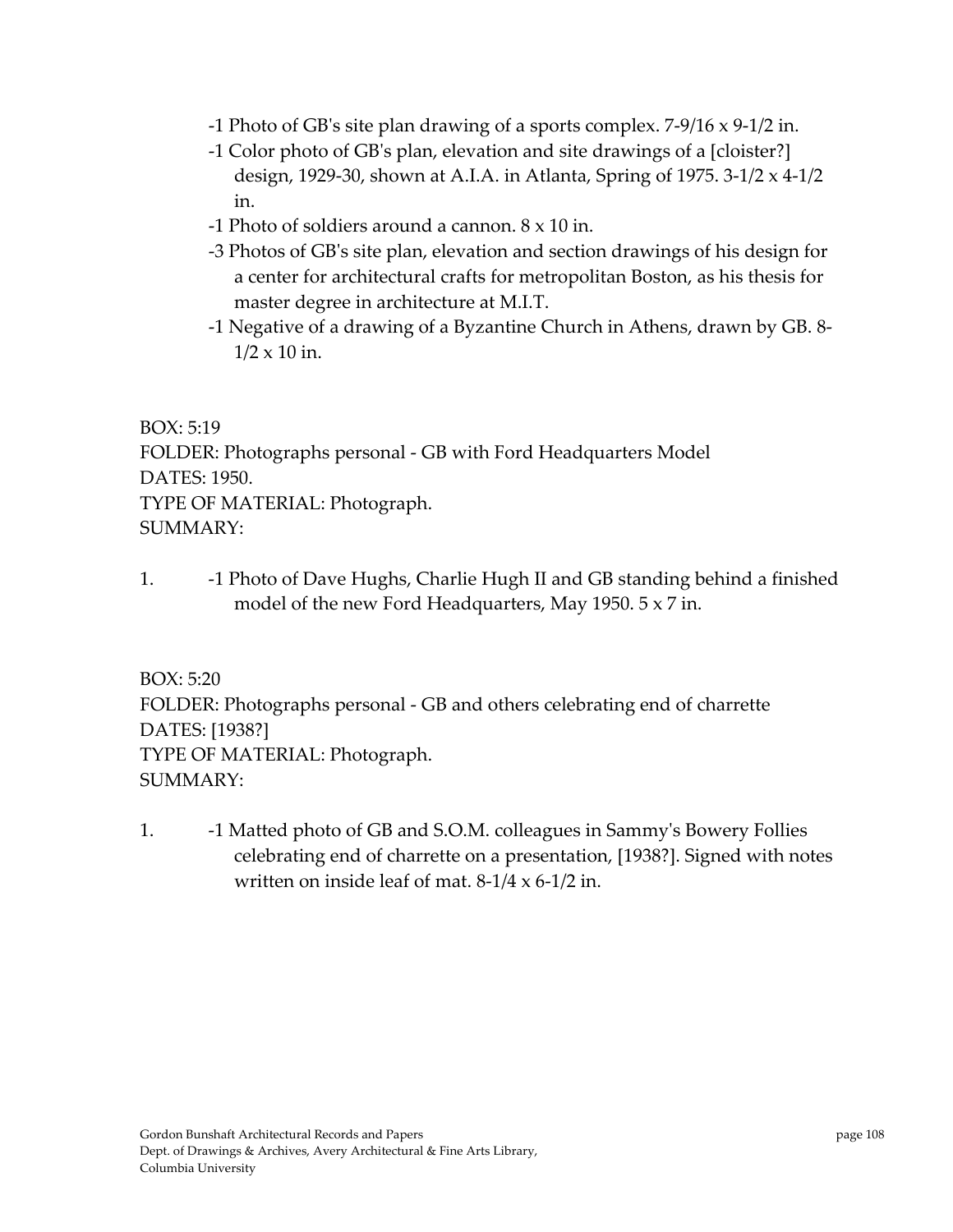-1 Photo of GB's site plan drawing of a sports complex. 7-9/16 x 9-1/2 in.
-1 Color photo of GB's plan, elevation and site drawings of a [cloister?] design, 1929-30, shown at A.I.A. in Atlanta, Spring of 1975. 3-1/2 x 4-1/2 in.
-1 Photo of soldiers around a cannon. 8 x 10 in.
-3 Photos of GB's site plan, elevation and section drawings of his design for a center for architectural crafts for metropolitan Boston, as his thesis for master degree in architecture at M.I.T.
-1 Negative of a drawing of a Byzantine Church in Athens, drawn by GB. 8-1/2 x 10 in.

BOX: 5:19
FOLDER: Photographs personal - GB with Ford Headquarters Model
DATES: 1950.
TYPE OF MATERIAL: Photograph.
SUMMARY:

1. -1 Photo of Dave Hughs, Charlie Hugh II and GB standing behind a finished model of the new Ford Headquarters, May 1950. 5 x 7 in.

BOX: 5:20
FOLDER: Photographs personal - GB and others celebrating end of charrette
DATES: [1938?]
TYPE OF MATERIAL: Photograph.
SUMMARY:

1. -1 Matted photo of GB and S.O.M. colleagues in Sammy's Bowery Follies celebrating end of charrette on a presentation, [1938?]. Signed with notes written on inside leaf of mat. 8-1/4 x 6-1/2 in.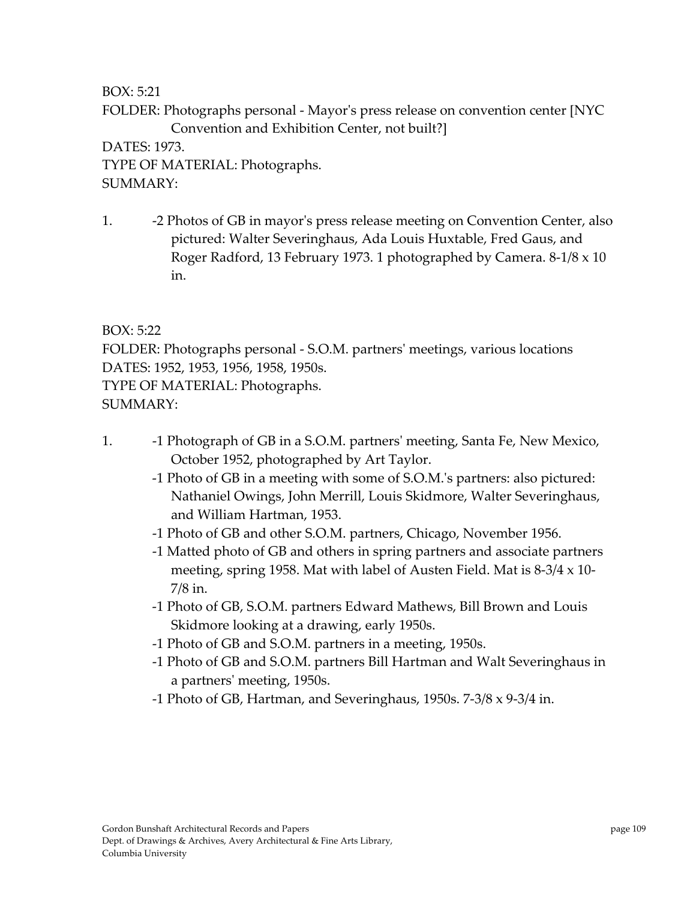BOX: 5:21

FOLDER: Photographs personal - Mayor's press release on convention center [NYC Convention and Exhibition Center, not built?]

DATES: 1973.

TYPE OF MATERIAL: Photographs.

SUMMARY:

1. -2 Photos of GB in mayor's press release meeting on Convention Center, also pictured: Walter Severinghaus, Ada Louis Huxtable, Fred Gaus, and Roger Radford, 13 February 1973. 1 photographed by Camera. 8-1/8 x 10 in.

BOX: 5:22

FOLDER: Photographs personal - S.O.M. partners' meetings, various locations

DATES: 1952, 1953, 1956, 1958, 1950s.

TYPE OF MATERIAL: Photographs.

SUMMARY:

1. -1 Photograph of GB in a S.O.M. partners' meeting, Santa Fe, New Mexico, October 1952, photographed by Art Taylor.
   -1 Photo of GB in a meeting with some of S.O.M.'s partners: also pictured: Nathaniel Owings, John Merrill, Louis Skidmore, Walter Severinghaus, and William Hartman, 1953.
   -1 Photo of GB and other S.O.M. partners, Chicago, November 1956.
   -1 Matted photo of GB and others in spring partners and associate partners meeting, spring 1958. Mat with label of Austen Field. Mat is 8-3/4 x 10-7/8 in.
   -1 Photo of GB, S.O.M. partners Edward Mathews, Bill Brown and Louis Skidmore looking at a drawing, early 1950s.
   -1 Photo of GB and S.O.M. partners in a meeting, 1950s.
   -1 Photo of GB and S.O.M. partners Bill Hartman and Walt Severinghaus in a partners' meeting, 1950s.
   -1 Photo of GB, Hartman, and Severinghaus, 1950s. 7-3/8 x 9-3/4 in.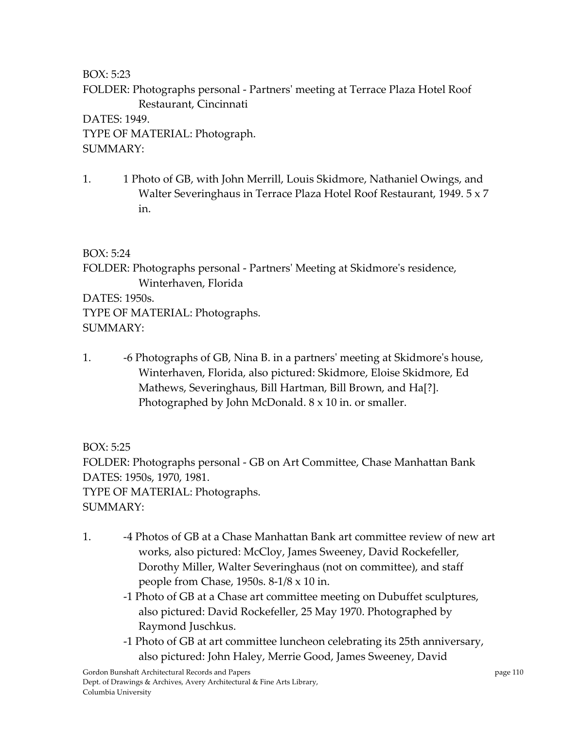BOX: 5:23
FOLDER: Photographs personal - Partners' meeting at Terrace Plaza Hotel Roof Restaurant, Cincinnati
DATES: 1949.
TYPE OF MATERIAL: Photograph.
SUMMARY:

1. 1 Photo of GB, with John Merrill, Louis Skidmore, Nathaniel Owings, and Walter Severinghaus in Terrace Plaza Hotel Roof Restaurant, 1949. 5 x 7 in.

BOX: 5:24
FOLDER: Photographs personal - Partners' Meeting at Skidmore's residence, Winterhaven, Florida
DATES: 1950s.
TYPE OF MATERIAL: Photographs.
SUMMARY:

1. -6 Photographs of GB, Nina B. in a partners' meeting at Skidmore's house, Winterhaven, Florida, also pictured: Skidmore, Eloise Skidmore, Ed Mathews, Severinghaus, Bill Hartman, Bill Brown, and Ha[?]. Photographed by John McDonald. 8 x 10 in. or smaller.

BOX: 5:25
FOLDER: Photographs personal - GB on Art Committee, Chase Manhattan Bank
DATES: 1950s, 1970, 1981.
TYPE OF MATERIAL: Photographs.
SUMMARY:

1. -4 Photos of GB at a Chase Manhattan Bank art committee review of new art works, also pictured: McCloy, James Sweeney, David Rockefeller, Dorothy Miller, Walter Severinghaus (not on committee), and staff people from Chase, 1950s. 8-1/8 x 10 in.
   -1 Photo of GB at a Chase art committee meeting on Dubuffet sculptures, also pictured: David Rockefeller, 25 May 1970. Photographed by Raymond Juschkus.
   -1 Photo of GB at art committee luncheon celebrating its 25th anniversary, also pictured: John Haley, Merrie Good, James Sweeney, David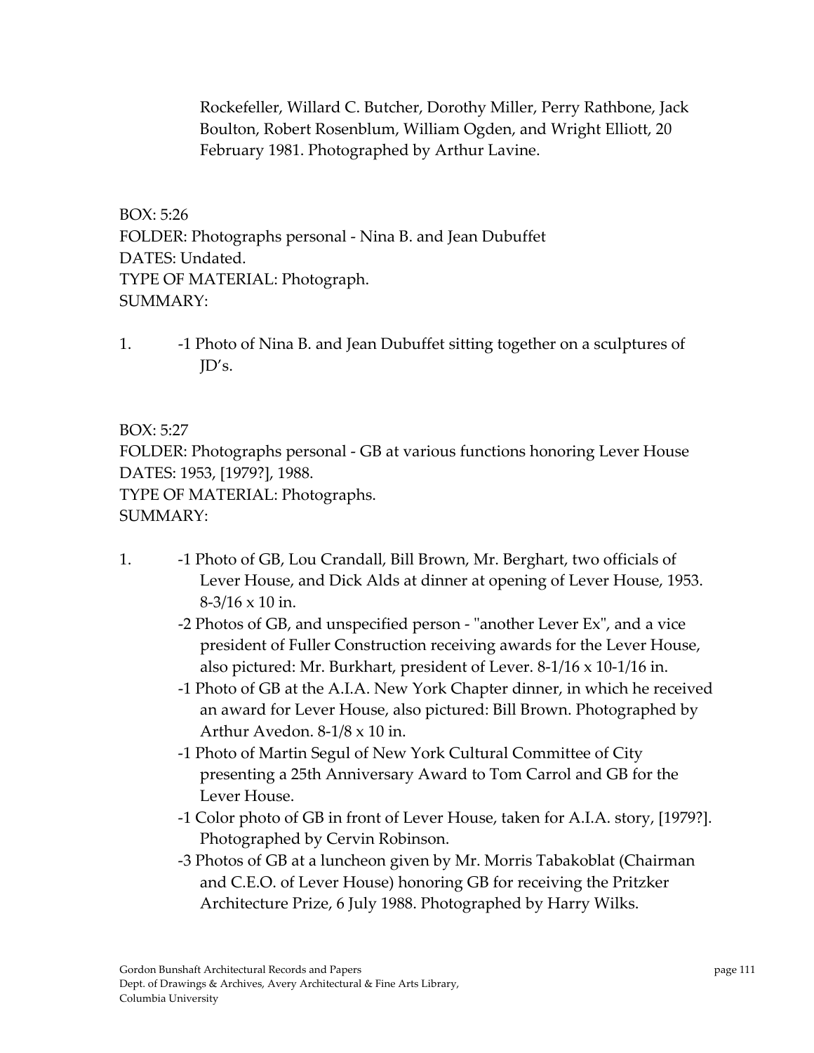Rockefeller, Willard C. Butcher, Dorothy Miller, Perry Rathbone, Jack Boulton, Robert Rosenblum, William Ogden, and Wright Elliott, 20 February 1981. Photographed by Arthur Lavine.

BOX: 5:26
FOLDER: Photographs personal - Nina B. and Jean Dubuffet
DATES: Undated.
TYPE OF MATERIAL: Photograph.
SUMMARY:

1. -1 Photo of Nina B. and Jean Dubuffet sitting together on a sculptures of JD's.

BOX: 5:27
FOLDER: Photographs personal - GB at various functions honoring Lever House
DATES: 1953, [1979?], 1988.
TYPE OF MATERIAL: Photographs.
SUMMARY:

1. -1 Photo of GB, Lou Crandall, Bill Brown, Mr. Berghart, two officials of Lever House, and Dick Alds at dinner at opening of Lever House, 1953. 8-3/16 x 10 in.
   -2 Photos of GB, and unspecified person - "another Lever Ex", and a vice president of Fuller Construction receiving awards for the Lever House, also pictured: Mr. Burkhart, president of Lever. 8-1/16 x 10-1/16 in.
   -1 Photo of GB at the A.I.A. New York Chapter dinner, in which he received an award for Lever House, also pictured: Bill Brown. Photographed by Arthur Avedon. 8-1/8 x 10 in.
   -1 Photo of Martin Segul of New York Cultural Committee of City presenting a 25th Anniversary Award to Tom Carrol and GB for the Lever House.
   -1 Color photo of GB in front of Lever House, taken for A.I.A. story, [1979?]. Photographed by Cervin Robinson.
   -3 Photos of GB at a luncheon given by Mr. Morris Tabakoblat (Chairman and C.E.O. of Lever House) honoring GB for receiving the Pritzker Architecture Prize, 6 July 1988. Photographed by Harry Wilks.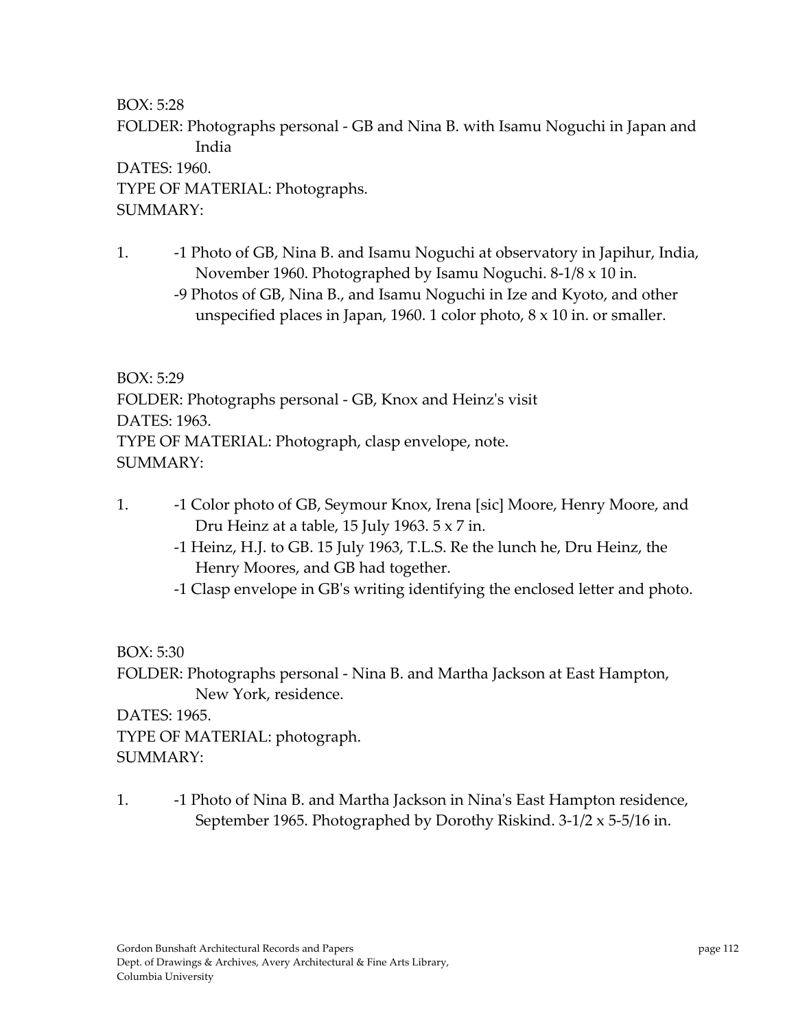BOX: 5:28
FOLDER: Photographs personal - GB and Nina B. with Isamu Noguchi in Japan and India
DATES: 1960.
TYPE OF MATERIAL: Photographs.
SUMMARY:

1. -1 Photo of GB, Nina B. and Isamu Noguchi at observatory in Japihur, India, November 1960. Photographed by Isamu Noguchi. 8-1/8 x 10 in.
   -9 Photos of GB, Nina B., and Isamu Noguchi in Ize and Kyoto, and other unspecified places in Japan, 1960. 1 color photo, 8 x 10 in. or smaller.

BOX: 5:29
FOLDER: Photographs personal - GB, Knox and Heinz's visit
DATES: 1963.
TYPE OF MATERIAL: Photograph, clasp envelope, note.
SUMMARY:

1. -1 Color photo of GB, Seymour Knox, Irena [sic] Moore, Henry Moore, and Dru Heinz at a table, 15 July 1963. 5 x 7 in.
   -1 Heinz, H.J. to GB. 15 July 1963, T.L.S. Re the lunch he, Dru Heinz, the Henry Moores, and GB had together.
   -1 Clasp envelope in GB's writing identifying the enclosed letter and photo.

BOX: 5:30
FOLDER: Photographs personal - Nina B. and Martha Jackson at East Hampton, New York, residence.
DATES: 1965.
TYPE OF MATERIAL: photograph.
SUMMARY:

1. -1 Photo of Nina B. and Martha Jackson in Nina's East Hampton residence, September 1965. Photographed by Dorothy Riskind. 3-1/2 x 5-5/16 in.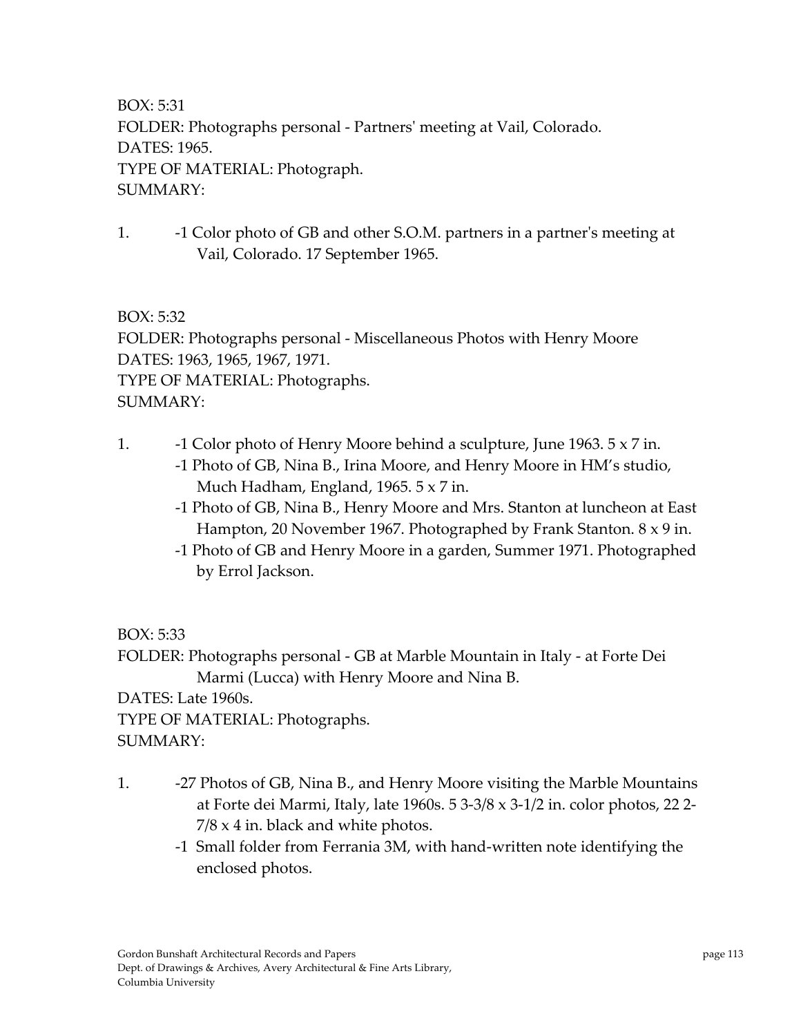BOX: 5:31
FOLDER: Photographs personal - Partners' meeting at Vail, Colorado.
DATES: 1965.
TYPE OF MATERIAL: Photograph.
SUMMARY:

1. -1 Color photo of GB and other S.O.M. partners in a partner's meeting at Vail, Colorado. 17 September 1965.

BOX: 5:32
FOLDER: Photographs personal - Miscellaneous Photos with Henry Moore
DATES: 1963, 1965, 1967, 1971.
TYPE OF MATERIAL: Photographs.
SUMMARY:

1. -1 Color photo of Henry Moore behind a sculpture, June 1963. 5 x 7 in.
   -1 Photo of GB, Nina B., Irina Moore, and Henry Moore in HM's studio, Much Hadham, England, 1965. 5 x 7 in.
   -1 Photo of GB, Nina B., Henry Moore and Mrs. Stanton at luncheon at East Hampton, 20 November 1967. Photographed by Frank Stanton. 8 x 9 in.
   -1 Photo of GB and Henry Moore in a garden, Summer 1971. Photographed by Errol Jackson.

BOX: 5:33
FOLDER: Photographs personal - GB at Marble Mountain in Italy - at Forte Dei Marmi (Lucca) with Henry Moore and Nina B.
DATES: Late 1960s.
TYPE OF MATERIAL: Photographs.
SUMMARY:

1. -27 Photos of GB, Nina B., and Henry Moore visiting the Marble Mountains at Forte dei Marmi, Italy, late 1960s. 5 3-3/8 x 3-1/2 in. color photos, 22 2-7/8 x 4 in. black and white photos.
   -1 Small folder from Ferrania 3M, with hand-written note identifying the enclosed photos.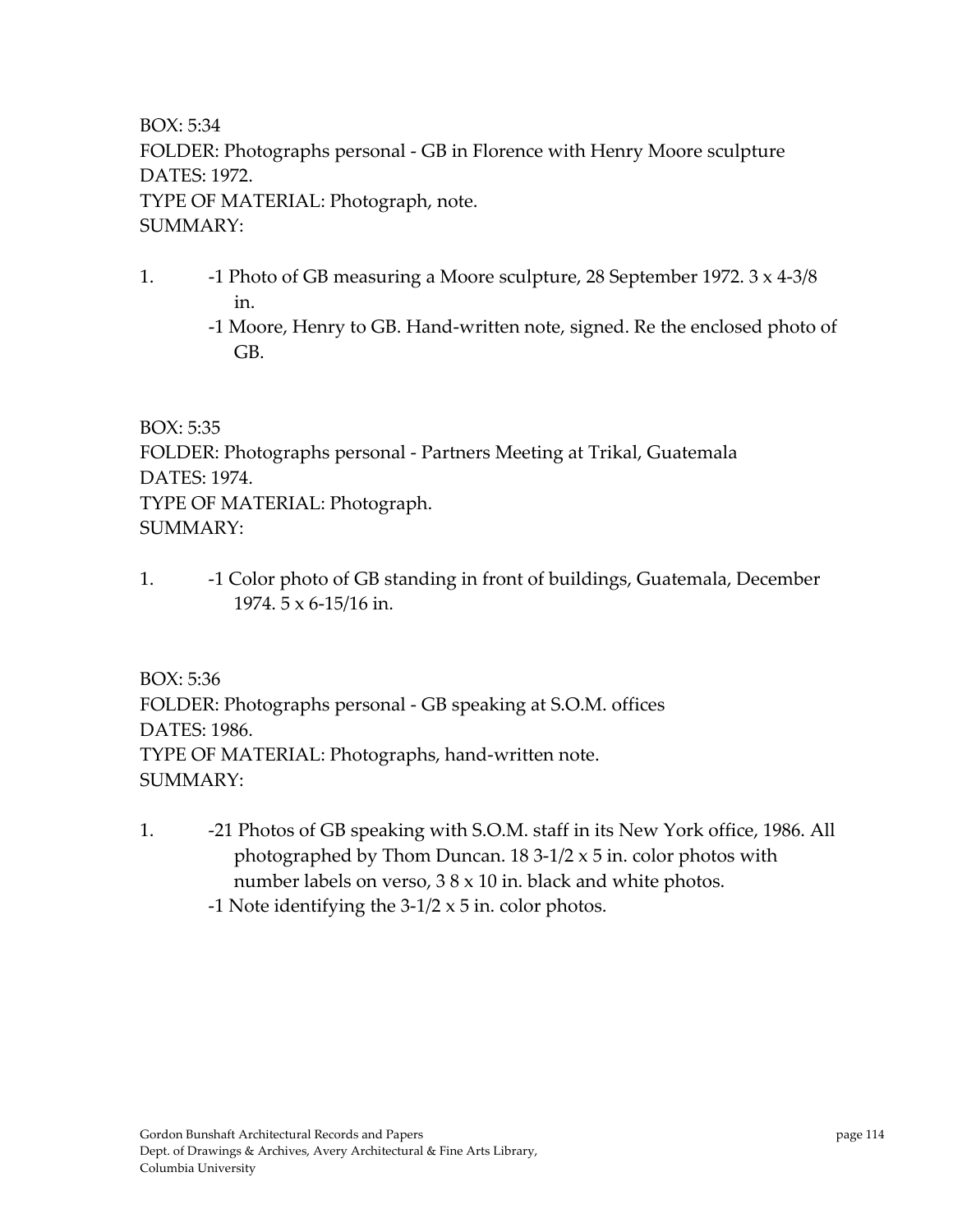BOX: 5:34
FOLDER: Photographs personal - GB in Florence with Henry Moore sculpture
DATES: 1972.
TYPE OF MATERIAL: Photograph, note.
SUMMARY:

1. -1 Photo of GB measuring a Moore sculpture, 28 September 1972. 3 x 4-3/8 in.
   -1 Moore, Henry to GB. Hand-written note, signed. Re the enclosed photo of GB.

BOX: 5:35
FOLDER: Photographs personal - Partners Meeting at Trikal, Guatemala
DATES: 1974.
TYPE OF MATERIAL: Photograph.
SUMMARY:

1. -1 Color photo of GB standing in front of buildings, Guatemala, December 1974. 5 x 6-15/16 in.

BOX: 5:36
FOLDER: Photographs personal - GB speaking at S.O.M. offices
DATES: 1986.
TYPE OF MATERIAL: Photographs, hand-written note.
SUMMARY:

1. -21 Photos of GB speaking with S.O.M. staff in its New York office, 1986. All photographed by Thom Duncan. 18 3-1/2 x 5 in. color photos with number labels on verso, 3 8 x 10 in. black and white photos.
   -1 Note identifying the 3-1/2 x 5 in. color photos.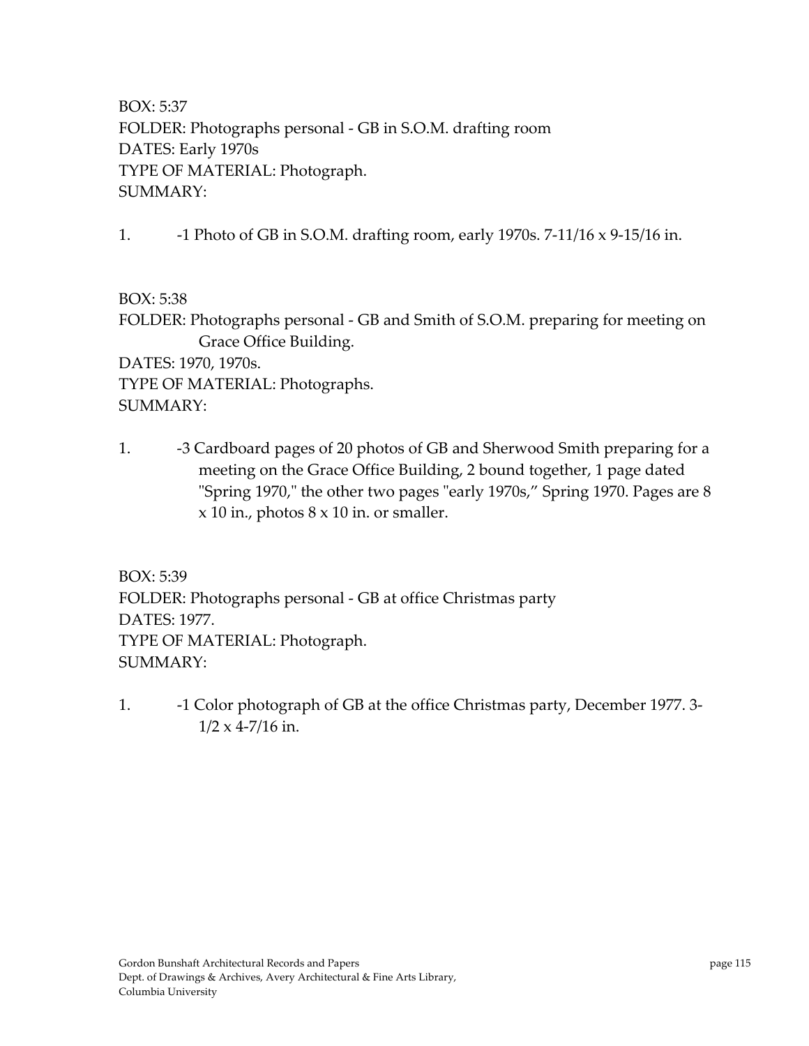BOX: 5:37
FOLDER: Photographs personal - GB in S.O.M. drafting room
DATES: Early 1970s
TYPE OF MATERIAL: Photograph.
SUMMARY:

1. -1 Photo of GB in S.O.M. drafting room, early 1970s. 7-11/16 x 9-15/16 in.

BOX: 5:38
FOLDER: Photographs personal - GB and Smith of S.O.M. preparing for meeting on Grace Office Building.
DATES: 1970, 1970s.
TYPE OF MATERIAL: Photographs.
SUMMARY:

1. -3 Cardboard pages of 20 photos of GB and Sherwood Smith preparing for a meeting on the Grace Office Building, 2 bound together, 1 page dated "Spring 1970," the other two pages "early 1970s," Spring 1970. Pages are 8 x 10 in., photos 8 x 10 in. or smaller.

BOX: 5:39
FOLDER: Photographs personal - GB at office Christmas party
DATES: 1977.
TYPE OF MATERIAL: Photograph.
SUMMARY:

1. -1 Color photograph of GB at the office Christmas party, December 1977. 3-1/2 x 4-7/16 in.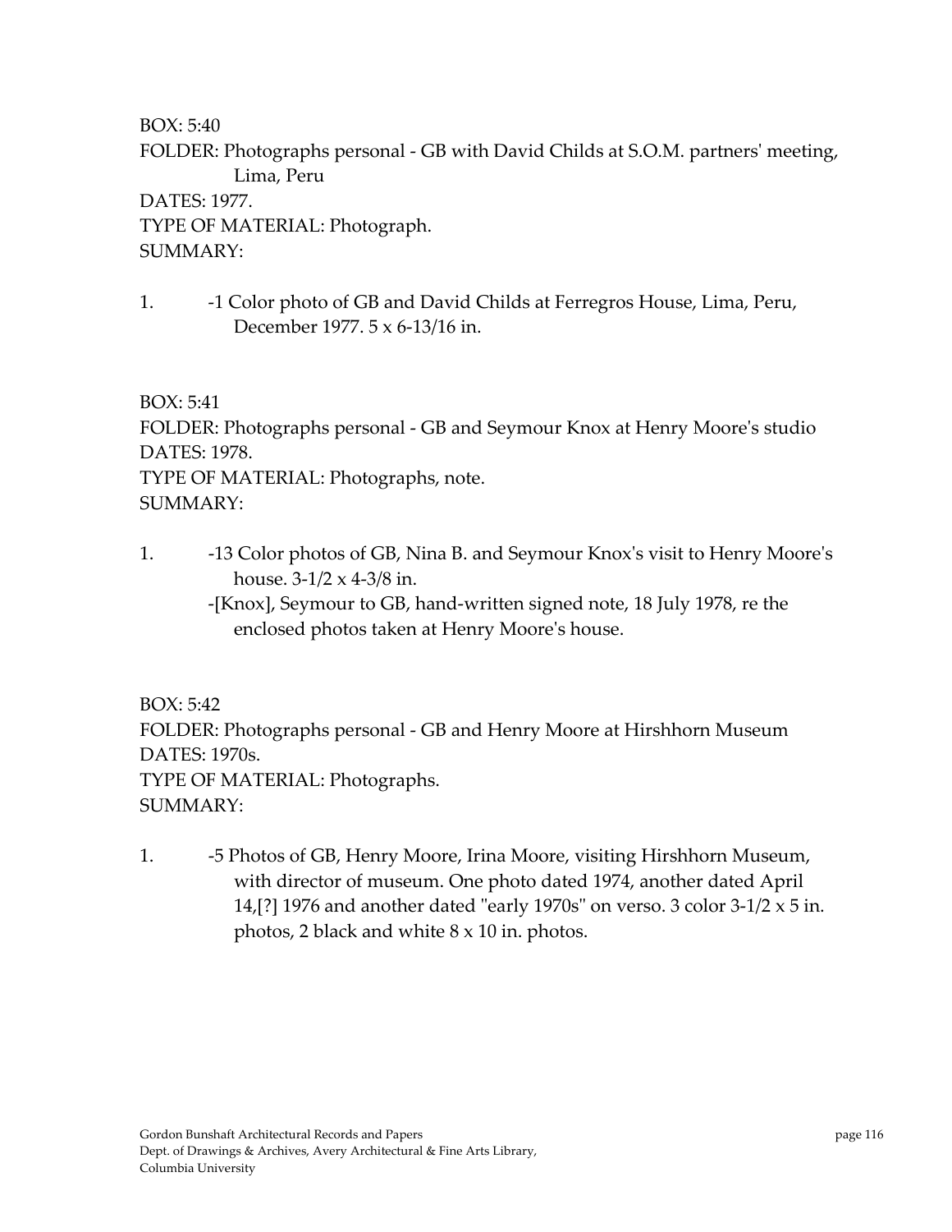BOX: 5:40
FOLDER: Photographs personal - GB with David Childs at S.O.M. partners' meeting, Lima, Peru
DATES: 1977.
TYPE OF MATERIAL: Photograph.
SUMMARY:

1. -1 Color photo of GB and David Childs at Ferregros House, Lima, Peru, December 1977. 5 x 6-13/16 in.

BOX: 5:41
FOLDER: Photographs personal - GB and Seymour Knox at Henry Moore's studio
DATES: 1978.
TYPE OF MATERIAL: Photographs, note.
SUMMARY:

1. -13 Color photos of GB, Nina B. and Seymour Knox's visit to Henry Moore's house. 3-1/2 x 4-3/8 in.
   -[Knox], Seymour to GB, hand-written signed note, 18 July 1978, re the enclosed photos taken at Henry Moore's house.

BOX: 5:42
FOLDER: Photographs personal - GB and Henry Moore at Hirshhorn Museum
DATES: 1970s.
TYPE OF MATERIAL: Photographs.
SUMMARY:

1. -5 Photos of GB, Henry Moore, Irina Moore, visiting Hirshhorn Museum, with director of museum. One photo dated 1974, another dated April 14,[?] 1976 and another dated "early 1970s" on verso. 3 color 3-1/2 x 5 in. photos, 2 black and white 8 x 10 in. photos.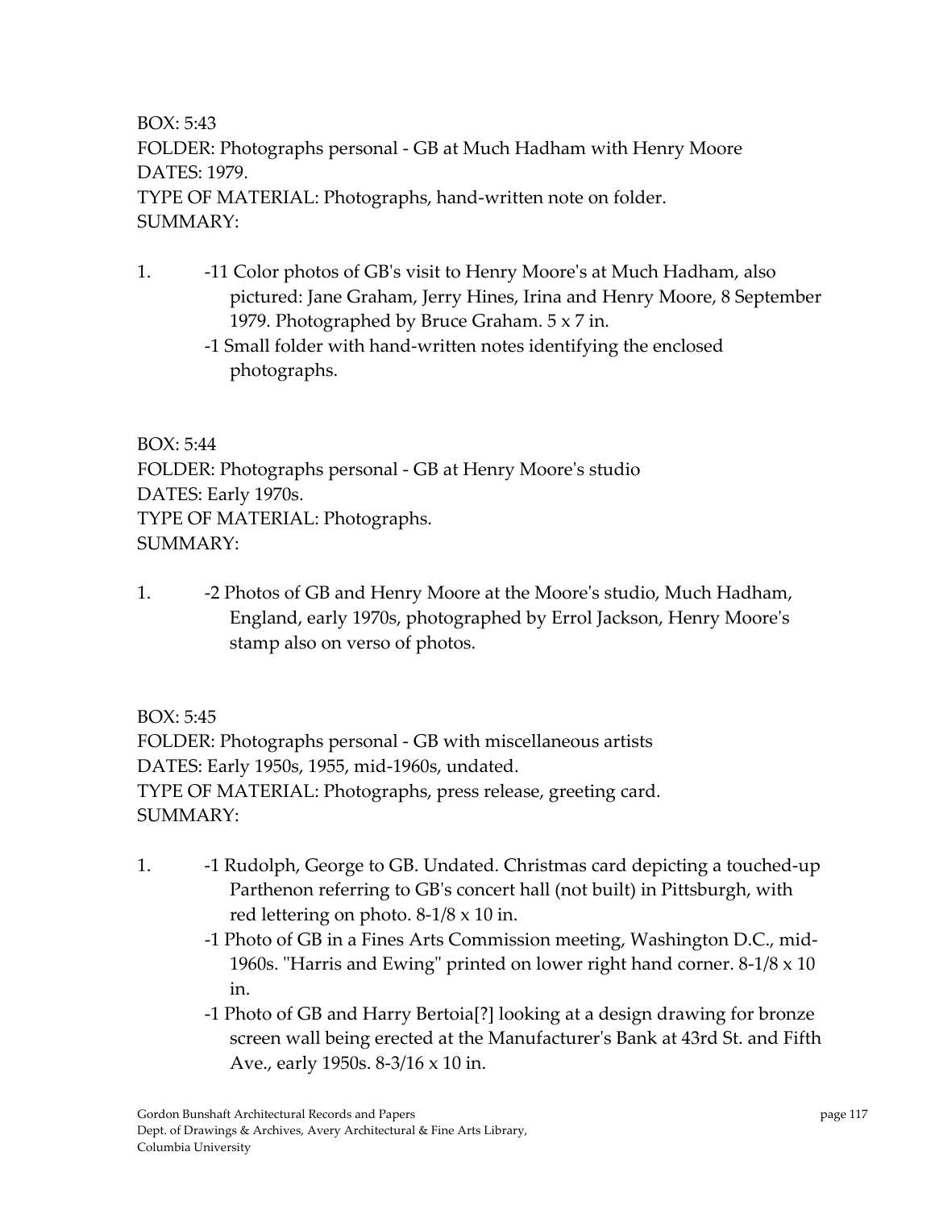BOX: 5:43
FOLDER: Photographs personal - GB at Much Hadham with Henry Moore
DATES: 1979.
TYPE OF MATERIAL: Photographs, hand-written note on folder.
SUMMARY:

1. -11 Color photos of GB's visit to Henry Moore's at Much Hadham, also pictured: Jane Graham, Jerry Hines, Irina and Henry Moore, 8 September 1979. Photographed by Bruce Graham. 5 x 7 in.
   -1 Small folder with hand-written notes identifying the enclosed photographs.

BOX: 5:44
FOLDER: Photographs personal - GB at Henry Moore's studio
DATES: Early 1970s.
TYPE OF MATERIAL: Photographs.
SUMMARY:

1. -2 Photos of GB and Henry Moore at the Moore's studio, Much Hadham, England, early 1970s, photographed by Errol Jackson, Henry Moore's stamp also on verso of photos.

BOX: 5:45
FOLDER: Photographs personal - GB with miscellaneous artists
DATES: Early 1950s, 1955, mid-1960s, undated.
TYPE OF MATERIAL: Photographs, press release, greeting card.
SUMMARY:

1. -1 Rudolph, George to GB. Undated. Christmas card depicting a touched-up Parthenon referring to GB's concert hall (not built) in Pittsburgh, with red lettering on photo. 8-1/8 x 10 in.
   -1 Photo of GB in a Fines Arts Commission meeting, Washington D.C., mid-1960s. "Harris and Ewing" printed on lower right hand corner. 8-1/8 x 10 in.
   -1 Photo of GB and Harry Bertoia[?] looking at a design drawing for bronze screen wall being erected at the Manufacturer's Bank at 43rd St. and Fifth Ave., early 1950s. 8-3/16 x 10 in.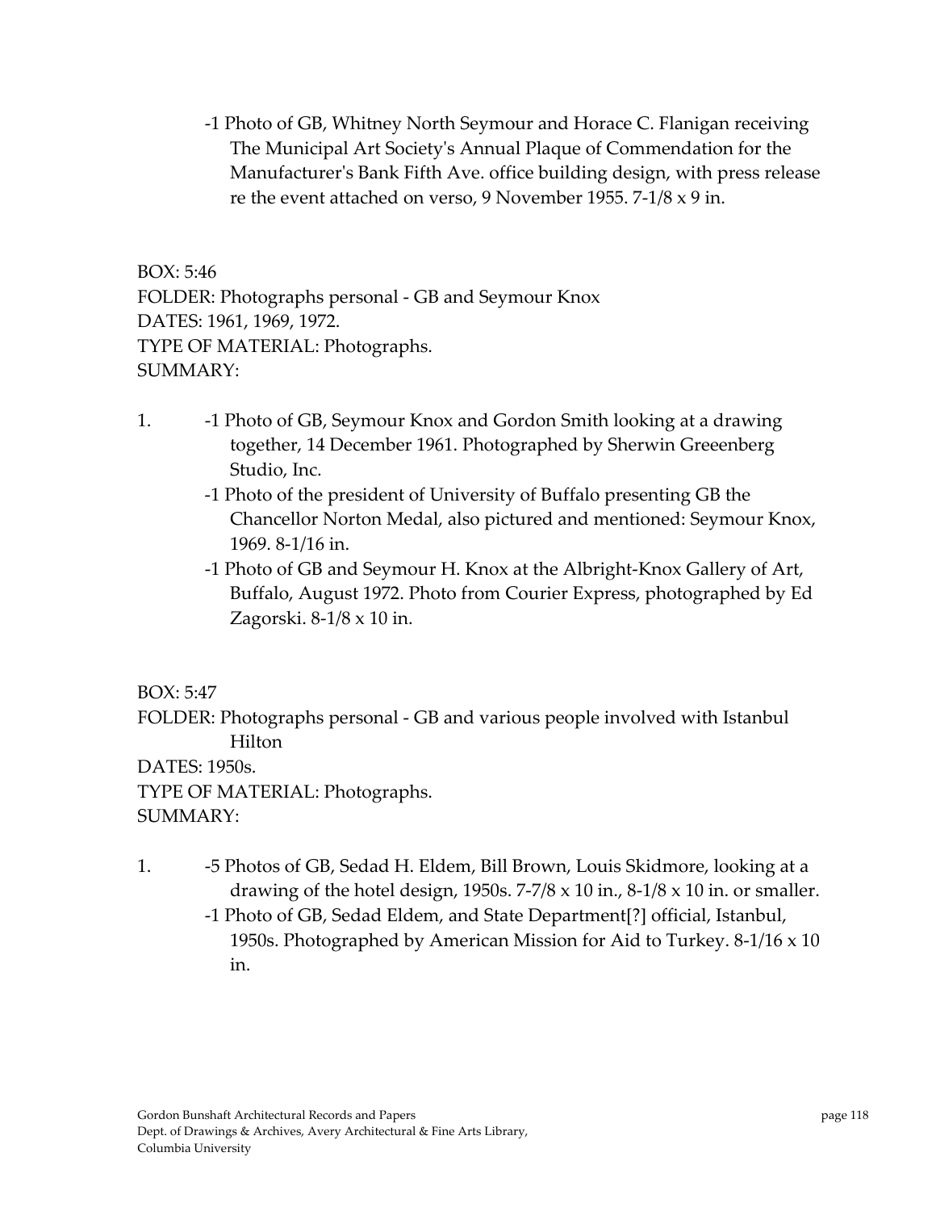-1 Photo of GB, Whitney North Seymour and Horace C. Flanigan receiving The Municipal Art Society's Annual Plaque of Commendation for the Manufacturer's Bank Fifth Ave. office building design, with press release re the event attached on verso, 9 November 1955. 7-1/8 x 9 in.

BOX: 5:46
FOLDER: Photographs personal - GB and Seymour Knox
DATES: 1961, 1969, 1972.
TYPE OF MATERIAL: Photographs.
SUMMARY:

1. -1 Photo of GB, Seymour Knox and Gordon Smith looking at a drawing together, 14 December 1961. Photographed by Sherwin Greeenberg Studio, Inc.
   -1 Photo of the president of University of Buffalo presenting GB the Chancellor Norton Medal, also pictured and mentioned: Seymour Knox, 1969. 8-1/16 in.
   -1 Photo of GB and Seymour H. Knox at the Albright-Knox Gallery of Art, Buffalo, August 1972. Photo from Courier Express, photographed by Ed Zagorski. 8-1/8 x 10 in.

BOX: 5:47
FOLDER: Photographs personal - GB and various people involved with Istanbul Hilton
DATES: 1950s.
TYPE OF MATERIAL: Photographs.
SUMMARY:

1. -5 Photos of GB, Sedad H. Eldem, Bill Brown, Louis Skidmore, looking at a drawing of the hotel design, 1950s. 7-7/8 x 10 in., 8-1/8 x 10 in. or smaller.
   -1 Photo of GB, Sedad Eldem, and State Department[?] official, Istanbul, 1950s. Photographed by American Mission for Aid to Turkey. 8-1/16 x 10 in.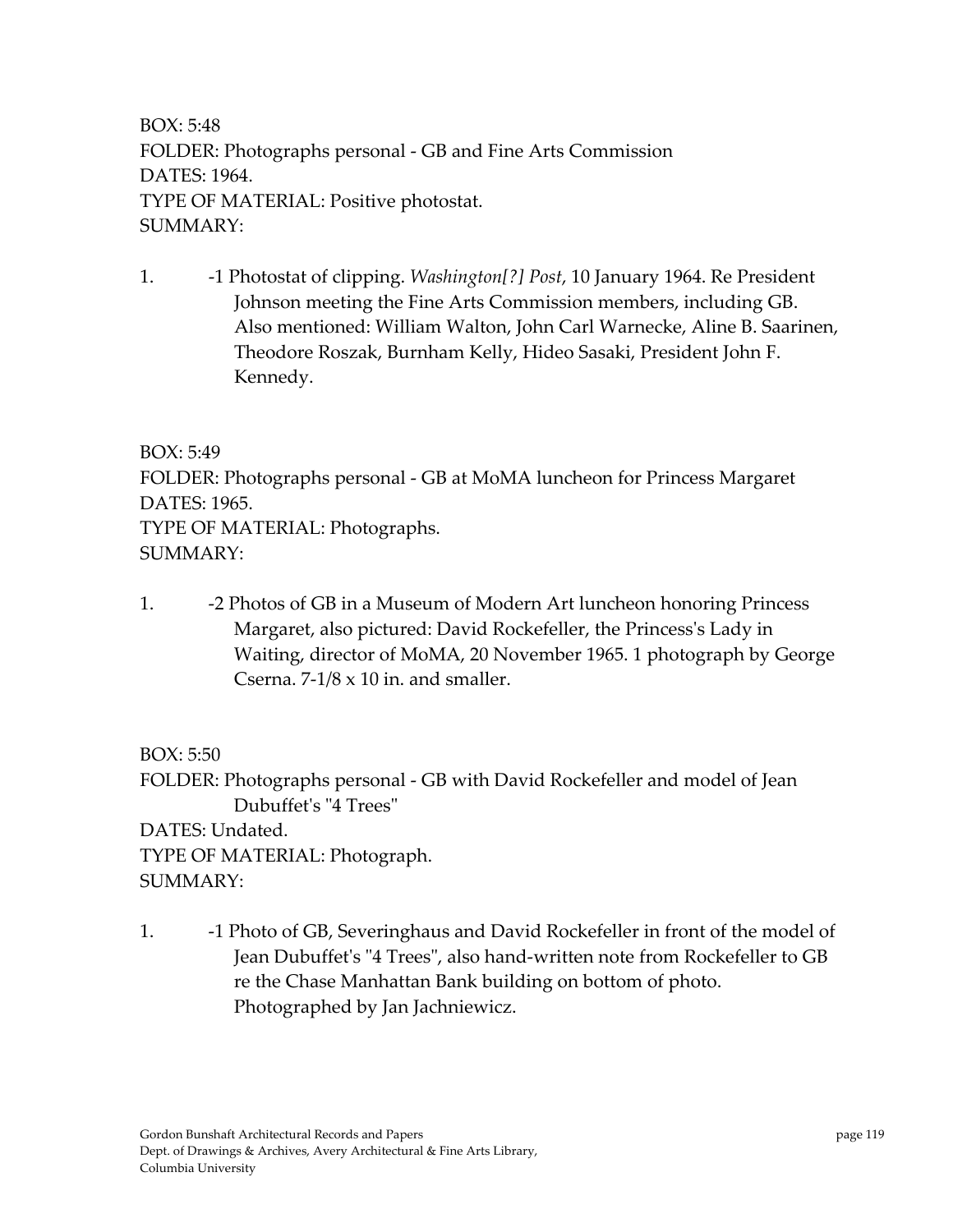BOX: 5:48
FOLDER: Photographs personal - GB and Fine Arts Commission
DATES: 1964.
TYPE OF MATERIAL: Positive photostat.
SUMMARY:

1. -1 Photostat of clipping. *Washington[?] Post*, 10 January 1964. Re President Johnson meeting the Fine Arts Commission members, including GB. Also mentioned: William Walton, John Carl Warnecke, Aline B. Saarinen, Theodore Roszak, Burnham Kelly, Hideo Sasaki, President John F. Kennedy.

BOX: 5:49
FOLDER: Photographs personal - GB at MoMA luncheon for Princess Margaret
DATES: 1965.
TYPE OF MATERIAL: Photographs.
SUMMARY:

1. -2 Photos of GB in a Museum of Modern Art luncheon honoring Princess Margaret, also pictured: David Rockefeller, the Princess's Lady in Waiting, director of MoMA, 20 November 1965. 1 photograph by George Cserna. 7-1/8 x 10 in. and smaller.

BOX: 5:50
FOLDER: Photographs personal - GB with David Rockefeller and model of Jean Dubuffet's "4 Trees"
DATES: Undated.
TYPE OF MATERIAL: Photograph.
SUMMARY:

1. -1 Photo of GB, Severinghaus and David Rockefeller in front of the model of Jean Dubuffet's "4 Trees", also hand-written note from Rockefeller to GB re the Chase Manhattan Bank building on bottom of photo. Photographed by Jan Jachniewicz.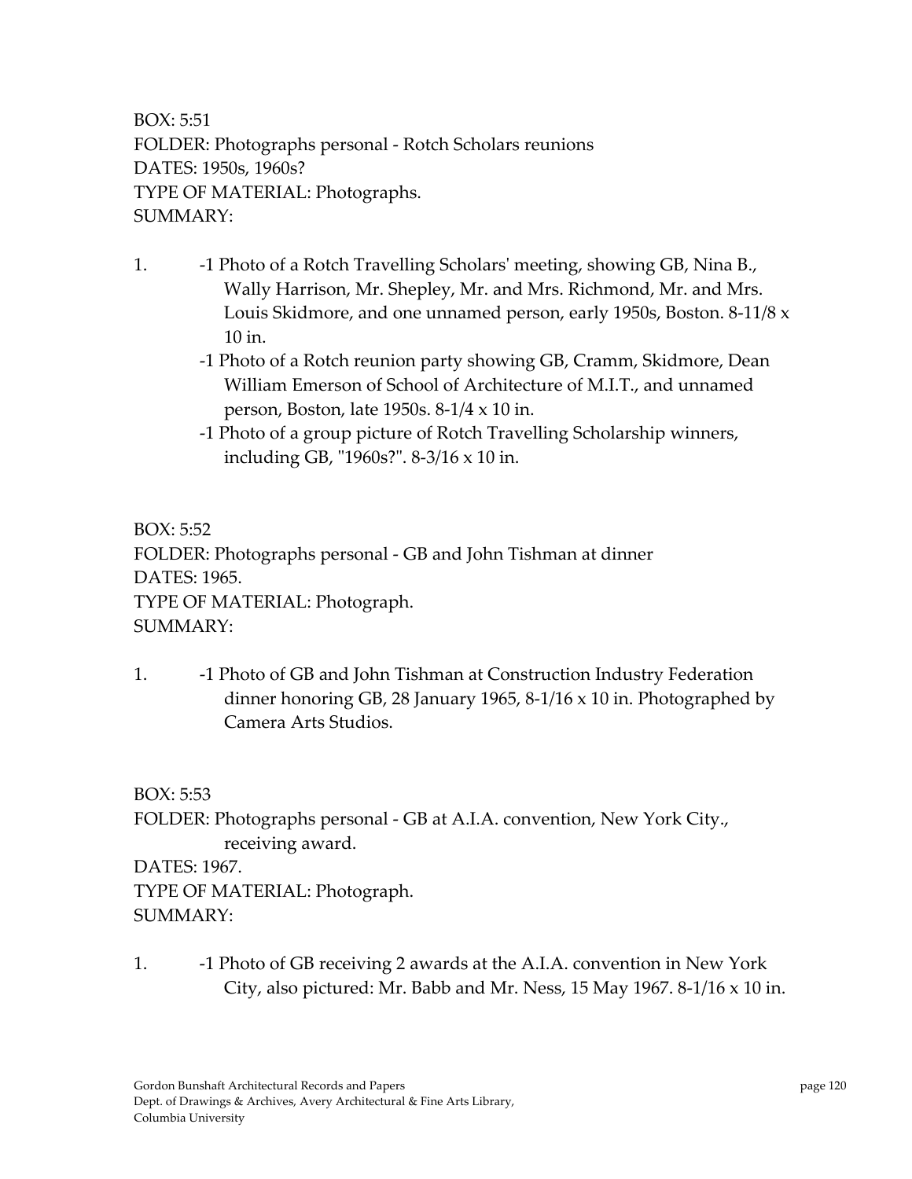BOX: 5:51
FOLDER: Photographs personal - Rotch Scholars reunions
DATES: 1950s, 1960s?
TYPE OF MATERIAL: Photographs.
SUMMARY:

1. -1 Photo of a Rotch Travelling Scholars' meeting, showing GB, Nina B., Wally Harrison, Mr. Shepley, Mr. and Mrs. Richmond, Mr. and Mrs. Louis Skidmore, and one unnamed person, early 1950s, Boston. 8-11/8 x 10 in.
   -1 Photo of a Rotch reunion party showing GB, Cramm, Skidmore, Dean William Emerson of School of Architecture of M.I.T., and unnamed person, Boston, late 1950s. 8-1/4 x 10 in.
   -1 Photo of a group picture of Rotch Travelling Scholarship winners, including GB, "1960s?". 8-3/16 x 10 in.

BOX: 5:52
FOLDER: Photographs personal - GB and John Tishman at dinner
DATES: 1965.
TYPE OF MATERIAL: Photograph.
SUMMARY:

1. -1 Photo of GB and John Tishman at Construction Industry Federation dinner honoring GB, 28 January 1965, 8-1/16 x 10 in. Photographed by Camera Arts Studios.

BOX: 5:53
FOLDER: Photographs personal - GB at A.I.A. convention, New York City., receiving award.
DATES: 1967.
TYPE OF MATERIAL: Photograph.
SUMMARY:

1. -1 Photo of GB receiving 2 awards at the A.I.A. convention in New York City, also pictured: Mr. Babb and Mr. Ness, 15 May 1967. 8-1/16 x 10 in.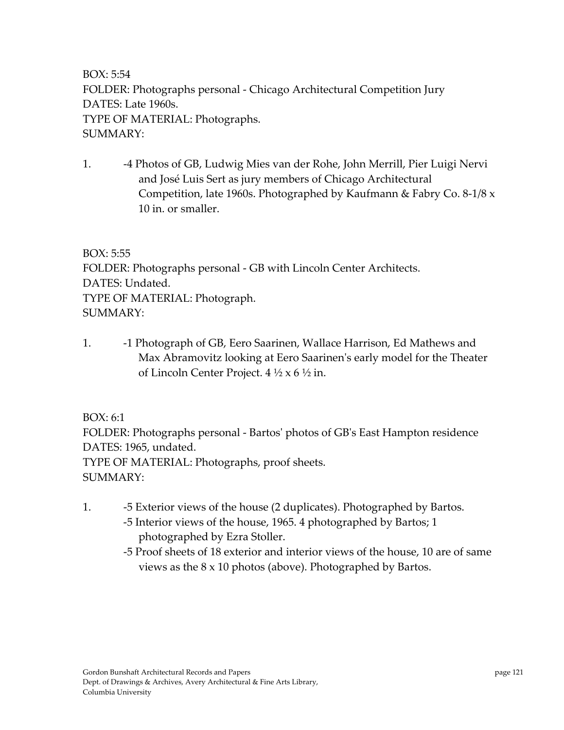BOX: 5:54
FOLDER: Photographs personal - Chicago Architectural Competition Jury
DATES: Late 1960s.
TYPE OF MATERIAL: Photographs.
SUMMARY:

1. -4 Photos of GB, Ludwig Mies van der Rohe, John Merrill, Pier Luigi Nervi and José Luis Sert as jury members of Chicago Architectural Competition, late 1960s. Photographed by Kaufmann & Fabry Co. 8-1/8 x 10 in. or smaller.

BOX: 5:55
FOLDER: Photographs personal - GB with Lincoln Center Architects.
DATES: Undated.
TYPE OF MATERIAL: Photograph.
SUMMARY:

1. -1 Photograph of GB, Eero Saarinen, Wallace Harrison, Ed Mathews and Max Abramovitz looking at Eero Saarinen's early model for the Theater of Lincoln Center Project. 4 ½ x 6 ½ in.

BOX: 6:1
FOLDER: Photographs personal - Bartos' photos of GB's East Hampton residence
DATES: 1965, undated.
TYPE OF MATERIAL: Photographs, proof sheets.
SUMMARY:

1. -5 Exterior views of the house (2 duplicates). Photographed by Bartos.
   -5 Interior views of the house, 1965. 4 photographed by Bartos; 1 photographed by Ezra Stoller.
   -5 Proof sheets of 18 exterior and interior views of the house, 10 are of same views as the 8 x 10 photos (above). Photographed by Bartos.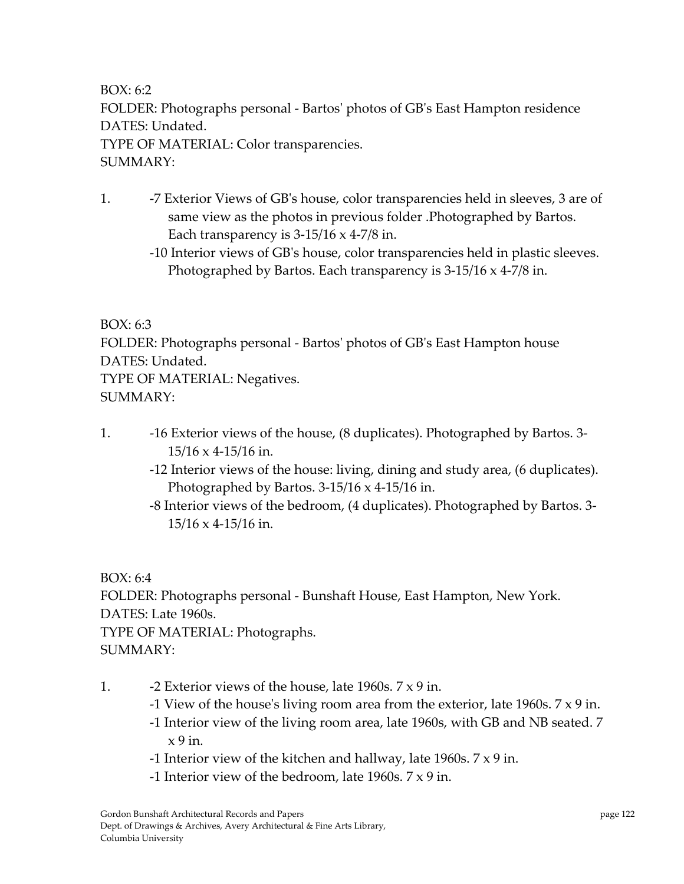BOX: 6:2  
FOLDER: Photographs personal - Bartos' photos of GB's East Hampton residence  
DATES: Undated.  
TYPE OF MATERIAL: Color transparencies.  
SUMMARY:

1. -7 Exterior Views of GB's house, color transparencies held in sleeves, 3 are of same view as the photos in previous folder .Photographed by Bartos. Each transparency is 3-15/16 x 4-7/8 in.  
   -10 Interior views of GB's house, color transparencies held in plastic sleeves. Photographed by Bartos. Each transparency is 3-15/16 x 4-7/8 in.

BOX: 6:3  
FOLDER: Photographs personal - Bartos' photos of GB's East Hampton house  
DATES: Undated.  
TYPE OF MATERIAL: Negatives.  
SUMMARY:

1. -16 Exterior views of the house, (8 duplicates). Photographed by Bartos. 3-15/16 x 4-15/16 in.  
   -12 Interior views of the house: living, dining and study area, (6 duplicates). Photographed by Bartos. 3-15/16 x 4-15/16 in.  
   -8 Interior views of the bedroom, (4 duplicates). Photographed by Bartos. 3-15/16 x 4-15/16 in.

BOX: 6:4  
FOLDER: Photographs personal - Bunshaft House, East Hampton, New York.  
DATES: Late 1960s.  
TYPE OF MATERIAL: Photographs.  
SUMMARY:

1. -2 Exterior views of the house, late 1960s. 7 x 9 in.  
   -1 View of the house's living room area from the exterior, late 1960s. 7 x 9 in.  
   -1 Interior view of the living room area, late 1960s, with GB and NB seated. 7 x 9 in.  
   -1 Interior view of the kitchen and hallway, late 1960s. 7 x 9 in.  
   -1 Interior view of the bedroom, late 1960s. 7 x 9 in.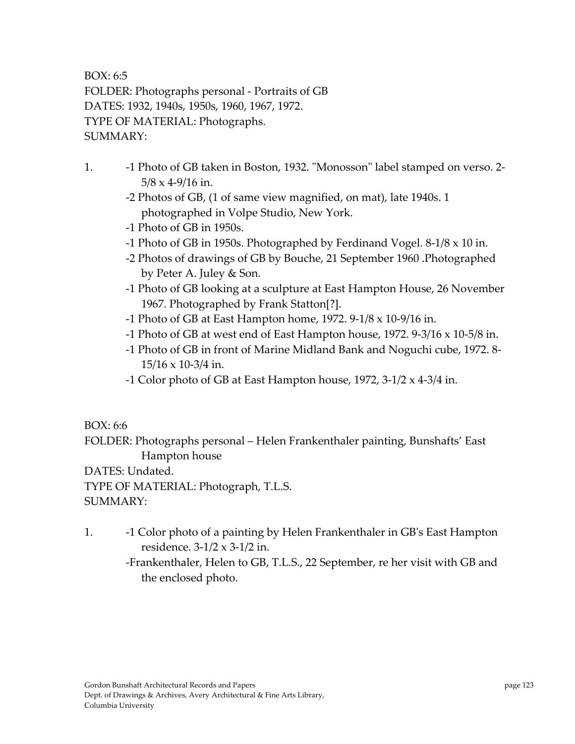BOX: 6:5
FOLDER: Photographs personal - Portraits of GB
DATES: 1932, 1940s, 1950s, 1960, 1967, 1972.
TYPE OF MATERIAL: Photographs.
SUMMARY:

1. -1 Photo of GB taken in Boston, 1932. "Monosson" label stamped on verso. 2-5/8 x 4-9/16 in.
   -2 Photos of GB, (1 of same view magnified, on mat), late 1940s. 1 photographed in Volpe Studio, New York.
   -1 Photo of GB in 1950s.
   -1 Photo of GB in 1950s. Photographed by Ferdinand Vogel. 8-1/8 x 10 in.
   -2 Photos of drawings of GB by Bouche, 21 September 1960 .Photographed by Peter A. Juley & Son.
   -1 Photo of GB looking at a sculpture at East Hampton House, 26 November 1967. Photographed by Frank Statton[?].
   -1 Photo of GB at East Hampton home, 1972. 9-1/8 x 10-9/16 in.
   -1 Photo of GB at west end of East Hampton house, 1972. 9-3/16 x 10-5/8 in.
   -1 Photo of GB in front of Marine Midland Bank and Noguchi cube, 1972. 8-15/16 x 10-3/4 in.
   -1 Color photo of GB at East Hampton house, 1972, 3-1/2 x 4-3/4 in.

BOX: 6:6
FOLDER: Photographs personal – Helen Frankenthaler painting, Bunshafts' East Hampton house
DATES: Undated.
TYPE OF MATERIAL: Photograph, T.L.S.
SUMMARY:

1. -1 Color photo of a painting by Helen Frankenthaler in GB's East Hampton residence. 3-1/2 x 3-1/2 in.
   -Frankenthaler, Helen to GB, T.L.S., 22 September, re her visit with GB and the enclosed photo.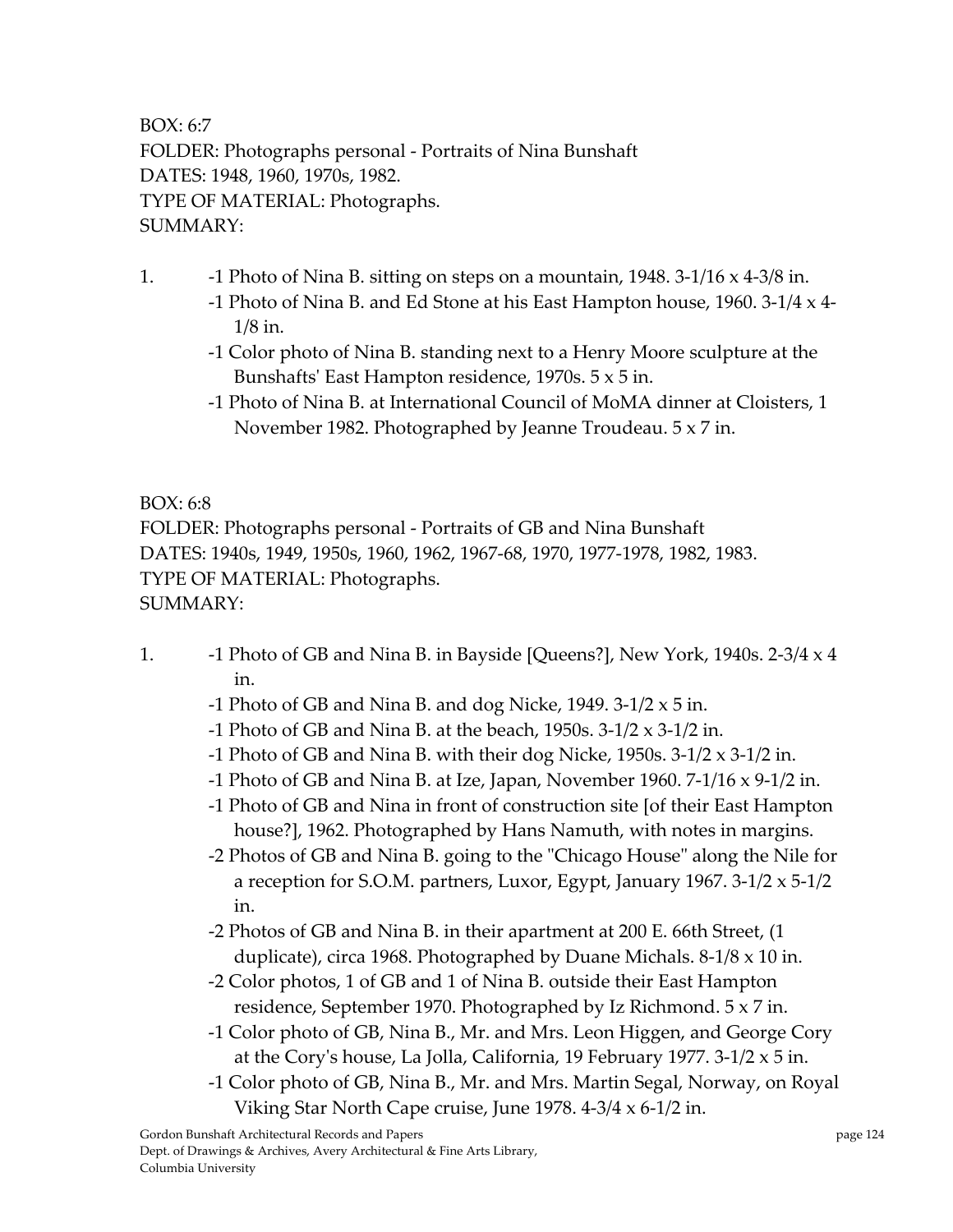BOX: 6:7
FOLDER: Photographs personal - Portraits of Nina Bunshaft
DATES: 1948, 1960, 1970s, 1982.
TYPE OF MATERIAL: Photographs.
SUMMARY:

1. -1 Photo of Nina B. sitting on steps on a mountain, 1948. 3-1/16 x 4-3/8 in.
   -1 Photo of Nina B. and Ed Stone at his East Hampton house, 1960. 3-1/4 x 4-1/8 in.
   -1 Color photo of Nina B. standing next to a Henry Moore sculpture at the Bunshafts' East Hampton residence, 1970s. 5 x 5 in.
   -1 Photo of Nina B. at International Council of MoMA dinner at Cloisters, 1 November 1982. Photographed by Jeanne Troudeau. 5 x 7 in.

BOX: 6:8
FOLDER: Photographs personal - Portraits of GB and Nina Bunshaft
DATES: 1940s, 1949, 1950s, 1960, 1962, 1967-68, 1970, 1977-1978, 1982, 1983.
TYPE OF MATERIAL: Photographs.
SUMMARY:

1. -1 Photo of GB and Nina B. in Bayside [Queens?], New York, 1940s. 2-3/4 x 4 in.
   -1 Photo of GB and Nina B. and dog Nicke, 1949. 3-1/2 x 5 in.
   -1 Photo of GB and Nina B. at the beach, 1950s. 3-1/2 x 3-1/2 in.
   -1 Photo of GB and Nina B. with their dog Nicke, 1950s. 3-1/2 x 3-1/2 in.
   -1 Photo of GB and Nina B. at Ize, Japan, November 1960. 7-1/16 x 9-1/2 in.
   -1 Photo of GB and Nina in front of construction site [of their East Hampton house?], 1962. Photographed by Hans Namuth, with notes in margins.
   -2 Photos of GB and Nina B. going to the "Chicago House" along the Nile for a reception for S.O.M. partners, Luxor, Egypt, January 1967. 3-1/2 x 5-1/2 in.
   -2 Photos of GB and Nina B. in their apartment at 200 E. 66th Street, (1 duplicate), circa 1968. Photographed by Duane Michals. 8-1/8 x 10 in.
   -2 Color photos, 1 of GB and 1 of Nina B. outside their East Hampton residence, September 1970. Photographed by Iz Richmond. 5 x 7 in.
   -1 Color photo of GB, Nina B., Mr. and Mrs. Leon Higgen, and George Cory at the Cory's house, La Jolla, California, 19 February 1977. 3-1/2 x 5 in.
   -1 Color photo of GB, Nina B., Mr. and Mrs. Martin Segal, Norway, on Royal Viking Star North Cape cruise, June 1978. 4-3/4 x 6-1/2 in.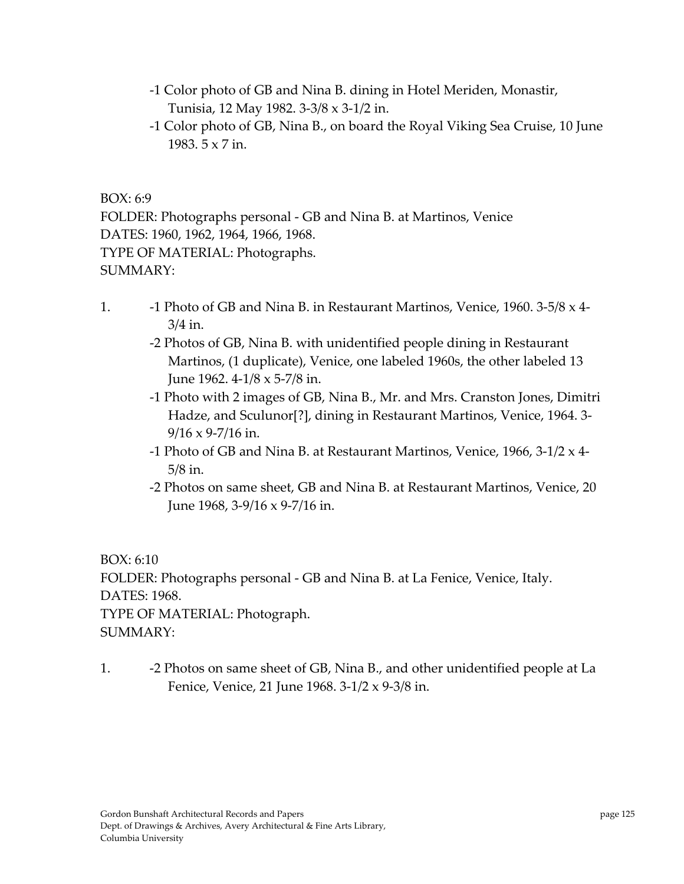-1 Color photo of GB and Nina B. dining in Hotel Meriden, Monastir, Tunisia, 12 May 1982. 3-3/8 x 3-1/2 in.
-1 Color photo of GB, Nina B., on board the Royal Viking Sea Cruise, 10 June 1983. 5 x 7 in.

BOX: 6:9
FOLDER: Photographs personal - GB and Nina B. at Martinos, Venice
DATES: 1960, 1962, 1964, 1966, 1968.
TYPE OF MATERIAL: Photographs.
SUMMARY:

1. -1 Photo of GB and Nina B. in Restaurant Martinos, Venice, 1960. 3-5/8 x 4-3/4 in.
   -2 Photos of GB, Nina B. with unidentified people dining in Restaurant Martinos, (1 duplicate), Venice, one labeled 1960s, the other labeled 13 June 1962. 4-1/8 x 5-7/8 in.
   -1 Photo with 2 images of GB, Nina B., Mr. and Mrs. Cranston Jones, Dimitri Hadze, and Sculunor[?], dining in Restaurant Martinos, Venice, 1964. 3-9/16 x 9-7/16 in.
   -1 Photo of GB and Nina B. at Restaurant Martinos, Venice, 1966, 3-1/2 x 4-5/8 in.
   -2 Photos on same sheet, GB and Nina B. at Restaurant Martinos, Venice, 20 June 1968, 3-9/16 x 9-7/16 in.

BOX: 6:10
FOLDER: Photographs personal - GB and Nina B. at La Fenice, Venice, Italy.
DATES: 1968.
TYPE OF MATERIAL: Photograph.
SUMMARY:

1. -2 Photos on same sheet of GB, Nina B., and other unidentified people at La Fenice, Venice, 21 June 1968. 3-1/2 x 9-3/8 in.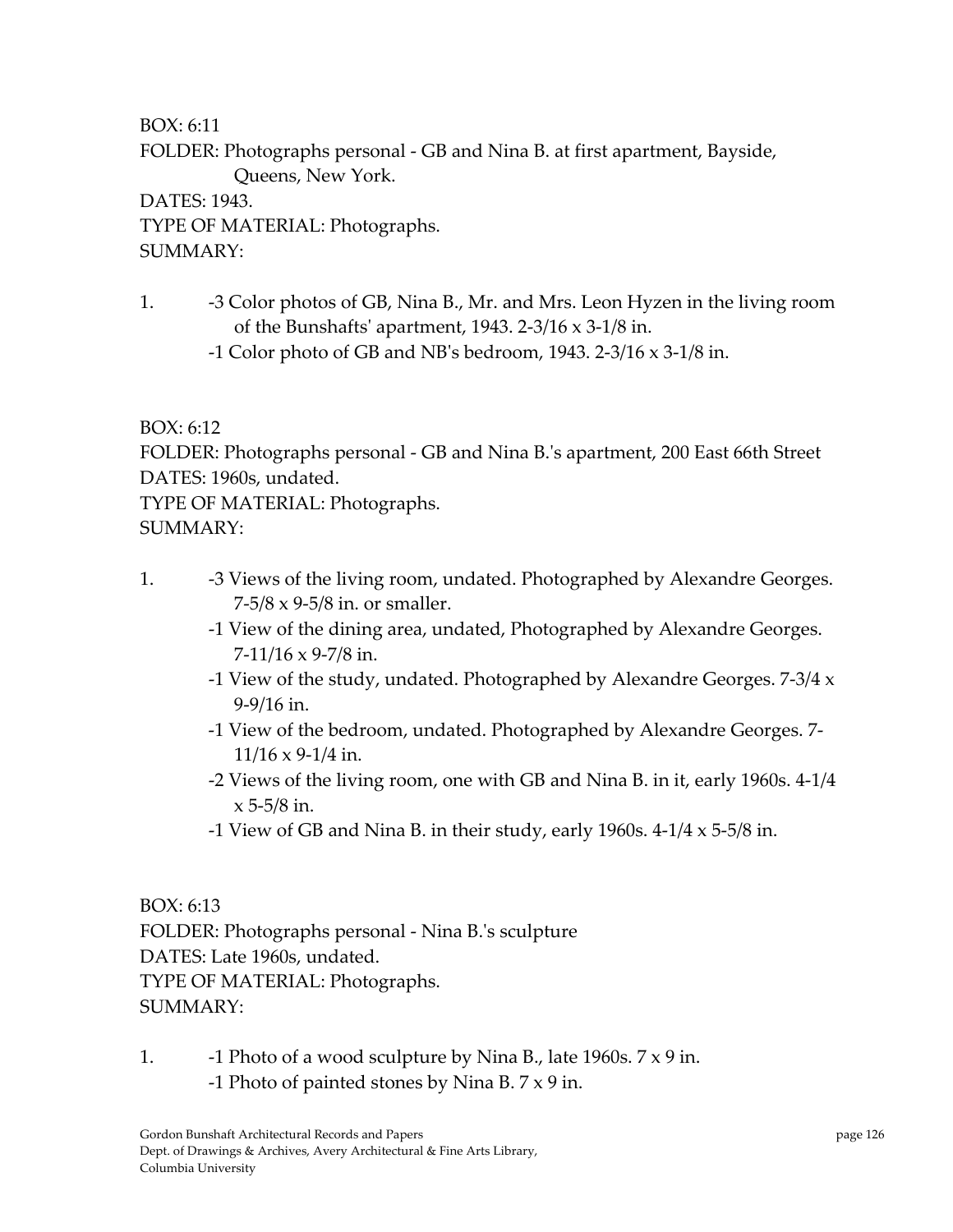BOX: 6:11
FOLDER: Photographs personal - GB and Nina B. at first apartment, Bayside, Queens, New York.
DATES: 1943.
TYPE OF MATERIAL: Photographs.
SUMMARY:

1. -3 Color photos of GB, Nina B., Mr. and Mrs. Leon Hyzen in the living room of the Bunshafts' apartment, 1943. 2-3/16 x 3-1/8 in.
   -1 Color photo of GB and NB's bedroom, 1943. 2-3/16 x 3-1/8 in.

BOX: 6:12
FOLDER: Photographs personal - GB and Nina B.'s apartment, 200 East 66th Street
DATES: 1960s, undated.
TYPE OF MATERIAL: Photographs.
SUMMARY:

1. -3 Views of the living room, undated. Photographed by Alexandre Georges. 7-5/8 x 9-5/8 in. or smaller.
   -1 View of the dining area, undated, Photographed by Alexandre Georges. 7-11/16 x 9-7/8 in.
   -1 View of the study, undated. Photographed by Alexandre Georges. 7-3/4 x 9-9/16 in.
   -1 View of the bedroom, undated. Photographed by Alexandre Georges. 7-11/16 x 9-1/4 in.
   -2 Views of the living room, one with GB and Nina B. in it, early 1960s. 4-1/4 x 5-5/8 in.
   -1 View of GB and Nina B. in their study, early 1960s. 4-1/4 x 5-5/8 in.

BOX: 6:13
FOLDER: Photographs personal - Nina B.'s sculpture
DATES: Late 1960s, undated.
TYPE OF MATERIAL: Photographs.
SUMMARY:

1. -1 Photo of a wood sculpture by Nina B., late 1960s. 7 x 9 in.
   -1 Photo of painted stones by Nina B. 7 x 9 in.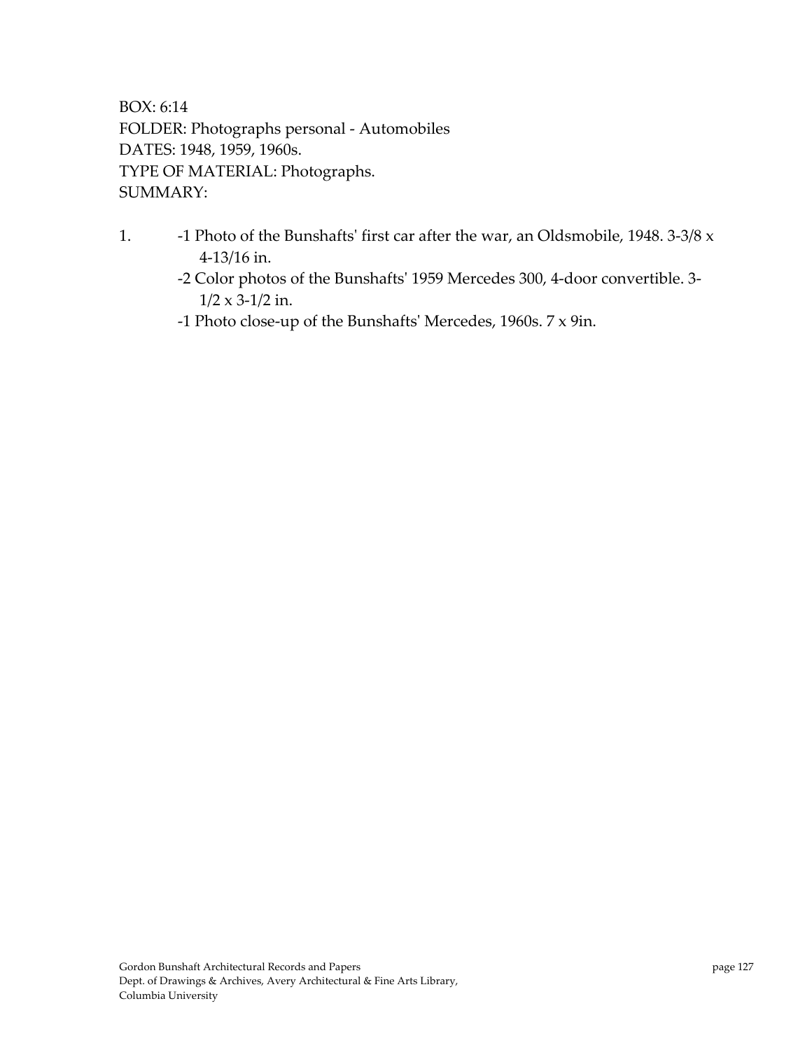BOX: 6:14
FOLDER: Photographs personal - Automobiles
DATES: 1948, 1959, 1960s.
TYPE OF MATERIAL: Photographs.
SUMMARY:

1. -1 Photo of the Bunshafts' first car after the war, an Oldsmobile, 1948. 3-3/8 x 4-13/16 in.
   -2 Color photos of the Bunshafts' 1959 Mercedes 300, 4-door convertible. 3-1/2 x 3-1/2 in.
   -1 Photo close-up of the Bunshafts' Mercedes, 1960s. 7 x 9in.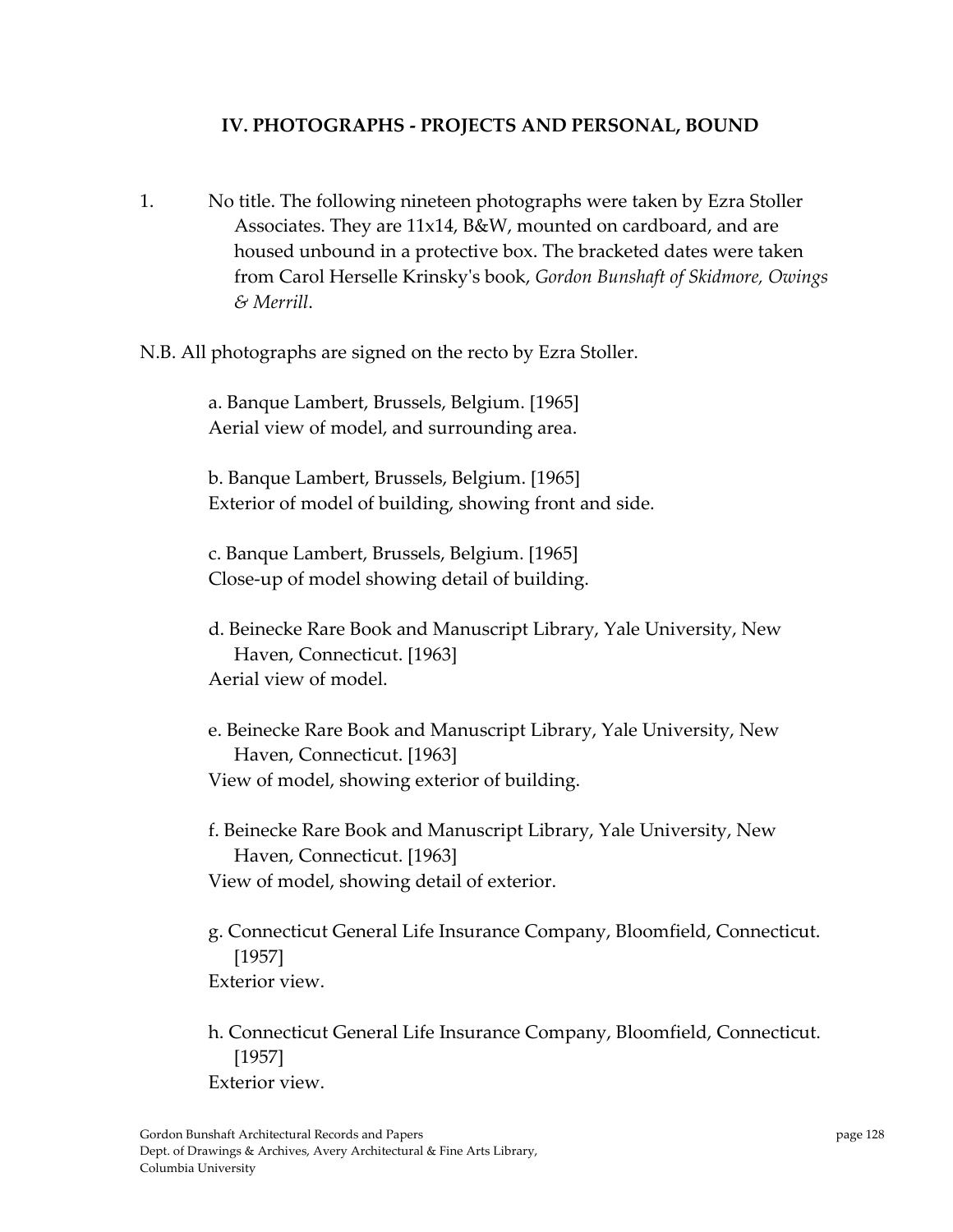## IV. PHOTOGRAPHS - PROJECTS AND PERSONAL, BOUND

1. No title. The following nineteen photographs were taken by Ezra Stoller Associates. They are 11x14, B&W, mounted on cardboard, and are housed unbound in a protective box. The bracketed dates were taken from Carol Herselle Krinsky's book, *Gordon Bunshaft of Skidmore, Owings & Merrill*.

N.B. All photographs are signed on the recto by Ezra Stoller.

a. Banque Lambert, Brussels, Belgium. [1965]
Aerial view of model, and surrounding area.

b. Banque Lambert, Brussels, Belgium. [1965]
Exterior of model of building, showing front and side.

c. Banque Lambert, Brussels, Belgium. [1965]
Close-up of model showing detail of building.

d. Beinecke Rare Book and Manuscript Library, Yale University, New Haven, Connecticut. [1963]
Aerial view of model.

e. Beinecke Rare Book and Manuscript Library, Yale University, New Haven, Connecticut. [1963]
View of model, showing exterior of building.

f. Beinecke Rare Book and Manuscript Library, Yale University, New Haven, Connecticut. [1963]
View of model, showing detail of exterior.

g. Connecticut General Life Insurance Company, Bloomfield, Connecticut. [1957]
Exterior view.

h. Connecticut General Life Insurance Company, Bloomfield, Connecticut. [1957]
Exterior view.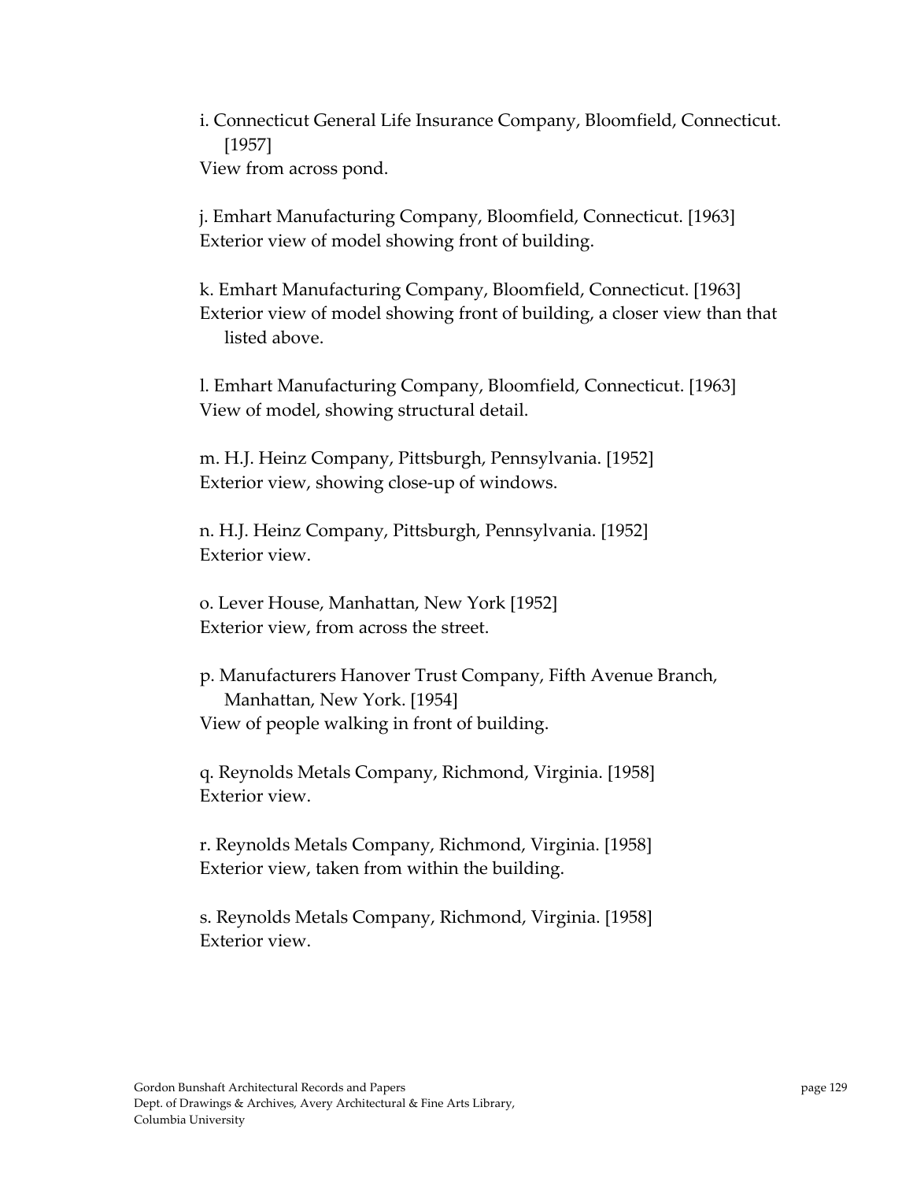i. Connecticut General Life Insurance Company, Bloomfield, Connecticut. [1957]
View from across pond.

j. Emhart Manufacturing Company, Bloomfield, Connecticut. [1963]
Exterior view of model showing front of building.

k. Emhart Manufacturing Company, Bloomfield, Connecticut. [1963]
Exterior view of model showing front of building, a closer view than that listed above.

l. Emhart Manufacturing Company, Bloomfield, Connecticut. [1963]
View of model, showing structural detail.

m. H.J. Heinz Company, Pittsburgh, Pennsylvania. [1952]
Exterior view, showing close-up of windows.

n. H.J. Heinz Company, Pittsburgh, Pennsylvania. [1952]
Exterior view.

o. Lever House, Manhattan, New York [1952]
Exterior view, from across the street.

p. Manufacturers Hanover Trust Company, Fifth Avenue Branch, Manhattan, New York. [1954]
View of people walking in front of building.

q. Reynolds Metals Company, Richmond, Virginia. [1958]
Exterior view.

r. Reynolds Metals Company, Richmond, Virginia. [1958]
Exterior view, taken from within the building.

s. Reynolds Metals Company, Richmond, Virginia. [1958]
Exterior view.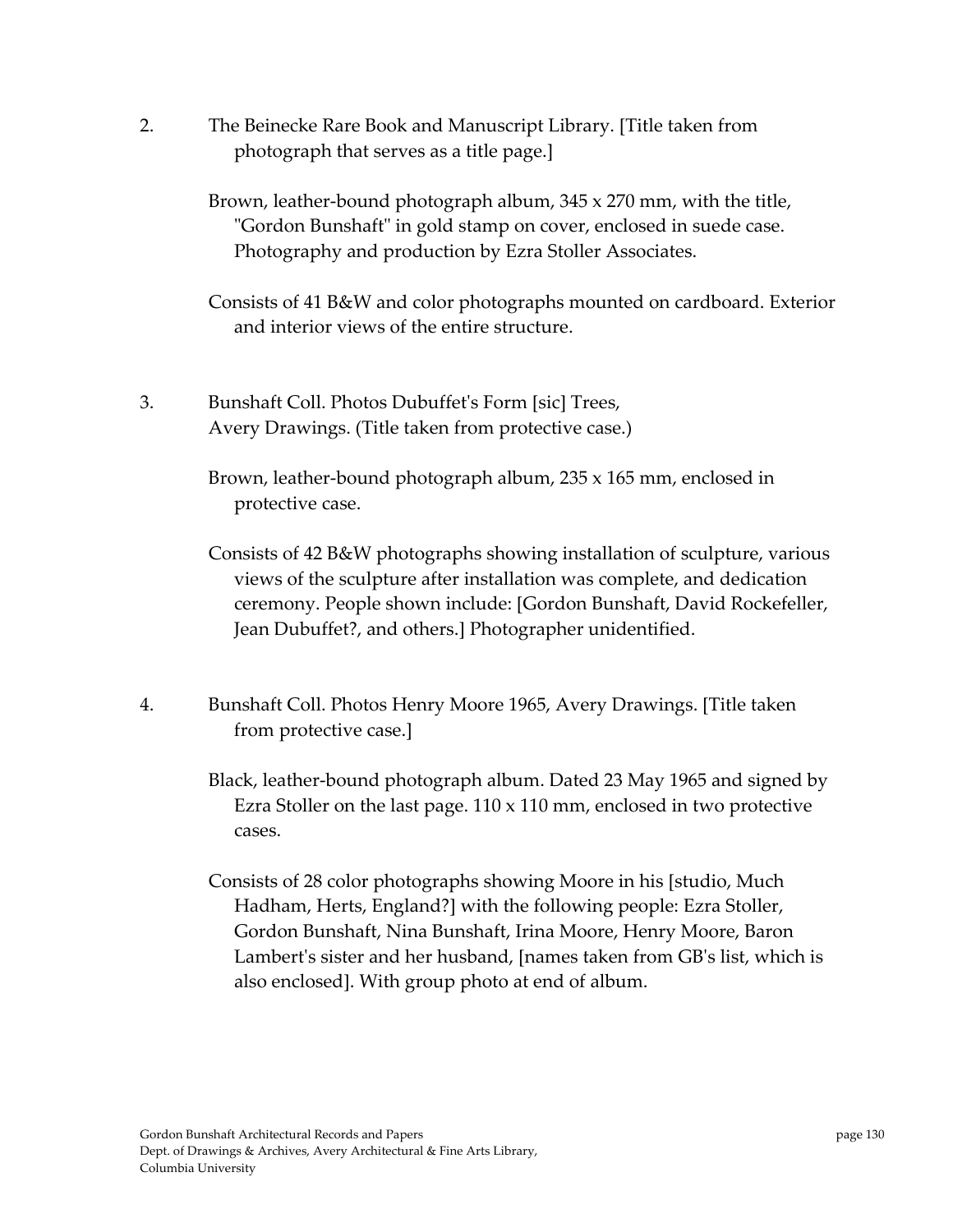2. The Beinecke Rare Book and Manuscript Library. [Title taken from photograph that serves as a title page.]

   Brown, leather-bound photograph album, 345 x 270 mm, with the title, "Gordon Bunshaft" in gold stamp on cover, enclosed in suede case. Photography and production by Ezra Stoller Associates.

   Consists of 41 B&W and color photographs mounted on cardboard. Exterior and interior views of the entire structure.

3. Bunshaft Coll. Photos Dubuffet's Form [sic] Trees, Avery Drawings. (Title taken from protective case.)

   Brown, leather-bound photograph album, 235 x 165 mm, enclosed in protective case.

   Consists of 42 B&W photographs showing installation of sculpture, various views of the sculpture after installation was complete, and dedication ceremony. People shown include: [Gordon Bunshaft, David Rockefeller, Jean Dubuffet?, and others.] Photographer unidentified.

4. Bunshaft Coll. Photos Henry Moore 1965, Avery Drawings. [Title taken from protective case.]

   Black, leather-bound photograph album. Dated 23 May 1965 and signed by Ezra Stoller on the last page. 110 x 110 mm, enclosed in two protective cases.

   Consists of 28 color photographs showing Moore in his [studio, Much Hadham, Herts, England?] with the following people: Ezra Stoller, Gordon Bunshaft, Nina Bunshaft, Irina Moore, Henry Moore, Baron Lambert's sister and her husband, [names taken from GB's list, which is also enclosed]. With group photo at end of album.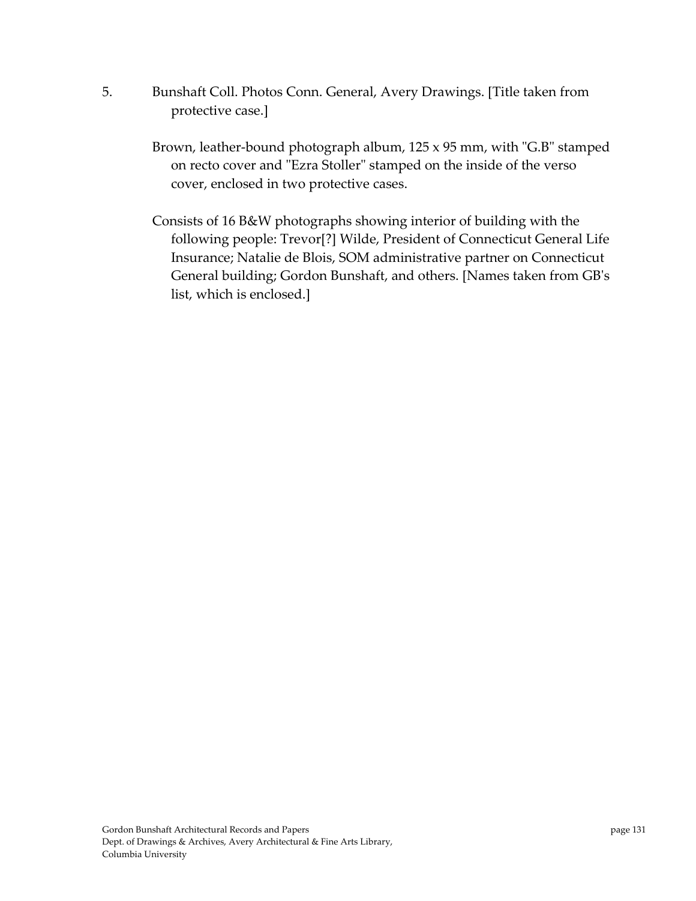5. Bunshaft Coll. Photos Conn. General, Avery Drawings. [Title taken from protective case.]

   Brown, leather-bound photograph album, 125 x 95 mm, with "G.B" stamped on recto cover and "Ezra Stoller" stamped on the inside of the verso cover, enclosed in two protective cases.

   Consists of 16 B&W photographs showing interior of building with the following people: Trevor[?] Wilde, President of Connecticut General Life Insurance; Natalie de Blois, SOM administrative partner on Connecticut General building; Gordon Bunshaft, and others. [Names taken from GB's list, which is enclosed.]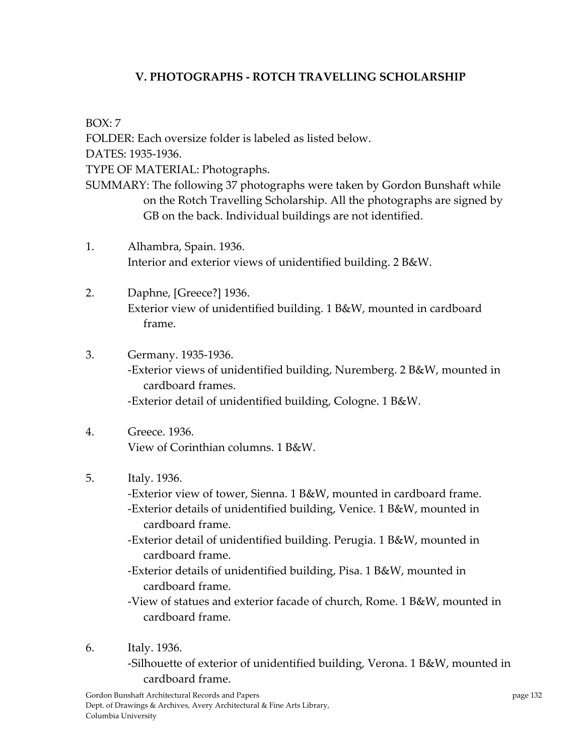## V. PHOTOGRAPHS - ROTCH TRAVELLING SCHOLARSHIP

BOX: 7
FOLDER: Each oversize folder is labeled as listed below.
DATES: 1935-1936.
TYPE OF MATERIAL: Photographs.
SUMMARY: The following 37 photographs were taken by Gordon Bunshaft while on the Rotch Travelling Scholarship. All the photographs are signed by GB on the back. Individual buildings are not identified.

1. Alhambra, Spain. 1936.
   Interior and exterior views of unidentified building. 2 B&W.

2. Daphne, [Greece?] 1936.
   Exterior view of unidentified building. 1 B&W, mounted in cardboard frame.

3. Germany. 1935-1936.
   -Exterior views of unidentified building, Nuremberg. 2 B&W, mounted in cardboard frames.
   -Exterior detail of unidentified building, Cologne. 1 B&W.

4. Greece. 1936.
   View of Corinthian columns. 1 B&W.

5. Italy. 1936.
   -Exterior view of tower, Sienna. 1 B&W, mounted in cardboard frame.
   -Exterior details of unidentified building, Venice. 1 B&W, mounted in cardboard frame.
   -Exterior detail of unidentified building. Perugia. 1 B&W, mounted in cardboard frame.
   -Exterior details of unidentified building, Pisa. 1 B&W, mounted in cardboard frame.
   -View of statues and exterior facade of church, Rome. 1 B&W, mounted in cardboard frame.

6. Italy. 1936.
   -Silhouette of exterior of unidentified building, Verona. 1 B&W, mounted in cardboard frame.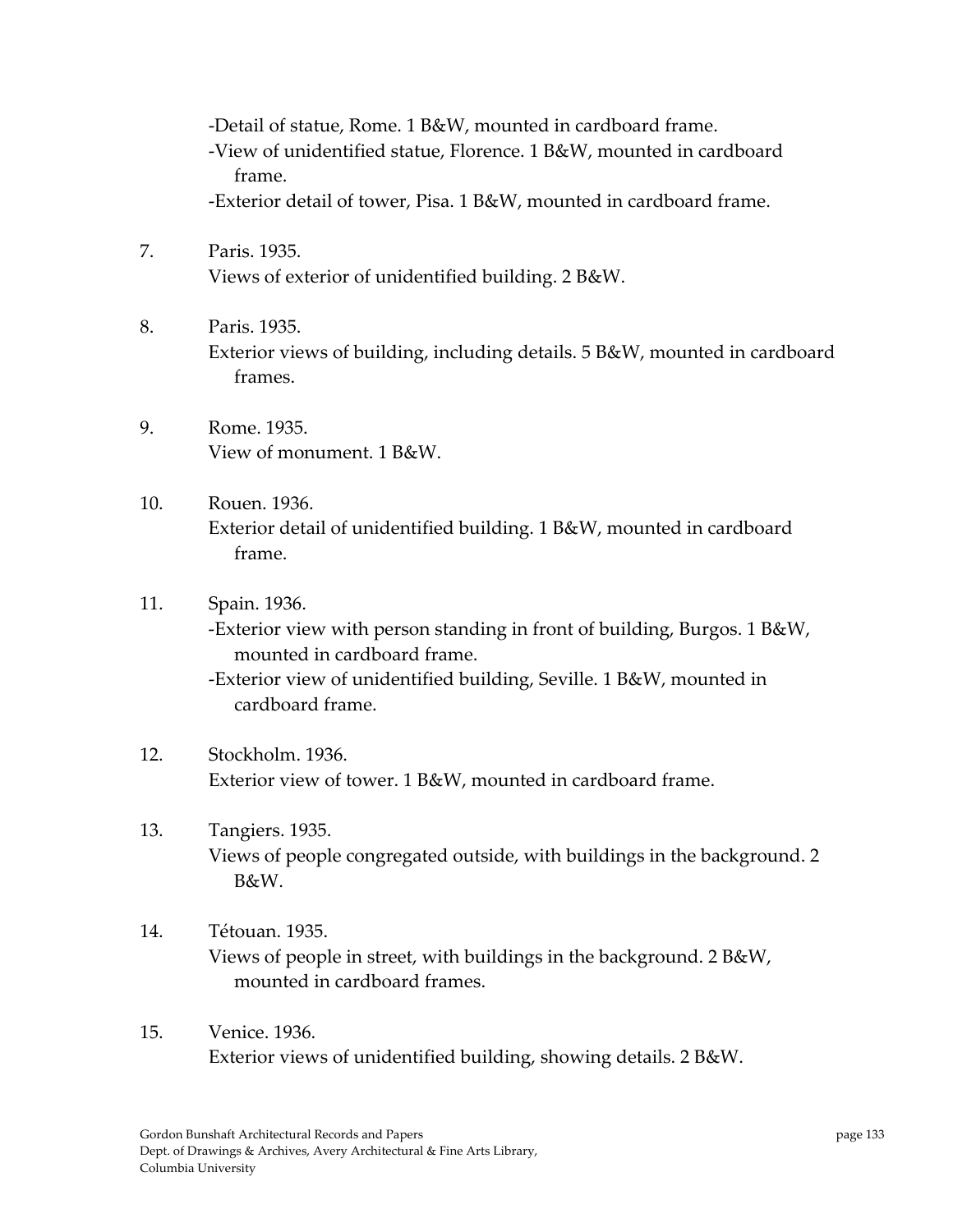-Detail of statue, Rome. 1 B&W, mounted in cardboard frame.
-View of unidentified statue, Florence. 1 B&W, mounted in cardboard frame.
-Exterior detail of tower, Pisa. 1 B&W, mounted in cardboard frame.

7. Paris. 1935.
Views of exterior of unidentified building. 2 B&W.

8. Paris. 1935.
Exterior views of building, including details. 5 B&W, mounted in cardboard frames.

9. Rome. 1935.
View of monument. 1 B&W.

10. Rouen. 1936.
Exterior detail of unidentified building. 1 B&W, mounted in cardboard frame.

11. Spain. 1936.
-Exterior view with person standing in front of building, Burgos. 1 B&W, mounted in cardboard frame.
-Exterior view of unidentified building, Seville. 1 B&W, mounted in cardboard frame.

12. Stockholm. 1936.
Exterior view of tower. 1 B&W, mounted in cardboard frame.

13. Tangiers. 1935.
Views of people congregated outside, with buildings in the background. 2 B&W.

14. Tétouan. 1935.
Views of people in street, with buildings in the background. 2 B&W, mounted in cardboard frames.

15. Venice. 1936.
Exterior views of unidentified building, showing details. 2 B&W.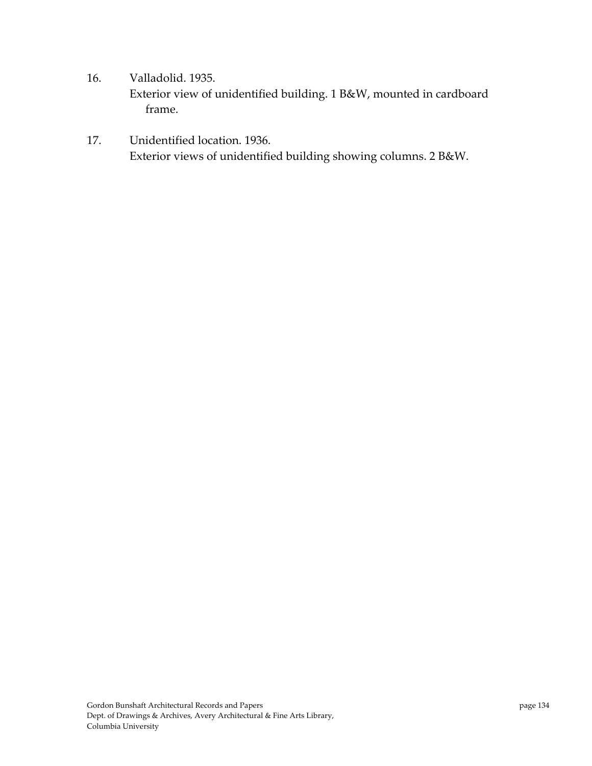16. Valladolid. 1935.
    Exterior view of unidentified building. 1 B&W, mounted in cardboard frame.

17. Unidentified location. 1936.
    Exterior views of unidentified building showing columns. 2 B&W.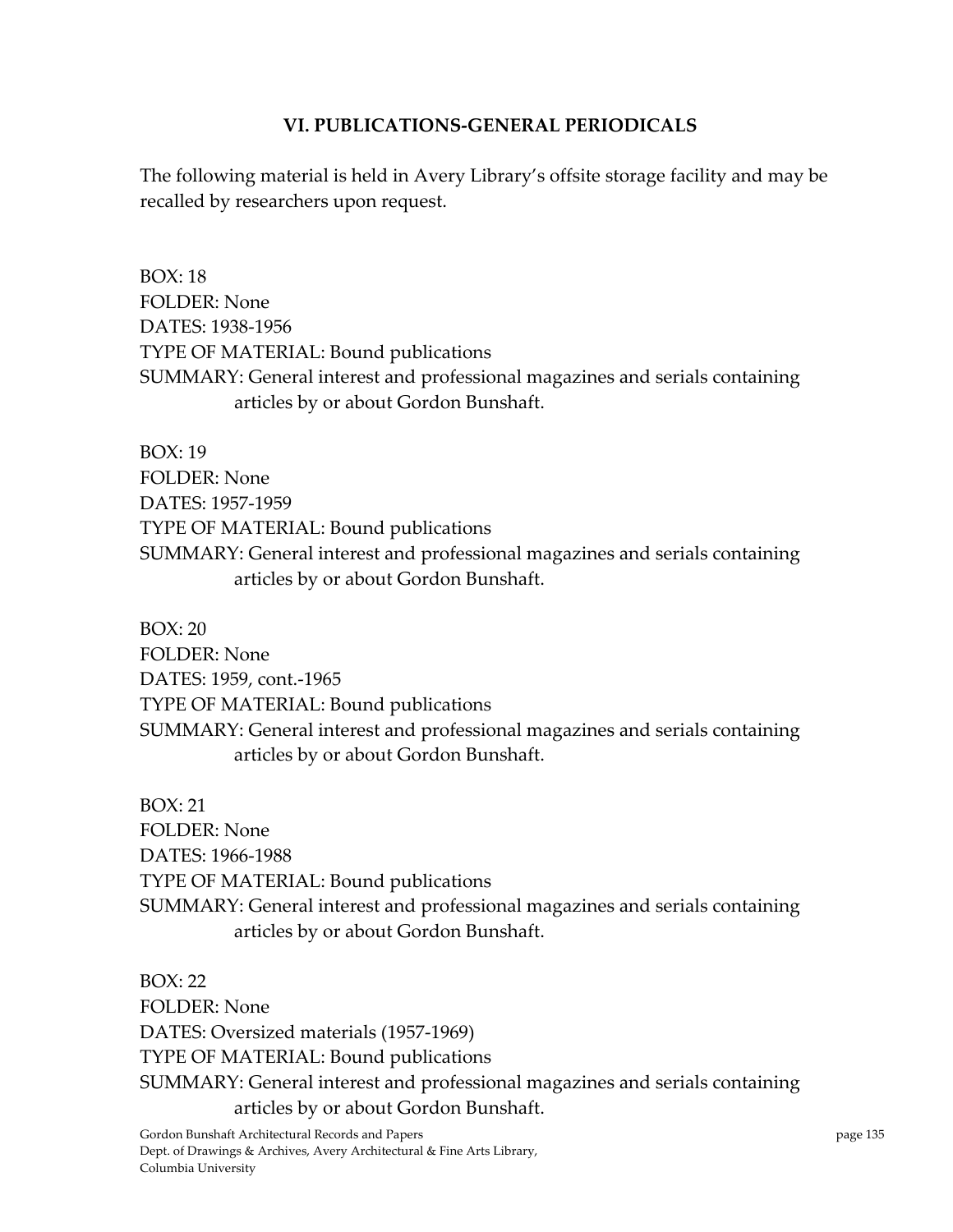## VI. PUBLICATIONS-GENERAL PERIODICALS

The following material is held in Avery Library's offsite storage facility and may be recalled by researchers upon request.

BOX: 18
FOLDER: None
DATES: 1938-1956
TYPE OF MATERIAL: Bound publications
SUMMARY: General interest and professional magazines and serials containing articles by or about Gordon Bunshaft.

BOX: 19
FOLDER: None
DATES: 1957-1959
TYPE OF MATERIAL: Bound publications
SUMMARY: General interest and professional magazines and serials containing articles by or about Gordon Bunshaft.

BOX: 20
FOLDER: None
DATES: 1959, cont.-1965
TYPE OF MATERIAL: Bound publications
SUMMARY: General interest and professional magazines and serials containing articles by or about Gordon Bunshaft.

BOX: 21
FOLDER: None
DATES: 1966-1988
TYPE OF MATERIAL: Bound publications
SUMMARY: General interest and professional magazines and serials containing articles by or about Gordon Bunshaft.

BOX: 22
FOLDER: None
DATES: Oversized materials (1957-1969)
TYPE OF MATERIAL: Bound publications
SUMMARY: General interest and professional magazines and serials containing articles by or about Gordon Bunshaft.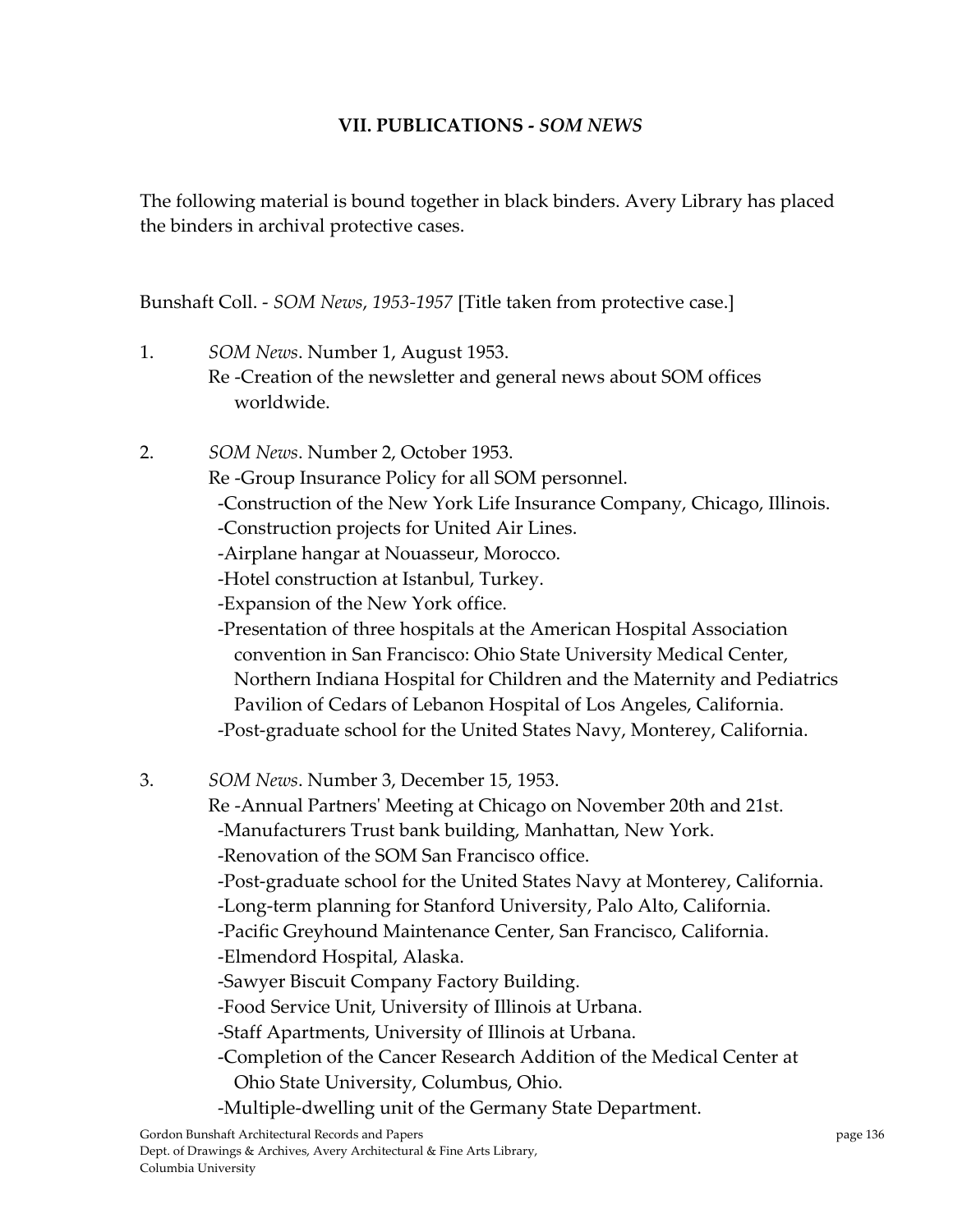### VII. PUBLICATIONS - *SOM NEWS*

The following material is bound together in black binders. Avery Library has placed the binders in archival protective cases.

Bunshaft Coll. - *SOM News, 1953-1957* [Title taken from protective case.]

1. *SOM News*. Number 1, August 1953.
   Re -Creation of the newsletter and general news about SOM offices worldwide.

2. *SOM News*. Number 2, October 1953.
   Re -Group Insurance Policy for all SOM personnel.
   -Construction of the New York Life Insurance Company, Chicago, Illinois.
   -Construction projects for United Air Lines.
   -Airplane hangar at Nouasseur, Morocco.
   -Hotel construction at Istanbul, Turkey.
   -Expansion of the New York office.
   -Presentation of three hospitals at the American Hospital Association convention in San Francisco: Ohio State University Medical Center, Northern Indiana Hospital for Children and the Maternity and Pediatrics Pavilion of Cedars of Lebanon Hospital of Los Angeles, California.
   -Post-graduate school for the United States Navy, Monterey, California.

3. *SOM News*. Number 3, December 15, 1953.
   Re -Annual Partners' Meeting at Chicago on November 20th and 21st.
   -Manufacturers Trust bank building, Manhattan, New York.
   -Renovation of the SOM San Francisco office.
   -Post-graduate school for the United States Navy at Monterey, California.
   -Long-term planning for Stanford University, Palo Alto, California.
   -Pacific Greyhound Maintenance Center, San Francisco, California.
   -Elmendord Hospital, Alaska.
   -Sawyer Biscuit Company Factory Building.
   -Food Service Unit, University of Illinois at Urbana.
   -Staff Apartments, University of Illinois at Urbana.
   -Completion of the Cancer Research Addition of the Medical Center at Ohio State University, Columbus, Ohio.
   -Multiple-dwelling unit of the Germany State Department.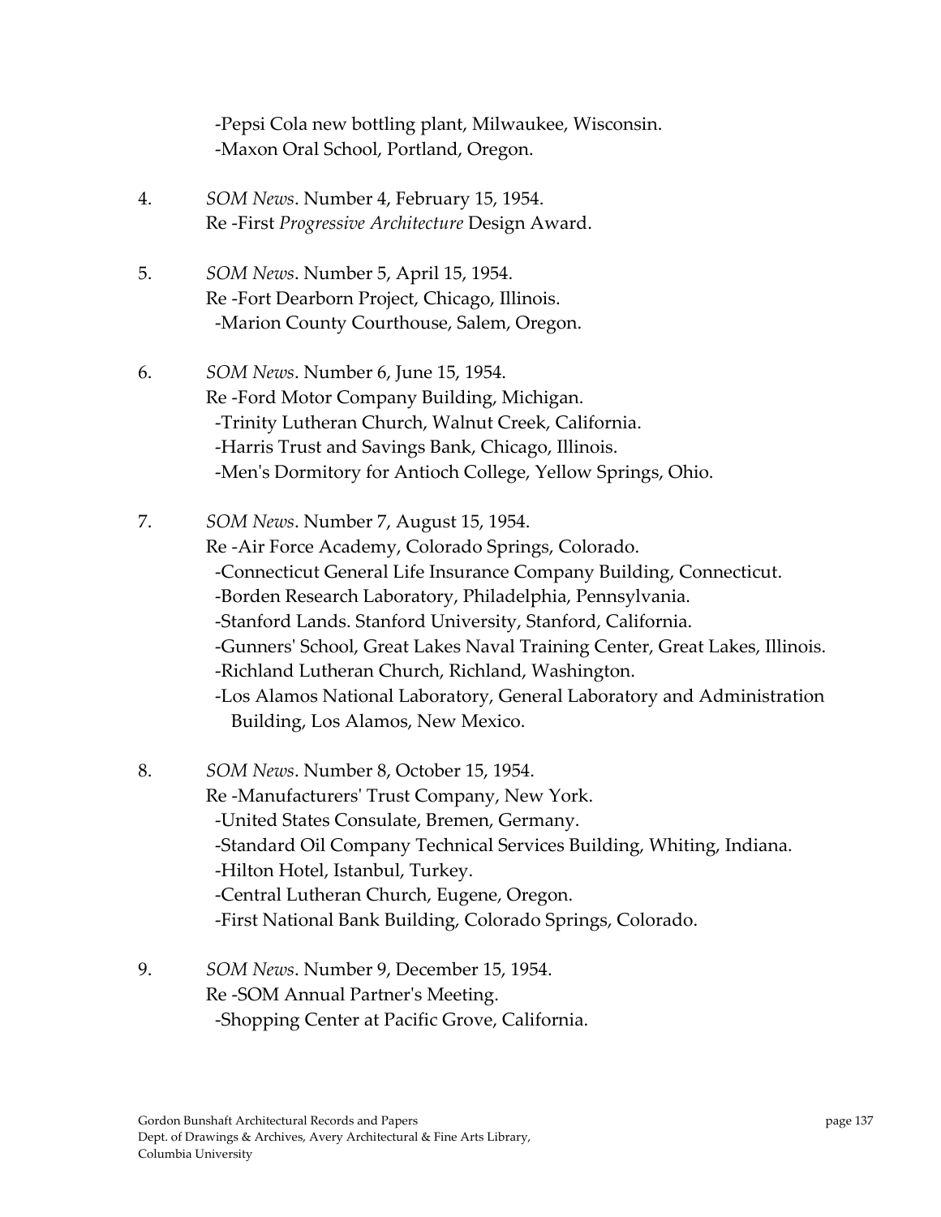-Pepsi Cola new bottling plant, Milwaukee, Wisconsin.
-Maxon Oral School, Portland, Oregon.

4. *SOM News*. Number 4, February 15, 1954.
   Re -First *Progressive Architecture* Design Award.

5. *SOM News*. Number 5, April 15, 1954.
   Re -Fort Dearborn Project, Chicago, Illinois.
   -Marion County Courthouse, Salem, Oregon.

6. *SOM News*. Number 6, June 15, 1954.
   Re -Ford Motor Company Building, Michigan.
   -Trinity Lutheran Church, Walnut Creek, California.
   -Harris Trust and Savings Bank, Chicago, Illinois.
   -Men's Dormitory for Antioch College, Yellow Springs, Ohio.

7. *SOM News*. Number 7, August 15, 1954.
   Re -Air Force Academy, Colorado Springs, Colorado.
   -Connecticut General Life Insurance Company Building, Connecticut.
   -Borden Research Laboratory, Philadelphia, Pennsylvania.
   -Stanford Lands. Stanford University, Stanford, California.
   -Gunners' School, Great Lakes Naval Training Center, Great Lakes, Illinois.
   -Richland Lutheran Church, Richland, Washington.
   -Los Alamos National Laboratory, General Laboratory and Administration Building, Los Alamos, New Mexico.

8. *SOM News*. Number 8, October 15, 1954.
   Re -Manufacturers' Trust Company, New York.
   -United States Consulate, Bremen, Germany.
   -Standard Oil Company Technical Services Building, Whiting, Indiana.
   -Hilton Hotel, Istanbul, Turkey.
   -Central Lutheran Church, Eugene, Oregon.
   -First National Bank Building, Colorado Springs, Colorado.

9. *SOM News*. Number 9, December 15, 1954.
   Re -SOM Annual Partner's Meeting.
   -Shopping Center at Pacific Grove, California.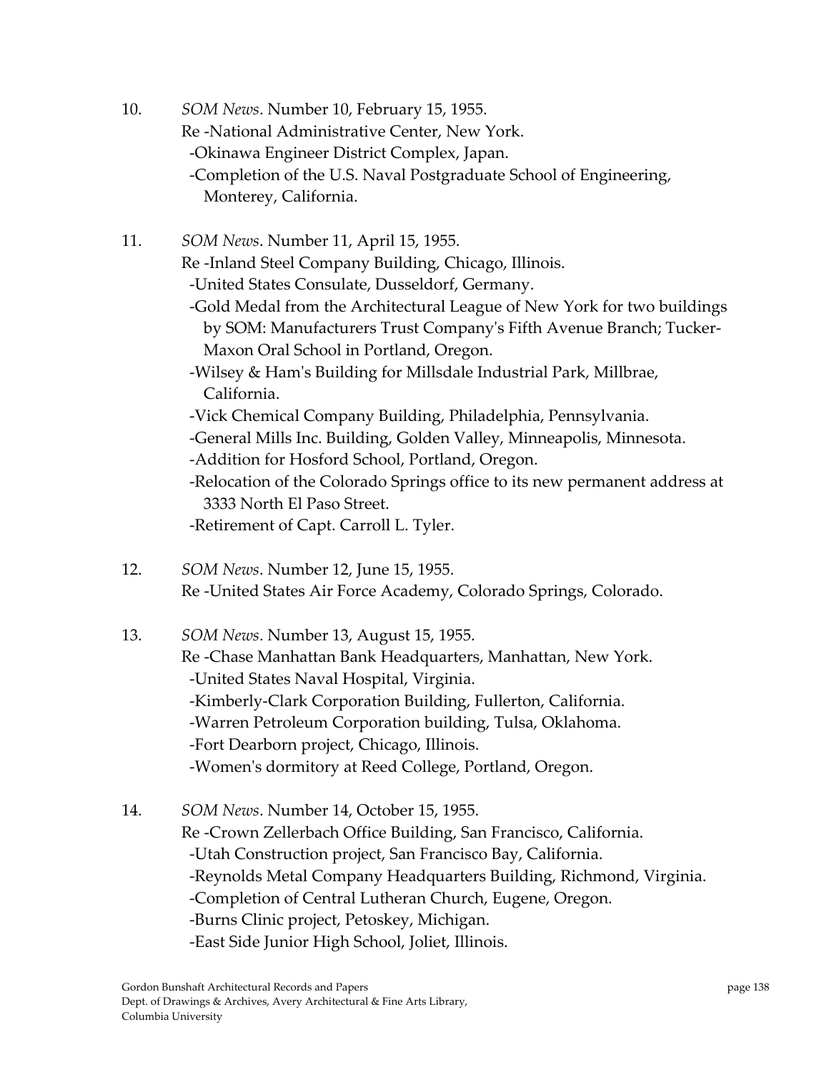10. *SOM News*. Number 10, February 15, 1955.
    Re -National Administrative Center, New York.
    -Okinawa Engineer District Complex, Japan.
    -Completion of the U.S. Naval Postgraduate School of Engineering, Monterey, California.

11. *SOM News*. Number 11, April 15, 1955.
    Re -Inland Steel Company Building, Chicago, Illinois.
    -United States Consulate, Dusseldorf, Germany.
    -Gold Medal from the Architectural League of New York for two buildings by SOM: Manufacturers Trust Company's Fifth Avenue Branch; Tucker-Maxon Oral School in Portland, Oregon.
    -Wilsey & Ham's Building for Millsdale Industrial Park, Millbrae, California.
    -Vick Chemical Company Building, Philadelphia, Pennsylvania.
    -General Mills Inc. Building, Golden Valley, Minneapolis, Minnesota.
    -Addition for Hosford School, Portland, Oregon.
    -Relocation of the Colorado Springs office to its new permanent address at 3333 North El Paso Street.
    -Retirement of Capt. Carroll L. Tyler.

12. *SOM News*. Number 12, June 15, 1955.
    Re -United States Air Force Academy, Colorado Springs, Colorado.

13. *SOM News*. Number 13, August 15, 1955.
    Re -Chase Manhattan Bank Headquarters, Manhattan, New York.
    -United States Naval Hospital, Virginia.
    -Kimberly-Clark Corporation Building, Fullerton, California.
    -Warren Petroleum Corporation building, Tulsa, Oklahoma.
    -Fort Dearborn project, Chicago, Illinois.
    -Women's dormitory at Reed College, Portland, Oregon.

14. *SOM News*. Number 14, October 15, 1955.
    Re -Crown Zellerbach Office Building, San Francisco, California.
    -Utah Construction project, San Francisco Bay, California.
    -Reynolds Metal Company Headquarters Building, Richmond, Virginia.
    -Completion of Central Lutheran Church, Eugene, Oregon.
    -Burns Clinic project, Petoskey, Michigan.
    -East Side Junior High School, Joliet, Illinois.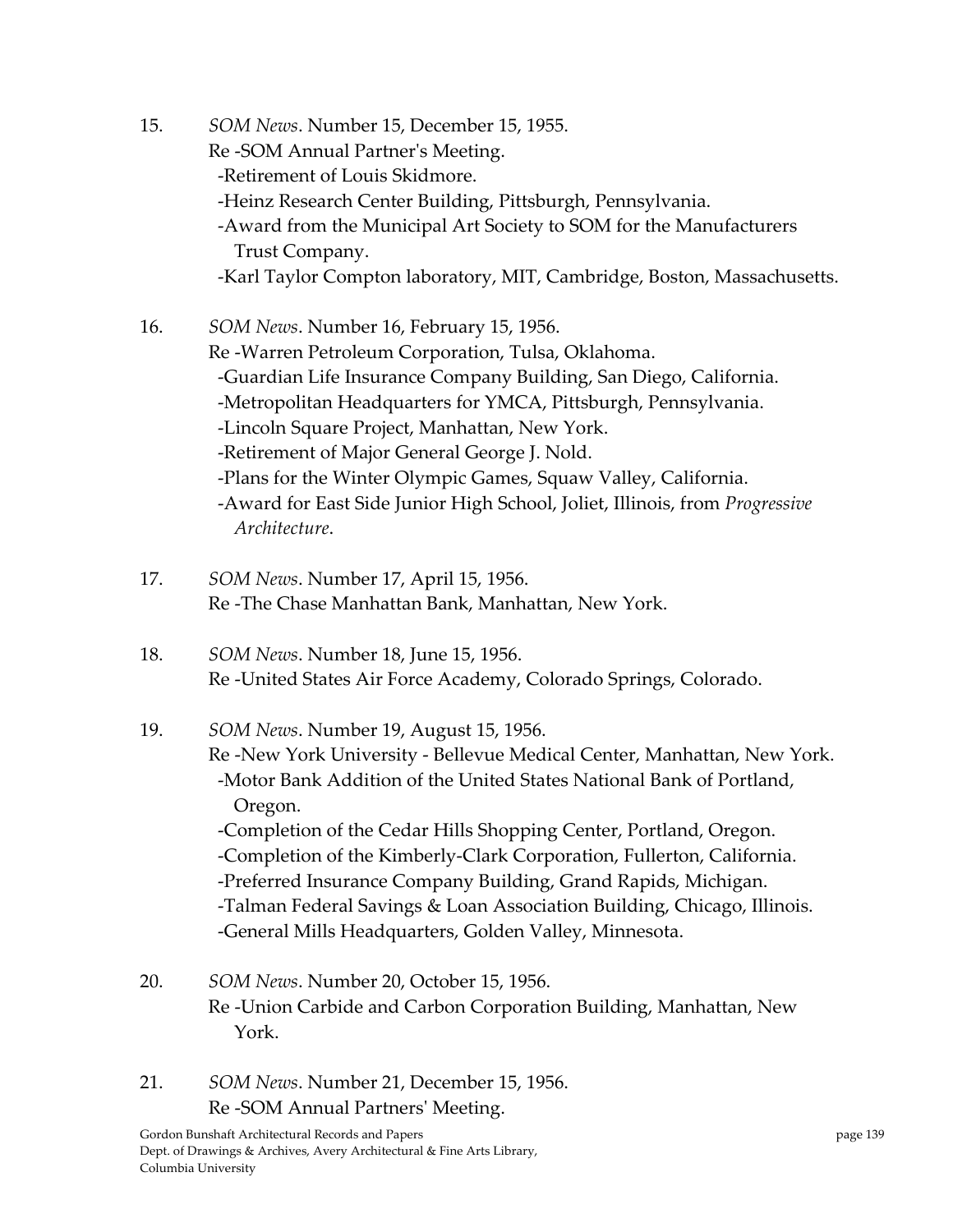15. *SOM News*. Number 15, December 15, 1955.
    Re -SOM Annual Partner's Meeting.
    -Retirement of Louis Skidmore.
    -Heinz Research Center Building, Pittsburgh, Pennsylvania.
    -Award from the Municipal Art Society to SOM for the Manufacturers Trust Company.
    -Karl Taylor Compton laboratory, MIT, Cambridge, Boston, Massachusetts.

16. *SOM News*. Number 16, February 15, 1956.
    Re -Warren Petroleum Corporation, Tulsa, Oklahoma.
    -Guardian Life Insurance Company Building, San Diego, California.
    -Metropolitan Headquarters for YMCA, Pittsburgh, Pennsylvania.
    -Lincoln Square Project, Manhattan, New York.
    -Retirement of Major General George J. Nold.
    -Plans for the Winter Olympic Games, Squaw Valley, California.
    -Award for East Side Junior High School, Joliet, Illinois, from *Progressive Architecture*.

17. *SOM News*. Number 17, April 15, 1956.
    Re -The Chase Manhattan Bank, Manhattan, New York.

18. *SOM News*. Number 18, June 15, 1956.
    Re -United States Air Force Academy, Colorado Springs, Colorado.

19. *SOM News*. Number 19, August 15, 1956.
    Re -New York University - Bellevue Medical Center, Manhattan, New York.
    -Motor Bank Addition of the United States National Bank of Portland, Oregon.
    -Completion of the Cedar Hills Shopping Center, Portland, Oregon.
    -Completion of the Kimberly-Clark Corporation, Fullerton, California.
    -Preferred Insurance Company Building, Grand Rapids, Michigan.
    -Talman Federal Savings & Loan Association Building, Chicago, Illinois.
    -General Mills Headquarters, Golden Valley, Minnesota.

20. *SOM News*. Number 20, October 15, 1956.
    Re -Union Carbide and Carbon Corporation Building, Manhattan, New York.

21. *SOM News*. Number 21, December 15, 1956.
    Re -SOM Annual Partners' Meeting.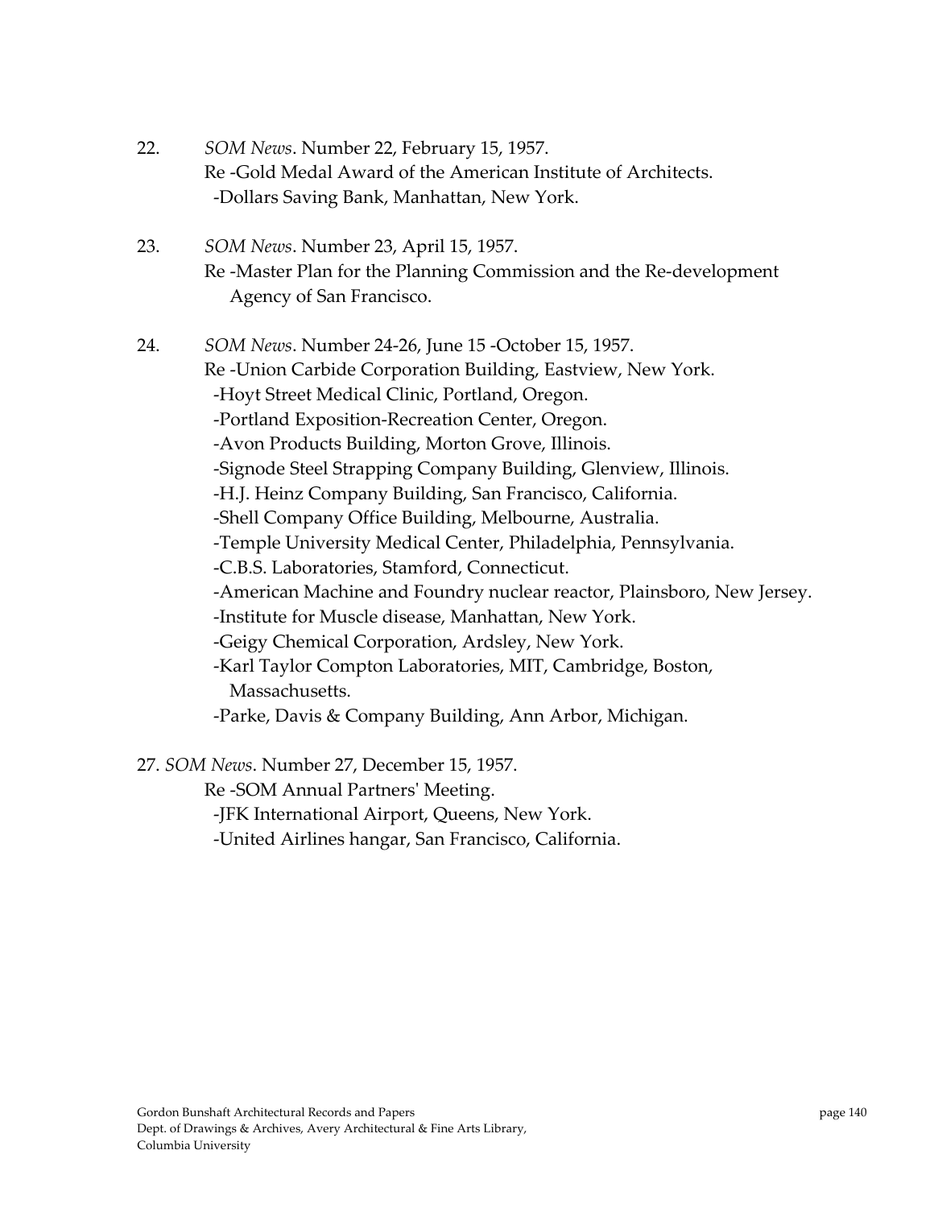22. *SOM News*. Number 22, February 15, 1957.
    Re -Gold Medal Award of the American Institute of Architects.
    -Dollars Saving Bank, Manhattan, New York.

23. *SOM News*. Number 23, April 15, 1957.
    Re -Master Plan for the Planning Commission and the Re-development Agency of San Francisco.

24. *SOM News*. Number 24-26, June 15 -October 15, 1957.
    Re -Union Carbide Corporation Building, Eastview, New York.
    -Hoyt Street Medical Clinic, Portland, Oregon.
    -Portland Exposition-Recreation Center, Oregon.
    -Avon Products Building, Morton Grove, Illinois.
    -Signode Steel Strapping Company Building, Glenview, Illinois.
    -H.J. Heinz Company Building, San Francisco, California.
    -Shell Company Office Building, Melbourne, Australia.
    -Temple University Medical Center, Philadelphia, Pennsylvania.
    -C.B.S. Laboratories, Stamford, Connecticut.
    -American Machine and Foundry nuclear reactor, Plainsboro, New Jersey.
    -Institute for Muscle disease, Manhattan, New York.
    -Geigy Chemical Corporation, Ardsley, New York.
    -Karl Taylor Compton Laboratories, MIT, Cambridge, Boston, Massachusetts.
    -Parke, Davis & Company Building, Ann Arbor, Michigan.

27. *SOM News*. Number 27, December 15, 1957.
    Re -SOM Annual Partners' Meeting.
    -JFK International Airport, Queens, New York.
    -United Airlines hangar, San Francisco, California.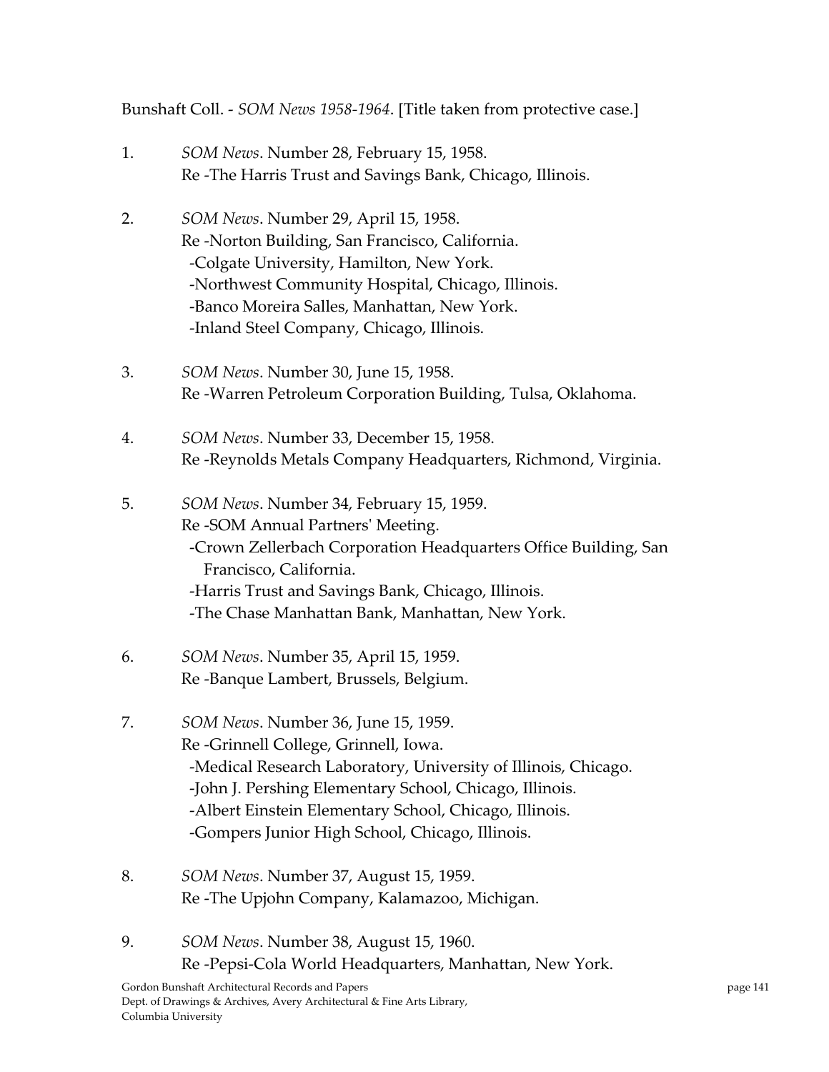Bunshaft Coll. - *SOM News 1958-1964*. [Title taken from protective case.]

1. *SOM News*. Number 28, February 15, 1958.
   Re -The Harris Trust and Savings Bank, Chicago, Illinois.

2. *SOM News*. Number 29, April 15, 1958.
   Re -Norton Building, San Francisco, California.
   -Colgate University, Hamilton, New York.
   -Northwest Community Hospital, Chicago, Illinois.
   -Banco Moreira Salles, Manhattan, New York.
   -Inland Steel Company, Chicago, Illinois.

3. *SOM News*. Number 30, June 15, 1958.
   Re -Warren Petroleum Corporation Building, Tulsa, Oklahoma.

4. *SOM News*. Number 33, December 15, 1958.
   Re -Reynolds Metals Company Headquarters, Richmond, Virginia.

5. *SOM News*. Number 34, February 15, 1959.
   Re -SOM Annual Partners' Meeting.
   -Crown Zellerbach Corporation Headquarters Office Building, San Francisco, California.
   -Harris Trust and Savings Bank, Chicago, Illinois.
   -The Chase Manhattan Bank, Manhattan, New York.

6. *SOM News*. Number 35, April 15, 1959.
   Re -Banque Lambert, Brussels, Belgium.

7. *SOM News*. Number 36, June 15, 1959.
   Re -Grinnell College, Grinnell, Iowa.
   -Medical Research Laboratory, University of Illinois, Chicago.
   -John J. Pershing Elementary School, Chicago, Illinois.
   -Albert Einstein Elementary School, Chicago, Illinois.
   -Gompers Junior High School, Chicago, Illinois.

8. *SOM News*. Number 37, August 15, 1959.
   Re -The Upjohn Company, Kalamazoo, Michigan.

9. *SOM News*. Number 38, August 15, 1960.
   Re -Pepsi-Cola World Headquarters, Manhattan, New York.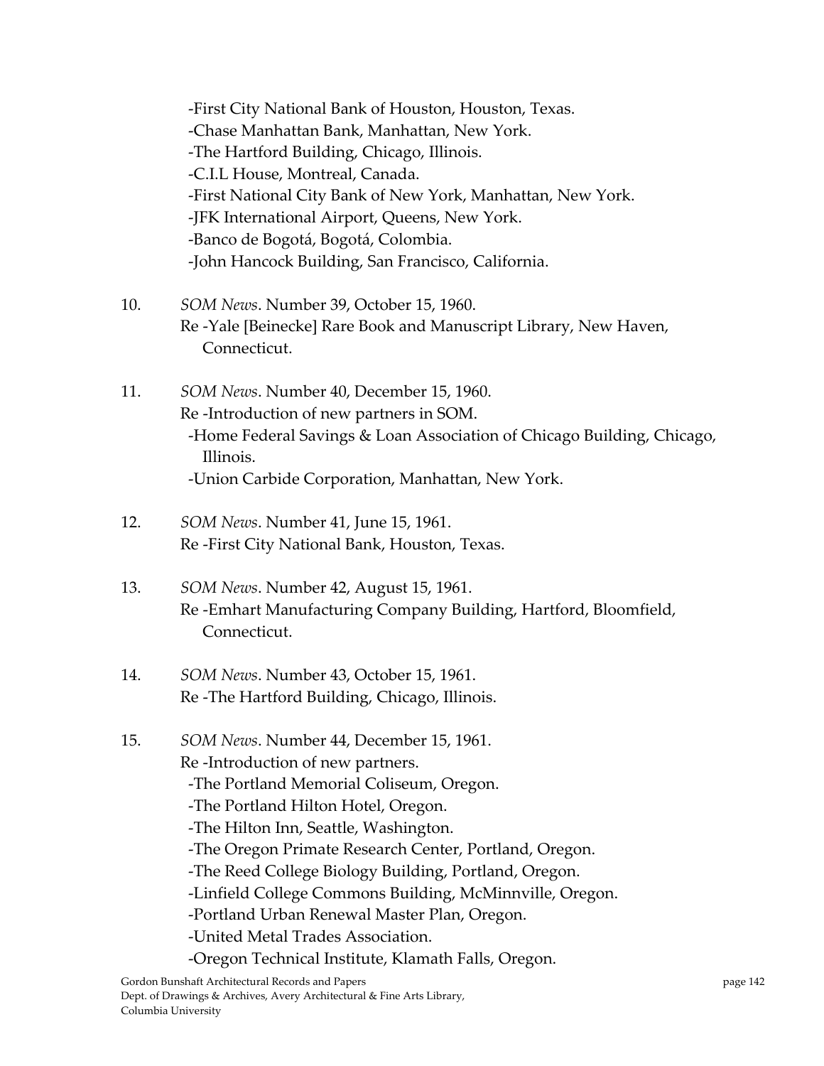-First City National Bank of Houston, Houston, Texas.
-Chase Manhattan Bank, Manhattan, New York.
-The Hartford Building, Chicago, Illinois.
-C.I.L House, Montreal, Canada.
-First National City Bank of New York, Manhattan, New York.
-JFK International Airport, Queens, New York.
-Banco de Bogotá, Bogotá, Colombia.
-John Hancock Building, San Francisco, California.

10. *SOM News*. Number 39, October 15, 1960.
Re -Yale [Beinecke] Rare Book and Manuscript Library, New Haven, Connecticut.

11. *SOM News*. Number 40, December 15, 1960.
Re -Introduction of new partners in SOM.
-Home Federal Savings & Loan Association of Chicago Building, Chicago, Illinois.
-Union Carbide Corporation, Manhattan, New York.

12. *SOM News*. Number 41, June 15, 1961.
Re -First City National Bank, Houston, Texas.

13. *SOM News*. Number 42, August 15, 1961.
Re -Emhart Manufacturing Company Building, Hartford, Bloomfield, Connecticut.

14. *SOM News*. Number 43, October 15, 1961.
Re -The Hartford Building, Chicago, Illinois.

15. *SOM News*. Number 44, December 15, 1961.
Re -Introduction of new partners.
-The Portland Memorial Coliseum, Oregon.
-The Portland Hilton Hotel, Oregon.
-The Hilton Inn, Seattle, Washington.
-The Oregon Primate Research Center, Portland, Oregon.
-The Reed College Biology Building, Portland, Oregon.
-Linfield College Commons Building, McMinnville, Oregon.
-Portland Urban Renewal Master Plan, Oregon.
-United Metal Trades Association.
-Oregon Technical Institute, Klamath Falls, Oregon.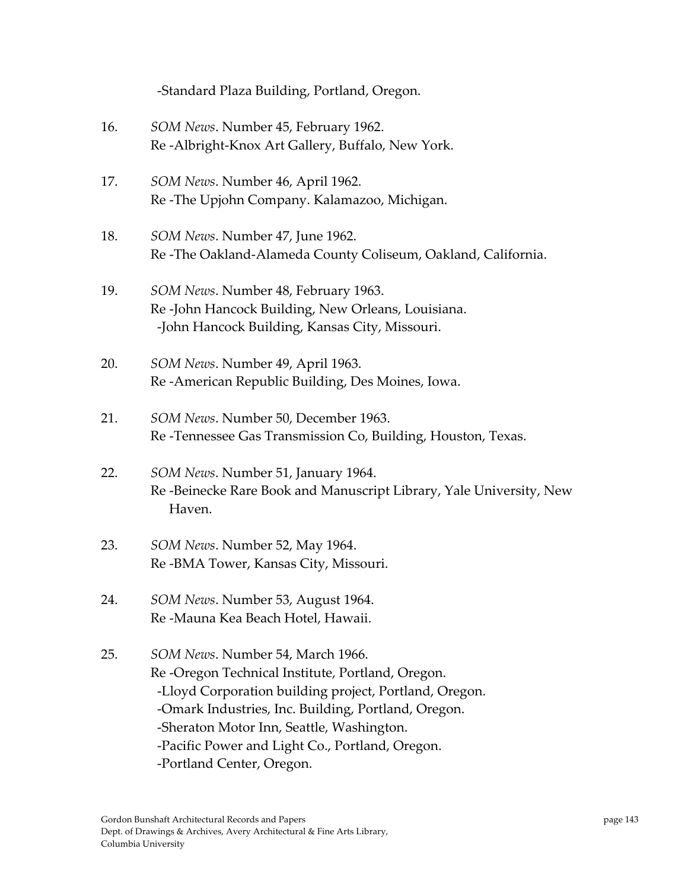-Standard Plaza Building, Portland, Oregon.

16. *SOM News*. Number 45, February 1962.  
Re -Albright-Knox Art Gallery, Buffalo, New York.

17. *SOM News*. Number 46, April 1962.  
Re -The Upjohn Company. Kalamazoo, Michigan.

18. *SOM News*. Number 47, June 1962.  
Re -The Oakland-Alameda County Coliseum, Oakland, California.

19. *SOM News*. Number 48, February 1963.  
Re -John Hancock Building, New Orleans, Louisiana.  
-John Hancock Building, Kansas City, Missouri.

20. *SOM News*. Number 49, April 1963.  
Re -American Republic Building, Des Moines, Iowa.

21. *SOM News*. Number 50, December 1963.  
Re -Tennessee Gas Transmission Co, Building, Houston, Texas.

22. *SOM News*. Number 51, January 1964.  
Re -Beinecke Rare Book and Manuscript Library, Yale University, New Haven.

23. *SOM News*. Number 52, May 1964.  
Re -BMA Tower, Kansas City, Missouri.

24. *SOM News*. Number 53, August 1964.  
Re -Mauna Kea Beach Hotel, Hawaii.

25. *SOM News*. Number 54, March 1966.  
Re -Oregon Technical Institute, Portland, Oregon.  
-Lloyd Corporation building project, Portland, Oregon.  
-Omark Industries, Inc. Building, Portland, Oregon.  
-Sheraton Motor Inn, Seattle, Washington.  
-Pacific Power and Light Co., Portland, Oregon.  
-Portland Center, Oregon.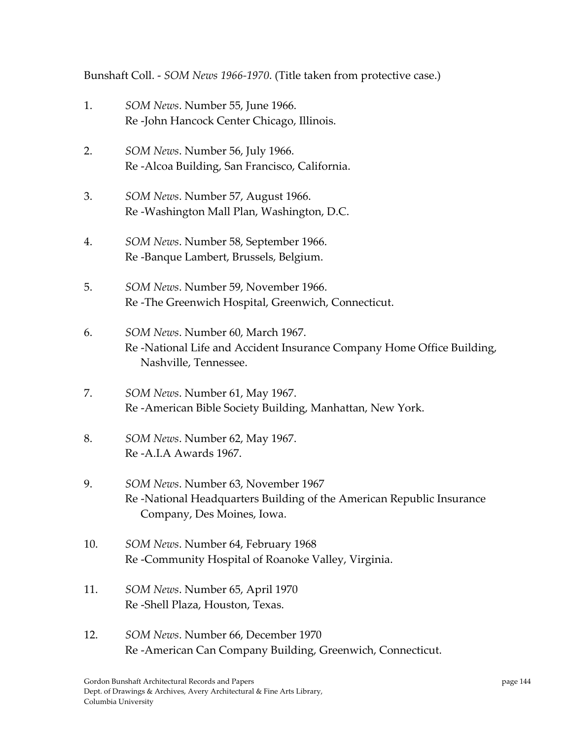Bunshaft Coll. - *SOM News 1966-1970*. (Title taken from protective case.)

1. *SOM News*. Number 55, June 1966.
   Re -John Hancock Center Chicago, Illinois.

2. *SOM News*. Number 56, July 1966.
   Re -Alcoa Building, San Francisco, California.

3. *SOM News*. Number 57, August 1966.
   Re -Washington Mall Plan, Washington, D.C.

4. *SOM News*. Number 58, September 1966.
   Re -Banque Lambert, Brussels, Belgium.

5. *SOM News*. Number 59, November 1966.
   Re -The Greenwich Hospital, Greenwich, Connecticut.

6. *SOM News*. Number 60, March 1967.
   Re -National Life and Accident Insurance Company Home Office Building, Nashville, Tennessee.

7. *SOM News*. Number 61, May 1967.
   Re -American Bible Society Building, Manhattan, New York.

8. *SOM News*. Number 62, May 1967.
   Re -A.I.A Awards 1967.

9. *SOM News*. Number 63, November 1967
   Re -National Headquarters Building of the American Republic Insurance Company, Des Moines, Iowa.

10. *SOM News*. Number 64, February 1968
    Re -Community Hospital of Roanoke Valley, Virginia.

11. *SOM News*. Number 65, April 1970
    Re -Shell Plaza, Houston, Texas.

12. *SOM News*. Number 66, December 1970
    Re -American Can Company Building, Greenwich, Connecticut.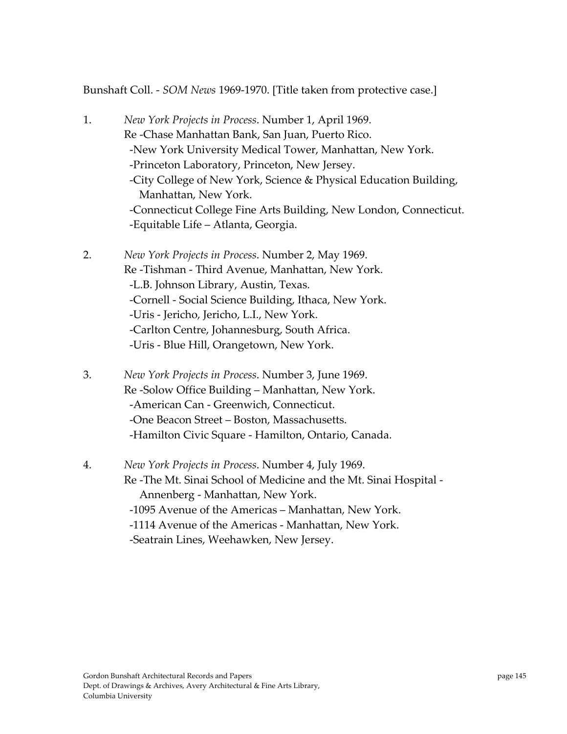Bunshaft Coll. - *SOM News* 1969-1970. [Title taken from protective case.]

1. *New York Projects in Process*. Number 1, April 1969.
   Re -Chase Manhattan Bank, San Juan, Puerto Rico.
   -New York University Medical Tower, Manhattan, New York.
   -Princeton Laboratory, Princeton, New Jersey.
   -City College of New York, Science & Physical Education Building, Manhattan, New York.
   -Connecticut College Fine Arts Building, New London, Connecticut.
   -Equitable Life – Atlanta, Georgia.

2. *New York Projects in Process*. Number 2, May 1969.
   Re -Tishman - Third Avenue, Manhattan, New York.
   -L.B. Johnson Library, Austin, Texas.
   -Cornell - Social Science Building, Ithaca, New York.
   -Uris - Jericho, Jericho, L.I., New York.
   -Carlton Centre, Johannesburg, South Africa.
   -Uris - Blue Hill, Orangetown, New York.

3. *New York Projects in Process*. Number 3, June 1969.
   Re -Solow Office Building – Manhattan, New York.
   -American Can - Greenwich, Connecticut.
   -One Beacon Street – Boston, Massachusetts.
   -Hamilton Civic Square - Hamilton, Ontario, Canada.

4. *New York Projects in Process*. Number 4, July 1969.
   Re -The Mt. Sinai School of Medicine and the Mt. Sinai Hospital - Annenberg - Manhattan, New York.
   -1095 Avenue of the Americas – Manhattan, New York.
   -1114 Avenue of the Americas - Manhattan, New York.
   -Seatrain Lines, Weehawken, New Jersey.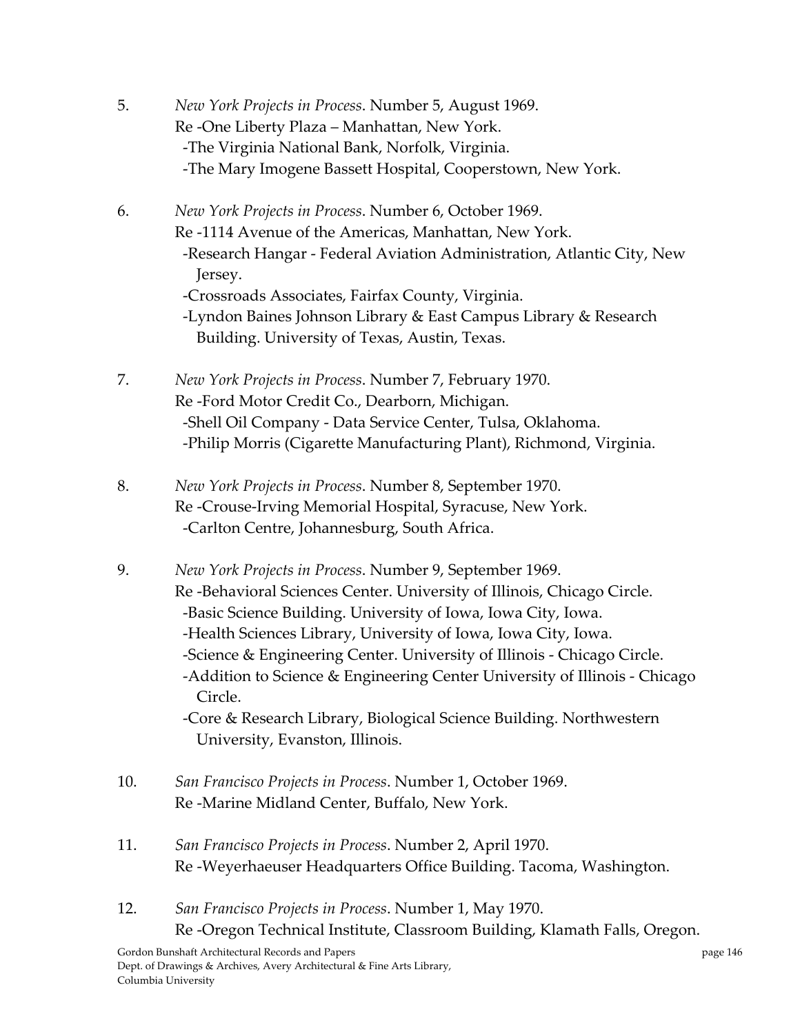5. *New York Projects in Process*. Number 5, August 1969.
   Re -One Liberty Plaza – Manhattan, New York.
   -The Virginia National Bank, Norfolk, Virginia.
   -The Mary Imogene Bassett Hospital, Cooperstown, New York.

6. *New York Projects in Process*. Number 6, October 1969.
   Re -1114 Avenue of the Americas, Manhattan, New York.
   -Research Hangar - Federal Aviation Administration, Atlantic City, New Jersey.
   -Crossroads Associates, Fairfax County, Virginia.
   -Lyndon Baines Johnson Library & East Campus Library & Research Building. University of Texas, Austin, Texas.

7. *New York Projects in Process*. Number 7, February 1970.
   Re -Ford Motor Credit Co., Dearborn, Michigan.
   -Shell Oil Company - Data Service Center, Tulsa, Oklahoma.
   -Philip Morris (Cigarette Manufacturing Plant), Richmond, Virginia.

8. *New York Projects in Process*. Number 8, September 1970.
   Re -Crouse-Irving Memorial Hospital, Syracuse, New York.
   -Carlton Centre, Johannesburg, South Africa.

9. *New York Projects in Process*. Number 9, September 1969.
   Re -Behavioral Sciences Center. University of Illinois, Chicago Circle.
   -Basic Science Building. University of Iowa, Iowa City, Iowa.
   -Health Sciences Library, University of Iowa, Iowa City, Iowa.
   -Science & Engineering Center. University of Illinois - Chicago Circle.
   -Addition to Science & Engineering Center University of Illinois - Chicago Circle.
   -Core & Research Library, Biological Science Building. Northwestern University, Evanston, Illinois.

10. *San Francisco Projects in Process*. Number 1, October 1969.
    Re -Marine Midland Center, Buffalo, New York.

11. *San Francisco Projects in Process*. Number 2, April 1970.
    Re -Weyerhaeuser Headquarters Office Building. Tacoma, Washington.

12. *San Francisco Projects in Process*. Number 1, May 1970.
    Re -Oregon Technical Institute, Classroom Building, Klamath Falls, Oregon.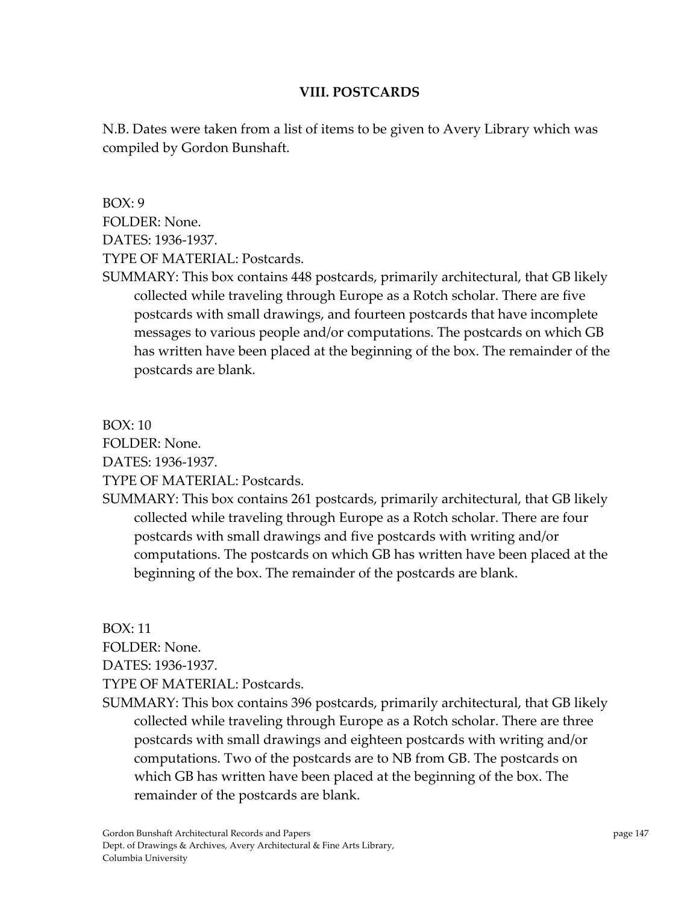## VIII. POSTCARDS

N.B. Dates were taken from a list of items to be given to Avery Library which was compiled by Gordon Bunshaft.

BOX: 9
FOLDER: None.
DATES: 1936-1937.
TYPE OF MATERIAL: Postcards.
SUMMARY: This box contains 448 postcards, primarily architectural, that GB likely collected while traveling through Europe as a Rotch scholar. There are five postcards with small drawings, and fourteen postcards that have incomplete messages to various people and/or computations. The postcards on which GB has written have been placed at the beginning of the box. The remainder of the postcards are blank.

BOX: 10
FOLDER: None.
DATES: 1936-1937.
TYPE OF MATERIAL: Postcards.
SUMMARY: This box contains 261 postcards, primarily architectural, that GB likely collected while traveling through Europe as a Rotch scholar. There are four postcards with small drawings and five postcards with writing and/or computations. The postcards on which GB has written have been placed at the beginning of the box. The remainder of the postcards are blank.

BOX: 11
FOLDER: None.
DATES: 1936-1937.
TYPE OF MATERIAL: Postcards.
SUMMARY: This box contains 396 postcards, primarily architectural, that GB likely collected while traveling through Europe as a Rotch scholar. There are three postcards with small drawings and eighteen postcards with writing and/or computations. Two of the postcards are to NB from GB. The postcards on which GB has written have been placed at the beginning of the box. The remainder of the postcards are blank.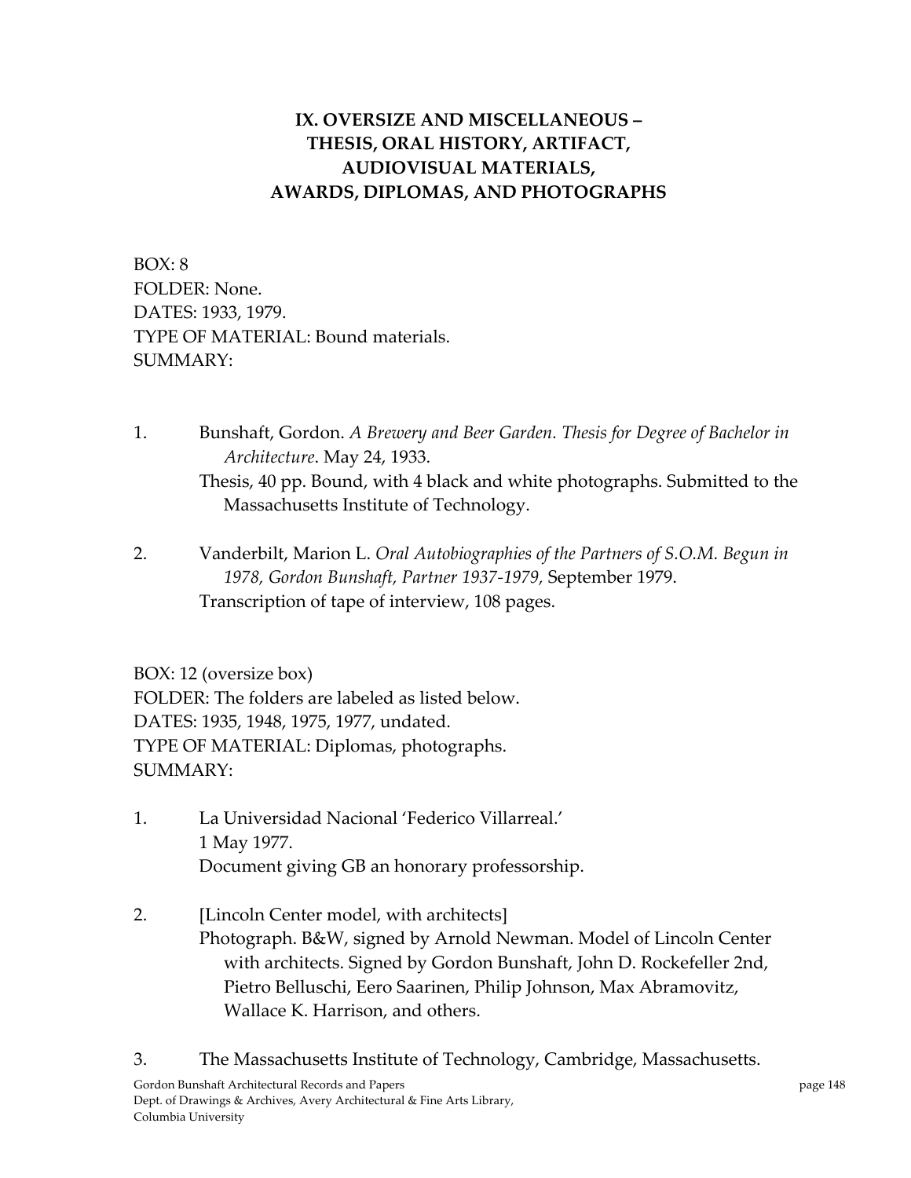## IX. OVERSIZE AND MISCELLANEOUS – THESIS, ORAL HISTORY, ARTIFACT, AUDIOVISUAL MATERIALS, AWARDS, DIPLOMAS, AND PHOTOGRAPHS

BOX: 8
FOLDER: None.
DATES: 1933, 1979.
TYPE OF MATERIAL: Bound materials.
SUMMARY:

1. Bunshaft, Gordon. *A Brewery and Beer Garden. Thesis for Degree of Bachelor in Architecture*. May 24, 1933.
   Thesis, 40 pp. Bound, with 4 black and white photographs. Submitted to the Massachusetts Institute of Technology.

2. Vanderbilt, Marion L. *Oral Autobiographies of the Partners of S.O.M. Begun in 1978, Gordon Bunshaft, Partner 1937-1979,* September 1979.
   Transcription of tape of interview, 108 pages.

BOX: 12 (oversize box)
FOLDER: The folders are labeled as listed below.
DATES: 1935, 1948, 1975, 1977, undated.
TYPE OF MATERIAL: Diplomas, photographs.
SUMMARY:

1. La Universidad Nacional 'Federico Villarreal.'
   1 May 1977.
   Document giving GB an honorary professorship.

2. [Lincoln Center model, with architects]
   Photograph. B&W, signed by Arnold Newman. Model of Lincoln Center with architects. Signed by Gordon Bunshaft, John D. Rockefeller 2nd, Pietro Belluschi, Eero Saarinen, Philip Johnson, Max Abramovitz, Wallace K. Harrison, and others.

3. The Massachusetts Institute of Technology, Cambridge, Massachusetts.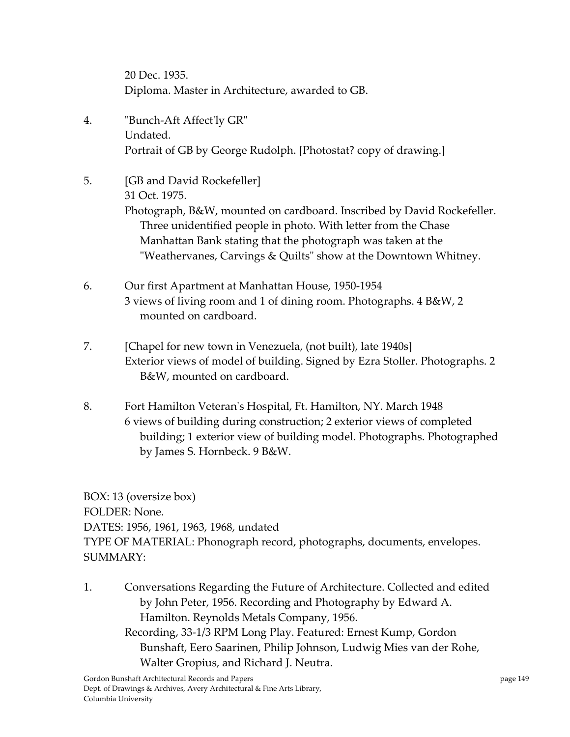20 Dec. 1935.
Diploma. Master in Architecture, awarded to GB.

4. "Bunch-Aft Affect'ly GR"
   Undated.
   Portrait of GB by George Rudolph. [Photostat? copy of drawing.]

5. [GB and David Rockefeller]
   31 Oct. 1975.
   Photograph, B&W, mounted on cardboard. Inscribed by David Rockefeller. Three unidentified people in photo. With letter from the Chase Manhattan Bank stating that the photograph was taken at the "Weathervanes, Carvings & Quilts" show at the Downtown Whitney.

6. Our first Apartment at Manhattan House, 1950-1954
   3 views of living room and 1 of dining room. Photographs. 4 B&W, 2 mounted on cardboard.

7. [Chapel for new town in Venezuela, (not built), late 1940s]
   Exterior views of model of building. Signed by Ezra Stoller. Photographs. 2 B&W, mounted on cardboard.

8. Fort Hamilton Veteran's Hospital, Ft. Hamilton, NY. March 1948
   6 views of building during construction; 2 exterior views of completed building; 1 exterior view of building model. Photographs. Photographed by James S. Hornbeck. 9 B&W.

BOX: 13 (oversize box)
FOLDER: None.
DATES: 1956, 1961, 1963, 1968, undated
TYPE OF MATERIAL: Phonograph record, photographs, documents, envelopes.
SUMMARY:

1. Conversations Regarding the Future of Architecture. Collected and edited by John Peter, 1956. Recording and Photography by Edward A. Hamilton. Reynolds Metals Company, 1956.
   Recording, 33-1/3 RPM Long Play. Featured: Ernest Kump, Gordon Bunshaft, Eero Saarinen, Philip Johnson, Ludwig Mies van der Rohe, Walter Gropius, and Richard J. Neutra.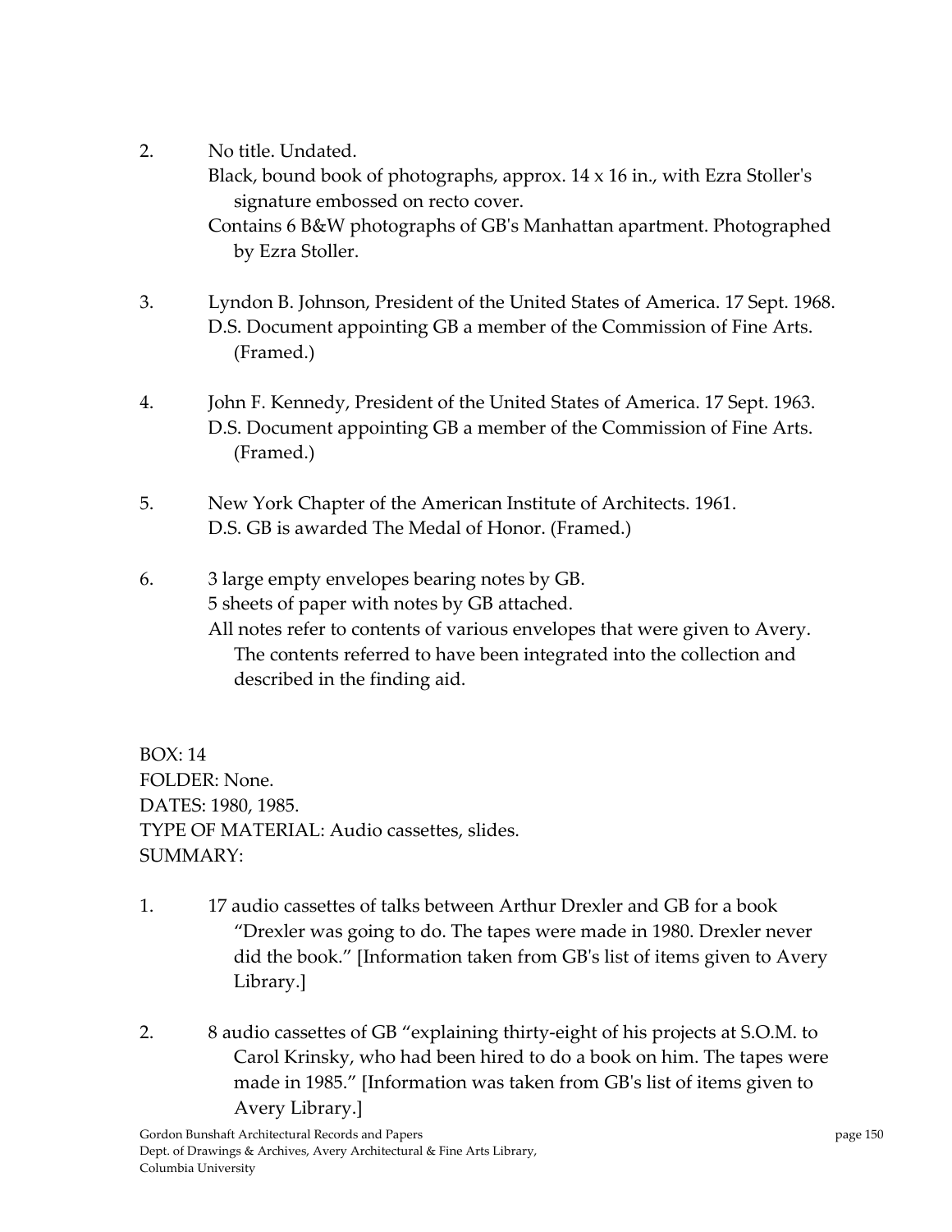2. No title. Undated.
   Black, bound book of photographs, approx. 14 x 16 in., with Ezra Stoller's signature embossed on recto cover.
   Contains 6 B&W photographs of GB's Manhattan apartment. Photographed by Ezra Stoller.

3. Lyndon B. Johnson, President of the United States of America. 17 Sept. 1968.
   D.S. Document appointing GB a member of the Commission of Fine Arts. (Framed.)

4. John F. Kennedy, President of the United States of America. 17 Sept. 1963.
   D.S. Document appointing GB a member of the Commission of Fine Arts. (Framed.)

5. New York Chapter of the American Institute of Architects. 1961.
   D.S. GB is awarded The Medal of Honor. (Framed.)

6. 3 large empty envelopes bearing notes by GB.
   5 sheets of paper with notes by GB attached.
   All notes refer to contents of various envelopes that were given to Avery. The contents referred to have been integrated into the collection and described in the finding aid.

BOX: 14
FOLDER: None.
DATES: 1980, 1985.
TYPE OF MATERIAL: Audio cassettes, slides.
SUMMARY:

1. 17 audio cassettes of talks between Arthur Drexler and GB for a book "Drexler was going to do. The tapes were made in 1980. Drexler never did the book." [Information taken from GB's list of items given to Avery Library.]

2. 8 audio cassettes of GB "explaining thirty-eight of his projects at S.O.M. to Carol Krinsky, who had been hired to do a book on him. The tapes were made in 1985." [Information was taken from GB's list of items given to Avery Library.]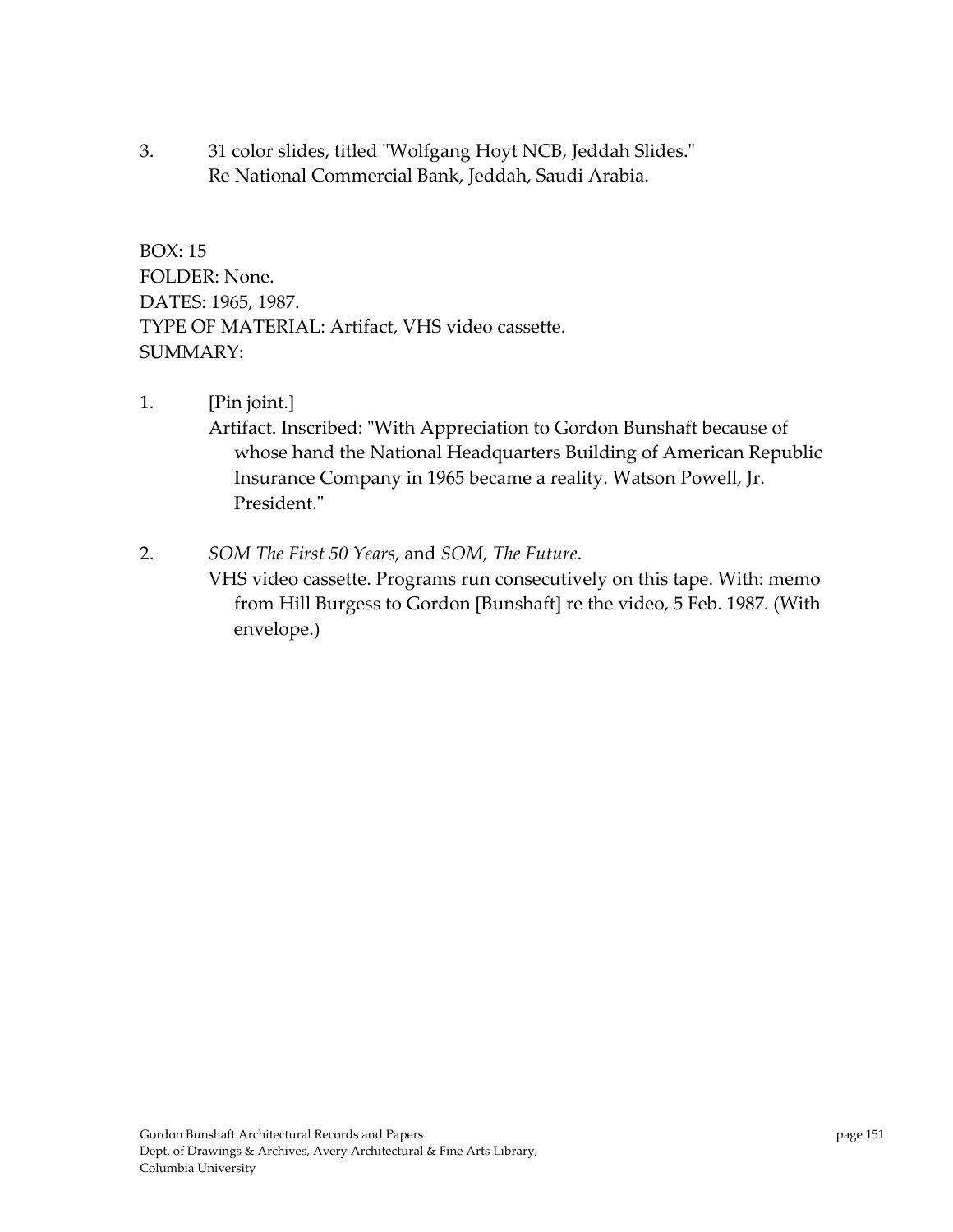3. 31 color slides, titled "Wolfgang Hoyt NCB, Jeddah Slides."
   Re National Commercial Bank, Jeddah, Saudi Arabia.

BOX: 15
FOLDER: None.
DATES: 1965, 1987.
TYPE OF MATERIAL: Artifact, VHS video cassette.
SUMMARY:

1. [Pin joint.]
   Artifact. Inscribed: "With Appreciation to Gordon Bunshaft because of whose hand the National Headquarters Building of American Republic Insurance Company in 1965 became a reality. Watson Powell, Jr. President."

2. *SOM The First 50 Years*, and *SOM, The Future*.
   VHS video cassette. Programs run consecutively on this tape. With: memo from Hill Burgess to Gordon [Bunshaft] re the video, 5 Feb. 1987. (With envelope.)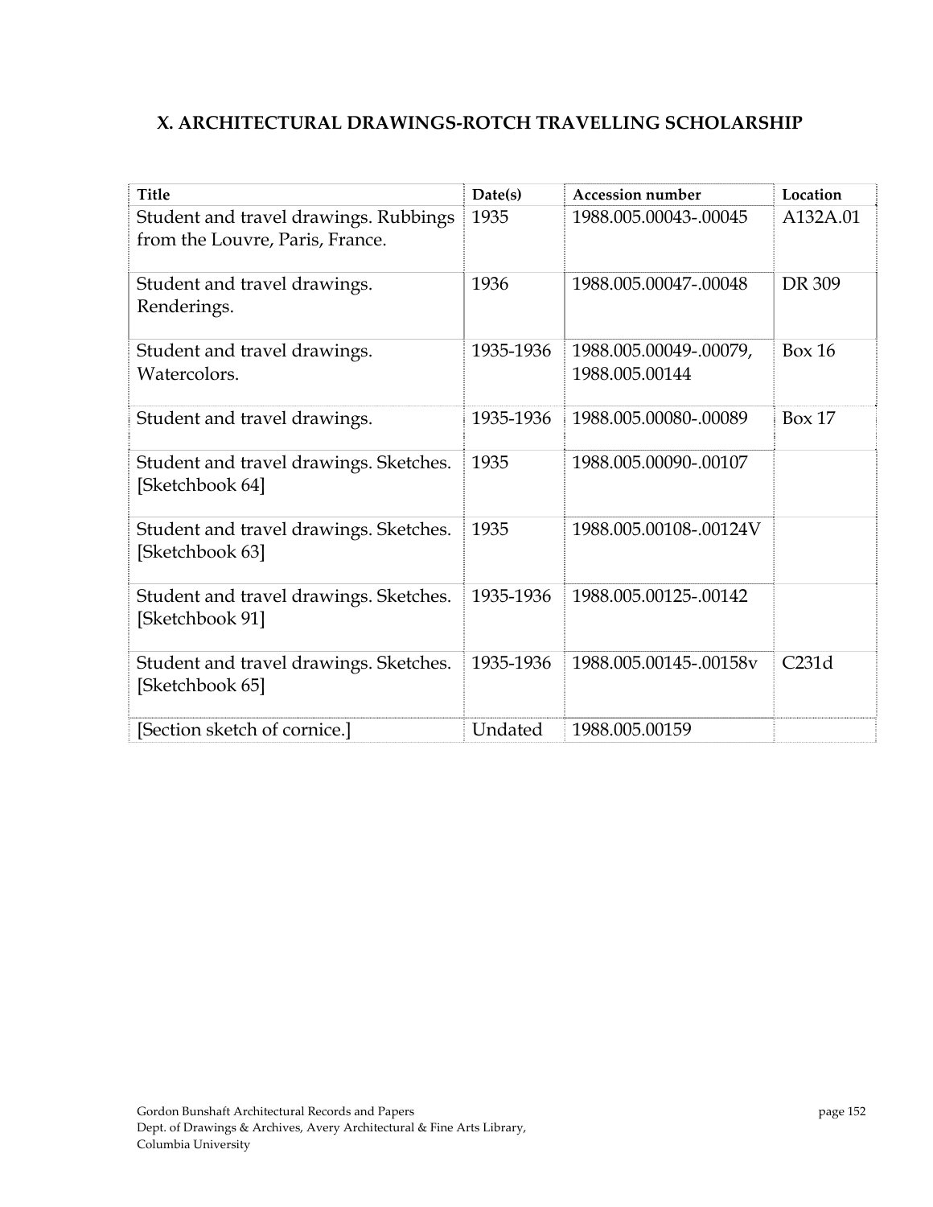## X. ARCHITECTURAL DRAWINGS-ROTCH TRAVELLING SCHOLARSHIP

| Title | Date(s) | Accession number | Location |
|---|---|---|---|
| Student and travel drawings. Rubbings from the Louvre, Paris, France. | 1935 | 1988.005.00043-.00045 | A132A.01 |
| Student and travel drawings. Renderings. | 1936 | 1988.005.00047-.00048 | DR 309 |
| Student and travel drawings. Watercolors. | 1935-1936 | 1988.005.00049-.00079, 1988.005.00144 | Box 16 |
| Student and travel drawings. | 1935-1936 | 1988.005.00080-.00089 | Box 17 |
| Student and travel drawings. Sketches. [Sketchbook 64] | 1935 | 1988.005.00090-.00107 | |
| Student and travel drawings. Sketches. [Sketchbook 63] | 1935 | 1988.005.00108-.00124V | |
| Student and travel drawings. Sketches. [Sketchbook 91] | 1935-1936 | 1988.005.00125-.00142 | |
| Student and travel drawings. Sketches. [Sketchbook 65] | 1935-1936 | 1988.005.00145-.00158v | C231d |
| [Section sketch of cornice.] | Undated | 1988.005.00159 | |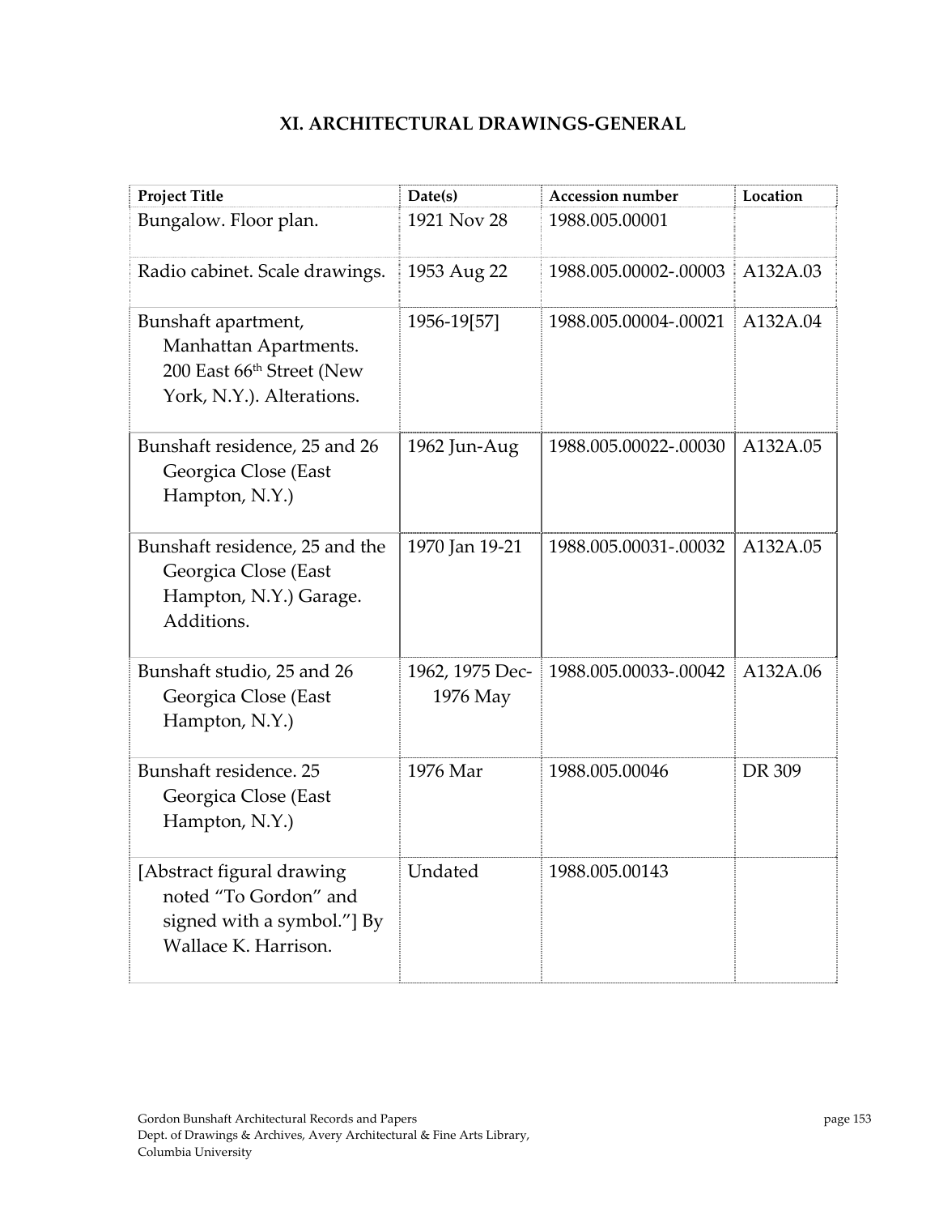# XI. ARCHITECTURAL DRAWINGS-GENERAL

| Project Title | Date(s) | Accession number | Location |
|---|---|---|---|
| Bungalow. Floor plan. | 1921 Nov 28 | 1988.005.00001 | |
| Radio cabinet. Scale drawings. | 1953 Aug 22 | 1988.005.00002-.00003 | A132A.03 |
| Bunshaft apartment, Manhattan Apartments. 200 East 66th Street (New York, N.Y.). Alterations. | 1956-19[57] | 1988.005.00004-.00021 | A132A.04 |
| Bunshaft residence, 25 and 26 Georgica Close (East Hampton, N.Y.) | 1962 Jun-Aug | 1988.005.00022-.00030 | A132A.05 |
| Bunshaft residence, 25 and the Georgica Close (East Hampton, N.Y.) Garage. Additions. | 1970 Jan 19-21 | 1988.005.00031-.00032 | A132A.05 |
| Bunshaft studio, 25 and 26 Georgica Close (East Hampton, N.Y.) | 1962, 1975 Dec-1976 May | 1988.005.00033-.00042 | A132A.06 |
| Bunshaft residence. 25 Georgica Close (East Hampton, N.Y.) | 1976 Mar | 1988.005.00046 | DR 309 |
| [Abstract figural drawing noted "To Gordon" and signed with a symbol."] By Wallace K. Harrison. | Undated | 1988.005.00143 | |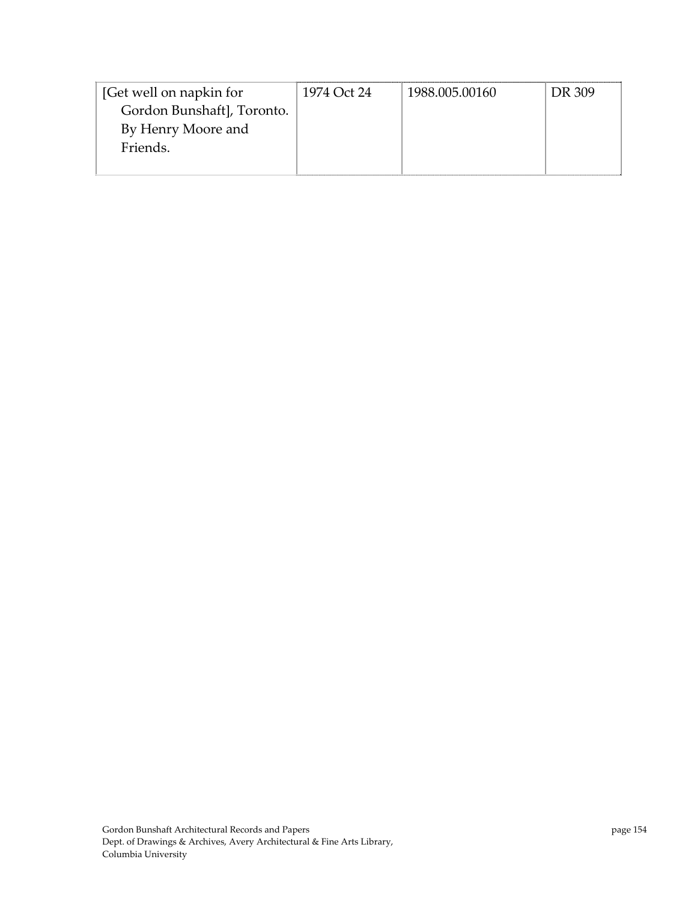| | | | |
|---|---|---|---|
| [Get well on napkin for Gordon Bunshaft], Toronto. By Henry Moore and Friends. | 1974 Oct 24 | 1988.005.00160 | DR 309 |